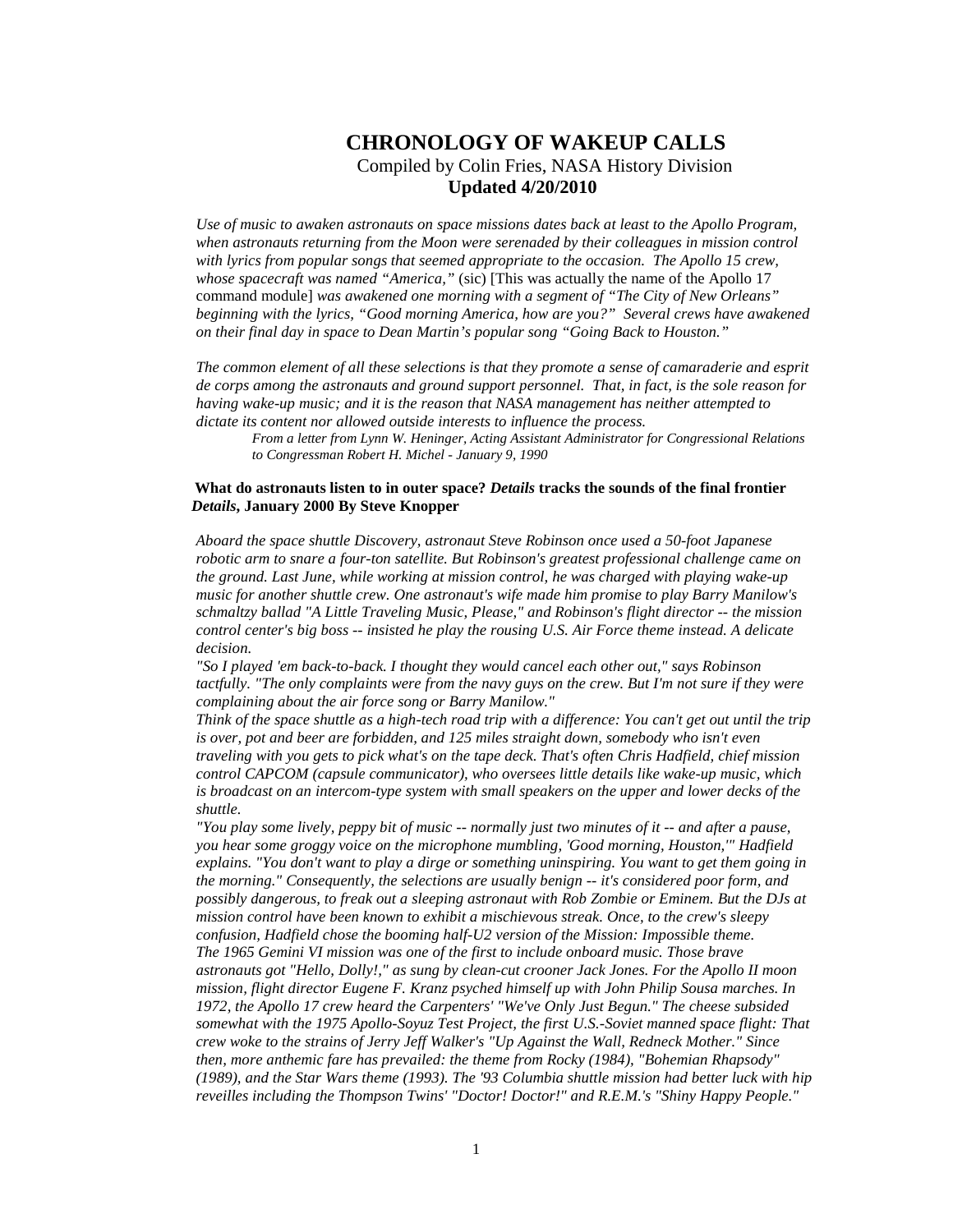# CHRONOLOGY OF WAKEUP CALLS

Compiled by Colin Fries, NASA History Division

**Updated 4/20/2010**

*Use of music to awaken astronauts on space missions dates back at least to the Apollo Program, when astronauts returning from the Moon were serenaded by their colleagues in mission control with lyrics from popular songs that seemed appropriate to the occasion. The Apollo 15 crew, whose spacecraft was named "America,"* (sic) [This was actually the name of the Apollo 17 command module] *was awakened one morning with a segment of "The City of New Orleans" beginning with the lyrics, "Good morning America, how are you?" Several crews have awakened on their final day in space to Dean Martin's popular song "Going Back to Houston."*

*The common element of all these selections is that they promote a sense of camaraderie and esprit de corps among the astronauts and ground support personnel. That, in fact, is the sole reason for having wake-up music; and it is the reason that NASA management has neither attempted to dictate its content nor allowed outside interests to influence the process.*

> *From a letter from Lynn W. Heninger, Acting Assistant Administrator for Congressional Relations to Congressman Robert H. Michel - January 9, 1990*

**What do astronauts listen to in outer space? *Details* tracks the sounds of the final frontier**
***Details*, January 2000 By Steve Knopper**

*Aboard the space shuttle Discovery, astronaut Steve Robinson once used a 50-foot Japanese robotic arm to snare a four-ton satellite. But Robinson's greatest professional challenge came on the ground. Last June, while working at mission control, he was charged with playing wake-up music for another shuttle crew. One astronaut's wife made him promise to play Barry Manilow's schmaltzy ballad "A Little Traveling Music, Please," and Robinson's flight director -- the mission control center's big boss -- insisted he play the rousing U.S. Air Force theme instead. A delicate decision.*

*"So I played 'em back-to-back. I thought they would cancel each other out," says Robinson tactfully. "The only complaints were from the navy guys on the crew. But I'm not sure if they were complaining about the air force song or Barry Manilow."*

*Think of the space shuttle as a high-tech road trip with a difference: You can't get out until the trip is over, pot and beer are forbidden, and 125 miles straight down, somebody who isn't even traveling with you gets to pick what's on the tape deck. That's often Chris Hadfield, chief mission control CAPCOM (capsule communicator), who oversees little details like wake-up music, which is broadcast on an intercom-type system with small speakers on the upper and lower decks of the shuttle.*

*"You play some lively, peppy bit of music -- normally just two minutes of it -- and after a pause, you hear some groggy voice on the microphone mumbling, 'Good morning, Houston,'" Hadfield explains. "You don't want to play a dirge or something uninspiring. You want to get them going in the morning." Consequently, the selections are usually benign -- it's considered poor form, and possibly dangerous, to freak out a sleeping astronaut with Rob Zombie or Eminem. But the DJs at mission control have been known to exhibit a mischievous streak. Once, to the crew's sleepy confusion, Hadfield chose the booming half-U2 version of the Mission: Impossible theme.*

*The 1965 Gemini VI mission was one of the first to include onboard music. Those brave astronauts got "Hello, Dolly!," as sung by clean-cut crooner Jack Jones. For the Apollo II moon mission, flight director Eugene F. Kranz psyched himself up with John Philip Sousa marches. In 1972, the Apollo 17 crew heard the Carpenters' "We've Only Just Begun." The cheese subsided somewhat with the 1975 Apollo-Soyuz Test Project, the first U.S.-Soviet manned space flight: That crew woke to the strains of Jerry Jeff Walker's "Up Against the Wall, Redneck Mother." Since then, more anthemic fare has prevailed: the theme from Rocky (1984), "Bohemian Rhapsody" (1989), and the Star Wars theme (1993). The '93 Columbia shuttle mission had better luck with hip reveilles including the Thompson Twins' "Doctor! Doctor!" and R.E.M.'s "Shiny Happy People."*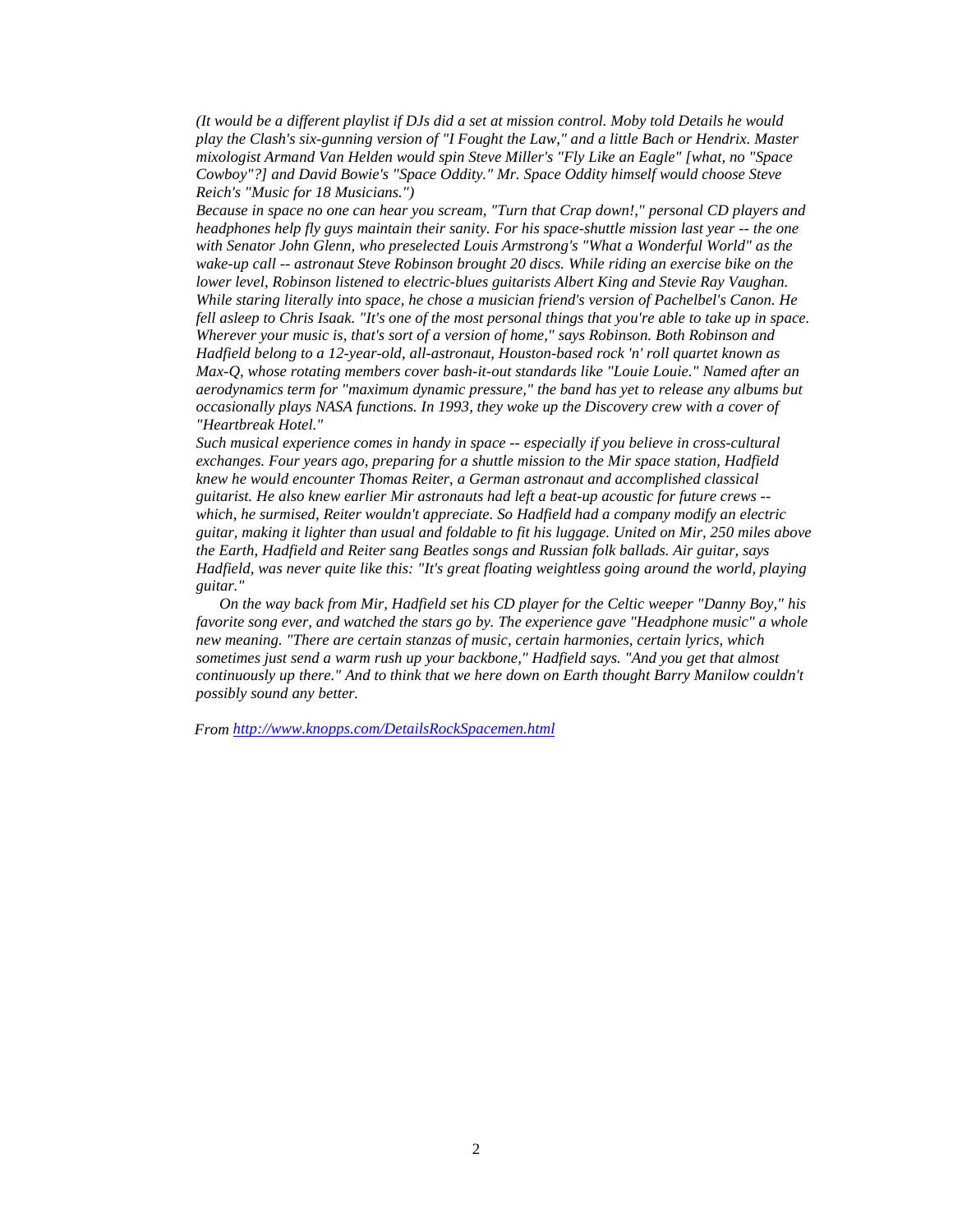*(It would be a different playlist if DJs did a set at mission control. Moby told Details he would play the Clash's six-gunning version of "I Fought the Law," and a little Bach or Hendrix. Master mixologist Armand Van Helden would spin Steve Miller's "Fly Like an Eagle" [what, no "Space Cowboy"?] and David Bowie's "Space Oddity." Mr. Space Oddity himself would choose Steve Reich's "Music for 18 Musicians.")*

*Because in space no one can hear you scream, "Turn that Crap down!," personal CD players and headphones help fly guys maintain their sanity. For his space-shuttle mission last year -- the one with Senator John Glenn, who preselected Louis Armstrong's "What a Wonderful World" as the wake-up call -- astronaut Steve Robinson brought 20 discs. While riding an exercise bike on the lower level, Robinson listened to electric-blues guitarists Albert King and Stevie Ray Vaughan. While staring literally into space, he chose a musician friend's version of Pachelbel's Canon. He fell asleep to Chris Isaak. "It's one of the most personal things that you're able to take up in space. Wherever your music is, that's sort of a version of home," says Robinson. Both Robinson and Hadfield belong to a 12-year-old, all-astronaut, Houston-based rock 'n' roll quartet known as Max-Q, whose rotating members cover bash-it-out standards like "Louie Louie." Named after an aerodynamics term for "maximum dynamic pressure," the band has yet to release any albums but occasionally plays NASA functions. In 1993, they woke up the Discovery crew with a cover of "Heartbreak Hotel."*

*Such musical experience comes in handy in space -- especially if you believe in cross-cultural exchanges. Four years ago, preparing for a shuttle mission to the Mir space station, Hadfield knew he would encounter Thomas Reiter, a German astronaut and accomplished classical guitarist. He also knew earlier Mir astronauts had left a beat-up acoustic for future crews -- which, he surmised, Reiter wouldn't appreciate. So Hadfield had a company modify an electric guitar, making it lighter than usual and foldable to fit his luggage. United on Mir, 250 miles above the Earth, Hadfield and Reiter sang Beatles songs and Russian folk ballads. Air guitar, says Hadfield, was never quite like this: "It's great floating weightless going around the world, playing guitar."*

*On the way back from Mir, Hadfield set his CD player for the Celtic weeper "Danny Boy," his favorite song ever, and watched the stars go by. The experience gave "Headphone music" a whole new meaning. "There are certain stanzas of music, certain harmonies, certain lyrics, which sometimes just send a warm rush up your backbone," Hadfield says. "And you get that almost continuously up there." And to think that we here down on Earth thought Barry Manilow couldn't possibly sound any better.*

*From [http://www.knopps.com/DetailsRockSpacemen.html](http://www.knopps.com/DetailsRockSpacemen.html)*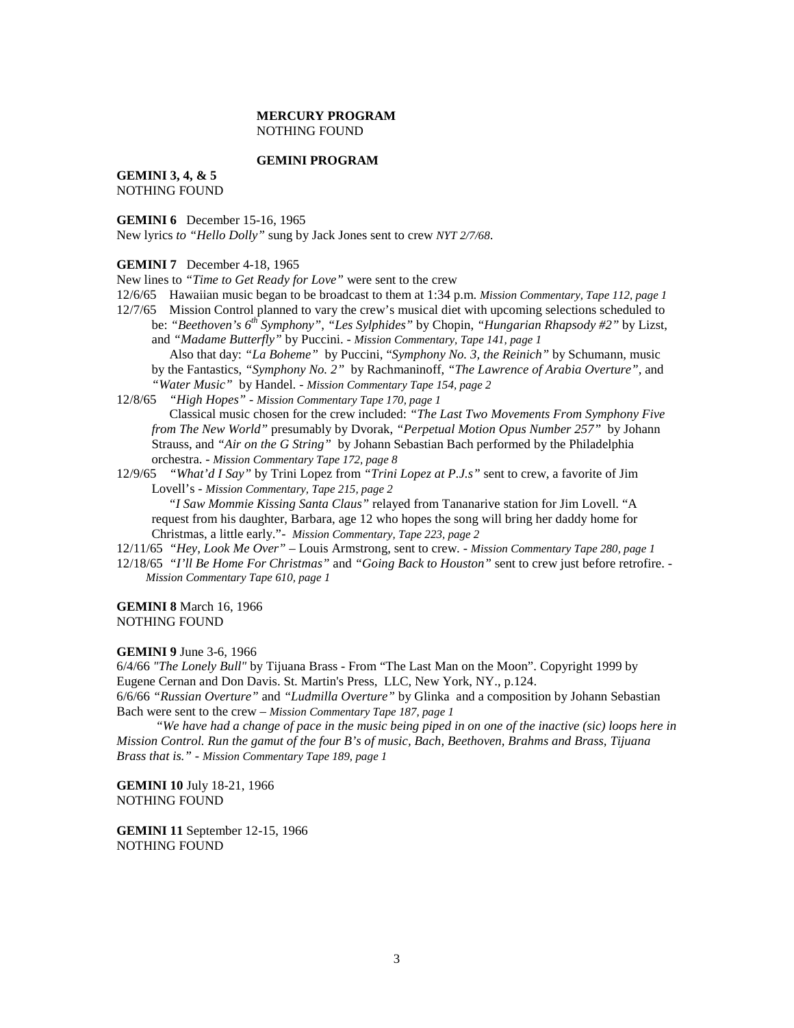## MERCURY PROGRAM

NOTHING FOUND

## GEMINI PROGRAM

**GEMINI 3, 4, & 5**
NOTHING FOUND

**GEMINI 6** December 15-16, 1965
New lyrics *to "Hello Dolly"* sung by Jack Jones sent to crew *NYT 2/7/68.*

**GEMINI 7** December 4-18, 1965
New lines to *"Time to Get Ready for Love"* were sent to the crew

12/6/65 Hawaiian music began to be broadcast to them at 1:34 p.m. *Mission Commentary, Tape 112, page 1*

12/7/65 Mission Control planned to vary the crew's musical diet with upcoming selections scheduled to be: *"Beethoven's 6th Symphony"*, *"Les Sylphides"* by Chopin, *"Hungarian Rhapsody #2"* by Lizst, and *"Madame Butterfly"* by Puccini. - *Mission Commentary, Tape 141, page 1*

Also that day: *"La Boheme"* by Puccini, "*Symphony No. 3, the Reinich"* by Schumann, music by the Fantastics, *"Symphony No. 2"* by Rachmaninoff, *"The Lawrence of Arabia Overture"*, and *"Water Music"* by Handel. - *Mission Commentary Tape 154, page 2*

12/8/65 *"High Hopes"* - *Mission Commentary Tape 170, page 1*

Classical music chosen for the crew included: *"The Last Two Movements From Symphony Five from The New World"* presumably by Dvorak, *"Perpetual Motion Opus Number 257"* by Johann Strauss, and *"Air on the G String"* by Johann Sebastian Bach performed by the Philadelphia orchestra. - *Mission Commentary Tape 172, page 8*

12/9/65 *"What'd I Say"* by Trini Lopez from *"Trini Lopez at P.J.s"* sent to crew, a favorite of Jim Lovell's - *Mission Commentary, Tape 215, page 2*

*"I Saw Mommie Kissing Santa Claus"* relayed from Tananarive station for Jim Lovell. "A request from his daughter, Barbara, age 12 who hopes the song will bring her daddy home for Christmas, a little early."- *Mission Commentary, Tape 223, page 2*

12/11/65 *"Hey, Look Me Over"* – Louis Armstrong, sent to crew. - *Mission Commentary Tape 280, page 1*

12/18/65 *"I'll Be Home For Christmas"* and *"Going Back to Houston"* sent to crew just before retrofire. - *Mission Commentary Tape 610, page 1*

**GEMINI 8** March 16, 1966
NOTHING FOUND

**GEMINI 9** June 3-6, 1966

6/4/66 *"The Lonely Bull"* by Tijuana Brass - From "The Last Man on the Moon". Copyright 1999 by Eugene Cernan and Don Davis. St. Martin's Press, LLC, New York, NY., p.124.

6/6/66 *"Russian Overture"* and *"Ludmilla Overture"* by Glinka and a composition by Johann Sebastian Bach were sent to the crew – *Mission Commentary Tape 187, page 1*

*"We have had a change of pace in the music being piped in on one of the inactive (sic) loops here in Mission Control. Run the gamut of the four B's of music, Bach, Beethoven, Brahms and Brass, Tijuana Brass that is."* - *Mission Commentary Tape 189, page 1*

**GEMINI 10** July 18-21, 1966
NOTHING FOUND

**GEMINI 11** September 12-15, 1966
NOTHING FOUND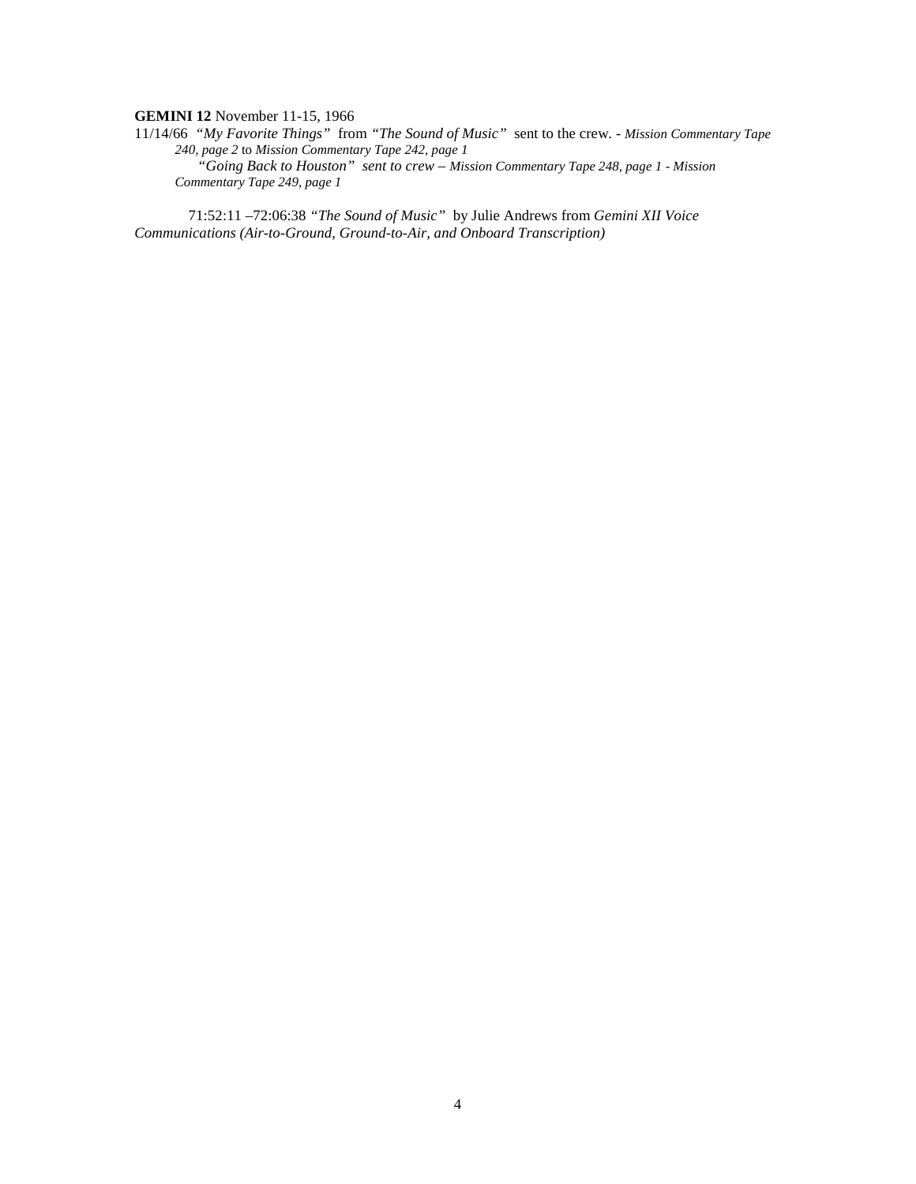**GEMINI 12** November 11-15, 1966

11/14/66 *"My Favorite Things"* from *"The Sound of Music"* sent to the crew. - *Mission Commentary Tape 240, page 2* to *Mission Commentary Tape 242, page 1*

*"Going Back to Houston" sent to crew – Mission Commentary Tape 248, page 1 - Mission Commentary Tape 249, page 1*

71:52:11 –72:06:38 *"The Sound of Music"* by Julie Andrews from *Gemini XII Voice Communications (Air-to-Ground, Ground-to-Air, and Onboard Transcription)*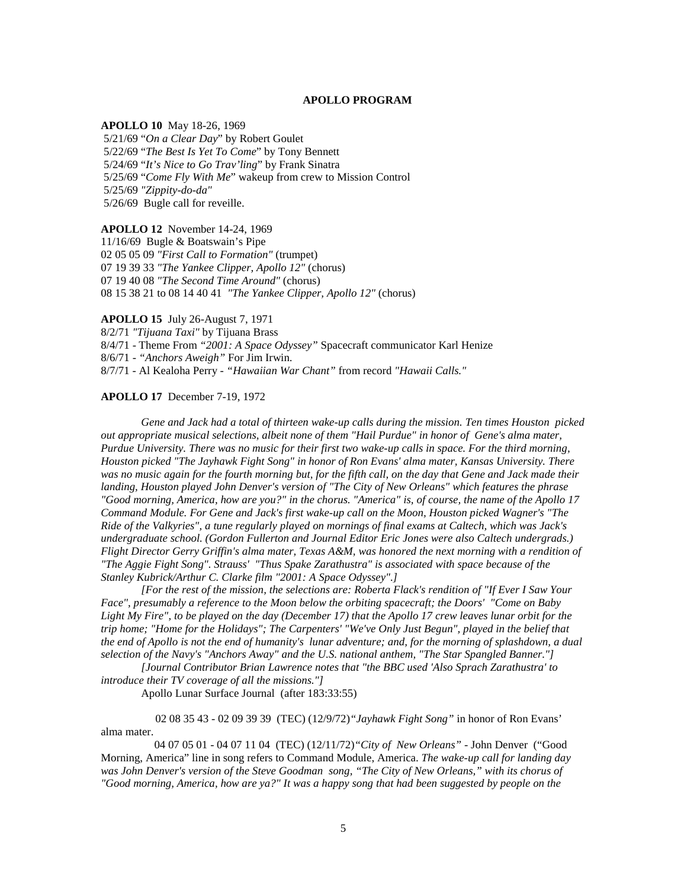## APOLLO PROGRAM

**APOLLO 10** May 18-26, 1969

5/21/69 "*On a Clear Day*" by Robert Goulet
5/22/69 "*The Best Is Yet To Come*" by Tony Bennett
5/24/69 "*It's Nice to Go Trav'ling*" by Frank Sinatra
5/25/69 "*Come Fly With Me*" wakeup from crew to Mission Control
5/25/69 *"Zippity-do-da"*
5/26/69 Bugle call for reveille.

**APOLLO 12** November 14-24, 1969

11/16/69 Bugle & Boatswain's Pipe
02 05 05 09 *"First Call to Formation"* (trumpet)
07 19 39 33 *"The Yankee Clipper, Apollo 12"* (chorus)
07 19 40 08 *"The Second Time Around"* (chorus)
08 15 38 21 to 08 14 40 41 *"The Yankee Clipper, Apollo 12"* (chorus)

**APOLLO 15** July 26-August 7, 1971

8/2/71 *"Tijuana Taxi"* by Tijuana Brass
8/4/71 - Theme From *"2001: A Space Odyssey"* Spacecraft communicator Karl Henize
8/6/71 - *"Anchors Aweigh"* For Jim Irwin.
8/7/71 - Al Kealoha Perry - *"Hawaiian War Chant"* from record *"Hawaii Calls."*

**APOLLO 17** December 7-19, 1972

*Gene and Jack had a total of thirteen wake-up calls during the mission. Ten times Houston picked out appropriate musical selections, albeit none of them "Hail Purdue" in honor of Gene's alma mater, Purdue University. There was no music for their first two wake-up calls in space. For the third morning, Houston picked "The Jayhawk Fight Song" in honor of Ron Evans' alma mater, Kansas University. There was no music again for the fourth morning but, for the fifth call, on the day that Gene and Jack made their landing, Houston played John Denver's version of "The City of New Orleans" which features the phrase "Good morning, America, how are you?" in the chorus. "America" is, of course, the name of the Apollo 17 Command Module. For Gene and Jack's first wake-up call on the Moon, Houston picked Wagner's "The Ride of the Valkyries", a tune regularly played on mornings of final exams at Caltech, which was Jack's undergraduate school. (Gordon Fullerton and Journal Editor Eric Jones were also Caltech undergrads.) Flight Director Gerry Griffin's alma mater, Texas A&M, was honored the next morning with a rendition of "The Aggie Fight Song". Strauss' "Thus Spake Zarathustra" is associated with space because of the Stanley Kubrick/Arthur C. Clarke film "2001: A Space Odyssey".]*

*[For the rest of the mission, the selections are: Roberta Flack's rendition of "If Ever I Saw Your Face", presumably a reference to the Moon below the orbiting spacecraft; the Doors' "Come on Baby Light My Fire", to be played on the day (December 17) that the Apollo 17 crew leaves lunar orbit for the trip home; "Home for the Holidays"; The Carpenters' "We've Only Just Begun", played in the belief that the end of Apollo is not the end of humanity's lunar adventure; and, for the morning of splashdown, a dual selection of the Navy's "Anchors Away" and the U.S. national anthem, "The Star Spangled Banner."]*

*[Journal Contributor Brian Lawrence notes that "the BBC used 'Also Sprach Zarathustra' to introduce their TV coverage of all the missions."]*

Apollo Lunar Surface Journal (after 183:33:55)

02 08 35 43 - 02 09 39 39 (TEC) (12/9/72)*"Jayhawk Fight Song"* in honor of Ron Evans' alma mater.

04 07 05 01 - 04 07 11 04 (TEC) (12/11/72)*"City of New Orleans"* - John Denver ("Good Morning, America" line in song refers to Command Module, America. *The wake-up call for landing day was John Denver's version of the Steve Goodman song, "The City of New Orleans," with its chorus of "Good morning, America, how are ya?" It was a happy song that had been suggested by people on the*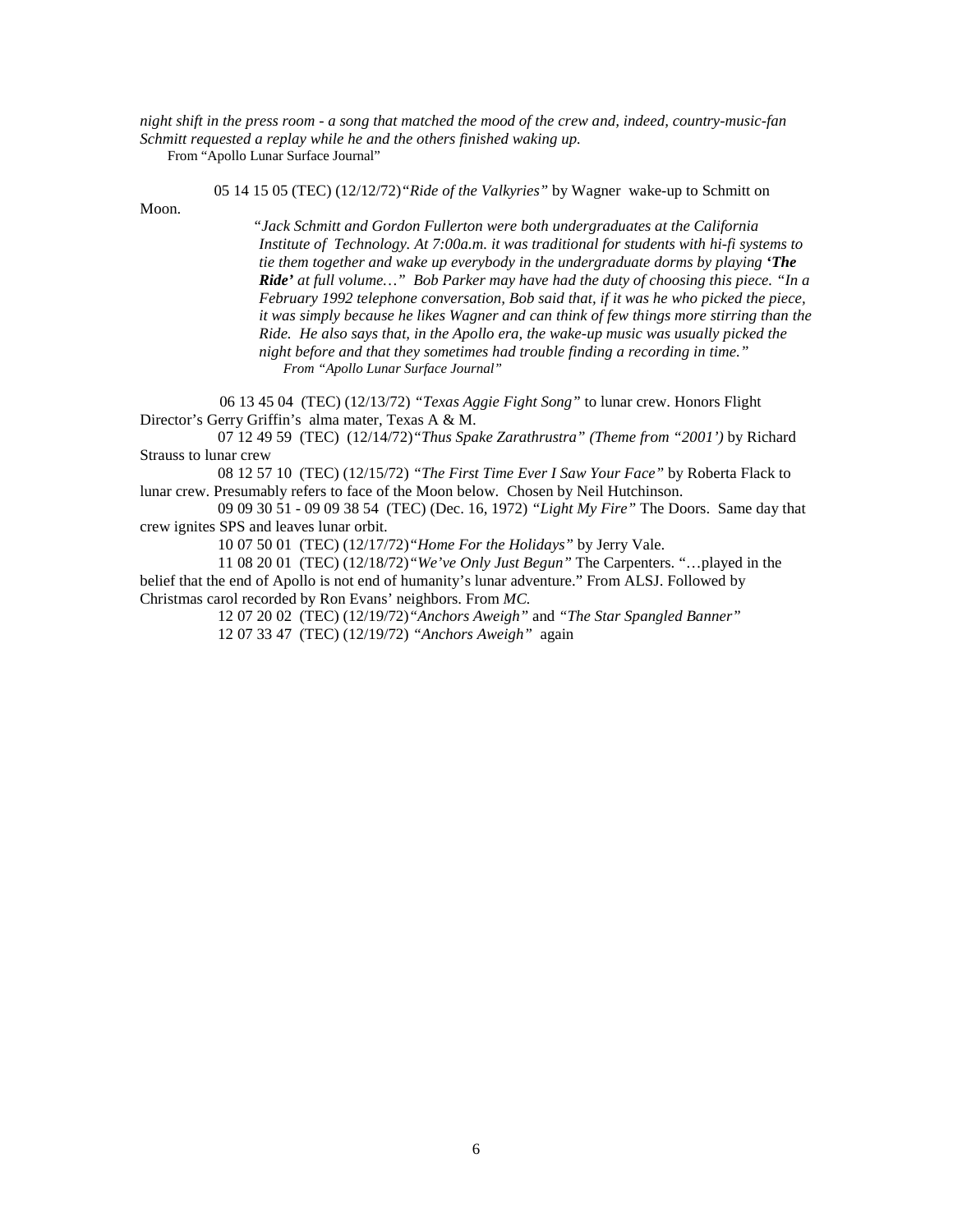*night shift in the press room - a song that matched the mood of the crew and, indeed, country-music-fan Schmitt requested a replay while he and the others finished waking up.*
From "Apollo Lunar Surface Journal"

05 14 15 05 (TEC) (12/12/72) *"Ride of the Valkyries"* by Wagner wake-up to Schmitt on Moon.

> *"Jack Schmitt and Gordon Fullerton were both undergraduates at the California Institute of Technology. At 7:00a.m. it was traditional for students with hi-fi systems to tie them together and wake up everybody in the undergraduate dorms by playing **'The Ride'** at full volume…" Bob Parker may have had the duty of choosing this piece. "In a February 1992 telephone conversation, Bob said that, if it was he who picked the piece, it was simply because he likes Wagner and can think of few things more stirring than the Ride. He also says that, in the Apollo era, the wake-up music was usually picked the night before and that they sometimes had trouble finding a recording in time."*
> *From "Apollo Lunar Surface Journal"*

06 13 45 04 (TEC) (12/13/72) *"Texas Aggie Fight Song"* to lunar crew. Honors Flight Director's Gerry Griffin's alma mater, Texas A & M.

07 12 49 59 (TEC) (12/14/72) *"Thus Spake Zarathrustra" (Theme from "2001')* by Richard Strauss to lunar crew

08 12 57 10 (TEC) (12/15/72) *"The First Time Ever I Saw Your Face"* by Roberta Flack to lunar crew. Presumably refers to face of the Moon below. Chosen by Neil Hutchinson.

09 09 30 51 - 09 09 38 54 (TEC) (Dec. 16, 1972) *"Light My Fire"* The Doors. Same day that crew ignites SPS and leaves lunar orbit.

10 07 50 01 (TEC) (12/17/72) *"Home For the Holidays"* by Jerry Vale.

11 08 20 01 (TEC) (12/18/72) *"We've Only Just Begun"* The Carpenters. "…played in the belief that the end of Apollo is not end of humanity's lunar adventure." From ALSJ. Followed by Christmas carol recorded by Ron Evans' neighbors. From *MC.*

12 07 20 02 (TEC) (12/19/72) *"Anchors Aweigh"* and *"The Star Spangled Banner"*

12 07 33 47 (TEC) (12/19/72) *"Anchors Aweigh"* again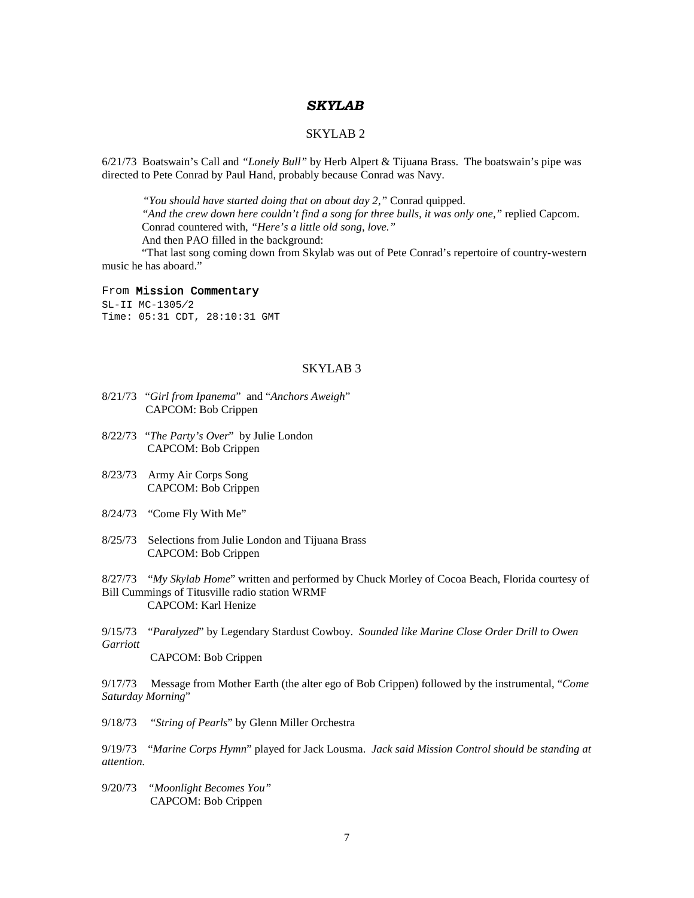# *SKYLAB*

## SKYLAB 2

6/21/73 Boatswain's Call and *"Lonely Bull"* by Herb Alpert & Tijuana Brass. The boatswain's pipe was directed to Pete Conrad by Paul Hand, probably because Conrad was Navy.

*"You should have started doing that on about day 2,"* Conrad quipped.
*"And the crew down here couldn't find a song for three bulls, it was only one,"* replied Capcom.
Conrad countered with, *"Here's a little old song, love."*
And then PAO filled in the background:
"That last song coming down from Skylab was out of Pete Conrad's repertoire of country-western music he has aboard."

From **Mission Commentary**

```
SL-II MC-1305/2
Time: 05:31 CDT, 28:10:31 GMT
```

## SKYLAB 3

8/21/73 "*Girl from Ipanema*" and "*Anchors Aweigh*"
CAPCOM: Bob Crippen

8/22/73 "*The Party's Over*" by Julie London
CAPCOM: Bob Crippen

8/23/73 Army Air Corps Song
CAPCOM: Bob Crippen

8/24/73 "Come Fly With Me"

8/25/73 Selections from Julie London and Tijuana Brass
CAPCOM: Bob Crippen

8/27/73 "*My Skylab Home*" written and performed by Chuck Morley of Cocoa Beach, Florida courtesy of Bill Cummings of Titusville radio station WRMF
CAPCOM: Karl Henize

9/15/73 "*Paralyzed*" by Legendary Stardust Cowboy. *Sounded like Marine Close Order Drill to Owen Garriott*
CAPCOM: Bob Crippen

9/17/73 Message from Mother Earth (the alter ego of Bob Crippen) followed by the instrumental, "*Come Saturday Morning*"

9/18/73 "*String of Pearls*" by Glenn Miller Orchestra

9/19/73 "*Marine Corps Hymn*" played for Jack Lousma. *Jack said Mission Control should be standing at attention.*

9/20/73 *"Moonlight Becomes You"*
CAPCOM: Bob Crippen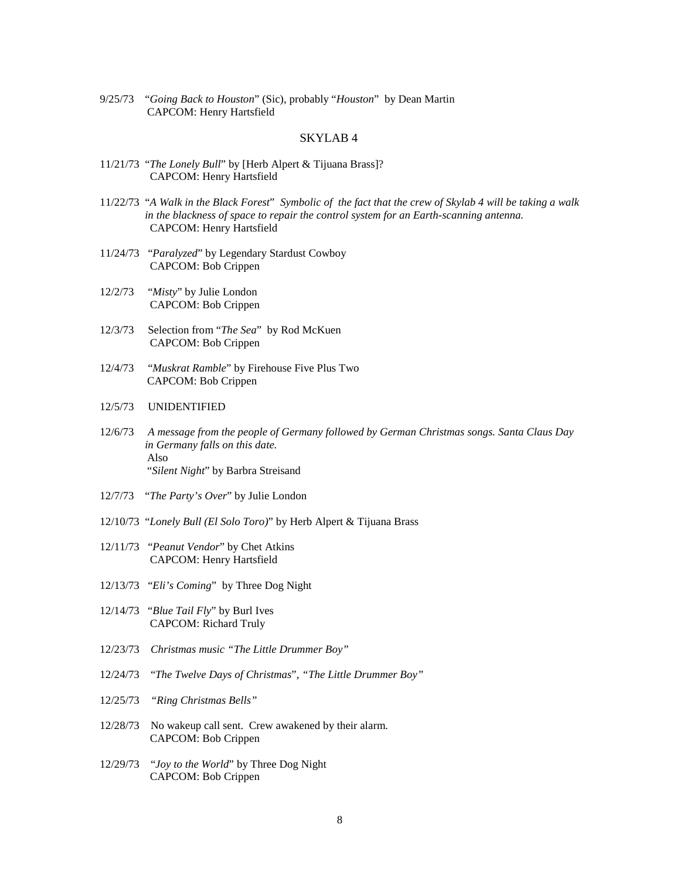9/25/73 "*Going Back to Houston*" (Sic), probably "*Houston*" by Dean Martin
CAPCOM: Henry Hartsfield

## SKYLAB 4

11/21/73 "*The Lonely Bull*" by [Herb Alpert & Tijuana Brass]?
CAPCOM: Henry Hartsfield

11/22/73 "*A Walk in the Black Forest*" *Symbolic of the fact that the crew of Skylab 4 will be taking a walk in the blackness of space to repair the control system for an Earth-scanning antenna.*
CAPCOM: Henry Hartsfield

11/24/73 "*Paralyzed*" by Legendary Stardust Cowboy
CAPCOM: Bob Crippen

12/2/73 "*Misty*" by Julie London
CAPCOM: Bob Crippen

12/3/73 Selection from "*The Sea*" by Rod McKuen
CAPCOM: Bob Crippen

12/4/73 "*Muskrat Ramble*" by Firehouse Five Plus Two
CAPCOM: Bob Crippen

12/5/73 UNIDENTIFIED

12/6/73 *A message from the people of Germany followed by German Christmas songs. Santa Claus Day in Germany falls on this date.*
Also
"*Silent Night*" by Barbra Streisand

12/7/73 "*The Party's Over*" by Julie London

12/10/73 "*Lonely Bull (El Solo Toro)*" by Herb Alpert & Tijuana Brass

12/11/73 "*Peanut Vendor*" by Chet Atkins
CAPCOM: Henry Hartsfield

12/13/73 "*Eli's Coming*" by Three Dog Night

12/14/73 "*Blue Tail Fly*" by Burl Ives
CAPCOM: Richard Truly

12/23/73 *Christmas music "The Little Drummer Boy"*

12/24/73 "*The Twelve Days of Christmas*", *"The Little Drummer Boy"*

12/25/73 *"Ring Christmas Bells"*

12/28/73 No wakeup call sent. Crew awakened by their alarm.
CAPCOM: Bob Crippen

12/29/73 "*Joy to the World*" by Three Dog Night
CAPCOM: Bob Crippen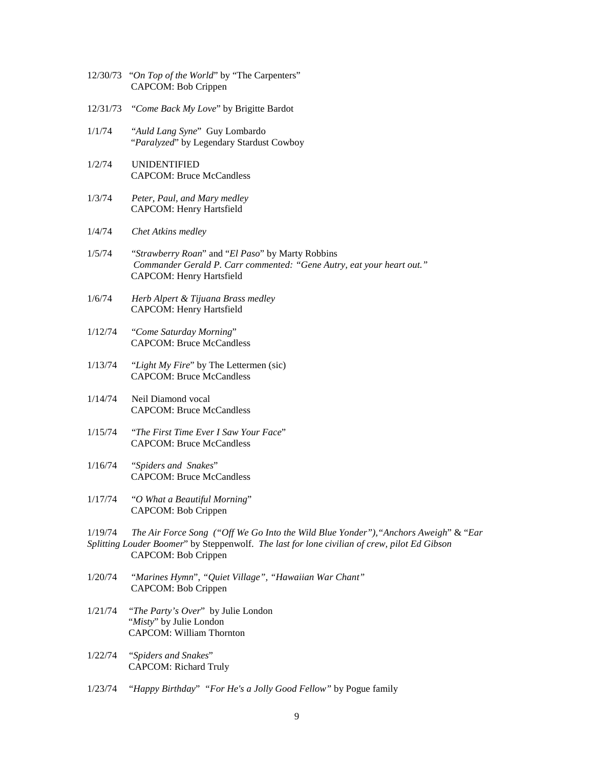12/30/73 "*On Top of the World*" by "The Carpenters"
CAPCOM: Bob Crippen

12/31/73 "*Come Back My Love*" by Brigitte Bardot

1/1/74 "*Auld Lang Syne*" Guy Lombardo
"*Paralyzed*" by Legendary Stardust Cowboy

1/2/74 UNIDENTIFIED
CAPCOM: Bruce McCandless

1/3/74 *Peter, Paul, and Mary medley*
CAPCOM: Henry Hartsfield

1/4/74 *Chet Atkins medley*

1/5/74 "*Strawberry Roan*" and "*El Paso*" by Marty Robbins
*Commander Gerald P. Carr commented: "Gene Autry, eat your heart out."*
CAPCOM: Henry Hartsfield

1/6/74 *Herb Alpert & Tijuana Brass medley*
CAPCOM: Henry Hartsfield

1/12/74 "*Come Saturday Morning*"
CAPCOM: Bruce McCandless

1/13/74 "*Light My Fire*" by The Lettermen (sic)
CAPCOM: Bruce McCandless

1/14/74 Neil Diamond vocal
CAPCOM: Bruce McCandless

1/15/74 "*The First Time Ever I Saw Your Face*"
CAPCOM: Bruce McCandless

1/16/74 "*Spiders and Snakes*"
CAPCOM: Bruce McCandless

1/17/74 "*O What a Beautiful Morning*"
CAPCOM: Bob Crippen

1/19/74 *The Air Force Song ("Off We Go Into the Wild Blue Yonder"),"Anchors Aweigh*" & "*Ear Splitting Louder Boomer*" by Steppenwolf. *The last for lone civilian of crew, pilot Ed Gibson*
CAPCOM: Bob Crippen

1/20/74 "*Marines Hymn*", *"Quiet Village", "Hawaiian War Chant"*
CAPCOM: Bob Crippen

1/21/74 "*The Party's Over*" by Julie London
"*Misty*" by Julie London
CAPCOM: William Thornton

1/22/74 "*Spiders and Snakes*"
CAPCOM: Richard Truly

1/23/74 "*Happy Birthday*" *"For He's a Jolly Good Fellow"* by Pogue family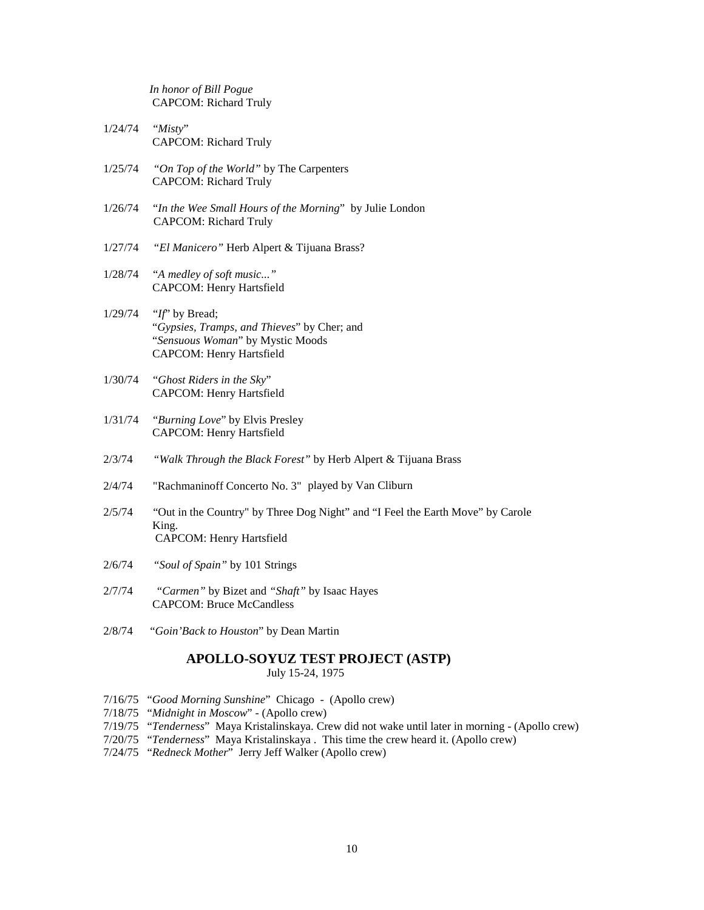*In honor of Bill Pogue*
CAPCOM: Richard Truly

1/24/74 "*Misty*"
CAPCOM: Richard Truly

1/25/74 *"On Top of the World"* by The Carpenters
CAPCOM: Richard Truly

1/26/74 "*In the Wee Small Hours of the Morning*" by Julie London
CAPCOM: Richard Truly

1/27/74 *"El Manicero"* Herb Alpert & Tijuana Brass?

1/28/74 "*A medley of soft music..."*
CAPCOM: Henry Hartsfield

1/29/74 "*If*" by Bread;
"*Gypsies, Tramps, and Thieves*" by Cher; and
"*Sensuous Woman*" by Mystic Moods
CAPCOM: Henry Hartsfield

1/30/74 "*Ghost Riders in the Sky*"
CAPCOM: Henry Hartsfield

1/31/74 "*Burning Love*" by Elvis Presley
CAPCOM: Henry Hartsfield

2/3/74 *"Walk Through the Black Forest"* by Herb Alpert & Tijuana Brass

2/4/74 "Rachmaninoff Concerto No. 3" played by Van Cliburn

2/5/74 "Out in the Country" by Three Dog Night" and "I Feel the Earth Move" by Carole King.
CAPCOM: Henry Hartsfield

2/6/74 *"Soul of Spain"* by 101 Strings

2/7/74 *"Carmen"* by Bizet and *"Shaft"* by Isaac Hayes
CAPCOM: Bruce McCandless

2/8/74 "*Goin'Back to Houston*" by Dean Martin

## APOLLO-SOYUZ TEST PROJECT (ASTP)

July 15-24, 1975

7/16/75 "*Good Morning Sunshine*" Chicago - (Apollo crew)
7/18/75 "*Midnight in Moscow*" - (Apollo crew)
7/19/75 "*Tenderness*" Maya Kristalinskaya. Crew did not wake until later in morning - (Apollo crew)
7/20/75 "*Tenderness*" Maya Kristalinskaya . This time the crew heard it. (Apollo crew)
7/24/75 "*Redneck Mother*" Jerry Jeff Walker (Apollo crew)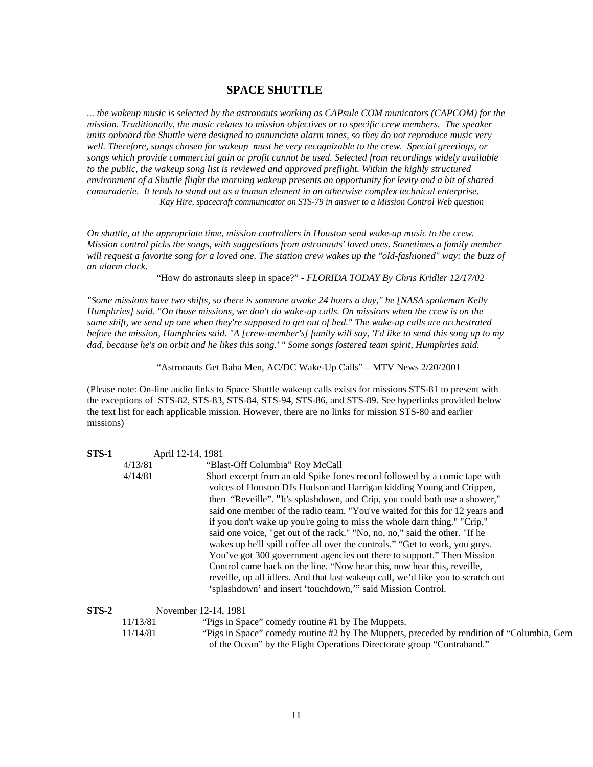## SPACE SHUTTLE

*... the wakeup music is selected by the astronauts working as CAPsule COM municators (CAPCOM) for the mission. Traditionally, the music relates to mission objectives or to specific crew members. The speaker units onboard the Shuttle were designed to annunciate alarm tones, so they do not reproduce music very well. Therefore, songs chosen for wakeup must be very recognizable to the crew. Special greetings, or songs which provide commercial gain or profit cannot be used. Selected from recordings widely available to the public, the wakeup song list is reviewed and approved preflight. Within the highly structured environment of a Shuttle flight the morning wakeup presents an opportunity for levity and a bit of shared camaraderie. It tends to stand out as a human element in an otherwise complex technical enterprise.*

*Kay Hire, spacecraft communicator on STS-79 in answer to a Mission Control Web question*

*On shuttle, at the appropriate time, mission controllers in Houston send wake-up music to the crew. Mission control picks the songs, with suggestions from astronauts' loved ones. Sometimes a family member will request a favorite song for a loved one. The station crew wakes up the "old-fashioned" way: the buzz of an alarm clock.*

"How do astronauts sleep in space?" - *FLORIDA TODAY By Chris Kridler 12/17/02*

*"Some missions have two shifts, so there is someone awake 24 hours a day," he [NASA spokeman Kelly Humphries] said. "On those missions, we don't do wake-up calls. On missions when the crew is on the same shift, we send up one when they're supposed to get out of bed." The wake-up calls are orchestrated before the mission, Humphries said. "A [crew-member's] family will say, 'I'd like to send this song up to my dad, because he's on orbit and he likes this song.' " Some songs fostered team spirit, Humphries said.*

"Astronauts Get Baha Men, AC/DC Wake-Up Calls" – MTV News 2/20/2001

(Please note: On-line audio links to Space Shuttle wakeup calls exists for missions STS-81 to present with the exceptions of STS-82, STS-83, STS-84, STS-94, STS-86, and STS-89. See hyperlinks provided below the text list for each applicable mission. However, there are no links for mission STS-80 and earlier missions)

**STS-1** April 12-14, 1981

- 4/13/81 — "Blast-Off Columbia" Roy McCall
- 4/14/81 — Short excerpt from an old Spike Jones record followed by a comic tape with voices of Houston DJs Hudson and Harrigan kidding Young and Crippen, then "Reveille". "It's splashdown, and Crip, you could both use a shower," said one member of the radio team. "You've waited for this for 12 years and if you don't wake up you're going to miss the whole darn thing." "Crip," said one voice, "get out of the rack." "No, no, no," said the other. "If he wakes up he'll spill coffee all over the controls." "Get to work, you guys. You've got 300 government agencies out there to support." Then Mission Control came back on the line. "Now hear this, now hear this, reveille, reveille, up all idlers. And that last wakeup call, we'd like you to scratch out 'splashdown' and insert 'touchdown,'" said Mission Control.

**STS-2** November 12-14, 1981

- 11/13/81 — "Pigs in Space" comedy routine #1 by The Muppets.
- 11/14/81 — "Pigs in Space" comedy routine #2 by The Muppets, preceded by rendition of "Columbia, Gem of the Ocean" by the Flight Operations Directorate group "Contraband."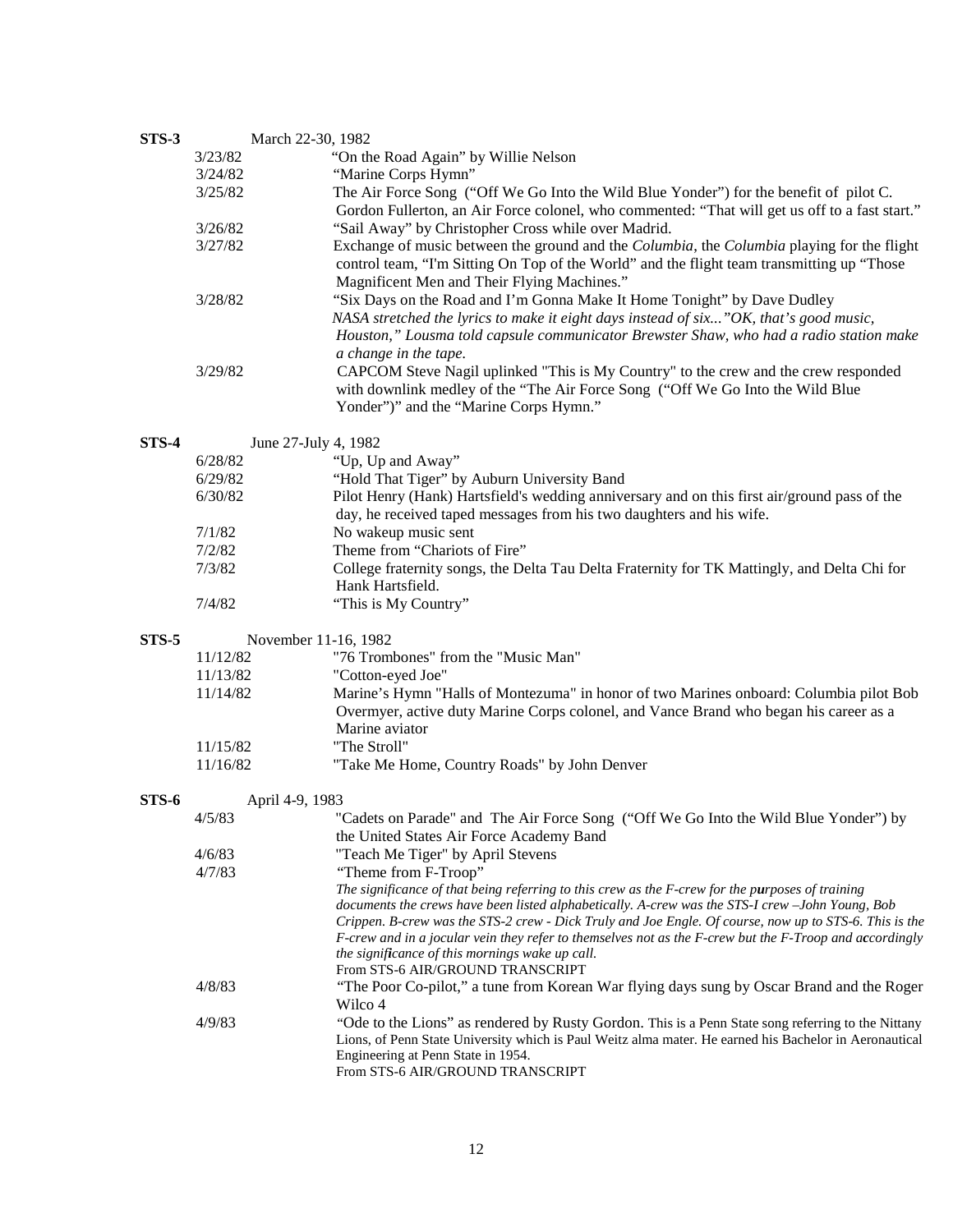**STS-3** March 22-30, 1982

| | |
|---|---|
| 3/23/82 | "On the Road Again" by Willie Nelson |
| 3/24/82 | "Marine Corps Hymn" |
| 3/25/82 | The Air Force Song ("Off We Go Into the Wild Blue Yonder") for the benefit of pilot C. Gordon Fullerton, an Air Force colonel, who commented: "That will get us off to a fast start." |
| 3/26/82 | "Sail Away" by Christopher Cross while over Madrid. |
| 3/27/82 | Exchange of music between the ground and the *Columbia*, the *Columbia* playing for the flight control team, "I'm Sitting On Top of the World" and the flight team transmitting up "Those Magnificent Men and Their Flying Machines." |
| 3/28/82 | "Six Days on the Road and I'm Gonna Make It Home Tonight" by Dave Dudley<br>*NASA stretched the lyrics to make it eight days instead of six..."OK, that's good music, Houston," Lousma told capsule communicator Brewster Shaw, who had a radio station make a change in the tape.* |
| 3/29/82 | CAPCOM Steve Nagil uplinked "This is My Country" to the crew and the crew responded with downlink medley of the "The Air Force Song ("Off We Go Into the Wild Blue Yonder")" and the "Marine Corps Hymn." |

**STS-4** June 27-July 4, 1982

| | |
|---|---|
| 6/28/82 | "Up, Up and Away" |
| 6/29/82 | "Hold That Tiger" by Auburn University Band |
| 6/30/82 | Pilot Henry (Hank) Hartsfield's wedding anniversary and on this first air/ground pass of the day, he received taped messages from his two daughters and his wife. |
| 7/1/82 | No wakeup music sent |
| 7/2/82 | Theme from "Chariots of Fire" |
| 7/3/82 | College fraternity songs, the Delta Tau Delta Fraternity for TK Mattingly, and Delta Chi for Hank Hartsfield. |
| 7/4/82 | "This is My Country" |

**STS-5** November 11-16, 1982

| | |
|---|---|
| 11/12/82 | "76 Trombones" from the "Music Man" |
| 11/13/82 | "Cotton-eyed Joe" |
| 11/14/82 | Marine's Hymn "Halls of Montezuma" in honor of two Marines onboard: Columbia pilot Bob Overmyer, active duty Marine Corps colonel, and Vance Brand who began his career as a Marine aviator |
| 11/15/82 | "The Stroll" |
| 11/16/82 | "Take Me Home, Country Roads" by John Denver |

**STS-6** April 4-9, 1983

| | |
|---|---|
| 4/5/83 | "Cadets on Parade" and The Air Force Song ("Off We Go Into the Wild Blue Yonder") by the United States Air Force Academy Band |
| 4/6/83 | "Teach Me Tiger" by April Stevens |
| 4/7/83 | "Theme from F-Troop"<br>*The significance of that being referring to this crew as the F-crew for the purposes of training documents the crews have been listed alphabetically. A-crew was the STS-I crew –John Young, Bob Crippen. B-crew was the STS-2 crew - Dick Truly and Joe Engle. Of course, now up to STS-6. This is the F-crew and in a jocular vein they refer to themselves not as the F-crew but the F-Troop and accordingly the significance of this mornings wake up call.*<br>From STS-6 AIR/GROUND TRANSCRIPT |
| 4/8/83 | "The Poor Co-pilot," a tune from Korean War flying days sung by Oscar Brand and the Roger Wilco 4 |
| 4/9/83 | "Ode to the Lions" as rendered by Rusty Gordon. This is a Penn State song referring to the Nittany Lions, of Penn State University which is Paul Weitz alma mater. He earned his Bachelor in Aeronautical Engineering at Penn State in 1954.<br>From STS-6 AIR/GROUND TRANSCRIPT |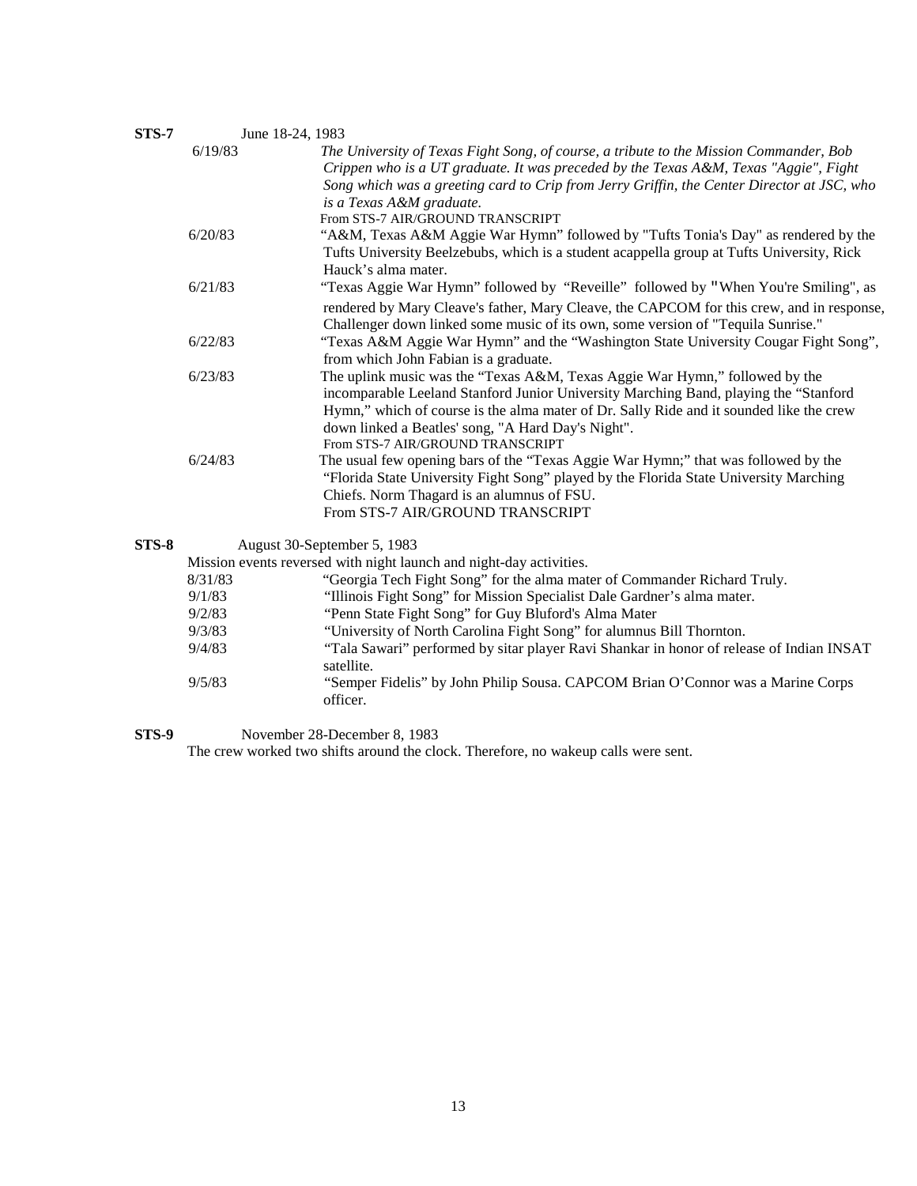**STS-7** June 18-24, 1983

| | |
|---|---|
| 6/19/83 | *The University of Texas Fight Song, of course, a tribute to the Mission Commander, Bob Crippen who is a UT graduate. It was preceded by the Texas A&M, Texas "Aggie", Fight Song which was a greeting card to Crip from Jerry Griffin, the Center Director at JSC, who is a Texas A&M graduate.* From STS-7 AIR/GROUND TRANSCRIPT |
| 6/20/83 | "A&M, Texas A&M Aggie War Hymn" followed by "Tufts Tonia's Day" as rendered by the Tufts University Beelzebubs, which is a student acappella group at Tufts University, Rick Hauck's alma mater. |
| 6/21/83 | "Texas Aggie War Hymn" followed by "Reveille" followed by "When You're Smiling", as rendered by Mary Cleave's father, Mary Cleave, the CAPCOM for this crew, and in response, Challenger down linked some music of its own, some version of "Tequila Sunrise." |
| 6/22/83 | "Texas A&M Aggie War Hymn" and the "Washington State University Cougar Fight Song", from which John Fabian is a graduate. |
| 6/23/83 | The uplink music was the "Texas A&M, Texas Aggie War Hymn," followed by the incomparable Leeland Stanford Junior University Marching Band, playing the "Stanford Hymn," which of course is the alma mater of Dr. Sally Ride and it sounded like the crew down linked a Beatles' song, "A Hard Day's Night". From STS-7 AIR/GROUND TRANSCRIPT |
| 6/24/83 | The usual few opening bars of the "Texas Aggie War Hymn;" that was followed by the "Florida State University Fight Song" played by the Florida State University Marching Chiefs. Norm Thagard is an alumnus of FSU. From STS-7 AIR/GROUND TRANSCRIPT |

**STS-8** August 30-September 5, 1983

Mission events reversed with night launch and night-day activities.

| | |
|---|---|
| 8/31/83 | "Georgia Tech Fight Song" for the alma mater of Commander Richard Truly. |
| 9/1/83 | "Illinois Fight Song" for Mission Specialist Dale Gardner's alma mater. |
| 9/2/83 | "Penn State Fight Song" for Guy Bluford's Alma Mater |
| 9/3/83 | "University of North Carolina Fight Song" for alumnus Bill Thornton. |
| 9/4/83 | "Tala Sawari" performed by sitar player Ravi Shankar in honor of release of Indian INSAT satellite. |
| 9/5/83 | "Semper Fidelis" by John Philip Sousa. CAPCOM Brian O'Connor was a Marine Corps officer. |

**STS-9** November 28-December 8, 1983

The crew worked two shifts around the clock. Therefore, no wakeup calls were sent.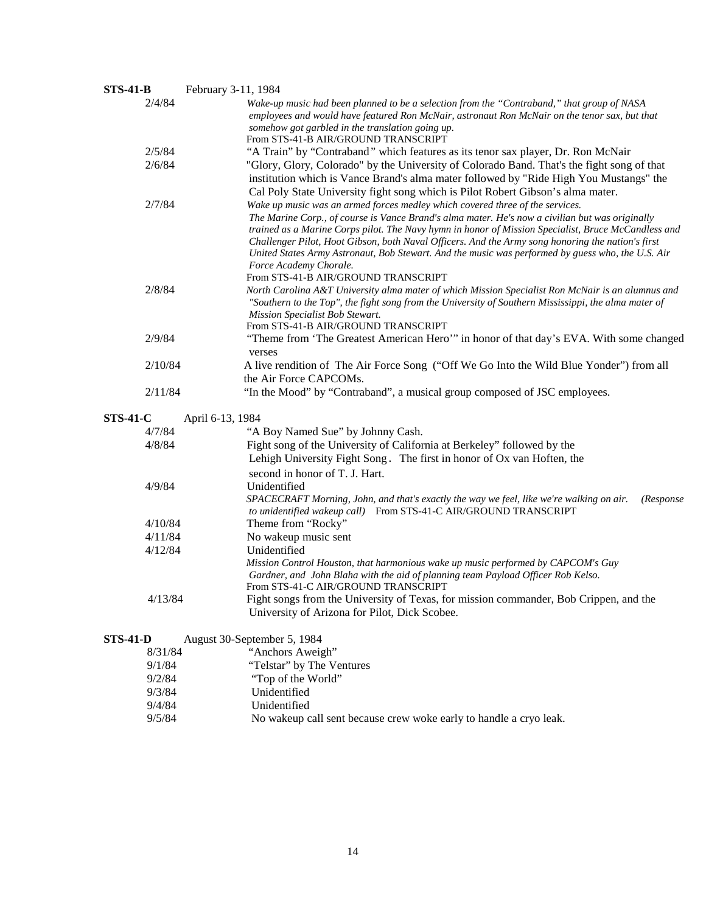**STS-41-B** February 3-11, 1984

2/4/84 *Wake-up music had been planned to be a selection from the "Contraband," that group of NASA employees and would have featured Ron McNair, astronaut Ron McNair on the tenor sax, but that somehow got garbled in the translation going up.*
From STS-41-B AIR/GROUND TRANSCRIPT

2/5/84 "A Train" by "Contraband" which features as its tenor sax player, Dr. Ron McNair

2/6/84 "Glory, Glory, Colorado" by the University of Colorado Band. That's the fight song of that institution which is Vance Brand's alma mater followed by "Ride High You Mustangs" the Cal Poly State University fight song which is Pilot Robert Gibson's alma mater.

2/7/84 *Wake up music was an armed forces medley which covered three of the services. The Marine Corp., of course is Vance Brand's alma mater. He's now a civilian but was originally trained as a Marine Corps pilot. The Navy hymn in honor of Mission Specialist, Bruce McCandless and Challenger Pilot, Hoot Gibson, both Naval Officers. And the Army song honoring the nation's first United States Army Astronaut, Bob Stewart. And the music was performed by guess who, the U.S. Air Force Academy Chorale.*
From STS-41-B AIR/GROUND TRANSCRIPT

2/8/84 *North Carolina A&T University alma mater of which Mission Specialist Ron McNair is an alumnus and "Southern to the Top", the fight song from the University of Southern Mississippi, the alma mater of Mission Specialist Bob Stewart.*
From STS-41-B AIR/GROUND TRANSCRIPT

2/9/84 "Theme from 'The Greatest American Hero'" in honor of that day's EVA. With some changed verses

2/10/84 A live rendition of The Air Force Song ("Off We Go Into the Wild Blue Yonder") from all the Air Force CAPCOMs.

2/11/84 "In the Mood" by "Contraband", a musical group composed of JSC employees.

**STS-41-C** April 6-13, 1984

4/7/84 "A Boy Named Sue" by Johnny Cash.

4/8/84 Fight song of the University of California at Berkeley" followed by the Lehigh University Fight Song. The first in honor of Ox van Hoften, the second in honor of T. J. Hart.

4/9/84 Unidentified
*SPACECRAFT Morning, John, and that's exactly the way we feel, like we're walking on air. (Response to unidentified wakeup call)* From STS-41-C AIR/GROUND TRANSCRIPT

4/10/84 Theme from "Rocky"

4/11/84 No wakeup music sent

4/12/84 Unidentified
*Mission Control Houston, that harmonious wake up music performed by CAPCOM's Guy Gardner, and John Blaha with the aid of planning team Payload Officer Rob Kelso.*
From STS-41-C AIR/GROUND TRANSCRIPT

4/13/84 Fight songs from the University of Texas, for mission commander, Bob Crippen, and the University of Arizona for Pilot, Dick Scobee.

**STS-41-D** August 30-September 5, 1984

8/31/84 "Anchors Aweigh"

9/1/84 "Telstar" by The Ventures

9/2/84 "Top of the World"

9/3/84 Unidentified

9/4/84 Unidentified

9/5/84 No wakeup call sent because crew woke early to handle a cryo leak.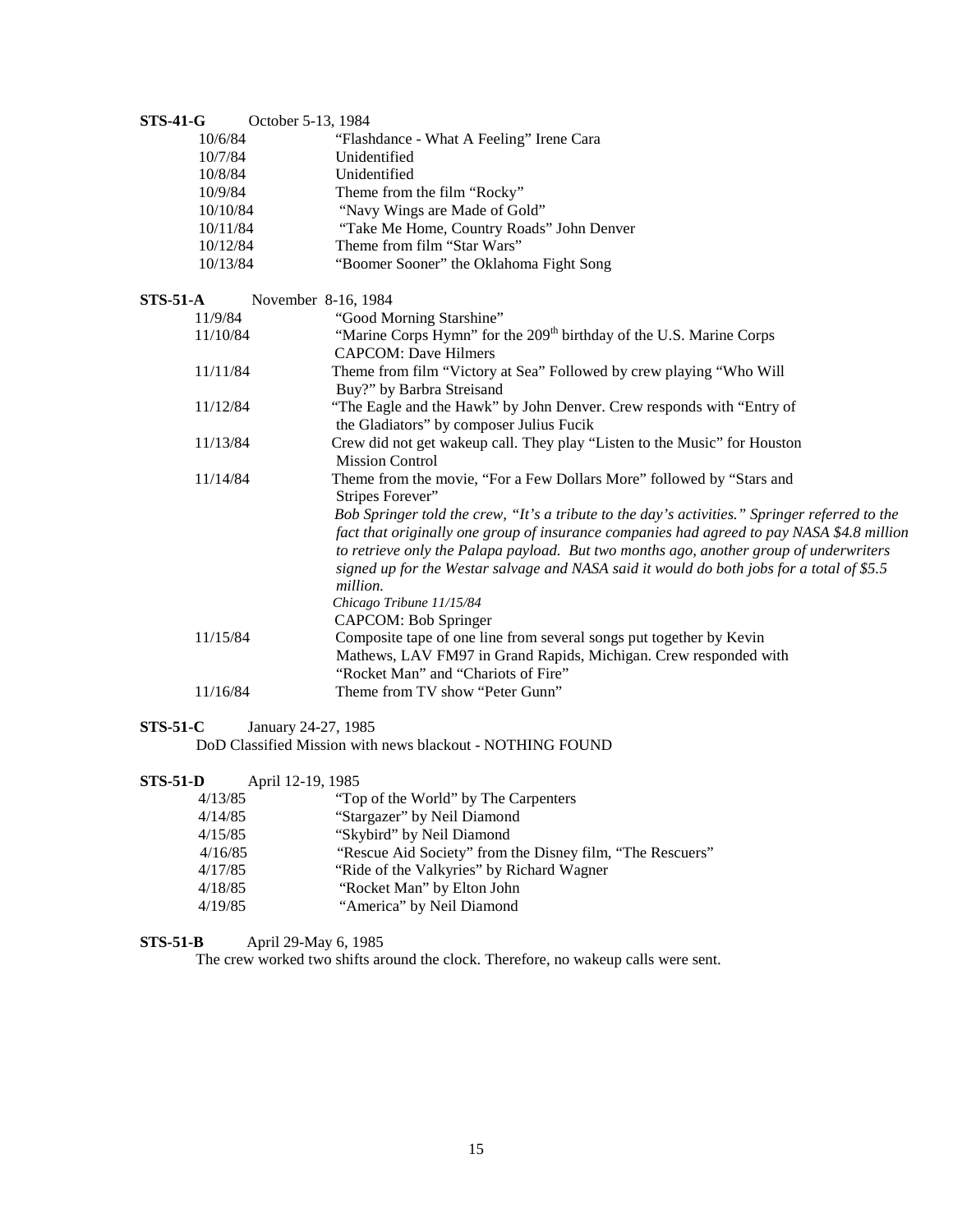**STS-41-G** October 5-13, 1984

| | |
|---|---|
| 10/6/84 | "Flashdance - What A Feeling" Irene Cara |
| 10/7/84 | Unidentified |
| 10/8/84 | Unidentified |
| 10/9/84 | Theme from the film "Rocky" |
| 10/10/84 | "Navy Wings are Made of Gold" |
| 10/11/84 | "Take Me Home, Country Roads" John Denver |
| 10/12/84 | Theme from film "Star Wars" |
| 10/13/84 | "Boomer Sooner" the Oklahoma Fight Song |

**STS-51-A** November 8-16, 1984

| | |
|---|---|
| 11/9/84 | "Good Morning Starshine" |
| 11/10/84 | "Marine Corps Hymn" for the 209th birthday of the U.S. Marine Corps<br>CAPCOM: Dave Hilmers |
| 11/11/84 | Theme from film "Victory at Sea" Followed by crew playing "Who Will Buy?" by Barbra Streisand |
| 11/12/84 | "The Eagle and the Hawk" by John Denver. Crew responds with "Entry of the Gladiators" by composer Julius Fucik |
| 11/13/84 | Crew did not get wakeup call. They play "Listen to the Music" for Houston Mission Control |
| 11/14/84 | Theme from the movie, "For a Few Dollars More" followed by "Stars and Stripes Forever"<br>*Bob Springer told the crew, "It's a tribute to the day's activities." Springer referred to the fact that originally one group of insurance companies had agreed to pay NASA $4.8 million to retrieve only the Palapa payload. But two months ago, another group of underwriters signed up for the Westar salvage and NASA said it would do both jobs for a total of $5.5 million.*<br>*Chicago Tribune 11/15/84*<br>CAPCOM: Bob Springer |
| 11/15/84 | Composite tape of one line from several songs put together by Kevin Mathews, LAV FM97 in Grand Rapids, Michigan. Crew responded with "Rocket Man" and "Chariots of Fire" |
| 11/16/84 | Theme from TV show "Peter Gunn" |

**STS-51-C** January 24-27, 1985

DoD Classified Mission with news blackout - NOTHING FOUND

**STS-51-D** April 12-19, 1985

| | |
|---|---|
| 4/13/85 | "Top of the World" by The Carpenters |
| 4/14/85 | "Stargazer" by Neil Diamond |
| 4/15/85 | "Skybird" by Neil Diamond |
| 4/16/85 | "Rescue Aid Society" from the Disney film, "The Rescuers" |
| 4/17/85 | "Ride of the Valkyries" by Richard Wagner |
| 4/18/85 | "Rocket Man" by Elton John |
| 4/19/85 | "America" by Neil Diamond |

**STS-51-B** April 29-May 6, 1985

The crew worked two shifts around the clock. Therefore, no wakeup calls were sent.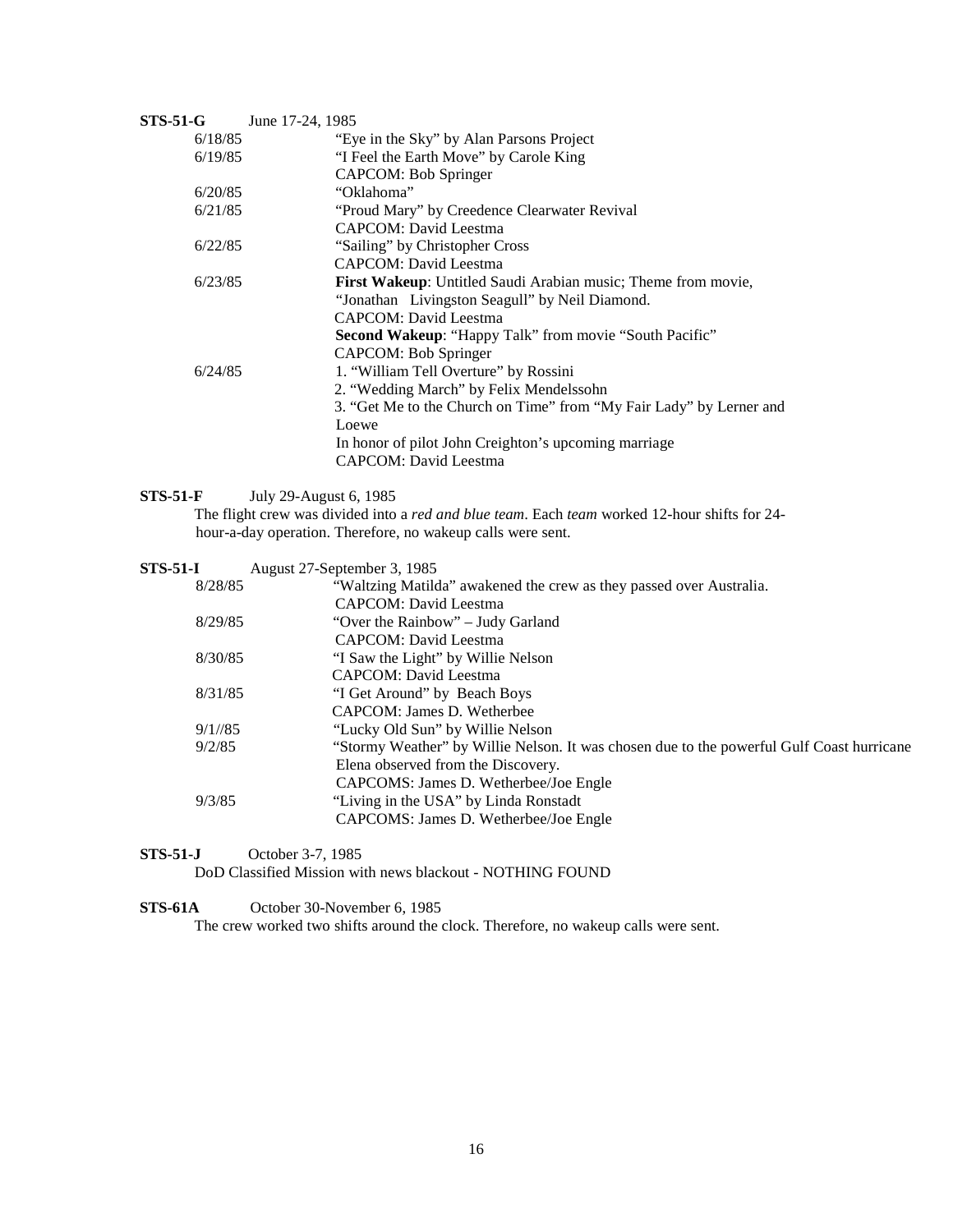**STS-51-G** June 17-24, 1985

| | |
|---|---|
| 6/18/85 | "Eye in the Sky" by Alan Parsons Project |
| 6/19/85 | "I Feel the Earth Move" by Carole King<br>CAPCOM: Bob Springer |
| 6/20/85 | "Oklahoma" |
| 6/21/85 | "Proud Mary" by Creedence Clearwater Revival<br>CAPCOM: David Leestma |
| 6/22/85 | "Sailing" by Christopher Cross<br>CAPCOM: David Leestma |
| 6/23/85 | **First Wakeup**: Untitled Saudi Arabian music; Theme from movie, "Jonathan Livingston Seagull" by Neil Diamond.<br>CAPCOM: David Leestma<br>**Second Wakeup**: "Happy Talk" from movie "South Pacific"<br>CAPCOM: Bob Springer |
| 6/24/85 | 1. "William Tell Overture" by Rossini<br>2. "Wedding March" by Felix Mendelssohn<br>3. "Get Me to the Church on Time" from "My Fair Lady" by Lerner and Loewe<br>In honor of pilot John Creighton's upcoming marriage<br>CAPCOM: David Leestma |

**STS-51-F** July 29-August 6, 1985

The flight crew was divided into a *red and blue team*. Each *team* worked 12-hour shifts for 24-hour-a-day operation. Therefore, no wakeup calls were sent.

**STS-51-I** August 27-September 3, 1985

| | |
|---|---|
| 8/28/85 | "Waltzing Matilda" awakened the crew as they passed over Australia.<br>CAPCOM: David Leestma |
| 8/29/85 | "Over the Rainbow" – Judy Garland<br>CAPCOM: David Leestma |
| 8/30/85 | "I Saw the Light" by Willie Nelson<br>CAPCOM: David Leestma |
| 8/31/85 | "I Get Around" by Beach Boys<br>CAPCOM: James D. Wetherbee |
| 9/1//85 | "Lucky Old Sun" by Willie Nelson |
| 9/2/85 | "Stormy Weather" by Willie Nelson. It was chosen due to the powerful Gulf Coast hurricane Elena observed from the Discovery.<br>CAPCOMS: James D. Wetherbee/Joe Engle |
| 9/3/85 | "Living in the USA" by Linda Ronstadt<br>CAPCOMS: James D. Wetherbee/Joe Engle |

**STS-51-J** October 3-7, 1985

DoD Classified Mission with news blackout - NOTHING FOUND

**STS-61A** October 30-November 6, 1985

The crew worked two shifts around the clock. Therefore, no wakeup calls were sent.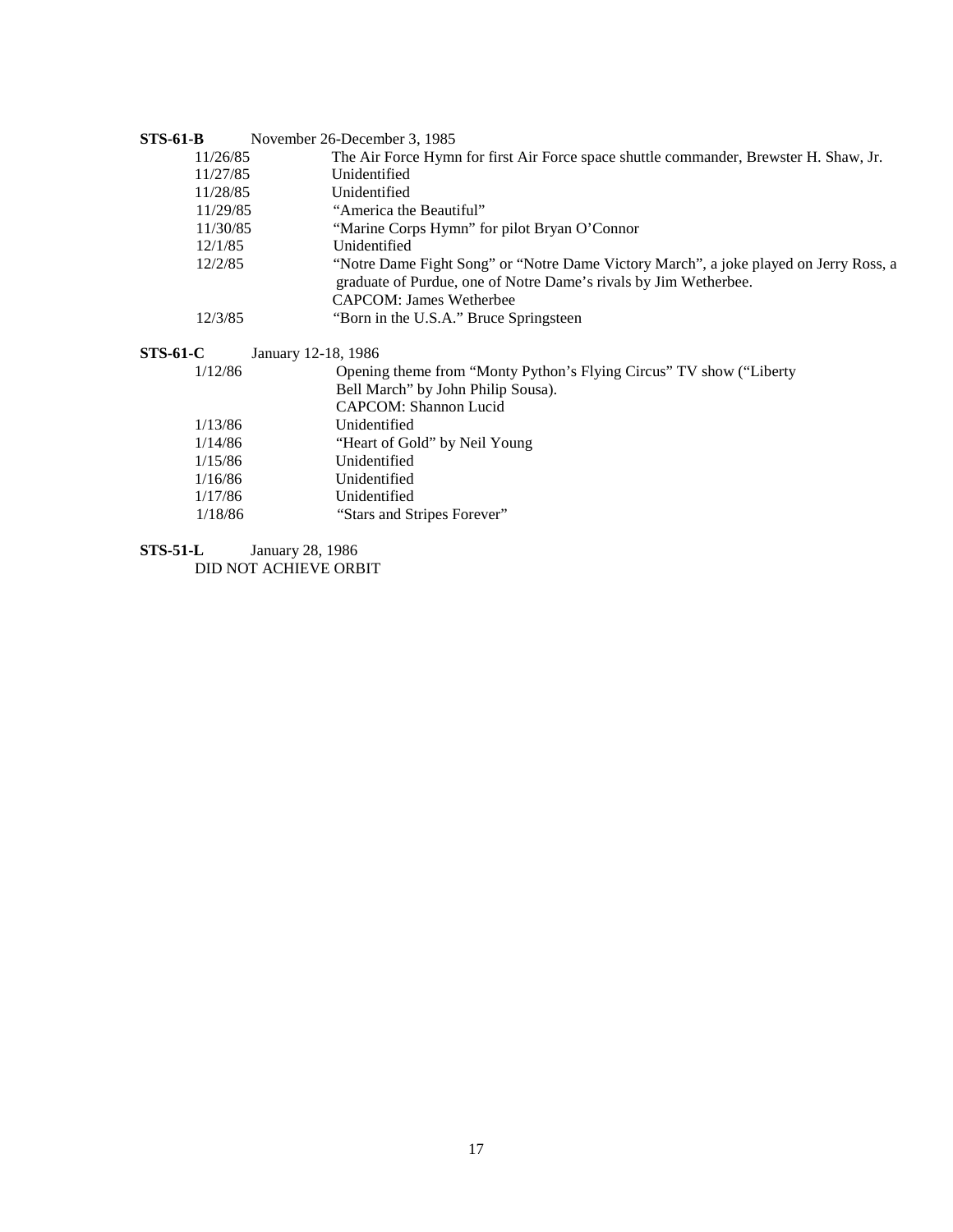**STS-61-B** November 26-December 3, 1985

| | |
|---|---|
| 11/26/85 | The Air Force Hymn for first Air Force space shuttle commander, Brewster H. Shaw, Jr. |
| 11/27/85 | Unidentified |
| 11/28/85 | Unidentified |
| 11/29/85 | "America the Beautiful" |
| 11/30/85 | "Marine Corps Hymn" for pilot Bryan O'Connor |
| 12/1/85 | Unidentified |
| 12/2/85 | "Notre Dame Fight Song" or "Notre Dame Victory March", a joke played on Jerry Ross, a graduate of Purdue, one of Notre Dame's rivals by Jim Wetherbee. CAPCOM: James Wetherbee |
| 12/3/85 | "Born in the U.S.A." Bruce Springsteen |

**STS-61-C** January 12-18, 1986

| | |
|---|---|
| 1/12/86 | Opening theme from "Monty Python's Flying Circus" TV show ("Liberty Bell March" by John Philip Sousa). CAPCOM: Shannon Lucid |
| 1/13/86 | Unidentified |
| 1/14/86 | "Heart of Gold" by Neil Young |
| 1/15/86 | Unidentified |
| 1/16/86 | Unidentified |
| 1/17/86 | Unidentified |
| 1/18/86 | "Stars and Stripes Forever" |

**STS-51-L** January 28, 1986

DID NOT ACHIEVE ORBIT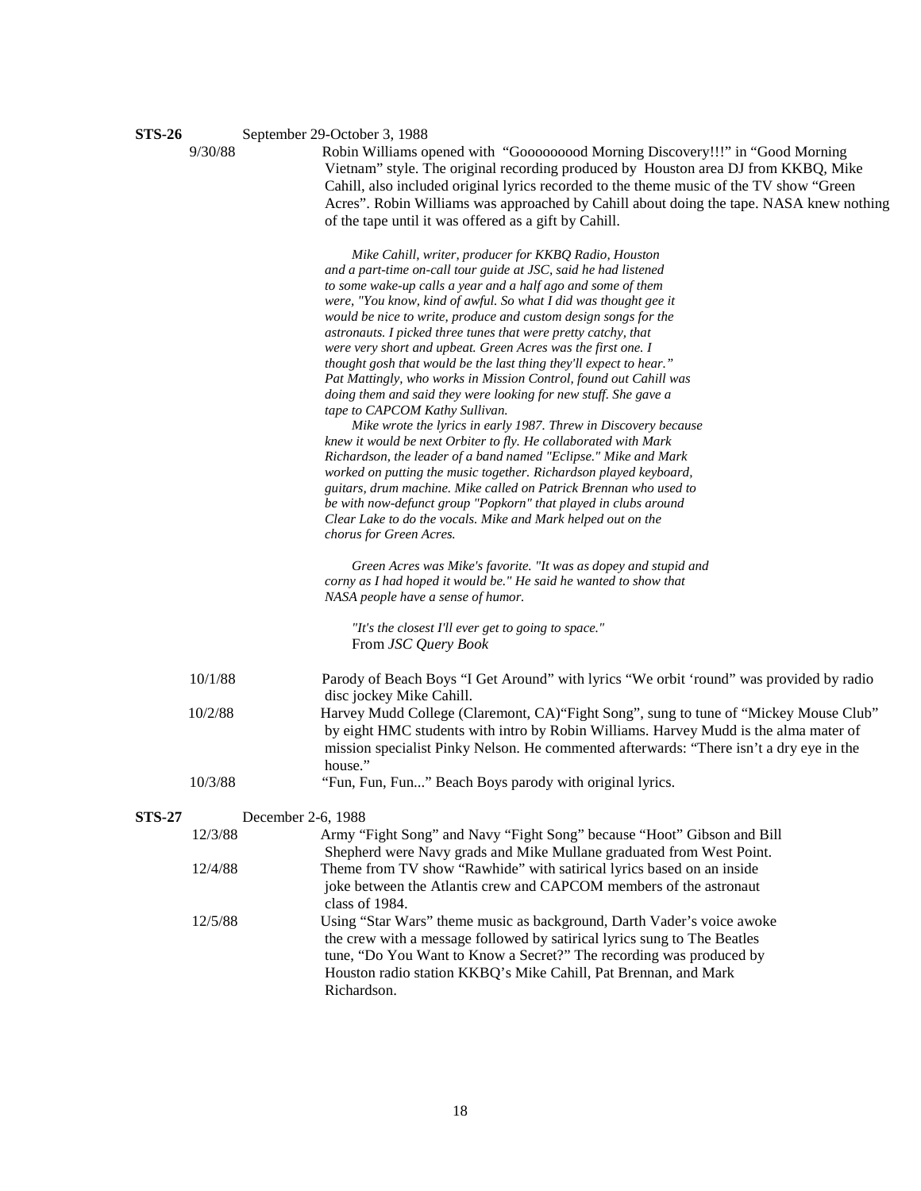**STS-26** September 29-October 3, 1988

9/30/88 Robin Williams opened with "Gooooooood Morning Discovery!!!" in "Good Morning Vietnam" style. The original recording produced by Houston area DJ from KKBQ, Mike Cahill, also included original lyrics recorded to the theme music of the TV show "Green Acres". Robin Williams was approached by Cahill about doing the tape. NASA knew nothing of the tape until it was offered as a gift by Cahill.

*Mike Cahill, writer, producer for KKBQ Radio, Houston and a part-time on-call tour guide at JSC, said he had listened to some wake-up calls a year and a half ago and some of them were, "You know, kind of awful. So what I did was thought gee it would be nice to write, produce and custom design songs for the astronauts. I picked three tunes that were pretty catchy, that were very short and upbeat. Green Acres was the first one. I thought gosh that would be the last thing they'll expect to hear." Pat Mattingly, who works in Mission Control, found out Cahill was doing them and said they were looking for new stuff. She gave a tape to CAPCOM Kathy Sullivan.*

*Mike wrote the lyrics in early 1987. Threw in Discovery because knew it would be next Orbiter to fly. He collaborated with Mark Richardson, the leader of a band named "Eclipse." Mike and Mark worked on putting the music together. Richardson played keyboard, guitars, drum machine. Mike called on Patrick Brennan who used to be with now-defunct group "Popkorn" that played in clubs around Clear Lake to do the vocals. Mike and Mark helped out on the chorus for Green Acres.*

*Green Acres was Mike's favorite. "It was as dopey and stupid and corny as I had hoped it would be." He said he wanted to show that NASA people have a sense of humor.*

*"It's the closest I'll ever get to going to space."*
From *JSC Query Book*

10/1/88 Parody of Beach Boys "I Get Around" with lyrics "We orbit 'round" was provided by radio disc jockey Mike Cahill.

10/2/88 Harvey Mudd College (Claremont, CA)"Fight Song", sung to tune of "Mickey Mouse Club" by eight HMC students with intro by Robin Williams. Harvey Mudd is the alma mater of mission specialist Pinky Nelson. He commented afterwards: "There isn't a dry eye in the house."

10/3/88 "Fun, Fun, Fun..." Beach Boys parody with original lyrics.

**STS-27** December 2-6, 1988

12/3/88 Army "Fight Song" and Navy "Fight Song" because "Hoot" Gibson and Bill Shepherd were Navy grads and Mike Mullane graduated from West Point.

12/4/88 Theme from TV show "Rawhide" with satirical lyrics based on an inside joke between the Atlantis crew and CAPCOM members of the astronaut class of 1984.

12/5/88 Using "Star Wars" theme music as background, Darth Vader's voice awoke the crew with a message followed by satirical lyrics sung to The Beatles tune, "Do You Want to Know a Secret?" The recording was produced by Houston radio station KKBQ's Mike Cahill, Pat Brennan, and Mark Richardson.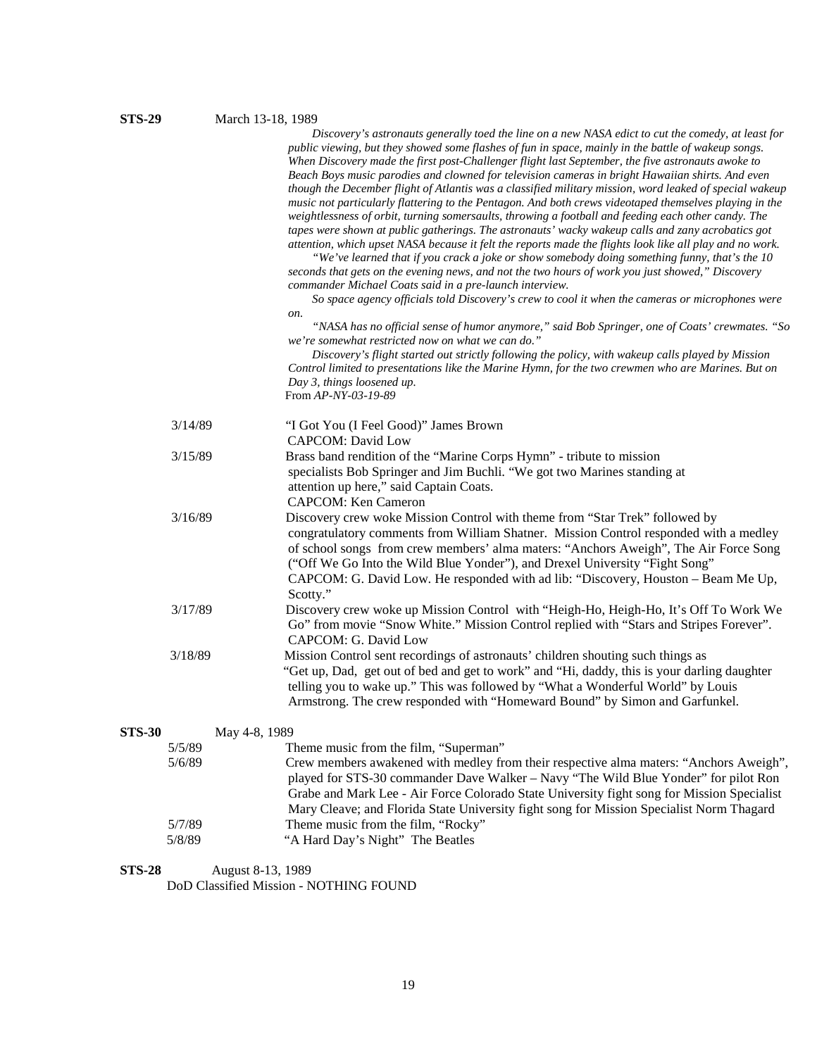**STS-29** March 13-18, 1989

*Discovery's astronauts generally toed the line on a new NASA edict to cut the comedy, at least for public viewing, but they showed some flashes of fun in space, mainly in the battle of wakeup songs. When Discovery made the first post-Challenger flight last September, the five astronauts awoke to Beach Boys music parodies and clowned for television cameras in bright Hawaiian shirts. And even though the December flight of Atlantis was a classified military mission, word leaked of special wakeup music not particularly flattering to the Pentagon. And both crews videotaped themselves playing in the weightlessness of orbit, turning somersaults, throwing a football and feeding each other candy. The tapes were shown at public gatherings. The astronauts' wacky wakeup calls and zany acrobatics got attention, which upset NASA because it felt the reports made the flights look like all play and no work.*

*"We've learned that if you crack a joke or show somebody doing something funny, that's the 10 seconds that gets on the evening news, and not the two hours of work you just showed," Discovery commander Michael Coats said in a pre-launch interview.*

*So space agency officials told Discovery's crew to cool it when the cameras or microphones were on.*

*"NASA has no official sense of humor anymore," said Bob Springer, one of Coats' crewmates. "So we're somewhat restricted now on what we can do."*

*Discovery's flight started out strictly following the policy, with wakeup calls played by Mission Control limited to presentations like the Marine Hymn, for the two crewmen who are Marines. But on Day 3, things loosened up.*

From *AP-NY-03-19-89*

| | |
|---|---|
| 3/14/89 | "I Got You (I Feel Good)" James Brown<br>CAPCOM: David Low |
| 3/15/89 | Brass band rendition of the "Marine Corps Hymn" - tribute to mission specialists Bob Springer and Jim Buchli. "We got two Marines standing at attention up here," said Captain Coats.<br>CAPCOM: Ken Cameron |
| 3/16/89 | Discovery crew woke Mission Control with theme from "Star Trek" followed by congratulatory comments from William Shatner. Mission Control responded with a medley of school songs from crew members' alma maters: "Anchors Aweigh", The Air Force Song ("Off We Go Into the Wild Blue Yonder"), and Drexel University "Fight Song"<br>CAPCOM: G. David Low. He responded with ad lib: "Discovery, Houston – Beam Me Up, Scotty." |
| 3/17/89 | Discovery crew woke up Mission Control with "Heigh-Ho, Heigh-Ho, It's Off To Work We Go" from movie "Snow White." Mission Control replied with "Stars and Stripes Forever".<br>CAPCOM: G. David Low |
| 3/18/89 | Mission Control sent recordings of astronauts' children shouting such things as "Get up, Dad, get out of bed and get to work" and "Hi, daddy, this is your darling daughter telling you to wake up." This was followed by "What a Wonderful World" by Louis Armstrong. The crew responded with "Homeward Bound" by Simon and Garfunkel. |

**STS-30** May 4-8, 1989

| | |
|---|---|
| 5/5/89 | Theme music from the film, "Superman" |
| 5/6/89 | Crew members awakened with medley from their respective alma maters: "Anchors Aweigh", played for STS-30 commander Dave Walker – Navy "The Wild Blue Yonder" for pilot Ron Grabe and Mark Lee - Air Force Colorado State University fight song for Mission Specialist Mary Cleave; and Florida State University fight song for Mission Specialist Norm Thagard |
| 5/7/89 | Theme music from the film, "Rocky" |
| 5/8/89 | "A Hard Day's Night" The Beatles |

**STS-28** August 8-13, 1989

DoD Classified Mission - NOTHING FOUND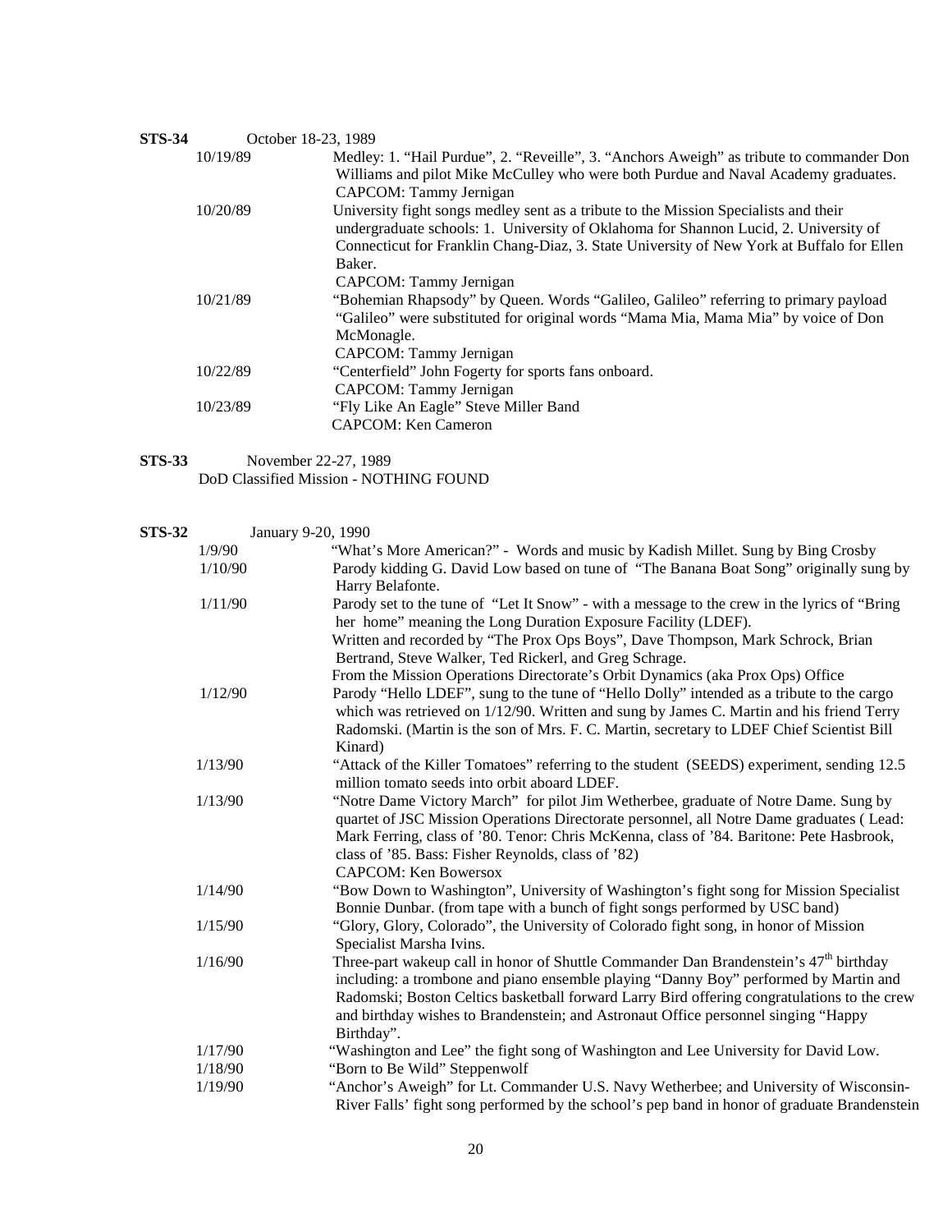**STS-34** October 18-23, 1989

| | |
|---|---|
| 10/19/89 | Medley: 1. "Hail Purdue", 2. "Reveille", 3. "Anchors Aweigh" as tribute to commander Don Williams and pilot Mike McCulley who were both Purdue and Naval Academy graduates. CAPCOM: Tammy Jernigan |
| 10/20/89 | University fight songs medley sent as a tribute to the Mission Specialists and their undergraduate schools: 1. University of Oklahoma for Shannon Lucid, 2. University of Connecticut for Franklin Chang-Diaz, 3. State University of New York at Buffalo for Ellen Baker. CAPCOM: Tammy Jernigan |
| 10/21/89 | "Bohemian Rhapsody" by Queen. Words "Galileo, Galileo" referring to primary payload "Galileo" were substituted for original words "Mama Mia, Mama Mia" by voice of Don McMonagle. CAPCOM: Tammy Jernigan |
| 10/22/89 | "Centerfield" John Fogerty for sports fans onboard. CAPCOM: Tammy Jernigan |
| 10/23/89 | "Fly Like An Eagle" Steve Miller Band CAPCOM: Ken Cameron |

**STS-33** November 22-27, 1989

DoD Classified Mission - NOTHING FOUND

**STS-32** January 9-20, 1990

| | |
|---|---|
| 1/9/90 | "What's More American?" - Words and music by Kadish Millet. Sung by Bing Crosby |
| 1/10/90 | Parody kidding G. David Low based on tune of "The Banana Boat Song" originally sung by Harry Belafonte. |
| 1/11/90 | Parody set to the tune of "Let It Snow" - with a message to the crew in the lyrics of "Bring her home" meaning the Long Duration Exposure Facility (LDEF). Written and recorded by "The Prox Ops Boys", Dave Thompson, Mark Schrock, Brian Bertrand, Steve Walker, Ted Rickerl, and Greg Schrage. From the Mission Operations Directorate's Orbit Dynamics (aka Prox Ops) Office |
| 1/12/90 | Parody "Hello LDEF", sung to the tune of "Hello Dolly" intended as a tribute to the cargo which was retrieved on 1/12/90. Written and sung by James C. Martin and his friend Terry Radomski. (Martin is the son of Mrs. F. C. Martin, secretary to LDEF Chief Scientist Bill Kinard) |
| 1/13/90 | "Attack of the Killer Tomatoes" referring to the student (SEEDS) experiment, sending 12.5 million tomato seeds into orbit aboard LDEF. |
| 1/13/90 | "Notre Dame Victory March" for pilot Jim Wetherbee, graduate of Notre Dame. Sung by quartet of JSC Mission Operations Directorate personnel, all Notre Dame graduates ( Lead: Mark Ferring, class of '80. Tenor: Chris McKenna, class of '84. Baritone: Pete Hasbrook, class of '85. Bass: Fisher Reynolds, class of '82) CAPCOM: Ken Bowersox |
| 1/14/90 | "Bow Down to Washington", University of Washington's fight song for Mission Specialist Bonnie Dunbar. (from tape with a bunch of fight songs performed by USC band) |
| 1/15/90 | "Glory, Glory, Colorado", the University of Colorado fight song, in honor of Mission Specialist Marsha Ivins. |
| 1/16/90 | Three-part wakeup call in honor of Shuttle Commander Dan Brandenstein's 47th birthday including: a trombone and piano ensemble playing "Danny Boy" performed by Martin and Radomski; Boston Celtics basketball forward Larry Bird offering congratulations to the crew and birthday wishes to Brandenstein; and Astronaut Office personnel singing "Happy Birthday". |
| 1/17/90 | "Washington and Lee" the fight song of Washington and Lee University for David Low. |
| 1/18/90 | "Born to Be Wild" Steppenwolf |
| 1/19/90 | "Anchor's Aweigh" for Lt. Commander U.S. Navy Wetherbee; and University of Wisconsin-River Falls' fight song performed by the school's pep band in honor of graduate Brandenstein |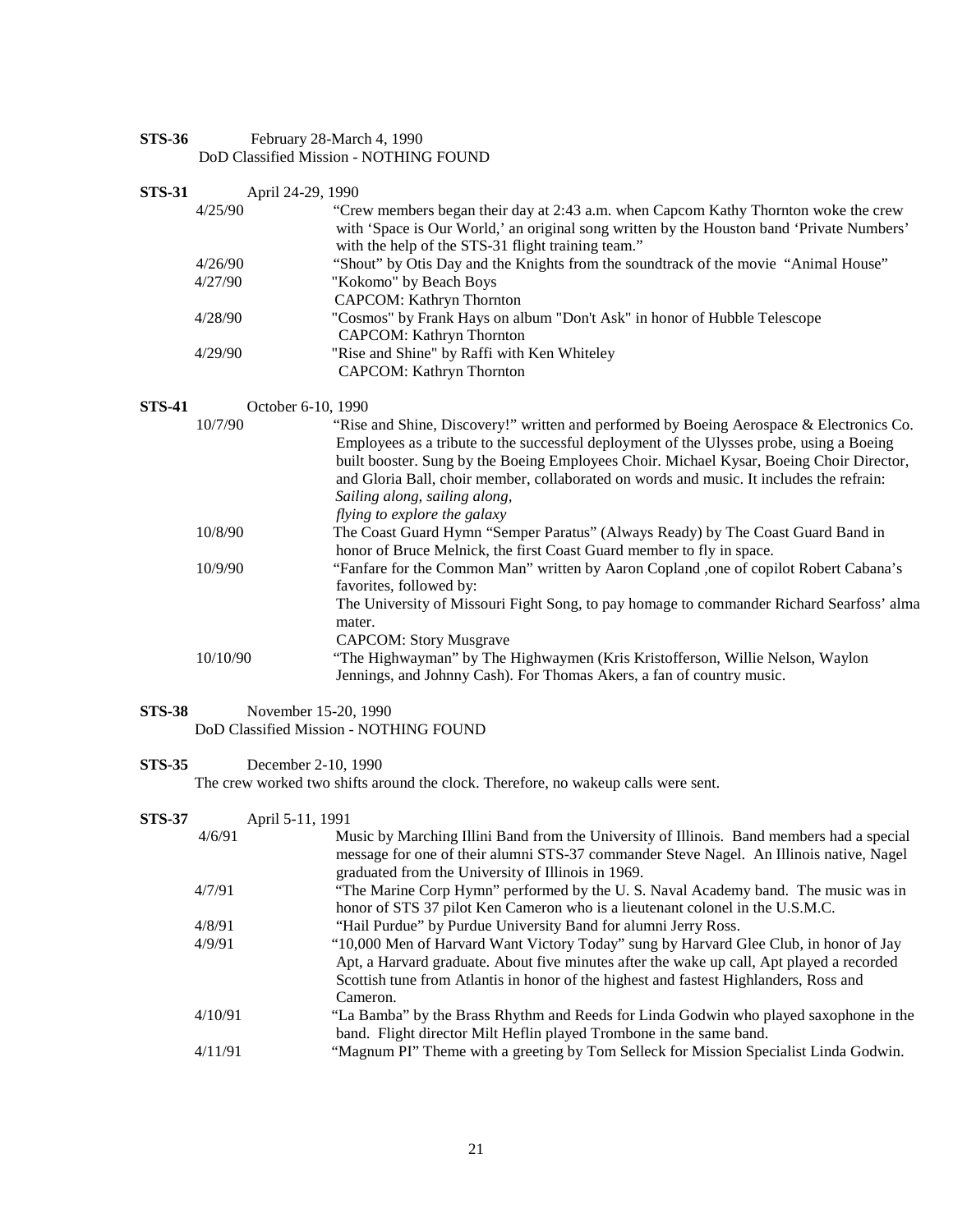**STS-36** February 28-March 4, 1990
DoD Classified Mission - NOTHING FOUND

**STS-31** April 24-29, 1990

| | |
|---|---|
| 4/25/90 | "Crew members began their day at 2:43 a.m. when Capcom Kathy Thornton woke the crew with 'Space is Our World,' an original song written by the Houston band 'Private Numbers' with the help of the STS-31 flight training team." |
| 4/26/90 | "Shout" by Otis Day and the Knights from the soundtrack of the movie "Animal House" |
| 4/27/90 | "Kokomo" by Beach Boys<br>CAPCOM: Kathryn Thornton |
| 4/28/90 | "Cosmos" by Frank Hays on album "Don't Ask" in honor of Hubble Telescope<br>CAPCOM: Kathryn Thornton |
| 4/29/90 | "Rise and Shine" by Raffi with Ken Whiteley<br>CAPCOM: Kathryn Thornton |

**STS-41** October 6-10, 1990

| | |
|---|---|
| 10/7/90 | "Rise and Shine, Discovery!" written and performed by Boeing Aerospace & Electronics Co. Employees as a tribute to the successful deployment of the Ulysses probe, using a Boeing built booster. Sung by the Boeing Employees Choir. Michael Kysar, Boeing Choir Director, and Gloria Ball, choir member, collaborated on words and music. It includes the refrain:<br>*Sailing along, sailing along,*<br>*flying to explore the galaxy* |
| 10/8/90 | The Coast Guard Hymn "Semper Paratus" (Always Ready) by The Coast Guard Band in honor of Bruce Melnick, the first Coast Guard member to fly in space. |
| 10/9/90 | "Fanfare for the Common Man" written by Aaron Copland ,one of copilot Robert Cabana's favorites, followed by:<br>The University of Missouri Fight Song, to pay homage to commander Richard Searfoss' alma mater.<br>CAPCOM: Story Musgrave |
| 10/10/90 | "The Highwayman" by The Highwaymen (Kris Kristofferson, Willie Nelson, Waylon Jennings, and Johnny Cash). For Thomas Akers, a fan of country music. |

**STS-38** November 15-20, 1990
DoD Classified Mission - NOTHING FOUND

**STS-35** December 2-10, 1990
The crew worked two shifts around the clock. Therefore, no wakeup calls were sent.

**STS-37** April 5-11, 1991

| | |
|---|---|
| 4/6/91 | Music by Marching Illini Band from the University of Illinois. Band members had a special message for one of their alumni STS-37 commander Steve Nagel. An Illinois native, Nagel graduated from the University of Illinois in 1969. |
| 4/7/91 | "The Marine Corp Hymn" performed by the U. S. Naval Academy band. The music was in honor of STS 37 pilot Ken Cameron who is a lieutenant colonel in the U.S.M.C. |
| 4/8/91 | "Hail Purdue" by Purdue University Band for alumni Jerry Ross. |
| 4/9/91 | "10,000 Men of Harvard Want Victory Today" sung by Harvard Glee Club, in honor of Jay Apt, a Harvard graduate. About five minutes after the wake up call, Apt played a recorded Scottish tune from Atlantis in honor of the highest and fastest Highlanders, Ross and Cameron. |
| 4/10/91 | "La Bamba" by the Brass Rhythm and Reeds for Linda Godwin who played saxophone in the band. Flight director Milt Heflin played Trombone in the same band. |
| 4/11/91 | "Magnum PI" Theme with a greeting by Tom Selleck for Mission Specialist Linda Godwin. |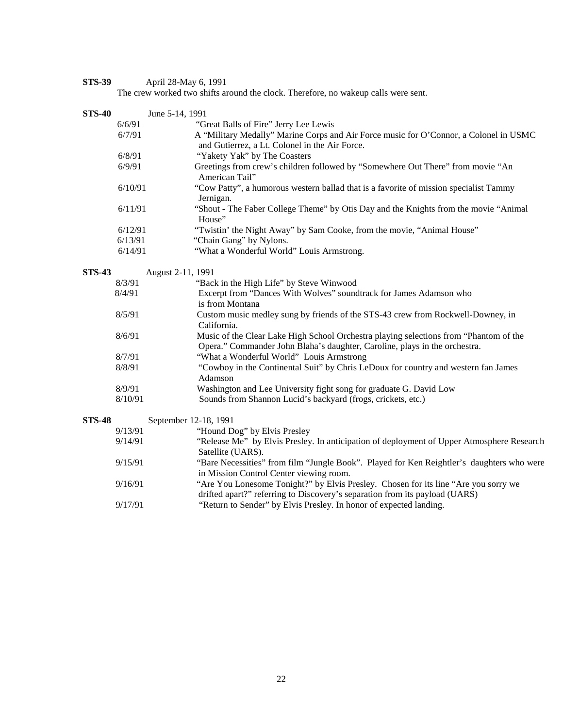**STS-39** April 28-May 6, 1991

The crew worked two shifts around the clock. Therefore, no wakeup calls were sent.

**STS-40** June 5-14, 1991

| | |
|---|---|
| 6/6/91 | "Great Balls of Fire" Jerry Lee Lewis |
| 6/7/91 | A "Military Medally" Marine Corps and Air Force music for O'Connor, a Colonel in USMC and Gutierrez, a Lt. Colonel in the Air Force. |
| 6/8/91 | "Yakety Yak" by The Coasters |
| 6/9/91 | Greetings from crew's children followed by "Somewhere Out There" from movie "An American Tail" |
| 6/10/91 | "Cow Patty", a humorous western ballad that is a favorite of mission specialist Tammy Jernigan. |
| 6/11/91 | "Shout - The Faber College Theme" by Otis Day and the Knights from the movie "Animal House" |
| 6/12/91 | "Twistin' the Night Away" by Sam Cooke, from the movie, "Animal House" |
| 6/13/91 | "Chain Gang" by Nylons. |
| 6/14/91 | "What a Wonderful World" Louis Armstrong. |

**STS-43** August 2-11, 1991

| | |
|---|---|
| 8/3/91 | "Back in the High Life" by Steve Winwood |
| 8/4/91 | Excerpt from "Dances With Wolves" soundtrack for James Adamson who is from Montana |
| 8/5/91 | Custom music medley sung by friends of the STS-43 crew from Rockwell-Downey, in California. |
| 8/6/91 | Music of the Clear Lake High School Orchestra playing selections from "Phantom of the Opera." Commander John Blaha's daughter, Caroline, plays in the orchestra. |
| 8/7/91 | "What a Wonderful World" Louis Armstrong |
| 8/8/91 | "Cowboy in the Continental Suit" by Chris LeDoux for country and western fan James Adamson |
| 8/9/91 | Washington and Lee University fight song for graduate G. David Low |
| 8/10/91 | Sounds from Shannon Lucid's backyard (frogs, crickets, etc.) |

**STS-48** September 12-18, 1991

| | |
|---|---|
| 9/13/91 | "Hound Dog" by Elvis Presley |
| 9/14/91 | "Release Me" by Elvis Presley. In anticipation of deployment of Upper Atmosphere Research Satellite (UARS). |
| 9/15/91 | "Bare Necessities" from film "Jungle Book". Played for Ken Reightler's daughters who were in Mission Control Center viewing room. |
| 9/16/91 | "Are You Lonesome Tonight?" by Elvis Presley. Chosen for its line "Are you sorry we drifted apart?" referring to Discovery's separation from its payload (UARS) |
| 9/17/91 | "Return to Sender" by Elvis Presley. In honor of expected landing. |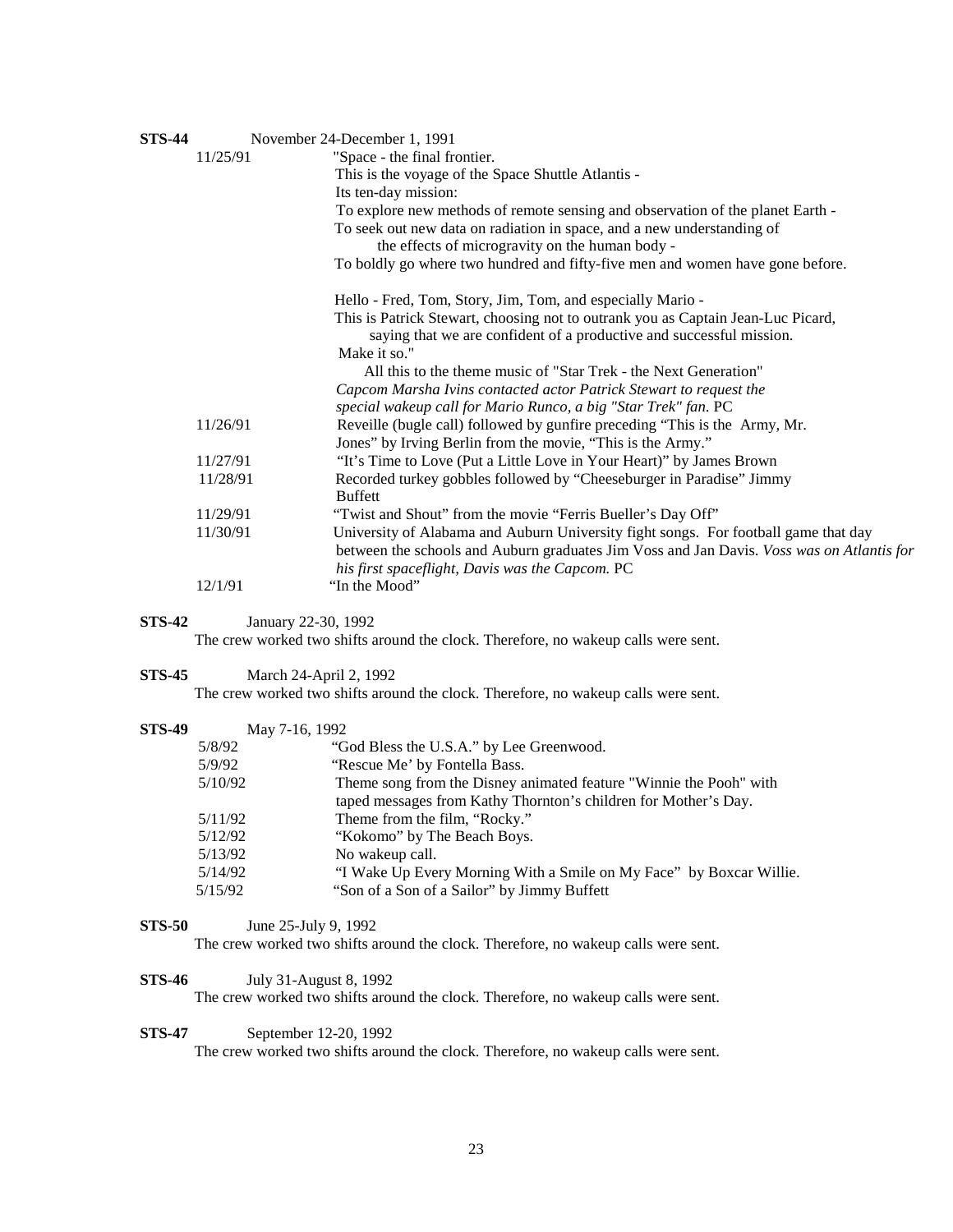**STS-44** November 24-December 1, 1991

| | |
|---|---|
| 11/25/91 | "Space - the final frontier.<br>This is the voyage of the Space Shuttle Atlantis -<br>Its ten-day mission:<br>To explore new methods of remote sensing and observation of the planet Earth -<br>To seek out new data on radiation in space, and a new understanding of the effects of microgravity on the human body -<br>To boldly go where two hundred and fifty-five men and women have gone before.<br><br>Hello - Fred, Tom, Story, Jim, Tom, and especially Mario -<br>This is Patrick Stewart, choosing not to outrank you as Captain Jean-Luc Picard, saying that we are confident of a productive and successful mission.<br>Make it so."<br>All this to the theme music of "Star Trek - the Next Generation"<br>*Capcom Marsha Ivins contacted actor Patrick Stewart to request the special wakeup call for Mario Runco, a big "Star Trek" fan.* PC |
| 11/26/91 | Reveille (bugle call) followed by gunfire preceding "This is the Army, Mr. Jones" by Irving Berlin from the movie, "This is the Army." |
| 11/27/91 | "It's Time to Love (Put a Little Love in Your Heart)" by James Brown |
| 11/28/91 | Recorded turkey gobbles followed by "Cheeseburger in Paradise" Jimmy Buffett |
| 11/29/91 | "Twist and Shout" from the movie "Ferris Bueller's Day Off" |
| 11/30/91 | University of Alabama and Auburn University fight songs. For football game that day between the schools and Auburn graduates Jim Voss and Jan Davis. *Voss was on Atlantis for his first spaceflight, Davis was the Capcom.* PC |
| 12/1/91 | "In the Mood" |

**STS-42** January 22-30, 1992

The crew worked two shifts around the clock. Therefore, no wakeup calls were sent.

**STS-45** March 24-April 2, 1992

The crew worked two shifts around the clock. Therefore, no wakeup calls were sent.

**STS-49** May 7-16, 1992

| | |
|---|---|
| 5/8/92 | "God Bless the U.S.A." by Lee Greenwood. |
| 5/9/92 | "Rescue Me' by Fontella Bass. |
| 5/10/92 | Theme song from the Disney animated feature "Winnie the Pooh" with taped messages from Kathy Thornton's children for Mother's Day. |
| 5/11/92 | Theme from the film, "Rocky." |
| 5/12/92 | "Kokomo" by The Beach Boys. |
| 5/13/92 | No wakeup call. |
| 5/14/92 | "I Wake Up Every Morning With a Smile on My Face" by Boxcar Willie. |
| 5/15/92 | "Son of a Son of a Sailor" by Jimmy Buffett |

**STS-50** June 25-July 9, 1992

The crew worked two shifts around the clock. Therefore, no wakeup calls were sent.

**STS-46** July 31-August 8, 1992

The crew worked two shifts around the clock. Therefore, no wakeup calls were sent.

**STS-47** September 12-20, 1992

The crew worked two shifts around the clock. Therefore, no wakeup calls were sent.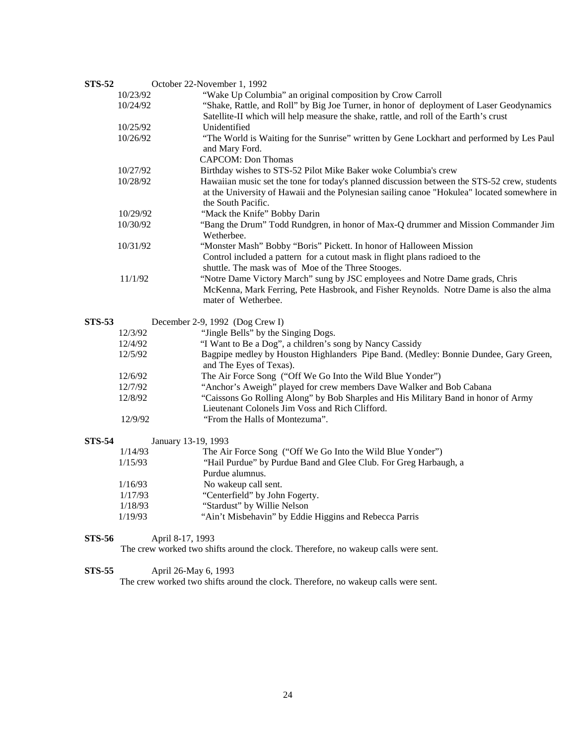**STS-52** October 22-November 1, 1992

| | |
|---|---|
| 10/23/92 | "Wake Up Columbia" an original composition by Crow Carroll |
| 10/24/92 | "Shake, Rattle, and Roll" by Big Joe Turner, in honor of deployment of Laser Geodynamics Satellite-II which will help measure the shake, rattle, and roll of the Earth's crust |
| 10/25/92 | Unidentified |
| 10/26/92 | "The World is Waiting for the Sunrise" written by Gene Lockhart and performed by Les Paul and Mary Ford. CAPCOM: Don Thomas |
| 10/27/92 | Birthday wishes to STS-52 Pilot Mike Baker woke Columbia's crew |
| 10/28/92 | Hawaiian music set the tone for today's planned discussion between the STS-52 crew, students at the University of Hawaii and the Polynesian sailing canoe "Hokulea" located somewhere in the South Pacific. |
| 10/29/92 | "Mack the Knife" Bobby Darin |
| 10/30/92 | "Bang the Drum" Todd Rundgren, in honor of Max-Q drummer and Mission Commander Jim Wetherbee. |
| 10/31/92 | "Monster Mash" Bobby "Boris" Pickett. In honor of Halloween Mission Control included a pattern for a cutout mask in flight plans radioed to the shuttle. The mask was of Moe of the Three Stooges. |
| 11/1/92 | "Notre Dame Victory March" sung by JSC employees and Notre Dame grads, Chris McKenna, Mark Ferring, Pete Hasbrook, and Fisher Reynolds. Notre Dame is also the alma mater of Wetherbee. |

**STS-53** December 2-9, 1992 (Dog Crew I)

| | |
|---|---|
| 12/3/92 | "Jingle Bells" by the Singing Dogs. |
| 12/4/92 | "I Want to Be a Dog", a children's song by Nancy Cassidy |
| 12/5/92 | Bagpipe medley by Houston Highlanders Pipe Band. (Medley: Bonnie Dundee, Gary Green, and The Eyes of Texas). |
| 12/6/92 | The Air Force Song ("Off We Go Into the Wild Blue Yonder") |
| 12/7/92 | "Anchor's Aweigh" played for crew members Dave Walker and Bob Cabana |
| 12/8/92 | "Caissons Go Rolling Along" by Bob Sharples and His Military Band in honor of Army Lieutenant Colonels Jim Voss and Rich Clifford. |
| 12/9/92 | "From the Halls of Montezuma". |

**STS-54** January 13-19, 1993

| | |
|---|---|
| 1/14/93 | The Air Force Song ("Off We Go Into the Wild Blue Yonder") |
| 1/15/93 | "Hail Purdue" by Purdue Band and Glee Club. For Greg Harbaugh, a Purdue alumnus. |
| 1/16/93 | No wakeup call sent. |
| 1/17/93 | "Centerfield" by John Fogerty. |
| 1/18/93 | "Stardust" by Willie Nelson |
| 1/19/93 | "Ain't Misbehavin" by Eddie Higgins and Rebecca Parris |

**STS-56** April 8-17, 1993

The crew worked two shifts around the clock. Therefore, no wakeup calls were sent.

**STS-55** April 26-May 6, 1993

The crew worked two shifts around the clock. Therefore, no wakeup calls were sent.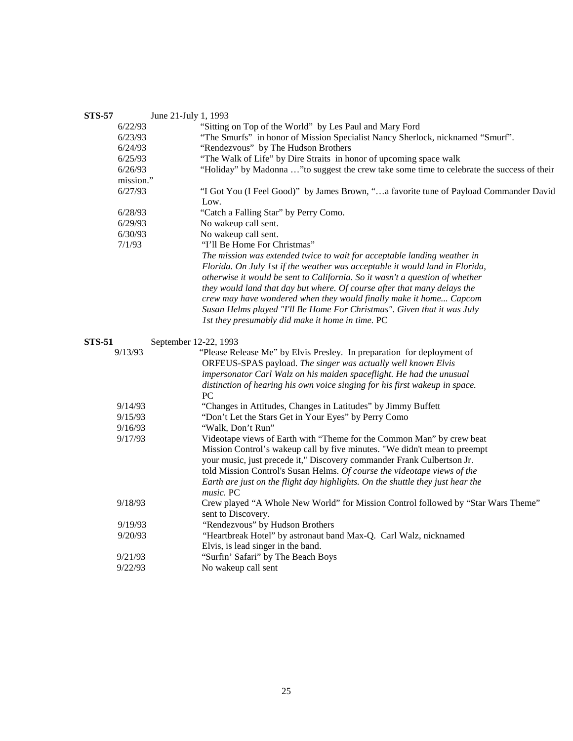**STS-57** June 21-July 1, 1993

| | |
|---|---|
| 6/22/93 | "Sitting on Top of the World" by Les Paul and Mary Ford |
| 6/23/93 | "The Smurfs" in honor of Mission Specialist Nancy Sherlock, nicknamed "Smurf". |
| 6/24/93 | "Rendezvous" by The Hudson Brothers |
| 6/25/93 | "The Walk of Life" by Dire Straits in honor of upcoming space walk |
| 6/26/93 | "Holiday" by Madonna …"to suggest the crew take some time to celebrate the success of their mission." |
| 6/27/93 | "I Got You (I Feel Good)" by James Brown, "…a favorite tune of Payload Commander David Low. |
| 6/28/93 | "Catch a Falling Star" by Perry Como. |
| 6/29/93 | No wakeup call sent. |
| 6/30/93 | No wakeup call sent. |
| 7/1/93 | "I'll Be Home For Christmas" *The mission was extended twice to wait for acceptable landing weather in Florida. On July 1st if the weather was acceptable it would land in Florida, otherwise it would be sent to California. So it wasn't a question of whether they would land that day but where. Of course after that many delays the crew may have wondered when they would finally make it home... Capcom Susan Helms played "I'll Be Home For Christmas". Given that it was July 1st they presumably did make it home in time.* PC |

**STS-51** September 12-22, 1993

| | |
|---|---|
| 9/13/93 | "Please Release Me" by Elvis Presley. In preparation for deployment of ORFEUS-SPAS payload. *The singer was actually well known Elvis impersonator Carl Walz on his maiden spaceflight. He had the unusual distinction of hearing his own voice singing for his first wakeup in space.* PC |
| 9/14/93 | "Changes in Attitudes, Changes in Latitudes" by Jimmy Buffett |
| 9/15/93 | "Don't Let the Stars Get in Your Eyes" by Perry Como |
| 9/16/93 | "Walk, Don't Run" |
| 9/17/93 | Videotape views of Earth with "Theme for the Common Man" by crew beat Mission Control's wakeup call by five minutes. "We didn't mean to preempt your music, just precede it," Discovery commander Frank Culbertson Jr. told Mission Control's Susan Helms. *Of course the videotape views of the Earth are just on the flight day highlights. On the shuttle they just hear the music.* PC |
| 9/18/93 | Crew played "A Whole New World" for Mission Control followed by "Star Wars Theme" sent to Discovery. |
| 9/19/93 | "Rendezvous" by Hudson Brothers |
| 9/20/93 | "Heartbreak Hotel" by astronaut band Max-Q. Carl Walz, nicknamed Elvis, is lead singer in the band. |
| 9/21/93 | "Surfin' Safari" by The Beach Boys |
| 9/22/93 | No wakeup call sent |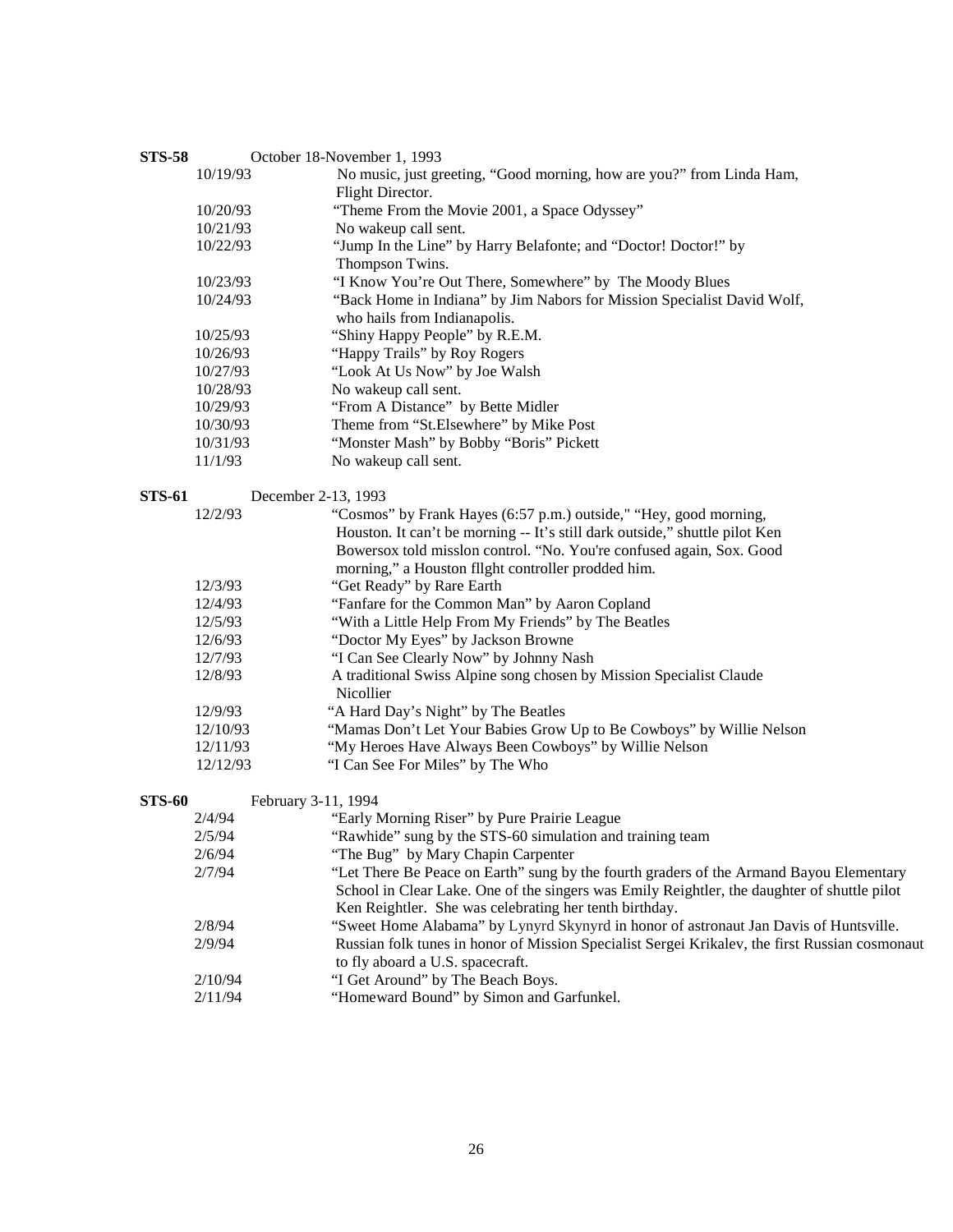**STS-58** October 18-November 1, 1993

| | |
|---|---|
| 10/19/93 | No music, just greeting, "Good morning, how are you?" from Linda Ham, Flight Director. |
| 10/20/93 | "Theme From the Movie 2001, a Space Odyssey" |
| 10/21/93 | No wakeup call sent. |
| 10/22/93 | "Jump In the Line" by Harry Belafonte; and "Doctor! Doctor!" by Thompson Twins. |
| 10/23/93 | "I Know You're Out There, Somewhere" by The Moody Blues |
| 10/24/93 | "Back Home in Indiana" by Jim Nabors for Mission Specialist David Wolf, who hails from Indianapolis. |
| 10/25/93 | "Shiny Happy People" by R.E.M. |
| 10/26/93 | "Happy Trails" by Roy Rogers |
| 10/27/93 | "Look At Us Now" by Joe Walsh |
| 10/28/93 | No wakeup call sent. |
| 10/29/93 | "From A Distance" by Bette Midler |
| 10/30/93 | Theme from "St.Elsewhere" by Mike Post |
| 10/31/93 | "Monster Mash" by Bobby "Boris" Pickett |
| 11/1/93 | No wakeup call sent. |

**STS-61** December 2-13, 1993

| | |
|---|---|
| 12/2/93 | "Cosmos" by Frank Hayes (6:57 p.m.) outside," "Hey, good morning, Houston. It can't be morning -- It's still dark outside," shuttle pilot Ken Bowersox told misslon control. "No. You're confused again, Sox. Good morning," a Houston fllght controller prodded him. |
| 12/3/93 | "Get Ready" by Rare Earth |
| 12/4/93 | "Fanfare for the Common Man" by Aaron Copland |
| 12/5/93 | "With a Little Help From My Friends" by The Beatles |
| 12/6/93 | "Doctor My Eyes" by Jackson Browne |
| 12/7/93 | "I Can See Clearly Now" by Johnny Nash |
| 12/8/93 | A traditional Swiss Alpine song chosen by Mission Specialist Claude Nicollier |
| 12/9/93 | "A Hard Day's Night" by The Beatles |
| 12/10/93 | "Mamas Don't Let Your Babies Grow Up to Be Cowboys" by Willie Nelson |
| 12/11/93 | "My Heroes Have Always Been Cowboys" by Willie Nelson |
| 12/12/93 | "I Can See For Miles" by The Who |

**STS-60** February 3-11, 1994

| | |
|---|---|
| 2/4/94 | "Early Morning Riser" by Pure Prairie League |
| 2/5/94 | "Rawhide" sung by the STS-60 simulation and training team |
| 2/6/94 | "The Bug" by Mary Chapin Carpenter |
| 2/7/94 | "Let There Be Peace on Earth" sung by the fourth graders of the Armand Bayou Elementary School in Clear Lake. One of the singers was Emily Reightler, the daughter of shuttle pilot Ken Reightler. She was celebrating her tenth birthday. |
| 2/8/94 | "Sweet Home Alabama" by Lynyrd Skynyrd in honor of astronaut Jan Davis of Huntsville. |
| 2/9/94 | Russian folk tunes in honor of Mission Specialist Sergei Krikalev, the first Russian cosmonaut to fly aboard a U.S. spacecraft. |
| 2/10/94 | "I Get Around" by The Beach Boys. |
| 2/11/94 | "Homeward Bound" by Simon and Garfunkel. |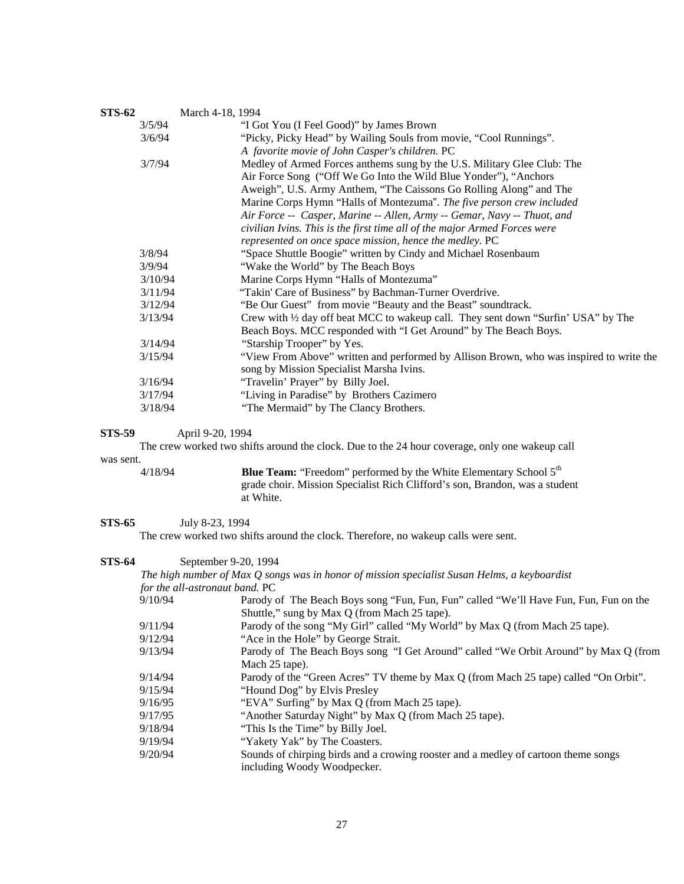**STS-62** March 4-18, 1994

| | |
|---|---|
| 3/5/94 | "I Got You (I Feel Good)" by James Brown |
| 3/6/94 | "Picky, Picky Head" by Wailing Souls from movie, "Cool Runnings". *A favorite movie of John Casper's children.* PC |
| 3/7/94 | Medley of Armed Forces anthems sung by the U.S. Military Glee Club: The Air Force Song ("Off We Go Into the Wild Blue Yonder"), "Anchors Aweigh", U.S. Army Anthem, "The Caissons Go Rolling Along" and The Marine Corps Hymn "Halls of Montezuma". *The five person crew included Air Force -- Casper, Marine -- Allen, Army -- Gemar, Navy -- Thuot, and civilian Ivins. This is the first time all of the major Armed Forces were represented on once space mission, hence the medley.* PC |
| 3/8/94 | "Space Shuttle Boogie" written by Cindy and Michael Rosenbaum |
| 3/9/94 | "Wake the World" by The Beach Boys |
| 3/10/94 | Marine Corps Hymn "Halls of Montezuma" |
| 3/11/94 | "Takin' Care of Business" by Bachman-Turner Overdrive. |
| 3/12/94 | "Be Our Guest" from movie "Beauty and the Beast" soundtrack. |
| 3/13/94 | Crew with ½ day off beat MCC to wakeup call. They sent down "Surfin' USA" by The Beach Boys. MCC responded with "I Get Around" by The Beach Boys. |
| 3/14/94 | "Starship Trooper" by Yes. |
| 3/15/94 | "View From Above" written and performed by Allison Brown, who was inspired to write the song by Mission Specialist Marsha Ivins. |
| 3/16/94 | "Travelin' Prayer" by Billy Joel. |
| 3/17/94 | "Living in Paradise" by Brothers Cazimero |
| 3/18/94 | "The Mermaid" by The Clancy Brothers. |

**STS-59** April 9-20, 1994

The crew worked two shifts around the clock. Due to the 24 hour coverage, only one wakeup call was sent.

| | |
|---|---|
| 4/18/94 | **Blue Team:** "Freedom" performed by the White Elementary School 5th grade choir. Mission Specialist Rich Clifford's son, Brandon, was a student at White. |

**STS-65** July 8-23, 1994

The crew worked two shifts around the clock. Therefore, no wakeup calls were sent.

**STS-64** September 9-20, 1994

*The high number of Max Q songs was in honor of mission specialist Susan Helms, a keyboardist for the all-astronaut band.* PC

| | |
|---|---|
| 9/10/94 | Parody of The Beach Boys song "Fun, Fun, Fun" called "We'll Have Fun, Fun, Fun on the Shuttle," sung by Max Q (from Mach 25 tape). |
| 9/11/94 | Parody of the song "My Girl" called "My World" by Max Q (from Mach 25 tape). |
| 9/12/94 | "Ace in the Hole" by George Strait. |
| 9/13/94 | Parody of The Beach Boys song "I Get Around" called "We Orbit Around" by Max Q (from Mach 25 tape). |
| 9/14/94 | Parody of the "Green Acres" TV theme by Max Q (from Mach 25 tape) called "On Orbit". |
| 9/15/94 | "Hound Dog" by Elvis Presley |
| 9/16/95 | "EVA" Surfing" by Max Q (from Mach 25 tape). |
| 9/17/95 | "Another Saturday Night" by Max Q (from Mach 25 tape). |
| 9/18/94 | "This Is the Time" by Billy Joel. |
| 9/19/94 | "Yakety Yak" by The Coasters. |
| 9/20/94 | Sounds of chirping birds and a crowing rooster and a medley of cartoon theme songs including Woody Woodpecker. |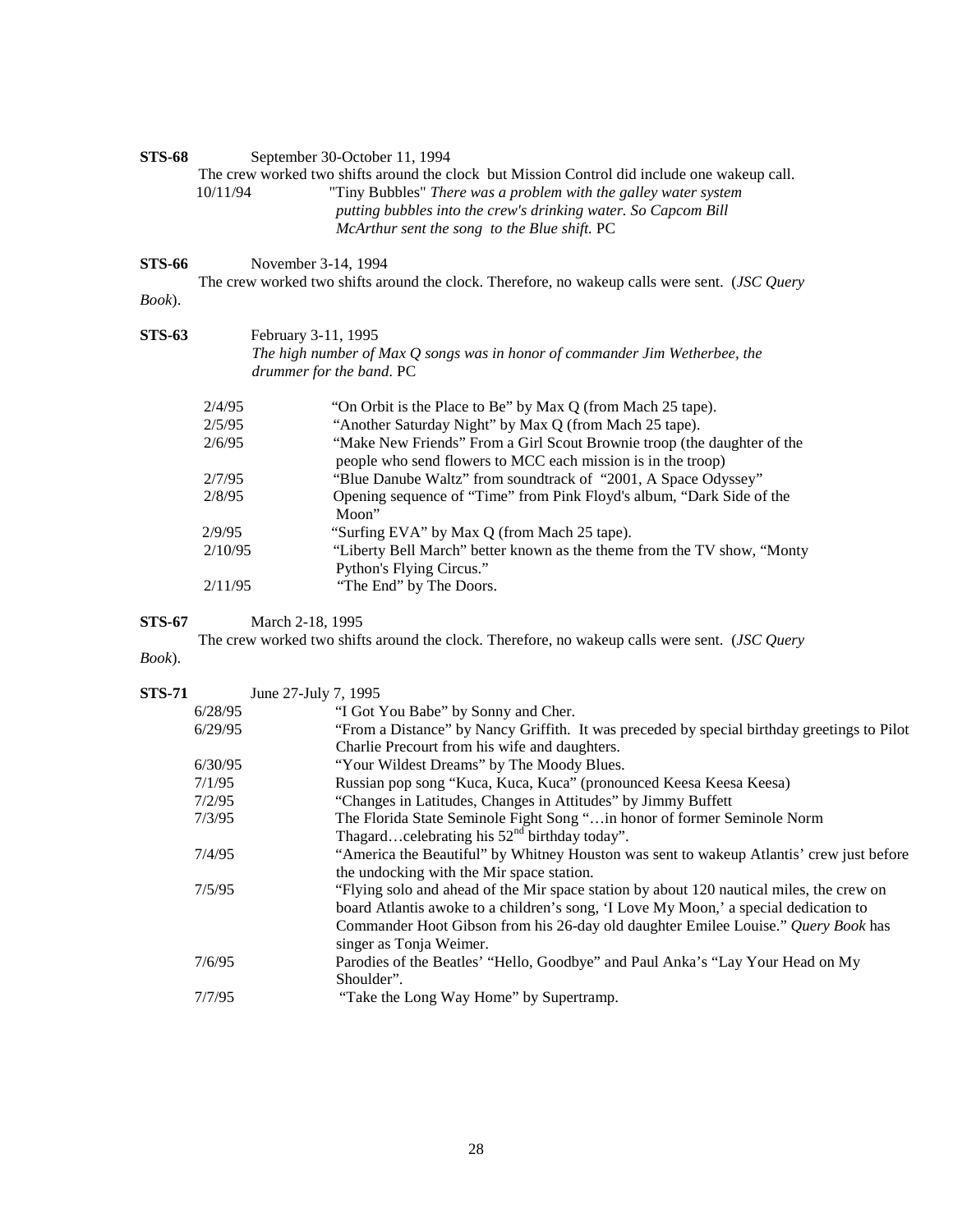**STS-68** September 30-October 11, 1994

The crew worked two shifts around the clock but Mission Control did include one wakeup call.

10/11/94 "Tiny Bubbles" *There was a problem with the galley water system putting bubbles into the crew's drinking water. So Capcom Bill McArthur sent the song to the Blue shift.* PC

**STS-66** November 3-14, 1994

The crew worked two shifts around the clock. Therefore, no wakeup calls were sent. (*JSC Query Book*).

**STS-63** February 3-11, 1995

*The high number of Max Q songs was in honor of commander Jim Wetherbee, the drummer for the band.* PC

| | |
|---|---|
| 2/4/95 | "On Orbit is the Place to Be" by Max Q (from Mach 25 tape). |
| 2/5/95 | "Another Saturday Night" by Max Q (from Mach 25 tape). |
| 2/6/95 | "Make New Friends" From a Girl Scout Brownie troop (the daughter of the people who send flowers to MCC each mission is in the troop) |
| 2/7/95 | "Blue Danube Waltz" from soundtrack of "2001, A Space Odyssey" |
| 2/8/95 | Opening sequence of "Time" from Pink Floyd's album, "Dark Side of the Moon" |
| 2/9/95 | "Surfing EVA" by Max Q (from Mach 25 tape). |
| 2/10/95 | "Liberty Bell March" better known as the theme from the TV show, "Monty Python's Flying Circus." |
| 2/11/95 | "The End" by The Doors. |

**STS-67** March 2-18, 1995

The crew worked two shifts around the clock. Therefore, no wakeup calls were sent. (*JSC Query Book*).

**STS-71** June 27-July 7, 1995

| | |
|---|---|
| 6/28/95 | "I Got You Babe" by Sonny and Cher. |
| 6/29/95 | "From a Distance" by Nancy Griffith. It was preceded by special birthday greetings to Pilot Charlie Precourt from his wife and daughters. |
| 6/30/95 | "Your Wildest Dreams" by The Moody Blues. |
| 7/1/95 | Russian pop song "Kuca, Kuca, Kuca" (pronounced Keesa Keesa Keesa) |
| 7/2/95 | "Changes in Latitudes, Changes in Attitudes" by Jimmy Buffett |
| 7/3/95 | The Florida State Seminole Fight Song "…in honor of former Seminole Norm Thagard…celebrating his 52nd birthday today". |
| 7/4/95 | "America the Beautiful" by Whitney Houston was sent to wakeup Atlantis' crew just before the undocking with the Mir space station. |
| 7/5/95 | "Flying solo and ahead of the Mir space station by about 120 nautical miles, the crew on board Atlantis awoke to a children's song, 'I Love My Moon,' a special dedication to Commander Hoot Gibson from his 26-day old daughter Emilee Louise." *Query Book* has singer as Tonja Weimer. |
| 7/6/95 | Parodies of the Beatles' "Hello, Goodbye" and Paul Anka's "Lay Your Head on My Shoulder". |
| 7/7/95 | "Take the Long Way Home" by Supertramp. |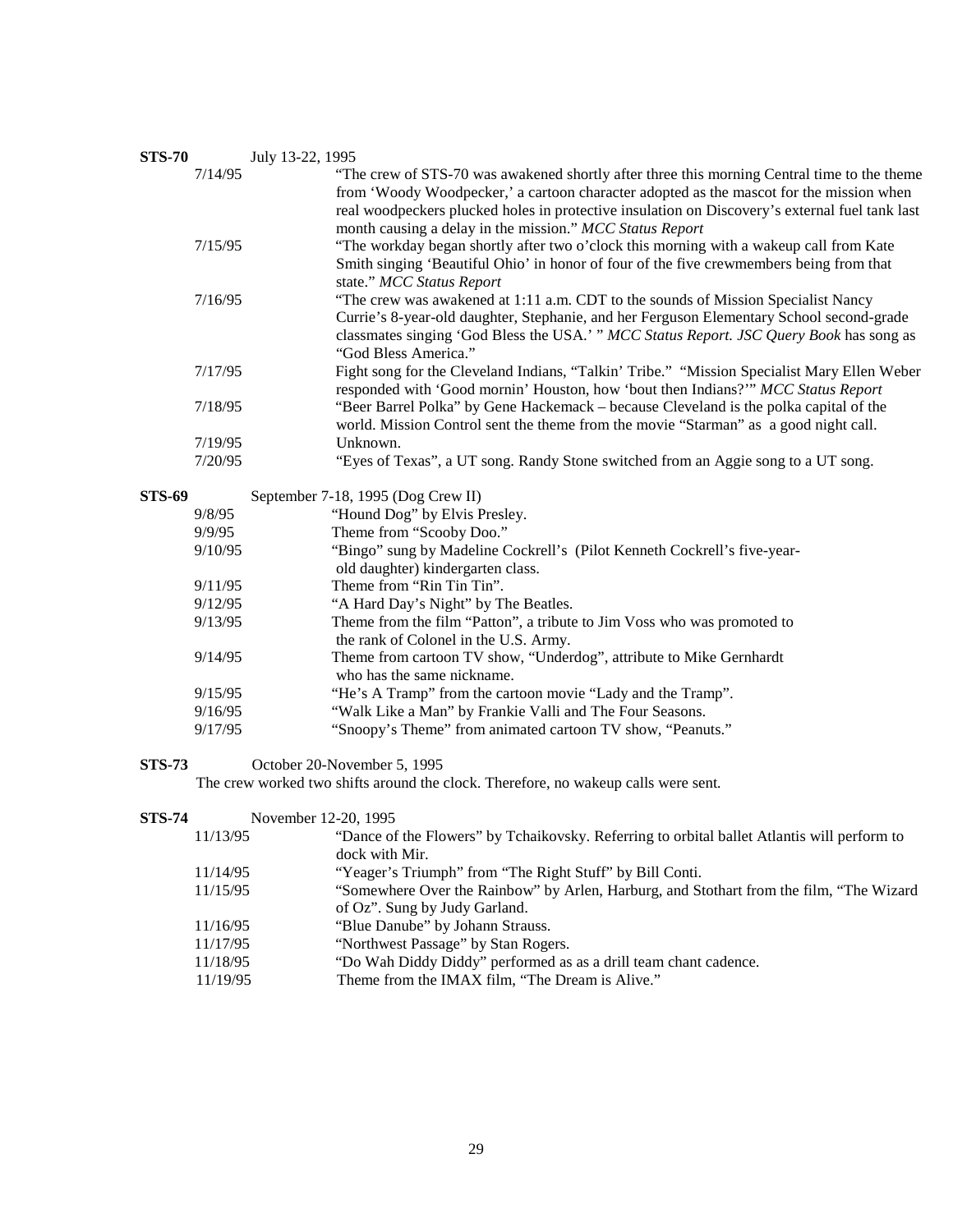**STS-70** July 13-22, 1995

| | |
|---|---|
| 7/14/95 | "The crew of STS-70 was awakened shortly after three this morning Central time to the theme from 'Woody Woodpecker,' a cartoon character adopted as the mascot for the mission when real woodpeckers plucked holes in protective insulation on Discovery's external fuel tank last month causing a delay in the mission." *MCC Status Report* |
| 7/15/95 | "The workday began shortly after two o'clock this morning with a wakeup call from Kate Smith singing 'Beautiful Ohio' in honor of four of the five crewmembers being from that state." *MCC Status Report* |
| 7/16/95 | "The crew was awakened at 1:11 a.m. CDT to the sounds of Mission Specialist Nancy Currie's 8-year-old daughter, Stephanie, and her Ferguson Elementary School second-grade classmates singing 'God Bless the USA.' " *MCC Status Report. JSC Query Book* has song as "God Bless America." |
| 7/17/95 | Fight song for the Cleveland Indians, "Talkin' Tribe." "Mission Specialist Mary Ellen Weber responded with 'Good mornin' Houston, how 'bout then Indians?'" *MCC Status Report* |
| 7/18/95 | "Beer Barrel Polka" by Gene Hackemack – because Cleveland is the polka capital of the world. Mission Control sent the theme from the movie "Starman" as a good night call. |
| 7/19/95 | Unknown. |
| 7/20/95 | "Eyes of Texas", a UT song. Randy Stone switched from an Aggie song to a UT song. |

**STS-69** September 7-18, 1995 (Dog Crew II)

| | |
|---|---|
| 9/8/95 | "Hound Dog" by Elvis Presley. |
| 9/9/95 | Theme from "Scooby Doo." |
| 9/10/95 | "Bingo" sung by Madeline Cockrell's (Pilot Kenneth Cockrell's five-year-old daughter) kindergarten class. |
| 9/11/95 | Theme from "Rin Tin Tin". |
| 9/12/95 | "A Hard Day's Night" by The Beatles. |
| 9/13/95 | Theme from the film "Patton", a tribute to Jim Voss who was promoted to the rank of Colonel in the U.S. Army. |
| 9/14/95 | Theme from cartoon TV show, "Underdog", attribute to Mike Gernhardt who has the same nickname. |
| 9/15/95 | "He's A Tramp" from the cartoon movie "Lady and the Tramp". |
| 9/16/95 | "Walk Like a Man" by Frankie Valli and The Four Seasons. |
| 9/17/95 | "Snoopy's Theme" from animated cartoon TV show, "Peanuts." |

**STS-73** October 20-November 5, 1995

The crew worked two shifts around the clock. Therefore, no wakeup calls were sent.

**STS-74** November 12-20, 1995

| | |
|---|---|
| 11/13/95 | "Dance of the Flowers" by Tchaikovsky. Referring to orbital ballet Atlantis will perform to dock with Mir. |
| 11/14/95 | "Yeager's Triumph" from "The Right Stuff" by Bill Conti. |
| 11/15/95 | "Somewhere Over the Rainbow" by Arlen, Harburg, and Stothart from the film, "The Wizard of Oz". Sung by Judy Garland. |
| 11/16/95 | "Blue Danube" by Johann Strauss. |
| 11/17/95 | "Northwest Passage" by Stan Rogers. |
| 11/18/95 | "Do Wah Diddy Diddy" performed as as a drill team chant cadence. |
| 11/19/95 | Theme from the IMAX film, "The Dream is Alive." |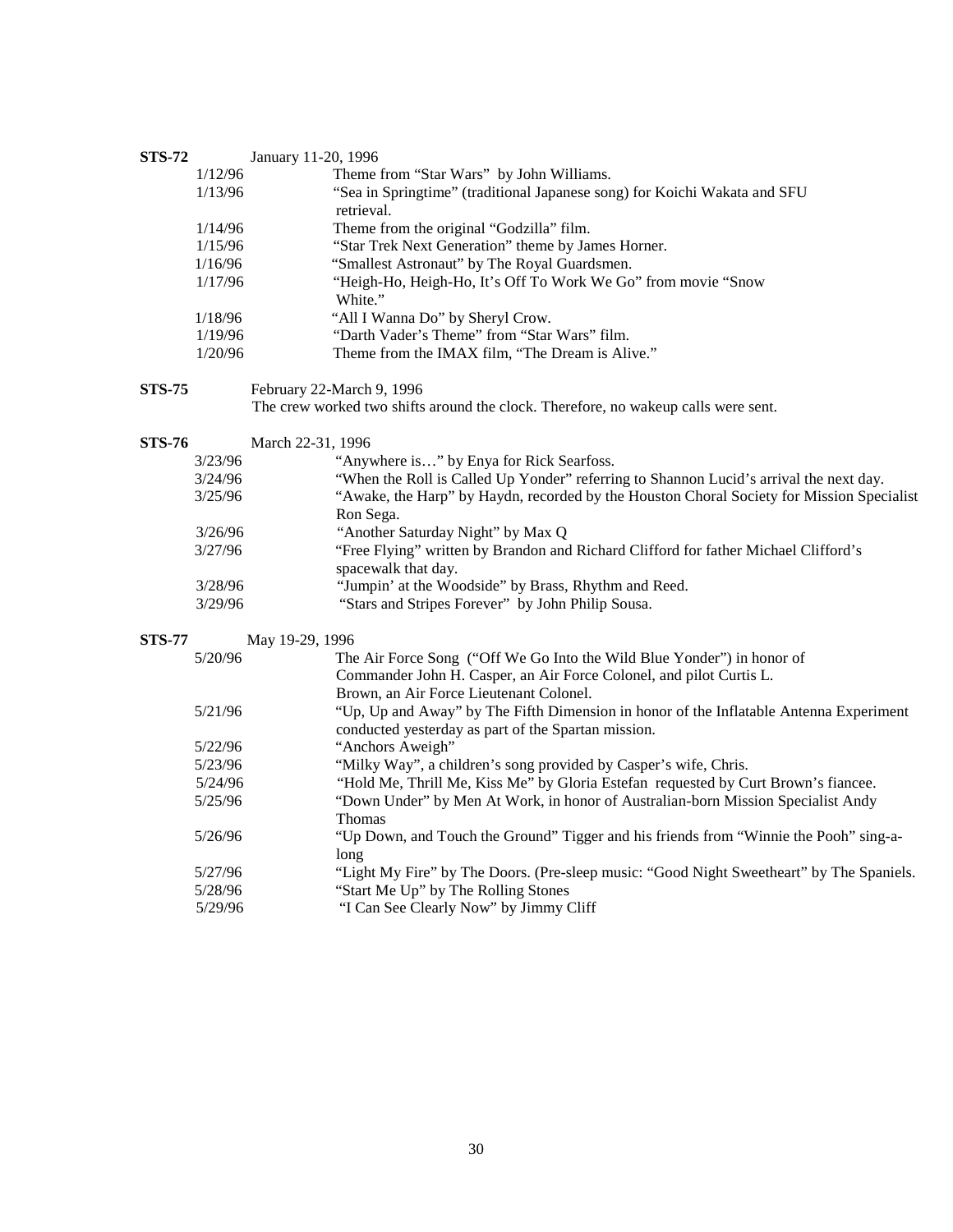**STS-72** January 11-20, 1996

| | |
|---|---|
| 1/12/96 | Theme from "Star Wars" by John Williams. |
| 1/13/96 | "Sea in Springtime" (traditional Japanese song) for Koichi Wakata and SFU retrieval. |
| 1/14/96 | Theme from the original "Godzilla" film. |
| 1/15/96 | "Star Trek Next Generation" theme by James Horner. |
| 1/16/96 | "Smallest Astronaut" by The Royal Guardsmen. |
| 1/17/96 | "Heigh-Ho, Heigh-Ho, It's Off To Work We Go" from movie "Snow White." |
| 1/18/96 | "All I Wanna Do" by Sheryl Crow. |
| 1/19/96 | "Darth Vader's Theme" from "Star Wars" film. |
| 1/20/96 | Theme from the IMAX film, "The Dream is Alive." |

**STS-75** February 22-March 9, 1996

The crew worked two shifts around the clock. Therefore, no wakeup calls were sent.

**STS-76** March 22-31, 1996

| | |
|---|---|
| 3/23/96 | "Anywhere is…" by Enya for Rick Searfoss. |
| 3/24/96 | "When the Roll is Called Up Yonder" referring to Shannon Lucid's arrival the next day. |
| 3/25/96 | "Awake, the Harp" by Haydn, recorded by the Houston Choral Society for Mission Specialist Ron Sega. |
| 3/26/96 | "Another Saturday Night" by Max Q |
| 3/27/96 | "Free Flying" written by Brandon and Richard Clifford for father Michael Clifford's spacewalk that day. |
| 3/28/96 | "Jumpin' at the Woodside" by Brass, Rhythm and Reed. |
| 3/29/96 | "Stars and Stripes Forever" by John Philip Sousa. |

**STS-77** May 19-29, 1996

| | |
|---|---|
| 5/20/96 | The Air Force Song ("Off We Go Into the Wild Blue Yonder") in honor of Commander John H. Casper, an Air Force Colonel, and pilot Curtis L. Brown, an Air Force Lieutenant Colonel. |
| 5/21/96 | "Up, Up and Away" by The Fifth Dimension in honor of the Inflatable Antenna Experiment conducted yesterday as part of the Spartan mission. |
| 5/22/96 | "Anchors Aweigh" |
| 5/23/96 | "Milky Way", a children's song provided by Casper's wife, Chris. |
| 5/24/96 | "Hold Me, Thrill Me, Kiss Me" by Gloria Estefan requested by Curt Brown's fiancee. |
| 5/25/96 | "Down Under" by Men At Work, in honor of Australian-born Mission Specialist Andy Thomas |
| 5/26/96 | "Up Down, and Touch the Ground" Tigger and his friends from "Winnie the Pooh" sing-a-long |
| 5/27/96 | "Light My Fire" by The Doors. (Pre-sleep music: "Good Night Sweetheart" by The Spaniels. |
| 5/28/96 | "Start Me Up" by The Rolling Stones |
| 5/29/96 | "I Can See Clearly Now" by Jimmy Cliff |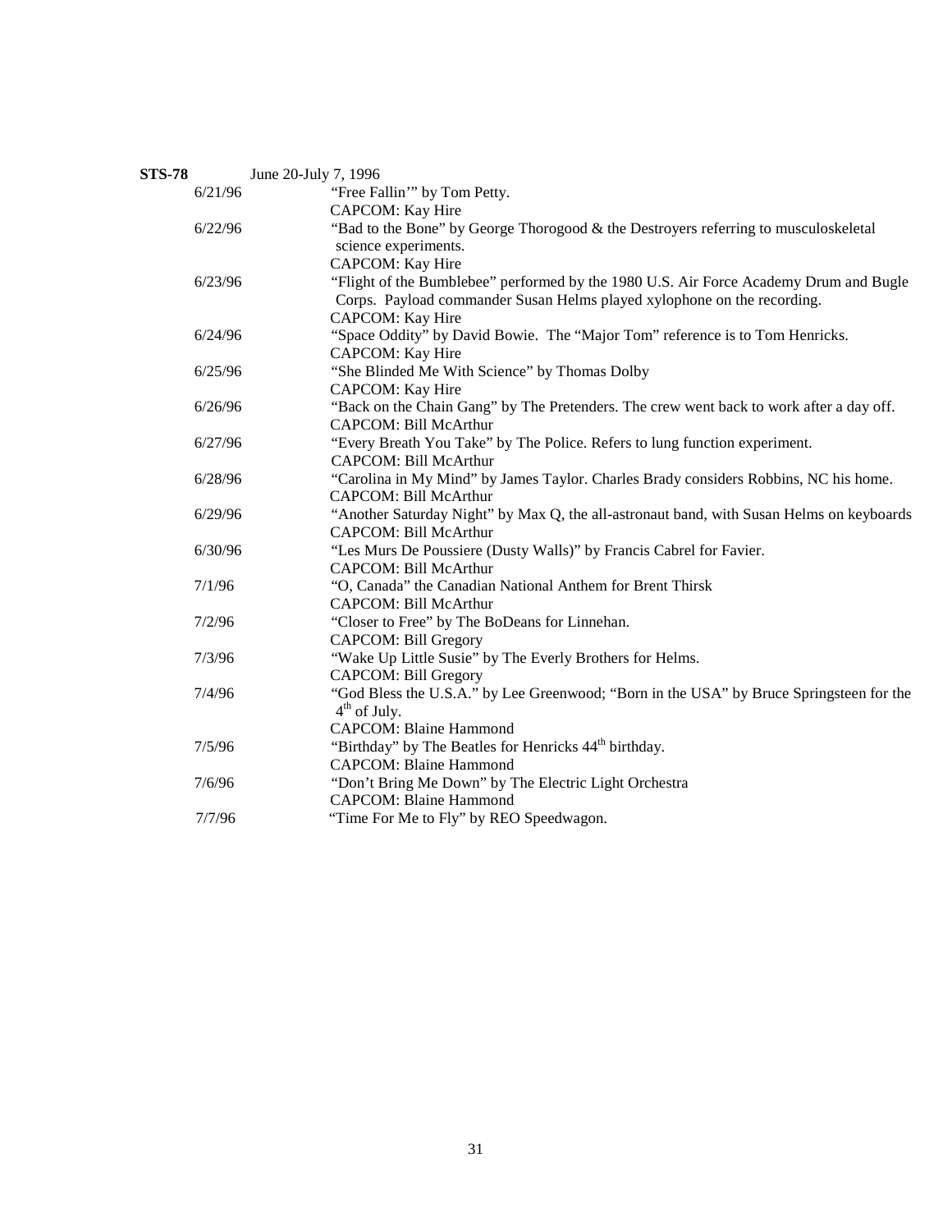**STS-78** June 20-July 7, 1996

| | |
|---|---|
| 6/21/96 | "Free Fallin'" by Tom Petty.<br>CAPCOM: Kay Hire |
| 6/22/96 | "Bad to the Bone" by George Thorogood & the Destroyers referring to musculoskeletal science experiments.<br>CAPCOM: Kay Hire |
| 6/23/96 | "Flight of the Bumblebee" performed by the 1980 U.S. Air Force Academy Drum and Bugle Corps. Payload commander Susan Helms played xylophone on the recording.<br>CAPCOM: Kay Hire |
| 6/24/96 | "Space Oddity" by David Bowie. The "Major Tom" reference is to Tom Henricks.<br>CAPCOM: Kay Hire |
| 6/25/96 | "She Blinded Me With Science" by Thomas Dolby<br>CAPCOM: Kay Hire |
| 6/26/96 | "Back on the Chain Gang" by The Pretenders. The crew went back to work after a day off.<br>CAPCOM: Bill McArthur |
| 6/27/96 | "Every Breath You Take" by The Police. Refers to lung function experiment.<br>CAPCOM: Bill McArthur |
| 6/28/96 | "Carolina in My Mind" by James Taylor. Charles Brady considers Robbins, NC his home.<br>CAPCOM: Bill McArthur |
| 6/29/96 | "Another Saturday Night" by Max Q, the all-astronaut band, with Susan Helms on keyboards<br>CAPCOM: Bill McArthur |
| 6/30/96 | "Les Murs De Poussiere (Dusty Walls)" by Francis Cabrel for Favier.<br>CAPCOM: Bill McArthur |
| 7/1/96 | "O, Canada" the Canadian National Anthem for Brent Thirsk<br>CAPCOM: Bill McArthur |
| 7/2/96 | "Closer to Free" by The BoDeans for Linnehan.<br>CAPCOM: Bill Gregory |
| 7/3/96 | "Wake Up Little Susie" by The Everly Brothers for Helms.<br>CAPCOM: Bill Gregory |
| 7/4/96 | "God Bless the U.S.A." by Lee Greenwood; "Born in the USA" by Bruce Springsteen for the 4th of July.<br>CAPCOM: Blaine Hammond |
| 7/5/96 | "Birthday" by The Beatles for Henricks 44th birthday.<br>CAPCOM: Blaine Hammond |
| 7/6/96 | "Don't Bring Me Down" by The Electric Light Orchestra<br>CAPCOM: Blaine Hammond |
| 7/7/96 | "Time For Me to Fly" by REO Speedwagon. |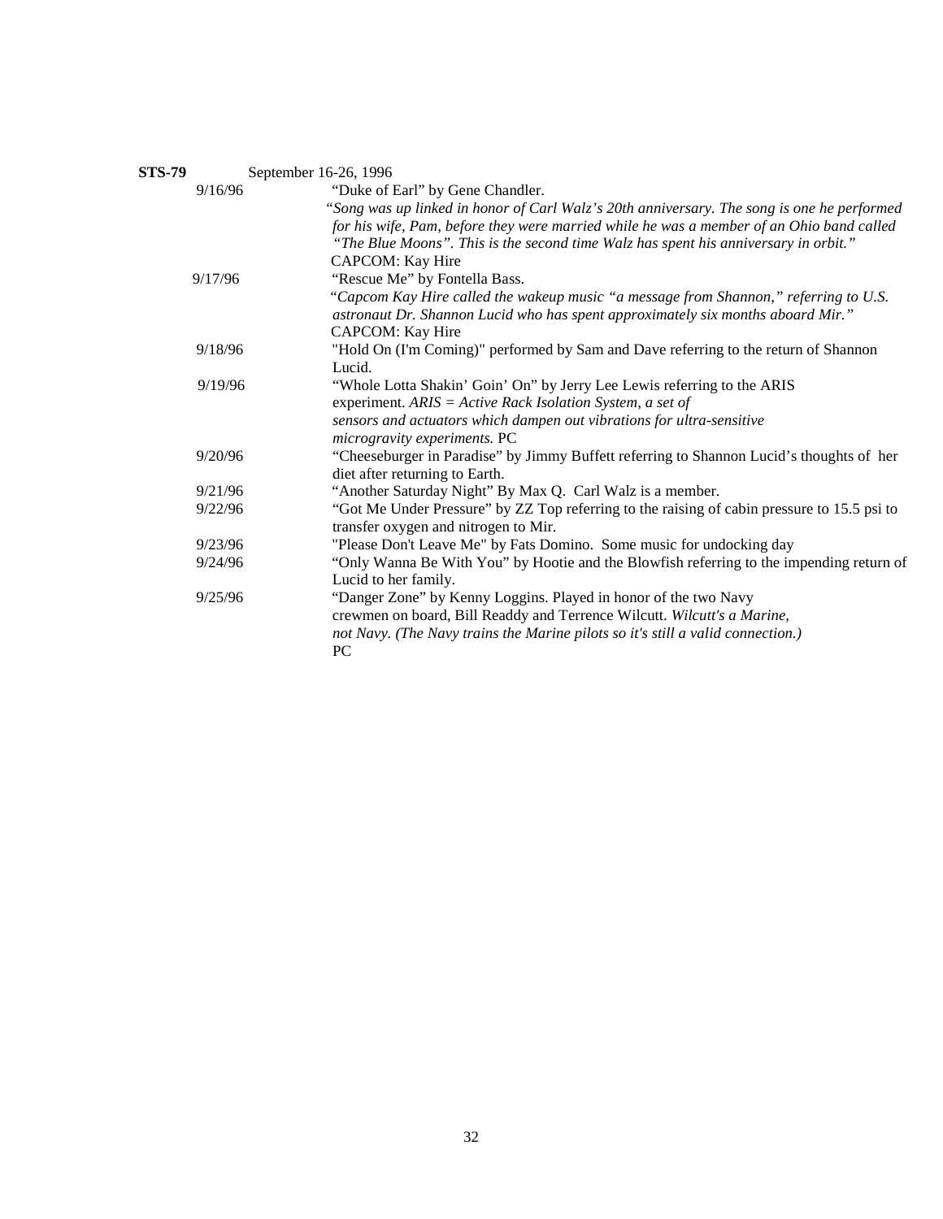**STS-79** September 16-26, 1996

| | |
|---|---|
| 9/16/96 | "Duke of Earl" by Gene Chandler. *"Song was up linked in honor of Carl Walz's 20th anniversary. The song is one he performed for his wife, Pam, before they were married while he was a member of an Ohio band called "The Blue Moons". This is the second time Walz has spent his anniversary in orbit."* CAPCOM: Kay Hire |
| 9/17/96 | "Rescue Me" by Fontella Bass. *"Capcom Kay Hire called the wakeup music "a message from Shannon," referring to U.S. astronaut Dr. Shannon Lucid who has spent approximately six months aboard Mir."* CAPCOM: Kay Hire |
| 9/18/96 | "Hold On (I'm Coming)" performed by Sam and Dave referring to the return of Shannon Lucid. |
| 9/19/96 | "Whole Lotta Shakin' Goin' On" by Jerry Lee Lewis referring to the ARIS experiment. *ARIS = Active Rack Isolation System, a set of sensors and actuators which dampen out vibrations for ultra-sensitive microgravity experiments.* PC |
| 9/20/96 | "Cheeseburger in Paradise" by Jimmy Buffett referring to Shannon Lucid's thoughts of her diet after returning to Earth. |
| 9/21/96 | "Another Saturday Night" By Max Q. Carl Walz is a member. |
| 9/22/96 | "Got Me Under Pressure" by ZZ Top referring to the raising of cabin pressure to 15.5 psi to transfer oxygen and nitrogen to Mir. |
| 9/23/96 | "Please Don't Leave Me" by Fats Domino. Some music for undocking day |
| 9/24/96 | "Only Wanna Be With You" by Hootie and the Blowfish referring to the impending return of Lucid to her family. |
| 9/25/96 | "Danger Zone" by Kenny Loggins. Played in honor of the two Navy crewmen on board, Bill Readdy and Terrence Wilcutt. *Wilcutt's a Marine, not Navy. (The Navy trains the Marine pilots so it's still a valid connection.)* PC |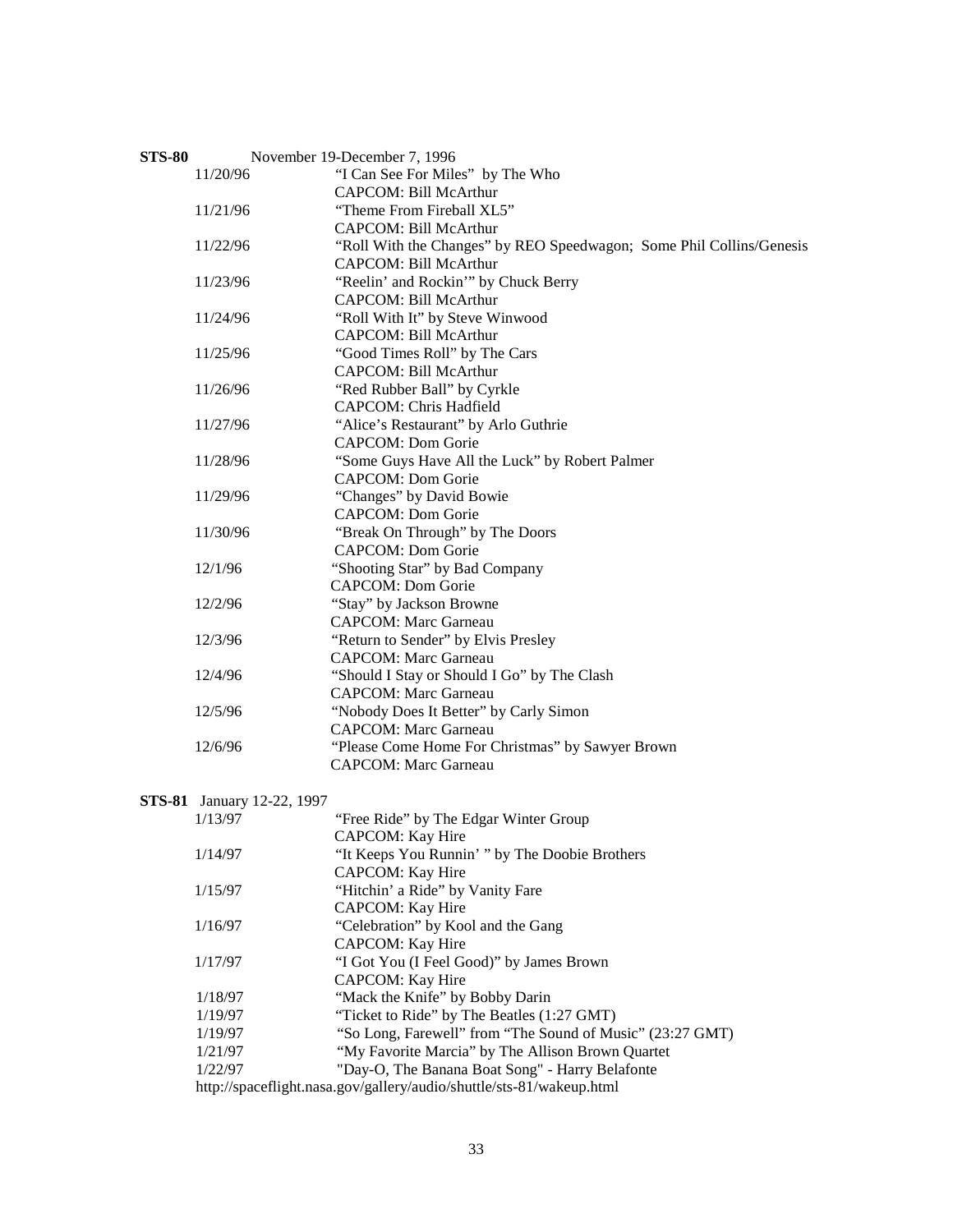**STS-80** November 19-December 7, 1996

| | |
|---|---|
| 11/20/96 | "I Can See For Miles" by The Who<br>CAPCOM: Bill McArthur |
| 11/21/96 | "Theme From Fireball XL5"<br>CAPCOM: Bill McArthur |
| 11/22/96 | "Roll With the Changes" by REO Speedwagon; Some Phil Collins/Genesis<br>CAPCOM: Bill McArthur |
| 11/23/96 | "Reelin' and Rockin'" by Chuck Berry<br>CAPCOM: Bill McArthur |
| 11/24/96 | "Roll With It" by Steve Winwood<br>CAPCOM: Bill McArthur |
| 11/25/96 | "Good Times Roll" by The Cars<br>CAPCOM: Bill McArthur |
| 11/26/96 | "Red Rubber Ball" by Cyrkle<br>CAPCOM: Chris Hadfield |
| 11/27/96 | "Alice's Restaurant" by Arlo Guthrie<br>CAPCOM: Dom Gorie |
| 11/28/96 | "Some Guys Have All the Luck" by Robert Palmer<br>CAPCOM: Dom Gorie |
| 11/29/96 | "Changes" by David Bowie<br>CAPCOM: Dom Gorie |
| 11/30/96 | "Break On Through" by The Doors<br>CAPCOM: Dom Gorie |
| 12/1/96 | "Shooting Star" by Bad Company<br>CAPCOM: Dom Gorie |
| 12/2/96 | "Stay" by Jackson Browne<br>CAPCOM: Marc Garneau |
| 12/3/96 | "Return to Sender" by Elvis Presley<br>CAPCOM: Marc Garneau |
| 12/4/96 | "Should I Stay or Should I Go" by The Clash<br>CAPCOM: Marc Garneau |
| 12/5/96 | "Nobody Does It Better" by Carly Simon<br>CAPCOM: Marc Garneau |
| 12/6/96 | "Please Come Home For Christmas" by Sawyer Brown<br>CAPCOM: Marc Garneau |

**STS-81** January 12-22, 1997

| | |
|---|---|
| 1/13/97 | "Free Ride" by The Edgar Winter Group<br>CAPCOM: Kay Hire |
| 1/14/97 | "It Keeps You Runnin' " by The Doobie Brothers<br>CAPCOM: Kay Hire |
| 1/15/97 | "Hitchin' a Ride" by Vanity Fare<br>CAPCOM: Kay Hire |
| 1/16/97 | "Celebration" by Kool and the Gang<br>CAPCOM: Kay Hire |
| 1/17/97 | "I Got You (I Feel Good)" by James Brown<br>CAPCOM: Kay Hire |
| 1/18/97 | "Mack the Knife" by Bobby Darin |
| 1/19/97 | "Ticket to Ride" by The Beatles (1:27 GMT) |
| 1/19/97 | "So Long, Farewell" from "The Sound of Music" (23:27 GMT) |
| 1/21/97 | "My Favorite Marcia" by The Allison Brown Quartet |
| 1/22/97 | "Day-O, The Banana Boat Song" - Harry Belafonte |

http://spaceflight.nasa.gov/gallery/audio/shuttle/sts-81/wakeup.html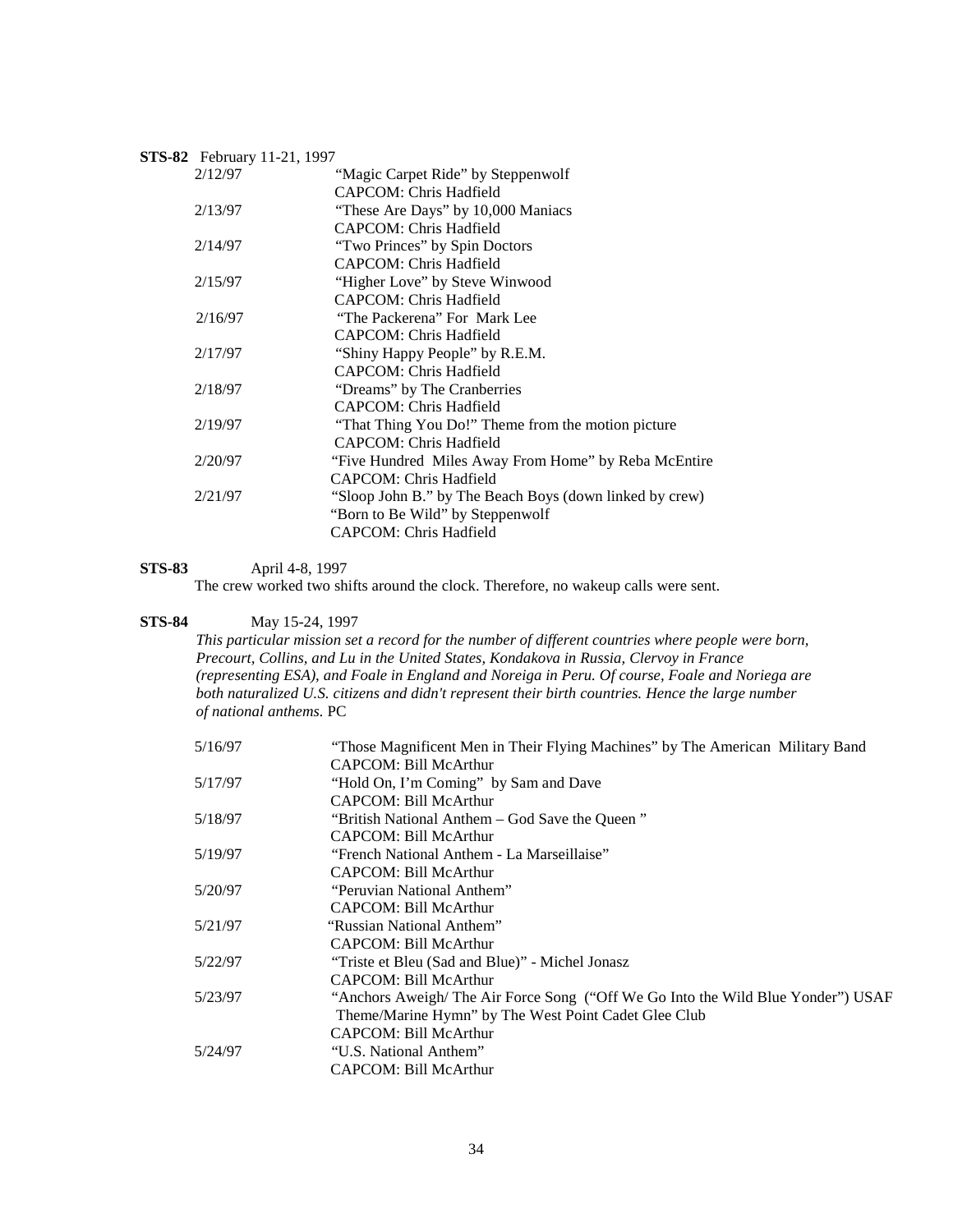**STS-82** February 11-21, 1997

| | |
|---|---|
| 2/12/97 | "Magic Carpet Ride" by Steppenwolf<br>CAPCOM: Chris Hadfield |
| 2/13/97 | "These Are Days" by 10,000 Maniacs<br>CAPCOM: Chris Hadfield |
| 2/14/97 | "Two Princes" by Spin Doctors<br>CAPCOM: Chris Hadfield |
| 2/15/97 | "Higher Love" by Steve Winwood<br>CAPCOM: Chris Hadfield |
| 2/16/97 | "The Packerena" For Mark Lee<br>CAPCOM: Chris Hadfield |
| 2/17/97 | "Shiny Happy People" by R.E.M.<br>CAPCOM: Chris Hadfield |
| 2/18/97 | "Dreams" by The Cranberries<br>CAPCOM: Chris Hadfield |
| 2/19/97 | "That Thing You Do!" Theme from the motion picture<br>CAPCOM: Chris Hadfield |
| 2/20/97 | "Five Hundred Miles Away From Home" by Reba McEntire<br>CAPCOM: Chris Hadfield |
| 2/21/97 | "Sloop John B." by The Beach Boys (down linked by crew)<br>"Born to Be Wild" by Steppenwolf<br>CAPCOM: Chris Hadfield |

**STS-83** April 4-8, 1997

The crew worked two shifts around the clock. Therefore, no wakeup calls were sent.

**STS-84** May 15-24, 1997

*This particular mission set a record for the number of different countries where people were born, Precourt, Collins, and Lu in the United States, Kondakova in Russia, Clervoy in France (representing ESA), and Foale in England and Noreiga in Peru. Of course, Foale and Noriega are both naturalized U.S. citizens and didn't represent their birth countries. Hence the large number of national anthems.* PC

| | |
|---|---|
| 5/16/97 | "Those Magnificent Men in Their Flying Machines" by The American Military Band<br>CAPCOM: Bill McArthur |
| 5/17/97 | "Hold On, I'm Coming" by Sam and Dave<br>CAPCOM: Bill McArthur |
| 5/18/97 | "British National Anthem – God Save the Queen "<br>CAPCOM: Bill McArthur |
| 5/19/97 | "French National Anthem - La Marseillaise"<br>CAPCOM: Bill McArthur |
| 5/20/97 | "Peruvian National Anthem"<br>CAPCOM: Bill McArthur |
| 5/21/97 | "Russian National Anthem"<br>CAPCOM: Bill McArthur |
| 5/22/97 | "Triste et Bleu (Sad and Blue)" - Michel Jonasz<br>CAPCOM: Bill McArthur |
| 5/23/97 | "Anchors Aweigh/ The Air Force Song ("Off We Go Into the Wild Blue Yonder") USAF Theme/Marine Hymn" by The West Point Cadet Glee Club<br>CAPCOM: Bill McArthur |
| 5/24/97 | "U.S. National Anthem"<br>CAPCOM: Bill McArthur |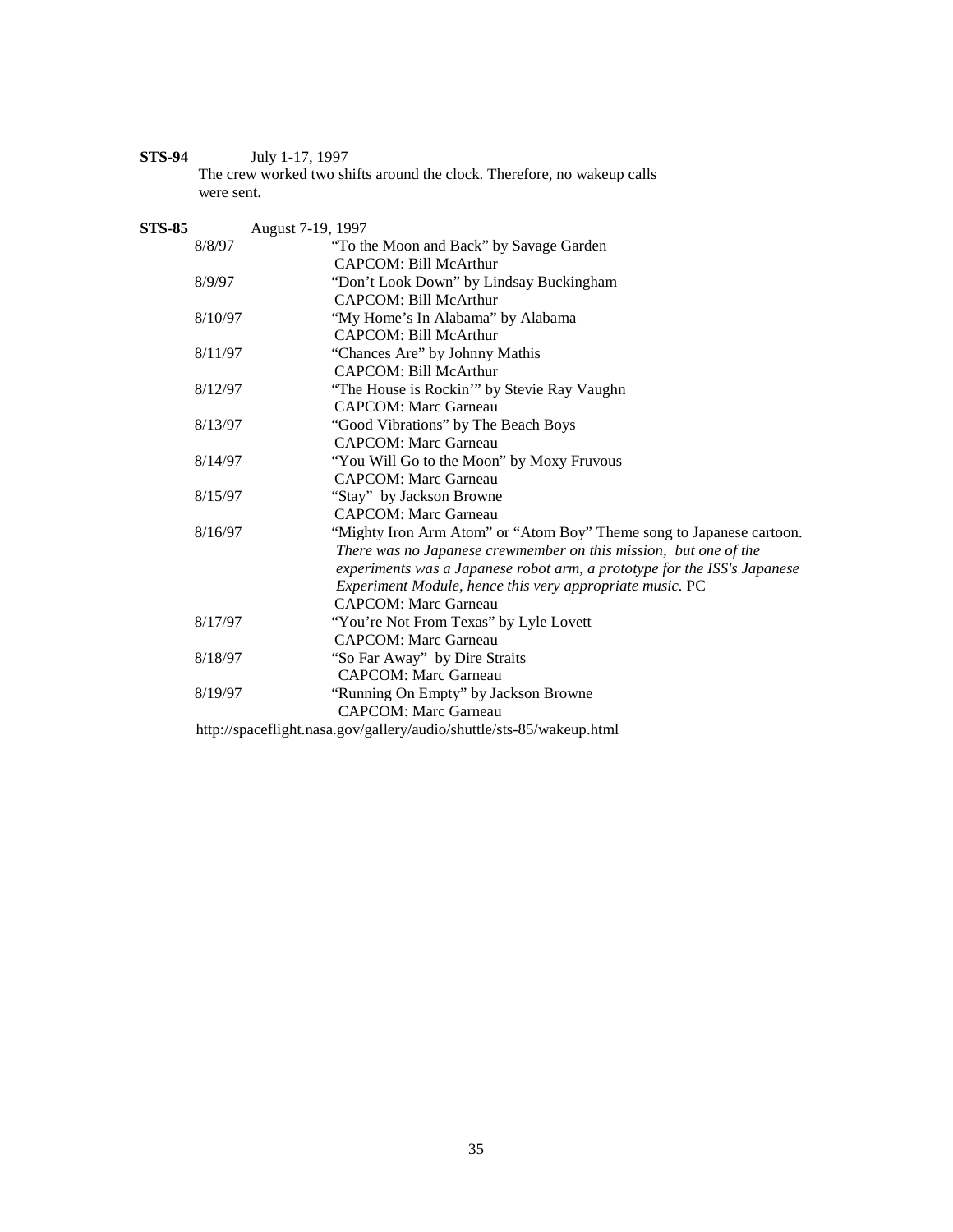**STS-94** July 1-17, 1997

The crew worked two shifts around the clock. Therefore, no wakeup calls were sent.

**STS-85** August 7-19, 1997

| | |
|---|---|
| 8/8/97 | "To the Moon and Back" by Savage Garden<br>CAPCOM: Bill McArthur |
| 8/9/97 | "Don't Look Down" by Lindsay Buckingham<br>CAPCOM: Bill McArthur |
| 8/10/97 | "My Home's In Alabama" by Alabama<br>CAPCOM: Bill McArthur |
| 8/11/97 | "Chances Are" by Johnny Mathis<br>CAPCOM: Bill McArthur |
| 8/12/97 | "The House is Rockin'" by Stevie Ray Vaughn<br>CAPCOM: Marc Garneau |
| 8/13/97 | "Good Vibrations" by The Beach Boys<br>CAPCOM: Marc Garneau |
| 8/14/97 | "You Will Go to the Moon" by Moxy Fruvous<br>CAPCOM: Marc Garneau |
| 8/15/97 | "Stay" by Jackson Browne<br>CAPCOM: Marc Garneau |
| 8/16/97 | "Mighty Iron Arm Atom" or "Atom Boy" Theme song to Japanese cartoon. *There was no Japanese crewmember on this mission, but one of the experiments was a Japanese robot arm, a prototype for the ISS's Japanese Experiment Module, hence this very appropriate music.* PC<br>CAPCOM: Marc Garneau |
| 8/17/97 | "You're Not From Texas" by Lyle Lovett<br>CAPCOM: Marc Garneau |
| 8/18/97 | "So Far Away" by Dire Straits<br>CAPCOM: Marc Garneau |
| 8/19/97 | "Running On Empty" by Jackson Browne<br>CAPCOM: Marc Garneau |

http://spaceflight.nasa.gov/gallery/audio/shuttle/sts-85/wakeup.html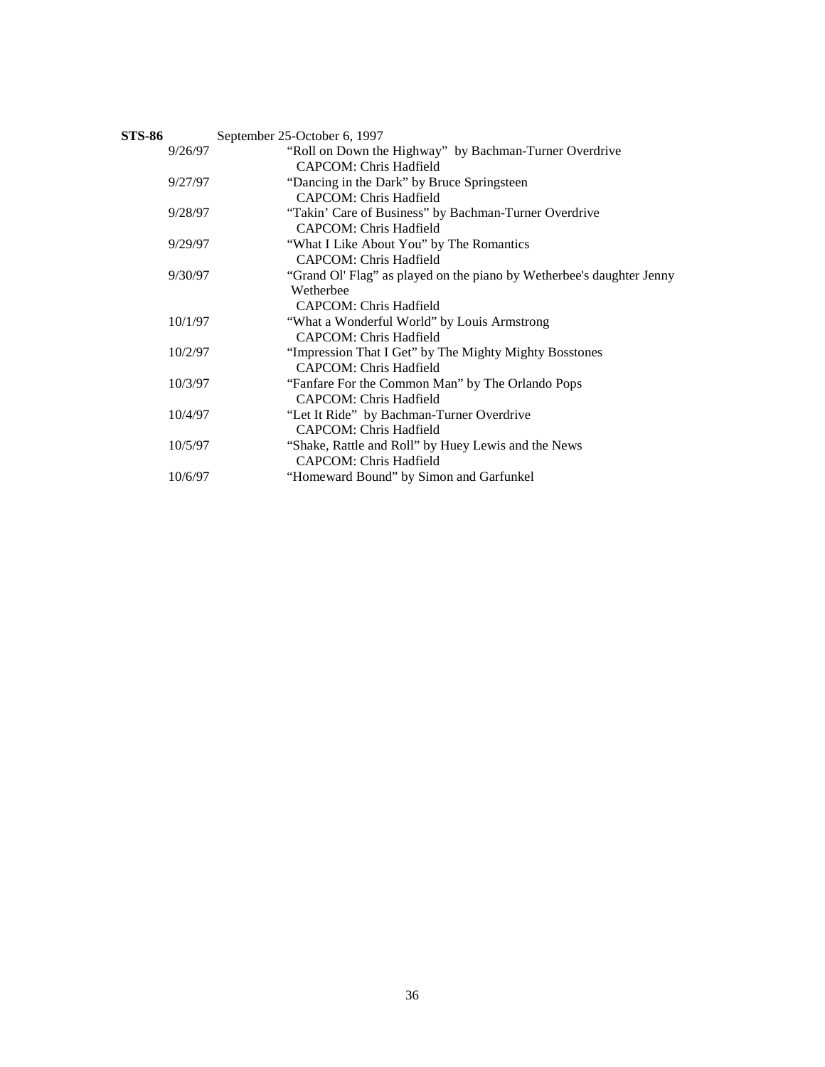**STS-86** September 25-October 6, 1997

| | |
|---|---|
| 9/26/97 | "Roll on Down the Highway" by Bachman-Turner Overdrive<br>CAPCOM: Chris Hadfield |
| 9/27/97 | "Dancing in the Dark" by Bruce Springsteen<br>CAPCOM: Chris Hadfield |
| 9/28/97 | "Takin' Care of Business" by Bachman-Turner Overdrive<br>CAPCOM: Chris Hadfield |
| 9/29/97 | "What I Like About You" by The Romantics<br>CAPCOM: Chris Hadfield |
| 9/30/97 | "Grand Ol' Flag" as played on the piano by Wetherbee's daughter Jenny Wetherbee<br>CAPCOM: Chris Hadfield |
| 10/1/97 | "What a Wonderful World" by Louis Armstrong<br>CAPCOM: Chris Hadfield |
| 10/2/97 | "Impression That I Get" by The Mighty Mighty Bosstones<br>CAPCOM: Chris Hadfield |
| 10/3/97 | "Fanfare For the Common Man" by The Orlando Pops<br>CAPCOM: Chris Hadfield |
| 10/4/97 | "Let It Ride" by Bachman-Turner Overdrive<br>CAPCOM: Chris Hadfield |
| 10/5/97 | "Shake, Rattle and Roll" by Huey Lewis and the News<br>CAPCOM: Chris Hadfield |
| 10/6/97 | "Homeward Bound" by Simon and Garfunkel |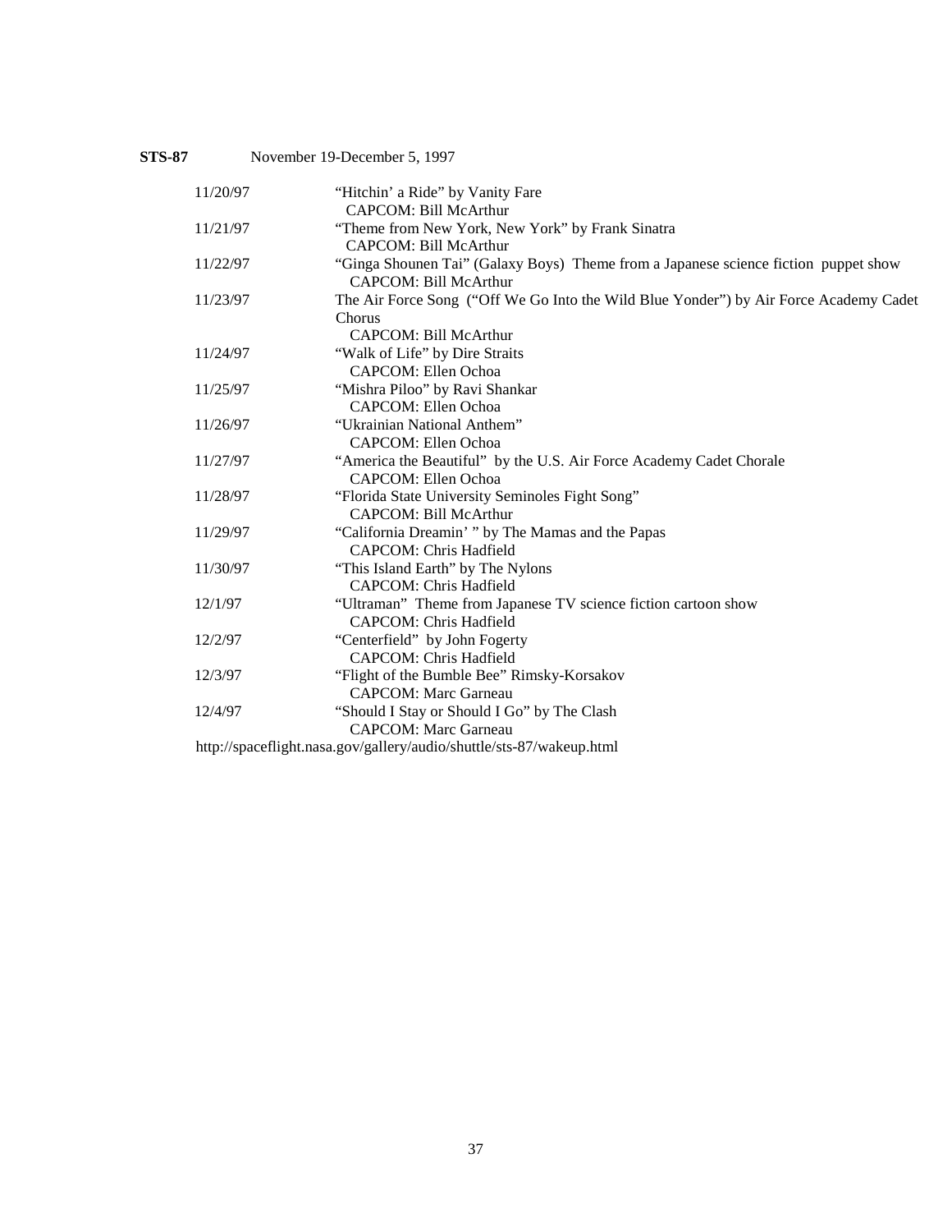**STS-87** November 19-December 5, 1997

| | |
|---|---|
| 11/20/97 | "Hitchin' a Ride" by Vanity Fare<br>CAPCOM: Bill McArthur |
| 11/21/97 | "Theme from New York, New York" by Frank Sinatra<br>CAPCOM: Bill McArthur |
| 11/22/97 | "Ginga Shounen Tai" (Galaxy Boys) Theme from a Japanese science fiction puppet show<br>CAPCOM: Bill McArthur |
| 11/23/97 | The Air Force Song ("Off We Go Into the Wild Blue Yonder") by Air Force Academy Cadet Chorus<br>CAPCOM: Bill McArthur |
| 11/24/97 | "Walk of Life" by Dire Straits<br>CAPCOM: Ellen Ochoa |
| 11/25/97 | "Mishra Piloo" by Ravi Shankar<br>CAPCOM: Ellen Ochoa |
| 11/26/97 | "Ukrainian National Anthem"<br>CAPCOM: Ellen Ochoa |
| 11/27/97 | "America the Beautiful" by the U.S. Air Force Academy Cadet Chorale<br>CAPCOM: Ellen Ochoa |
| 11/28/97 | "Florida State University Seminoles Fight Song"<br>CAPCOM: Bill McArthur |
| 11/29/97 | "California Dreamin' " by The Mamas and the Papas<br>CAPCOM: Chris Hadfield |
| 11/30/97 | "This Island Earth" by The Nylons<br>CAPCOM: Chris Hadfield |
| 12/1/97 | "Ultraman" Theme from Japanese TV science fiction cartoon show<br>CAPCOM: Chris Hadfield |
| 12/2/97 | "Centerfield" by John Fogerty<br>CAPCOM: Chris Hadfield |
| 12/3/97 | "Flight of the Bumble Bee" Rimsky-Korsakov<br>CAPCOM: Marc Garneau |
| 12/4/97 | "Should I Stay or Should I Go" by The Clash<br>CAPCOM: Marc Garneau |

http://spaceflight.nasa.gov/gallery/audio/shuttle/sts-87/wakeup.html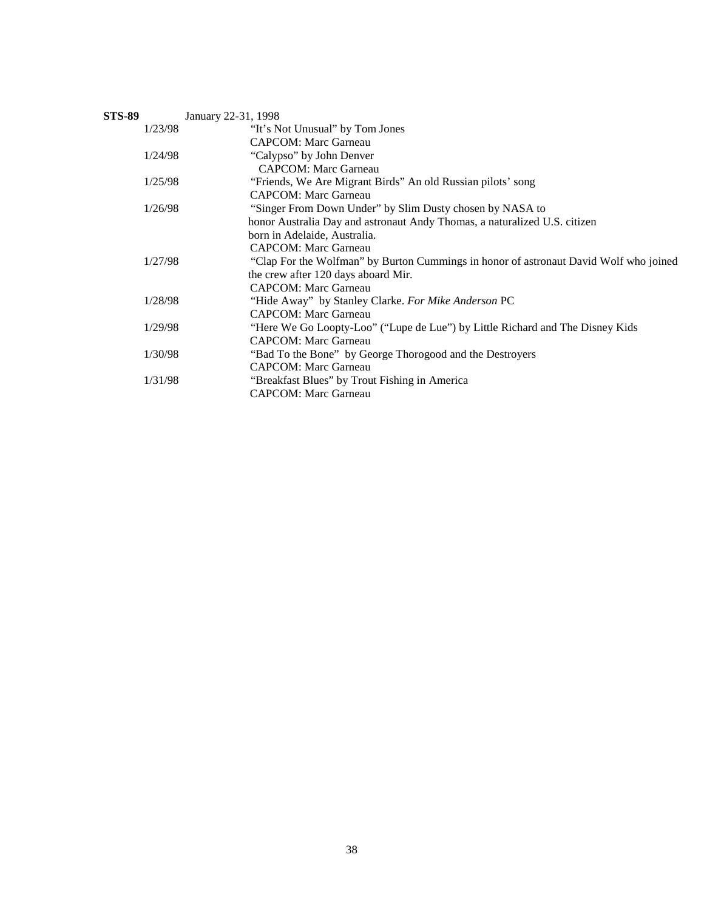**STS-89** January 22-31, 1998

1/23/98 "It's Not Unusual" by Tom Jones
CAPCOM: Marc Garneau

1/24/98 "Calypso" by John Denver
CAPCOM: Marc Garneau

1/25/98 "Friends, We Are Migrant Birds" An old Russian pilots' song
CAPCOM: Marc Garneau

1/26/98 "Singer From Down Under" by Slim Dusty chosen by NASA to honor Australia Day and astronaut Andy Thomas, a naturalized U.S. citizen born in Adelaide, Australia.
CAPCOM: Marc Garneau

1/27/98 "Clap For the Wolfman" by Burton Cummings in honor of astronaut David Wolf who joined the crew after 120 days aboard Mir.
CAPCOM: Marc Garneau

1/28/98 "Hide Away" by Stanley Clarke. *For Mike Anderson* PC
CAPCOM: Marc Garneau

1/29/98 "Here We Go Loopty-Loo" ("Lupe de Lue") by Little Richard and The Disney Kids
CAPCOM: Marc Garneau

1/30/98 "Bad To the Bone" by George Thorogood and the Destroyers
CAPCOM: Marc Garneau

1/31/98 "Breakfast Blues" by Trout Fishing in America
CAPCOM: Marc Garneau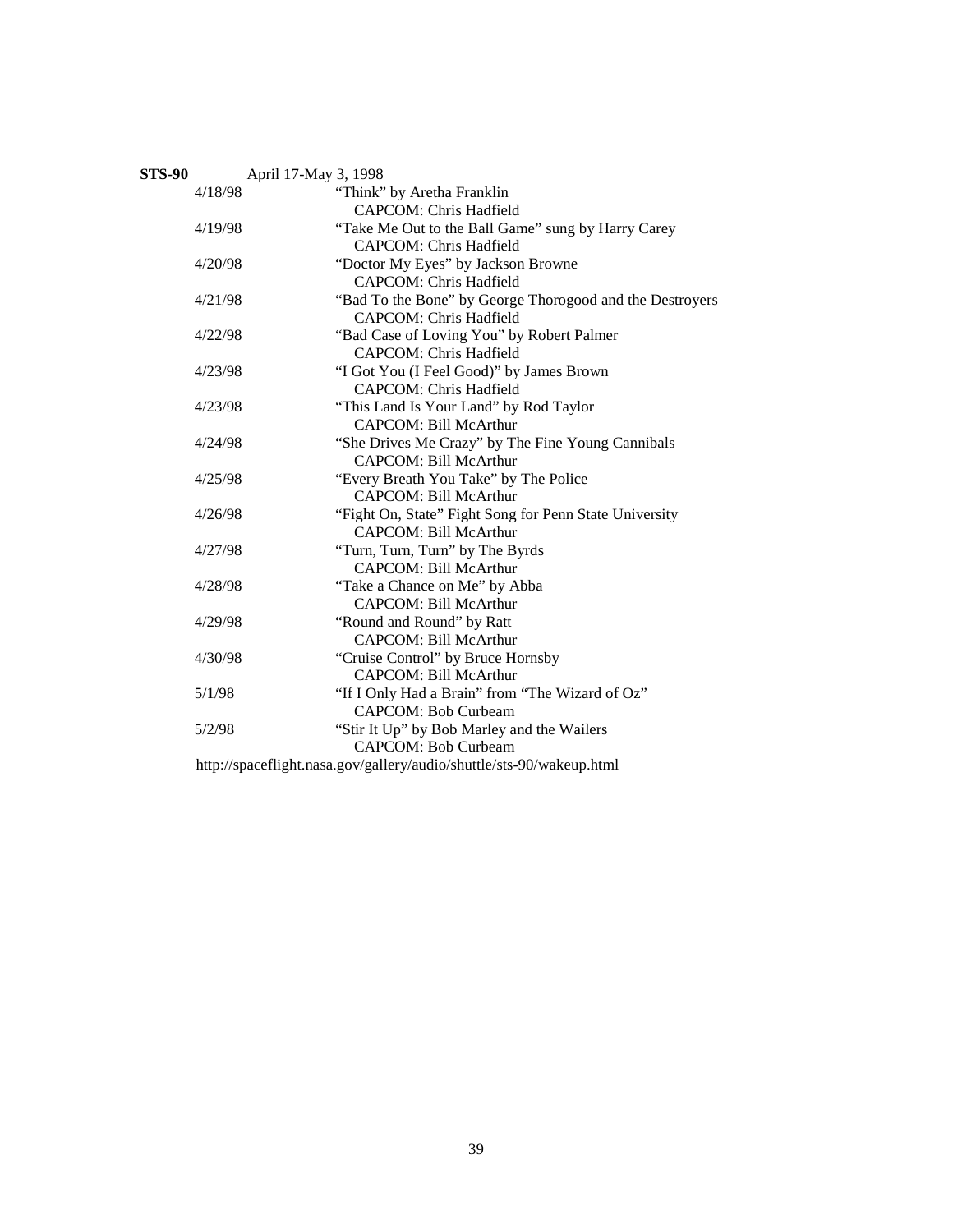**STS-90** April 17-May 3, 1998

| | |
|---|---|
| 4/18/98 | "Think" by Aretha Franklin<br>CAPCOM: Chris Hadfield |
| 4/19/98 | "Take Me Out to the Ball Game" sung by Harry Carey<br>CAPCOM: Chris Hadfield |
| 4/20/98 | "Doctor My Eyes" by Jackson Browne<br>CAPCOM: Chris Hadfield |
| 4/21/98 | "Bad To the Bone" by George Thorogood and the Destroyers<br>CAPCOM: Chris Hadfield |
| 4/22/98 | "Bad Case of Loving You" by Robert Palmer<br>CAPCOM: Chris Hadfield |
| 4/23/98 | "I Got You (I Feel Good)" by James Brown<br>CAPCOM: Chris Hadfield |
| 4/23/98 | "This Land Is Your Land" by Rod Taylor<br>CAPCOM: Bill McArthur |
| 4/24/98 | "She Drives Me Crazy" by The Fine Young Cannibals<br>CAPCOM: Bill McArthur |
| 4/25/98 | "Every Breath You Take" by The Police<br>CAPCOM: Bill McArthur |
| 4/26/98 | "Fight On, State" Fight Song for Penn State University<br>CAPCOM: Bill McArthur |
| 4/27/98 | "Turn, Turn, Turn" by The Byrds<br>CAPCOM: Bill McArthur |
| 4/28/98 | "Take a Chance on Me" by Abba<br>CAPCOM: Bill McArthur |
| 4/29/98 | "Round and Round" by Ratt<br>CAPCOM: Bill McArthur |
| 4/30/98 | "Cruise Control" by Bruce Hornsby<br>CAPCOM: Bill McArthur |
| 5/1/98 | "If I Only Had a Brain" from "The Wizard of Oz"<br>CAPCOM: Bob Curbeam |
| 5/2/98 | "Stir It Up" by Bob Marley and the Wailers<br>CAPCOM: Bob Curbeam |

http://spaceflight.nasa.gov/gallery/audio/shuttle/sts-90/wakeup.html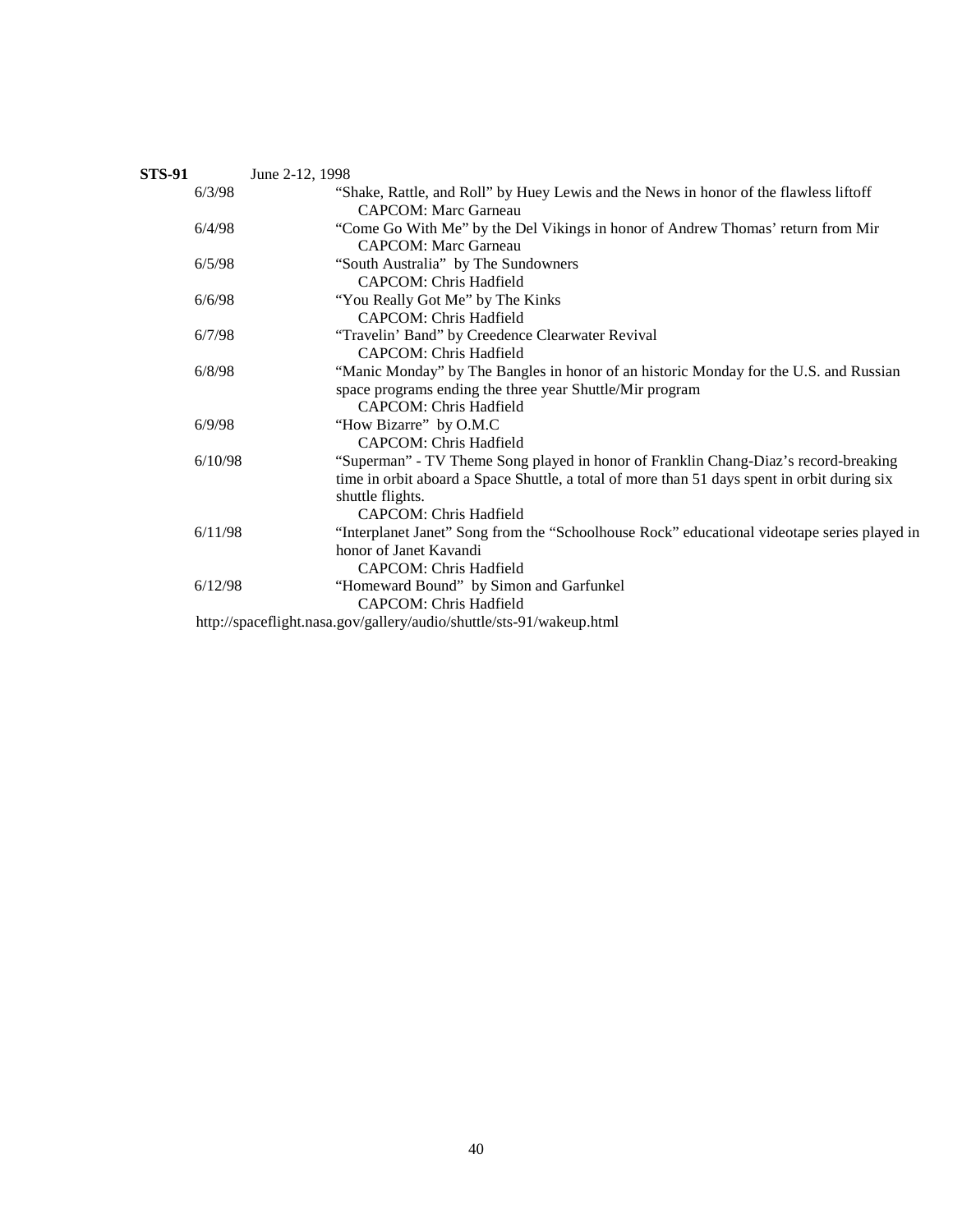**STS-91** June 2-12, 1998

6/3/98 "Shake, Rattle, and Roll" by Huey Lewis and the News in honor of the flawless liftoff
CAPCOM: Marc Garneau

6/4/98 "Come Go With Me" by the Del Vikings in honor of Andrew Thomas' return from Mir
CAPCOM: Marc Garneau

6/5/98 "South Australia" by The Sundowners
CAPCOM: Chris Hadfield

6/6/98 "You Really Got Me" by The Kinks
CAPCOM: Chris Hadfield

6/7/98 "Travelin' Band" by Creedence Clearwater Revival
CAPCOM: Chris Hadfield

6/8/98 "Manic Monday" by The Bangles in honor of an historic Monday for the U.S. and Russian space programs ending the three year Shuttle/Mir program
CAPCOM: Chris Hadfield

6/9/98 "How Bizarre" by O.M.C
CAPCOM: Chris Hadfield

6/10/98 "Superman" - TV Theme Song played in honor of Franklin Chang-Diaz's record-breaking time in orbit aboard a Space Shuttle, a total of more than 51 days spent in orbit during six shuttle flights.
CAPCOM: Chris Hadfield

6/11/98 "Interplanet Janet" Song from the "Schoolhouse Rock" educational videotape series played in honor of Janet Kavandi
CAPCOM: Chris Hadfield

6/12/98 "Homeward Bound" by Simon and Garfunkel
CAPCOM: Chris Hadfield

http://spaceflight.nasa.gov/gallery/audio/shuttle/sts-91/wakeup.html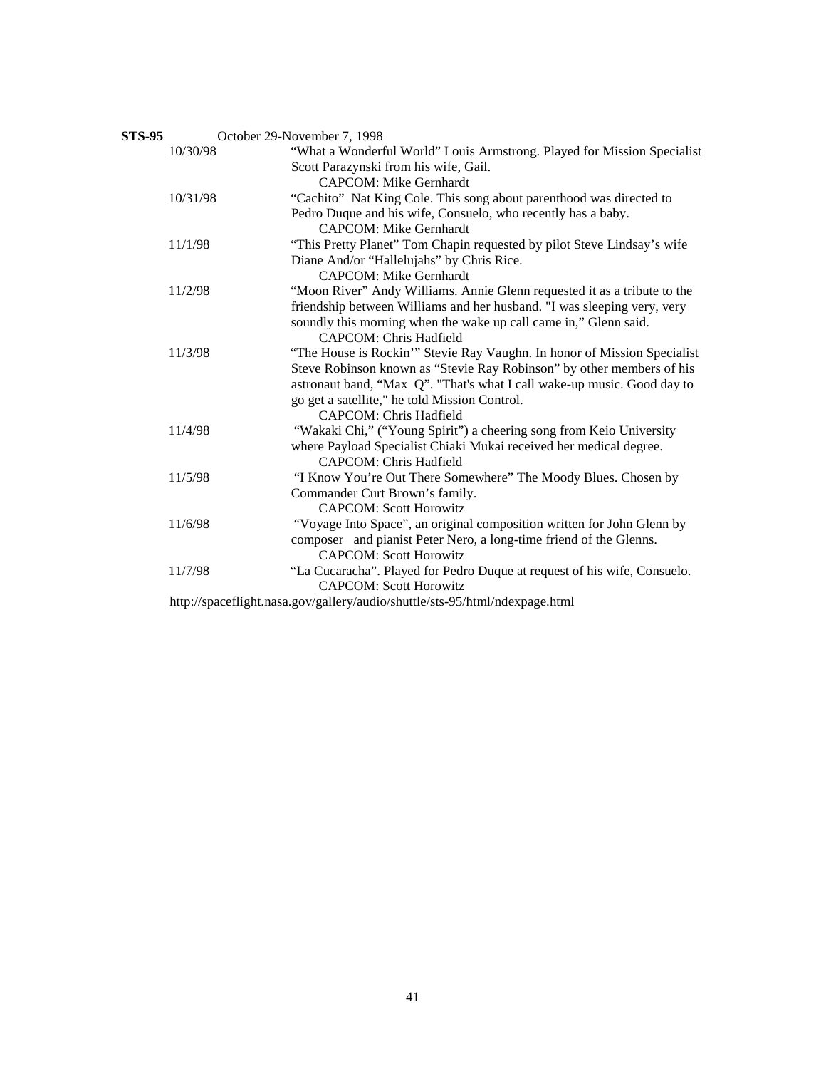**STS-95** October 29-November 7, 1998

| | |
|---|---|
| 10/30/98 | "What a Wonderful World" Louis Armstrong. Played for Mission Specialist Scott Parazynski from his wife, Gail. CAPCOM: Mike Gernhardt |
| 10/31/98 | "Cachito" Nat King Cole. This song about parenthood was directed to Pedro Duque and his wife, Consuelo, who recently has a baby. CAPCOM: Mike Gernhardt |
| 11/1/98 | "This Pretty Planet" Tom Chapin requested by pilot Steve Lindsay's wife Diane And/or "Hallelujahs" by Chris Rice. CAPCOM: Mike Gernhardt |
| 11/2/98 | "Moon River" Andy Williams. Annie Glenn requested it as a tribute to the friendship between Williams and her husband. "I was sleeping very, very soundly this morning when the wake up call came in," Glenn said. CAPCOM: Chris Hadfield |
| 11/3/98 | "The House is Rockin'" Stevie Ray Vaughn. In honor of Mission Specialist Steve Robinson known as "Stevie Ray Robinson" by other members of his astronaut band, "Max Q". "That's what I call wake-up music. Good day to go get a satellite," he told Mission Control. CAPCOM: Chris Hadfield |
| 11/4/98 | "Wakaki Chi," ("Young Spirit") a cheering song from Keio University where Payload Specialist Chiaki Mukai received her medical degree. CAPCOM: Chris Hadfield |
| 11/5/98 | "I Know You're Out There Somewhere" The Moody Blues. Chosen by Commander Curt Brown's family. CAPCOM: Scott Horowitz |
| 11/6/98 | "Voyage Into Space", an original composition written for John Glenn by composer and pianist Peter Nero, a long-time friend of the Glenns. CAPCOM: Scott Horowitz |
| 11/7/98 | "La Cucaracha". Played for Pedro Duque at request of his wife, Consuelo. CAPCOM: Scott Horowitz |

http://spaceflight.nasa.gov/gallery/audio/shuttle/sts-95/html/ndexpage.html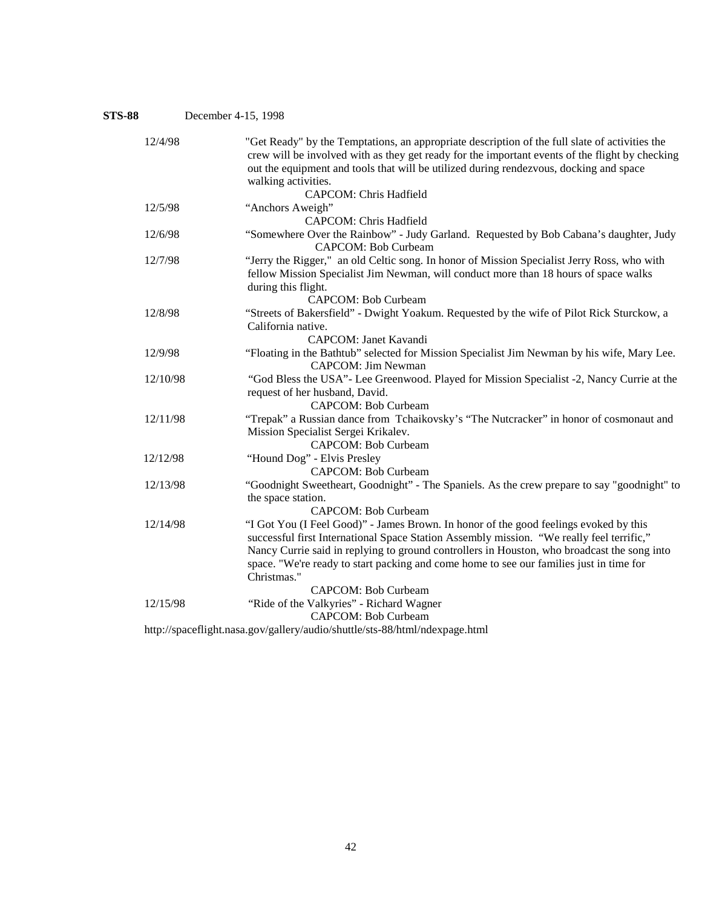**STS-88** December 4-15, 1998

| | |
|---|---|
| 12/4/98 | "Get Ready" by the Temptations, an appropriate description of the full slate of activities the crew will be involved with as they get ready for the important events of the flight by checking out the equipment and tools that will be utilized during rendezvous, docking and space walking activities.<br>CAPCOM: Chris Hadfield |
| 12/5/98 | "Anchors Aweigh"<br>CAPCOM: Chris Hadfield |
| 12/6/98 | "Somewhere Over the Rainbow" - Judy Garland. Requested by Bob Cabana's daughter, Judy<br>CAPCOM: Bob Curbeam |
| 12/7/98 | "Jerry the Rigger," an old Celtic song. In honor of Mission Specialist Jerry Ross, who with fellow Mission Specialist Jim Newman, will conduct more than 18 hours of space walks during this flight.<br>CAPCOM: Bob Curbeam |
| 12/8/98 | "Streets of Bakersfield" - Dwight Yoakum. Requested by the wife of Pilot Rick Sturckow, a California native.<br>CAPCOM: Janet Kavandi |
| 12/9/98 | "Floating in the Bathtub" selected for Mission Specialist Jim Newman by his wife, Mary Lee.<br>CAPCOM: Jim Newman |
| 12/10/98 | "God Bless the USA"- Lee Greenwood. Played for Mission Specialist -2, Nancy Currie at the request of her husband, David.<br>CAPCOM: Bob Curbeam |
| 12/11/98 | "Trepak" a Russian dance from Tchaikovsky's "The Nutcracker" in honor of cosmonaut and Mission Specialist Sergei Krikalev.<br>CAPCOM: Bob Curbeam |
| 12/12/98 | "Hound Dog" - Elvis Presley<br>CAPCOM: Bob Curbeam |
| 12/13/98 | "Goodnight Sweetheart, Goodnight" - The Spaniels. As the crew prepare to say "goodnight" to the space station.<br>CAPCOM: Bob Curbeam |
| 12/14/98 | "I Got You (I Feel Good)" - James Brown. In honor of the good feelings evoked by this successful first International Space Station Assembly mission. "We really feel terrific," Nancy Currie said in replying to ground controllers in Houston, who broadcast the song into space. "We're ready to start packing and come home to see our families just in time for Christmas."<br>CAPCOM: Bob Curbeam |
| 12/15/98 | "Ride of the Valkyries" - Richard Wagner<br>CAPCOM: Bob Curbeam |

http://spaceflight.nasa.gov/gallery/audio/shuttle/sts-88/html/ndexpage.html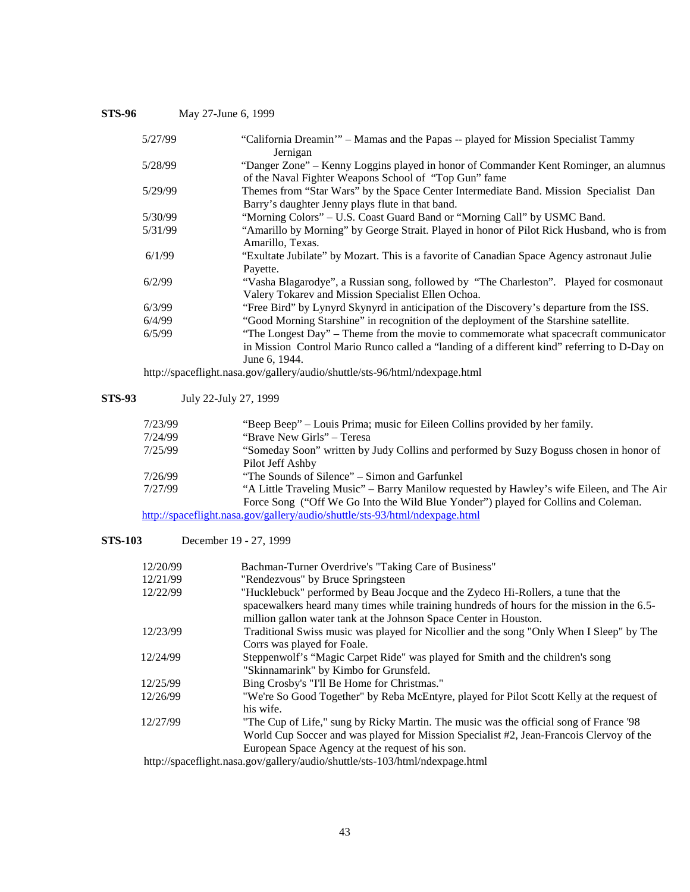**STS-96** May 27-June 6, 1999

| | |
|---|---|
| 5/27/99 | "California Dreamin'" – Mamas and the Papas -- played for Mission Specialist Tammy Jernigan |
| 5/28/99 | "Danger Zone" – Kenny Loggins played in honor of Commander Kent Rominger, an alumnus of the Naval Fighter Weapons School of "Top Gun" fame |
| 5/29/99 | Themes from "Star Wars" by the Space Center Intermediate Band. Mission Specialist Dan Barry's daughter Jenny plays flute in that band. |
| 5/30/99 | "Morning Colors" – U.S. Coast Guard Band or "Morning Call" by USMC Band. |
| 5/31/99 | "Amarillo by Morning" by George Strait. Played in honor of Pilot Rick Husband, who is from Amarillo, Texas. |
| 6/1/99 | "Exultate Jubilate" by Mozart. This is a favorite of Canadian Space Agency astronaut Julie Payette. |
| 6/2/99 | "Vasha Blagarodye", a Russian song, followed by "The Charleston". Played for cosmonaut Valery Tokarev and Mission Specialist Ellen Ochoa. |
| 6/3/99 | "Free Bird" by Lynyrd Skynyrd in anticipation of the Discovery's departure from the ISS. |
| 6/4/99 | "Good Morning Starshine" in recognition of the deployment of the Starshine satellite. |
| 6/5/99 | "The Longest Day" – Theme from the movie to commemorate what spacecraft communicator in Mission Control Mario Runco called a "landing of a different kind" referring to D-Day on June 6, 1944. |

http://spaceflight.nasa.gov/gallery/audio/shuttle/sts-96/html/ndexpage.html

**STS-93** July 22-July 27, 1999

| | |
|---|---|
| 7/23/99 | "Beep Beep" – Louis Prima; music for Eileen Collins provided by her family. |
| 7/24/99 | "Brave New Girls" – Teresa |
| 7/25/99 | "Someday Soon" written by Judy Collins and performed by Suzy Boguss chosen in honor of Pilot Jeff Ashby |
| 7/26/99 | "The Sounds of Silence" – Simon and Garfunkel |
| 7/27/99 | "A Little Traveling Music" – Barry Manilow requested by Hawley's wife Eileen, and The Air Force Song ("Off We Go Into the Wild Blue Yonder") played for Collins and Coleman. |

http://spaceflight.nasa.gov/gallery/audio/shuttle/sts-93/html/ndexpage.html

**STS-103** December 19 - 27, 1999

| | |
|---|---|
| 12/20/99 | Bachman-Turner Overdrive's "Taking Care of Business" |
| 12/21/99 | "Rendezvous" by Bruce Springsteen |
| 12/22/99 | "Hucklebuck" performed by Beau Jocque and the Zydeco Hi-Rollers, a tune that the spacewalkers heard many times while training hundreds of hours for the mission in the 6.5-million gallon water tank at the Johnson Space Center in Houston. |
| 12/23/99 | Traditional Swiss music was played for Nicollier and the song "Only When I Sleep" by The Corrs was played for Foale. |
| 12/24/99 | Steppenwolf's "Magic Carpet Ride" was played for Smith and the children's song "Skinnamarink" by Kimbo for Grunsfeld. |
| 12/25/99 | Bing Crosby's "I'll Be Home for Christmas." |
| 12/26/99 | "We're So Good Together" by Reba McEntyre, played for Pilot Scott Kelly at the request of his wife. |
| 12/27/99 | "The Cup of Life," sung by Ricky Martin. The music was the official song of France '98 World Cup Soccer and was played for Mission Specialist #2, Jean-Francois Clervoy of the European Space Agency at the request of his son. |

http://spaceflight.nasa.gov/gallery/audio/shuttle/sts-103/html/ndexpage.html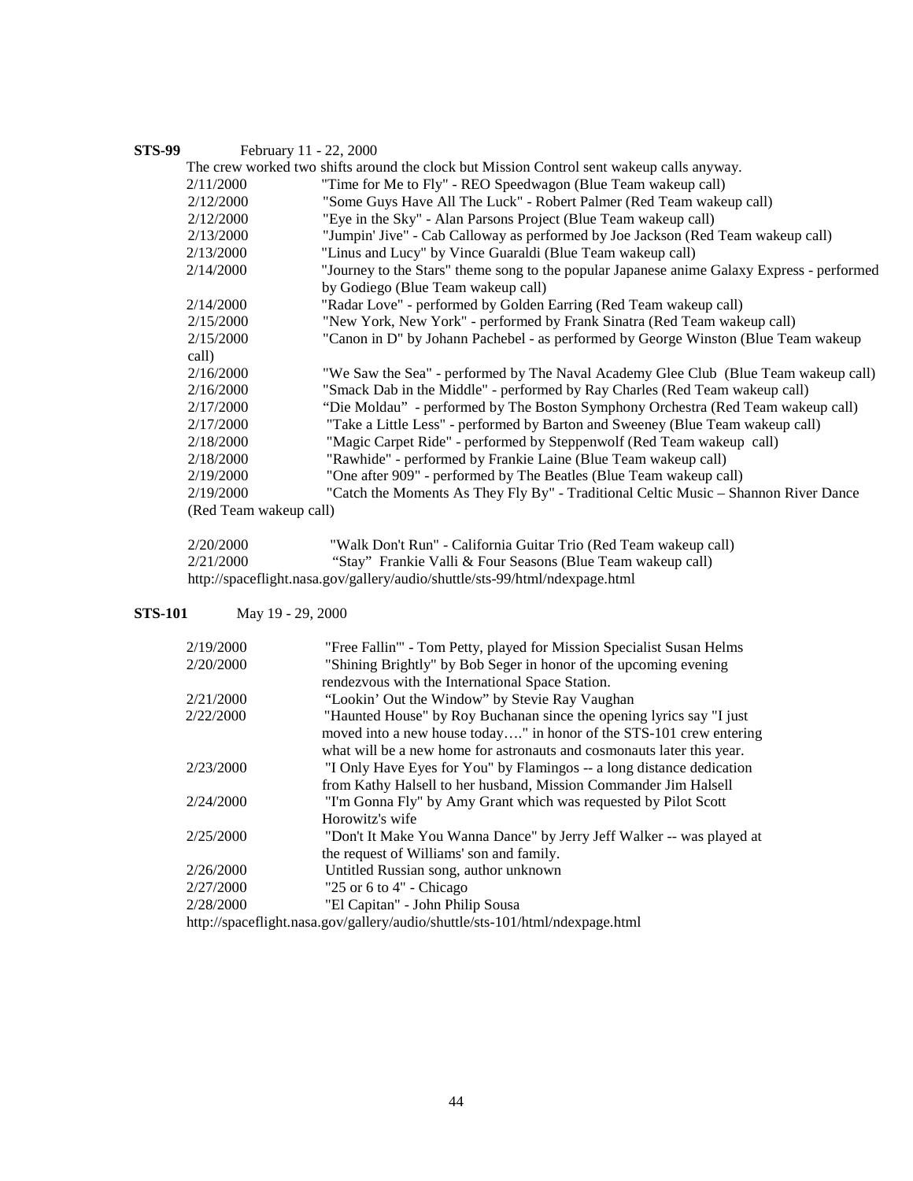**STS-99** February 11 - 22, 2000

The crew worked two shifts around the clock but Mission Control sent wakeup calls anyway.

| | |
|---|---|
| 2/11/2000 | "Time for Me to Fly" - REO Speedwagon (Blue Team wakeup call) |
| 2/12/2000 | "Some Guys Have All The Luck" - Robert Palmer (Red Team wakeup call) |
| 2/12/2000 | "Eye in the Sky" - Alan Parsons Project (Blue Team wakeup call) |
| 2/13/2000 | "Jumpin' Jive" - Cab Calloway as performed by Joe Jackson (Red Team wakeup call) |
| 2/13/2000 | "Linus and Lucy" by Vince Guaraldi (Blue Team wakeup call) |
| 2/14/2000 | "Journey to the Stars" theme song to the popular Japanese anime Galaxy Express - performed by Godiego (Blue Team wakeup call) |
| 2/14/2000 | "Radar Love" - performed by Golden Earring (Red Team wakeup call) |
| 2/15/2000 | "New York, New York" - performed by Frank Sinatra (Red Team wakeup call) |
| 2/15/2000 | "Canon in D" by Johann Pachebel - as performed by George Winston (Blue Team wakeup call) |
| 2/16/2000 | "We Saw the Sea" - performed by The Naval Academy Glee Club (Blue Team wakeup call) |
| 2/16/2000 | "Smack Dab in the Middle" - performed by Ray Charles (Red Team wakeup call) |
| 2/17/2000 | "Die Moldau" - performed by The Boston Symphony Orchestra (Red Team wakeup call) |
| 2/17/2000 | "Take a Little Less" - performed by Barton and Sweeney (Blue Team wakeup call) |
| 2/18/2000 | "Magic Carpet Ride" - performed by Steppenwolf (Red Team wakeup call) |
| 2/18/2000 | "Rawhide" - performed by Frankie Laine (Blue Team wakeup call) |
| 2/19/2000 | "One after 909" - performed by The Beatles (Blue Team wakeup call) |
| 2/19/2000 | "Catch the Moments As They Fly By" - Traditional Celtic Music – Shannon River Dance (Red Team wakeup call) |
| 2/20/2000 | "Walk Don't Run" - California Guitar Trio (Red Team wakeup call) |
| 2/21/2000 | "Stay" Frankie Valli & Four Seasons (Blue Team wakeup call) |

http://spaceflight.nasa.gov/gallery/audio/shuttle/sts-99/html/ndexpage.html

**STS-101** May 19 - 29, 2000

| | |
|---|---|
| 2/19/2000 | "Free Fallin'" - Tom Petty, played for Mission Specialist Susan Helms |
| 2/20/2000 | "Shining Brightly" by Bob Seger in honor of the upcoming evening rendezvous with the International Space Station. |
| 2/21/2000 | "Lookin' Out the Window" by Stevie Ray Vaughan |
| 2/22/2000 | "Haunted House" by Roy Buchanan since the opening lyrics say "I just moved into a new house today…." in honor of the STS-101 crew entering what will be a new home for astronauts and cosmonauts later this year. |
| 2/23/2000 | "I Only Have Eyes for You" by Flamingos -- a long distance dedication from Kathy Halsell to her husband, Mission Commander Jim Halsell |
| 2/24/2000 | "I'm Gonna Fly" by Amy Grant which was requested by Pilot Scott Horowitz's wife |
| 2/25/2000 | "Don't It Make You Wanna Dance" by Jerry Jeff Walker -- was played at the request of Williams' son and family. |
| 2/26/2000 | Untitled Russian song, author unknown |
| 2/27/2000 | "25 or 6 to 4" - Chicago |
| 2/28/2000 | "El Capitan" - John Philip Sousa |

http://spaceflight.nasa.gov/gallery/audio/shuttle/sts-101/html/ndexpage.html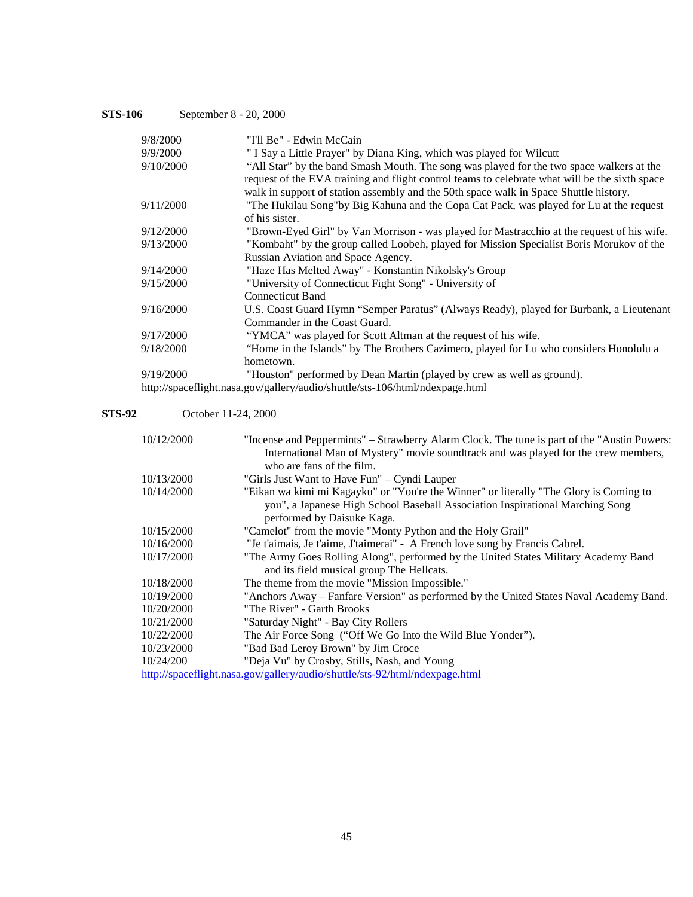**STS-106** September 8 - 20, 2000

| | |
|---|---|
| 9/8/2000 | "I'll Be" - Edwin McCain |
| 9/9/2000 | " I Say a Little Prayer" by Diana King, which was played for Wilcutt |
| 9/10/2000 | "All Star" by the band Smash Mouth. The song was played for the two space walkers at the request of the EVA training and flight control teams to celebrate what will be the sixth space walk in support of station assembly and the 50th space walk in Space Shuttle history. |
| 9/11/2000 | "The Hukilau Song"by Big Kahuna and the Copa Cat Pack, was played for Lu at the request of his sister. |
| 9/12/2000 | "Brown-Eyed Girl" by Van Morrison - was played for Mastracchio at the request of his wife. |
| 9/13/2000 | "Kombaht" by the group called Loobeh, played for Mission Specialist Boris Morukov of the Russian Aviation and Space Agency. |
| 9/14/2000 | "Haze Has Melted Away" - Konstantin Nikolsky's Group |
| 9/15/2000 | "University of Connecticut Fight Song" - University of Connecticut Band |
| 9/16/2000 | U.S. Coast Guard Hymn "Semper Paratus" (Always Ready), played for Burbank, a Lieutenant Commander in the Coast Guard. |
| 9/17/2000 | "YMCA" was played for Scott Altman at the request of his wife. |
| 9/18/2000 | "Home in the Islands" by The Brothers Cazimero, played for Lu who considers Honolulu a hometown. |
| 9/19/2000 | "Houston" performed by Dean Martin (played by crew as well as ground). |

http://spaceflight.nasa.gov/gallery/audio/shuttle/sts-106/html/ndexpage.html

**STS-92** October 11-24, 2000

| | |
|---|---|
| 10/12/2000 | "Incense and Peppermints" – Strawberry Alarm Clock. The tune is part of the "Austin Powers: International Man of Mystery" movie soundtrack and was played for the crew members, who are fans of the film. |
| 10/13/2000 | "Girls Just Want to Have Fun" – Cyndi Lauper |
| 10/14/2000 | "Eikan wa kimi mi Kagayku" or "You're the Winner" or literally "The Glory is Coming to you", a Japanese High School Baseball Association Inspirational Marching Song performed by Daisuke Kaga. |
| 10/15/2000 | "Camelot" from the movie "Monty Python and the Holy Grail" |
| 10/16/2000 | "Je t'aimais, Je t'aime, J'taimerai" - A French love song by Francis Cabrel. |
| 10/17/2000 | "The Army Goes Rolling Along", performed by the United States Military Academy Band and its field musical group The Hellcats. |
| 10/18/2000 | The theme from the movie "Mission Impossible." |
| 10/19/2000 | "Anchors Away – Fanfare Version" as performed by the United States Naval Academy Band. |
| 10/20/2000 | "The River" - Garth Brooks |
| 10/21/2000 | "Saturday Night" - Bay City Rollers |
| 10/22/2000 | The Air Force Song ("Off We Go Into the Wild Blue Yonder"). |
| 10/23/2000 | "Bad Bad Leroy Brown" by Jim Croce |
| 10/24/200 | "Deja Vu" by Crosby, Stills, Nash, and Young |

http://spaceflight.nasa.gov/gallery/audio/shuttle/sts-92/html/ndexpage.html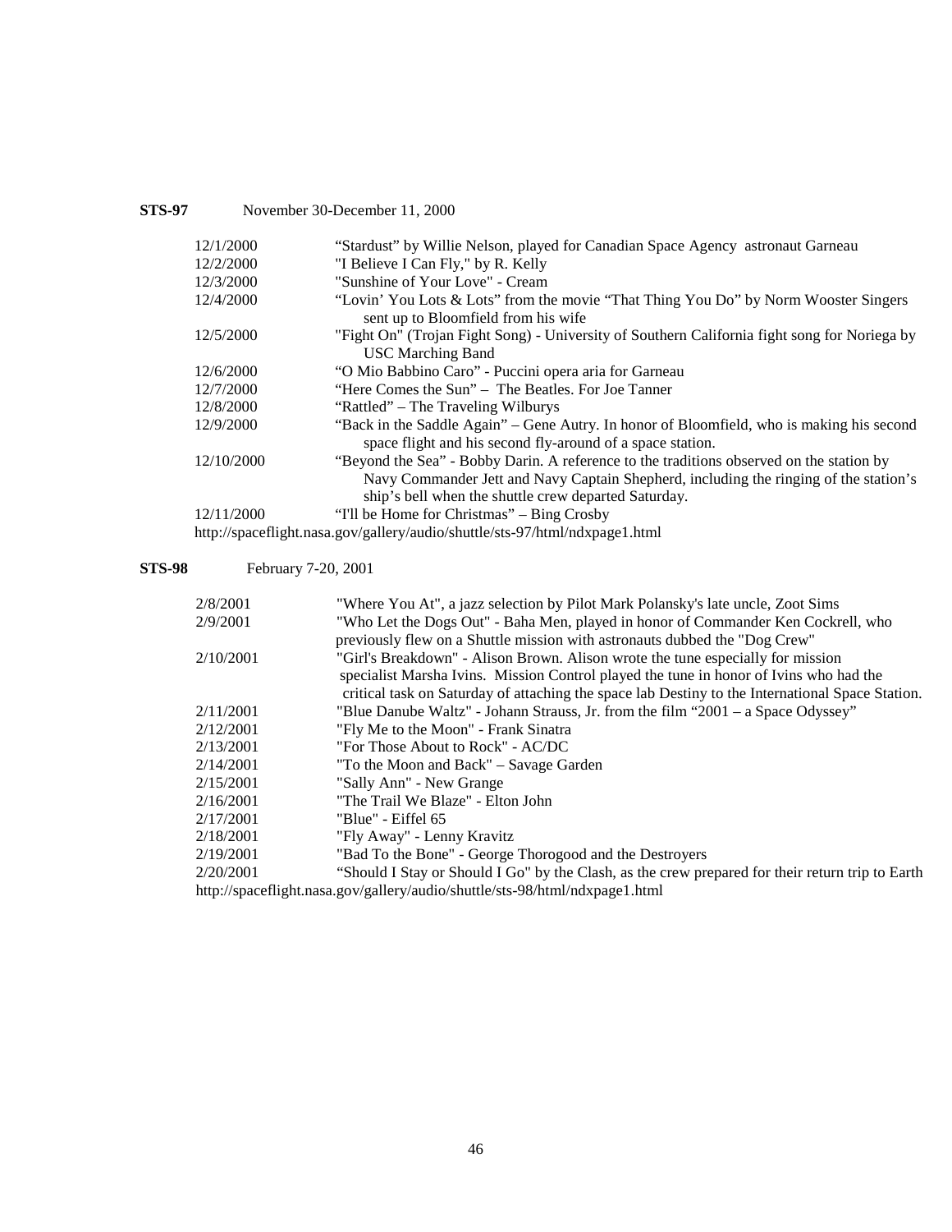**STS-97** November 30-December 11, 2000

| | |
|---|---|
| 12/1/2000 | "Stardust" by Willie Nelson, played for Canadian Space Agency astronaut Garneau |
| 12/2/2000 | "I Believe I Can Fly," by R. Kelly |
| 12/3/2000 | "Sunshine of Your Love" - Cream |
| 12/4/2000 | "Lovin' You Lots & Lots" from the movie "That Thing You Do" by Norm Wooster Singers sent up to Bloomfield from his wife |
| 12/5/2000 | "Fight On" (Trojan Fight Song) - University of Southern California fight song for Noriega by USC Marching Band |
| 12/6/2000 | "O Mio Babbino Caro" - Puccini opera aria for Garneau |
| 12/7/2000 | "Here Comes the Sun" – The Beatles. For Joe Tanner |
| 12/8/2000 | "Rattled" – The Traveling Wilburys |
| 12/9/2000 | "Back in the Saddle Again" – Gene Autry. In honor of Bloomfield, who is making his second space flight and his second fly-around of a space station. |
| 12/10/2000 | "Beyond the Sea" - Bobby Darin. A reference to the traditions observed on the station by Navy Commander Jett and Navy Captain Shepherd, including the ringing of the station's ship's bell when the shuttle crew departed Saturday. |
| 12/11/2000 | "I'll be Home for Christmas" – Bing Crosby |

http://spaceflight.nasa.gov/gallery/audio/shuttle/sts-97/html/ndxpage1.html

**STS-98** February 7-20, 2001

| | |
|---|---|
| 2/8/2001 | "Where You At", a jazz selection by Pilot Mark Polansky's late uncle, Zoot Sims |
| 2/9/2001 | "Who Let the Dogs Out" - Baha Men, played in honor of Commander Ken Cockrell, who previously flew on a Shuttle mission with astronauts dubbed the "Dog Crew" |
| 2/10/2001 | "Girl's Breakdown" - Alison Brown. Alison wrote the tune especially for mission specialist Marsha Ivins. Mission Control played the tune in honor of Ivins who had the critical task on Saturday of attaching the space lab Destiny to the International Space Station. |
| 2/11/2001 | "Blue Danube Waltz" - Johann Strauss, Jr. from the film "2001 – a Space Odyssey" |
| 2/12/2001 | "Fly Me to the Moon" - Frank Sinatra |
| 2/13/2001 | "For Those About to Rock" - AC/DC |
| 2/14/2001 | "To the Moon and Back" – Savage Garden |
| 2/15/2001 | "Sally Ann" - New Grange |
| 2/16/2001 | "The Trail We Blaze" - Elton John |
| 2/17/2001 | "Blue" - Eiffel 65 |
| 2/18/2001 | "Fly Away" - Lenny Kravitz |
| 2/19/2001 | "Bad To the Bone" - George Thorogood and the Destroyers |
| 2/20/2001 | "Should I Stay or Should I Go" by the Clash, as the crew prepared for their return trip to Earth |

http://spaceflight.nasa.gov/gallery/audio/shuttle/sts-98/html/ndxpage1.html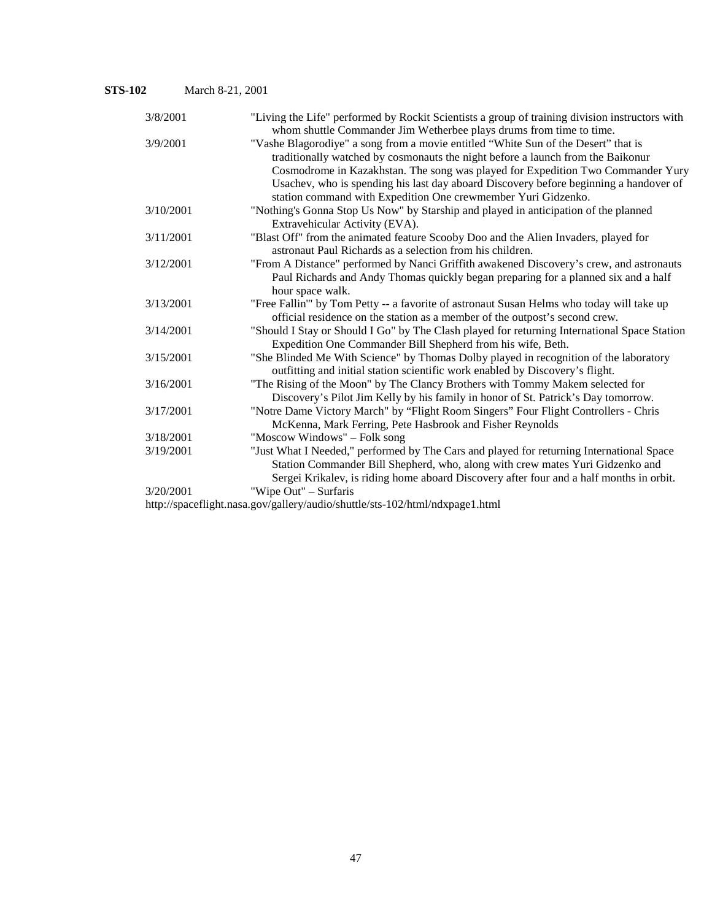**STS-102** March 8-21, 2001

| | |
|---|---|
| 3/8/2001 | "Living the Life" performed by Rockit Scientists a group of training division instructors with whom shuttle Commander Jim Wetherbee plays drums from time to time. |
| 3/9/2001 | "Vashe Blagorodiye" a song from a movie entitled "White Sun of the Desert" that is traditionally watched by cosmonauts the night before a launch from the Baikonur Cosmodrome in Kazakhstan. The song was played for Expedition Two Commander Yury Usachev, who is spending his last day aboard Discovery before beginning a handover of station command with Expedition One crewmember Yuri Gidzenko. |
| 3/10/2001 | "Nothing's Gonna Stop Us Now" by Starship and played in anticipation of the planned Extravehicular Activity (EVA). |
| 3/11/2001 | "Blast Off" from the animated feature Scooby Doo and the Alien Invaders, played for astronaut Paul Richards as a selection from his children. |
| 3/12/2001 | "From A Distance" performed by Nanci Griffith awakened Discovery's crew, and astronauts Paul Richards and Andy Thomas quickly began preparing for a planned six and a half hour space walk. |
| 3/13/2001 | "Free Fallin'" by Tom Petty -- a favorite of astronaut Susan Helms who today will take up official residence on the station as a member of the outpost's second crew. |
| 3/14/2001 | "Should I Stay or Should I Go" by The Clash played for returning International Space Station Expedition One Commander Bill Shepherd from his wife, Beth. |
| 3/15/2001 | "She Blinded Me With Science" by Thomas Dolby played in recognition of the laboratory outfitting and initial station scientific work enabled by Discovery's flight. |
| 3/16/2001 | "The Rising of the Moon" by The Clancy Brothers with Tommy Makem selected for Discovery's Pilot Jim Kelly by his family in honor of St. Patrick's Day tomorrow. |
| 3/17/2001 | "Notre Dame Victory March" by "Flight Room Singers" Four Flight Controllers - Chris McKenna, Mark Ferring, Pete Hasbrook and Fisher Reynolds |
| 3/18/2001 | "Moscow Windows" – Folk song |
| 3/19/2001 | "Just What I Needed," performed by The Cars and played for returning International Space Station Commander Bill Shepherd, who, along with crew mates Yuri Gidzenko and Sergei Krikalev, is riding home aboard Discovery after four and a half months in orbit. |
| 3/20/2001 | "Wipe Out" – Surfaris |

http://spaceflight.nasa.gov/gallery/audio/shuttle/sts-102/html/ndxpage1.html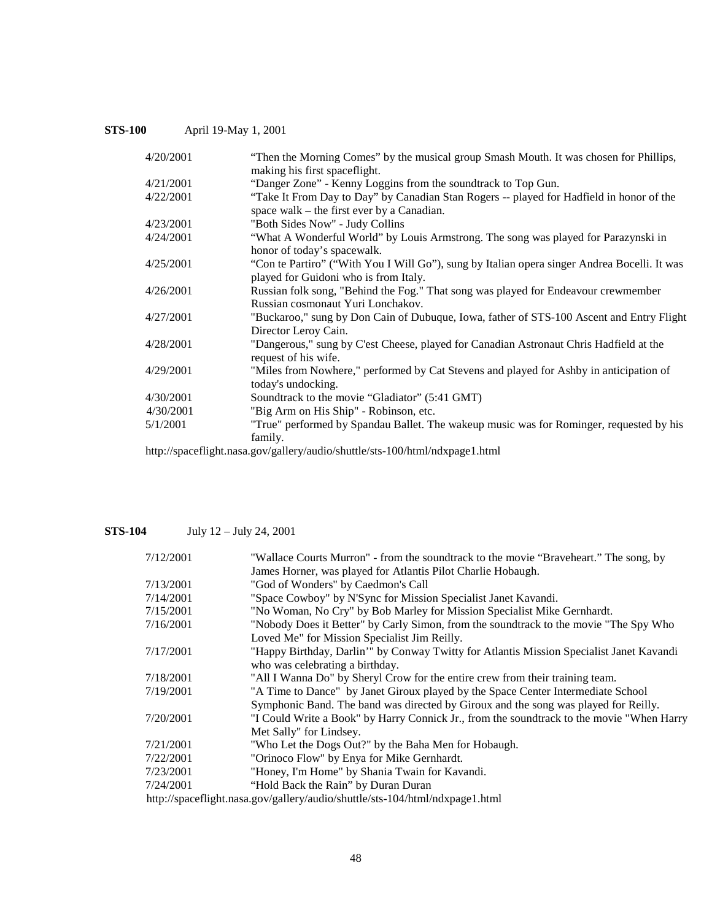**STS-100** April 19-May 1, 2001

| | |
|---|---|
| 4/20/2001 | "Then the Morning Comes" by the musical group Smash Mouth. It was chosen for Phillips, making his first spaceflight. |
| 4/21/2001 | "Danger Zone" - Kenny Loggins from the soundtrack to Top Gun. |
| 4/22/2001 | "Take It From Day to Day" by Canadian Stan Rogers -- played for Hadfield in honor of the space walk – the first ever by a Canadian. |
| 4/23/2001 | "Both Sides Now" - Judy Collins |
| 4/24/2001 | "What A Wonderful World" by Louis Armstrong. The song was played for Parazynski in honor of today's spacewalk. |
| 4/25/2001 | "Con te Partiro" ("With You I Will Go"), sung by Italian opera singer Andrea Bocelli. It was played for Guidoni who is from Italy. |
| 4/26/2001 | Russian folk song, "Behind the Fog." That song was played for Endeavour crewmember Russian cosmonaut Yuri Lonchakov. |
| 4/27/2001 | "Buckaroo," sung by Don Cain of Dubuque, Iowa, father of STS-100 Ascent and Entry Flight Director Leroy Cain. |
| 4/28/2001 | "Dangerous," sung by C'est Cheese, played for Canadian Astronaut Chris Hadfield at the request of his wife. |
| 4/29/2001 | "Miles from Nowhere," performed by Cat Stevens and played for Ashby in anticipation of today's undocking. |
| 4/30/2001 | Soundtrack to the movie "Gladiator" (5:41 GMT) |
| 4/30/2001 | "Big Arm on His Ship" - Robinson, etc. |
| 5/1/2001 | "True" performed by Spandau Ballet. The wakeup music was for Rominger, requested by his family. |

http://spaceflight.nasa.gov/gallery/audio/shuttle/sts-100/html/ndxpage1.html

**STS-104** July 12 – July 24, 2001

| | |
|---|---|
| 7/12/2001 | "Wallace Courts Murron" - from the soundtrack to the movie "Braveheart." The song, by James Horner, was played for Atlantis Pilot Charlie Hobaugh. |
| 7/13/2001 | "God of Wonders" by Caedmon's Call |
| 7/14/2001 | "Space Cowboy" by N'Sync for Mission Specialist Janet Kavandi. |
| 7/15/2001 | "No Woman, No Cry" by Bob Marley for Mission Specialist Mike Gernhardt. |
| 7/16/2001 | "Nobody Does it Better" by Carly Simon, from the soundtrack to the movie "The Spy Who Loved Me" for Mission Specialist Jim Reilly. |
| 7/17/2001 | "Happy Birthday, Darlin'" by Conway Twitty for Atlantis Mission Specialist Janet Kavandi who was celebrating a birthday. |
| 7/18/2001 | "All I Wanna Do" by Sheryl Crow for the entire crew from their training team. |
| 7/19/2001 | "A Time to Dance" by Janet Giroux played by the Space Center Intermediate School Symphonic Band. The band was directed by Giroux and the song was played for Reilly. |
| 7/20/2001 | "I Could Write a Book" by Harry Connick Jr., from the soundtrack to the movie "When Harry Met Sally" for Lindsey. |
| 7/21/2001 | "Who Let the Dogs Out?" by the Baha Men for Hobaugh. |
| 7/22/2001 | "Orinoco Flow" by Enya for Mike Gernhardt. |
| 7/23/2001 | "Honey, I'm Home" by Shania Twain for Kavandi. |
| 7/24/2001 | "Hold Back the Rain" by Duran Duran |

http://spaceflight.nasa.gov/gallery/audio/shuttle/sts-104/html/ndxpage1.html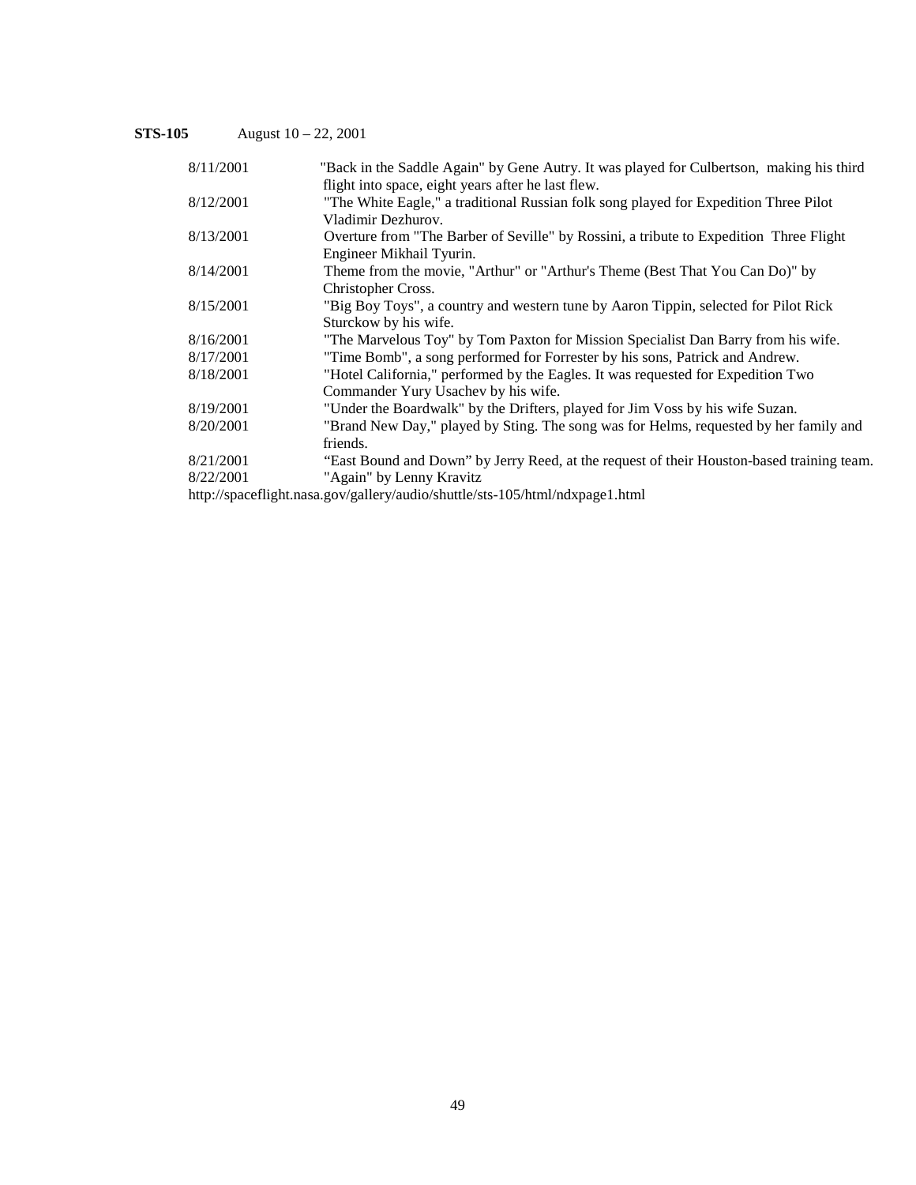**STS-105** August 10 – 22, 2001

| | |
|---|---|
| 8/11/2001 | "Back in the Saddle Again" by Gene Autry. It was played for Culbertson, making his third flight into space, eight years after he last flew. |
| 8/12/2001 | "The White Eagle," a traditional Russian folk song played for Expedition Three Pilot Vladimir Dezhurov. |
| 8/13/2001 | Overture from "The Barber of Seville" by Rossini, a tribute to Expedition Three Flight Engineer Mikhail Tyurin. |
| 8/14/2001 | Theme from the movie, "Arthur" or "Arthur's Theme (Best That You Can Do)" by Christopher Cross. |
| 8/15/2001 | "Big Boy Toys", a country and western tune by Aaron Tippin, selected for Pilot Rick Sturckow by his wife. |
| 8/16/2001 | "The Marvelous Toy" by Tom Paxton for Mission Specialist Dan Barry from his wife. |
| 8/17/2001 | "Time Bomb", a song performed for Forrester by his sons, Patrick and Andrew. |
| 8/18/2001 | "Hotel California," performed by the Eagles. It was requested for Expedition Two Commander Yury Usachev by his wife. |
| 8/19/2001 | "Under the Boardwalk" by the Drifters, played for Jim Voss by his wife Suzan. |
| 8/20/2001 | "Brand New Day," played by Sting. The song was for Helms, requested by her family and friends. |
| 8/21/2001 | "East Bound and Down" by Jerry Reed, at the request of their Houston-based training team. |
| 8/22/2001 | "Again" by Lenny Kravitz |

http://spaceflight.nasa.gov/gallery/audio/shuttle/sts-105/html/ndxpage1.html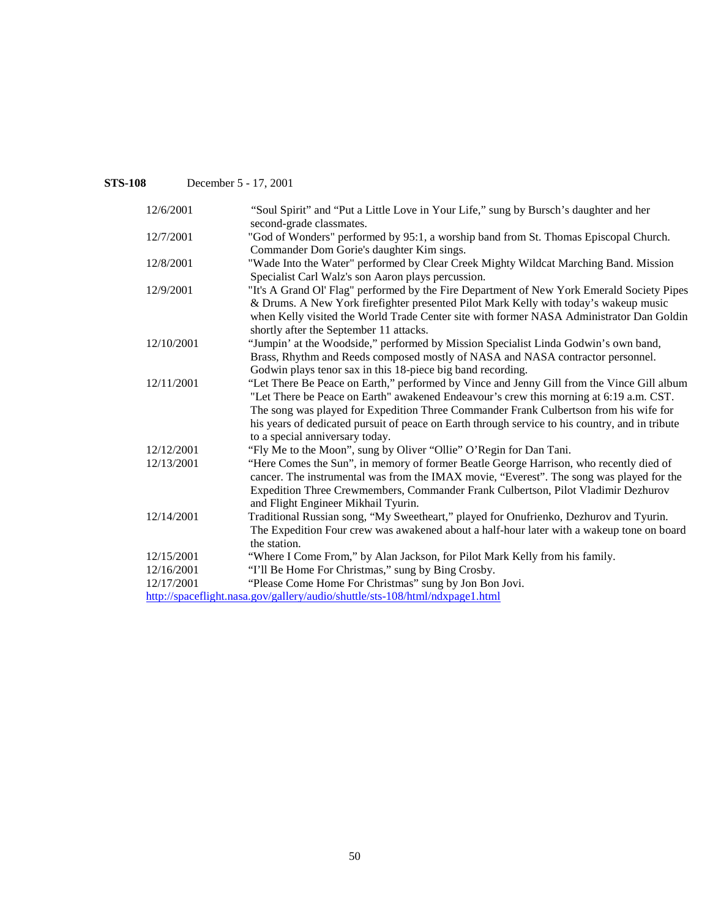**STS-108** December 5 - 17, 2001

| | |
|---|---|
| 12/6/2001 | "Soul Spirit" and "Put a Little Love in Your Life," sung by Bursch's daughter and her second-grade classmates. |
| 12/7/2001 | "God of Wonders" performed by 95:1, a worship band from St. Thomas Episcopal Church. Commander Dom Gorie's daughter Kim sings. |
| 12/8/2001 | "Wade Into the Water" performed by Clear Creek Mighty Wildcat Marching Band. Mission Specialist Carl Walz's son Aaron plays percussion. |
| 12/9/2001 | "It's A Grand Ol' Flag" performed by the Fire Department of New York Emerald Society Pipes & Drums. A New York firefighter presented Pilot Mark Kelly with today's wakeup music when Kelly visited the World Trade Center site with former NASA Administrator Dan Goldin shortly after the September 11 attacks. |
| 12/10/2001 | "Jumpin' at the Woodside," performed by Mission Specialist Linda Godwin's own band, Brass, Rhythm and Reeds composed mostly of NASA and NASA contractor personnel. Godwin plays tenor sax in this 18-piece big band recording. |
| 12/11/2001 | "Let There Be Peace on Earth," performed by Vince and Jenny Gill from the Vince Gill album "Let There be Peace on Earth" awakened Endeavour's crew this morning at 6:19 a.m. CST. The song was played for Expedition Three Commander Frank Culbertson from his wife for his years of dedicated pursuit of peace on Earth through service to his country, and in tribute to a special anniversary today. |
| 12/12/2001 | "Fly Me to the Moon", sung by Oliver "Ollie" O'Regin for Dan Tani. |
| 12/13/2001 | "Here Comes the Sun", in memory of former Beatle George Harrison, who recently died of cancer. The instrumental was from the IMAX movie, "Everest". The song was played for the Expedition Three Crewmembers, Commander Frank Culbertson, Pilot Vladimir Dezhurov and Flight Engineer Mikhail Tyurin. |
| 12/14/2001 | Traditional Russian song, "My Sweetheart," played for Onufrienko, Dezhurov and Tyurin. The Expedition Four crew was awakened about a half-hour later with a wakeup tone on board the station. |
| 12/15/2001 | "Where I Come From," by Alan Jackson, for Pilot Mark Kelly from his family. |
| 12/16/2001 | "I'll Be Home For Christmas," sung by Bing Crosby. |
| 12/17/2001 | "Please Come Home For Christmas" sung by Jon Bon Jovi. |

http://spaceflight.nasa.gov/gallery/audio/shuttle/sts-108/html/ndxpage1.html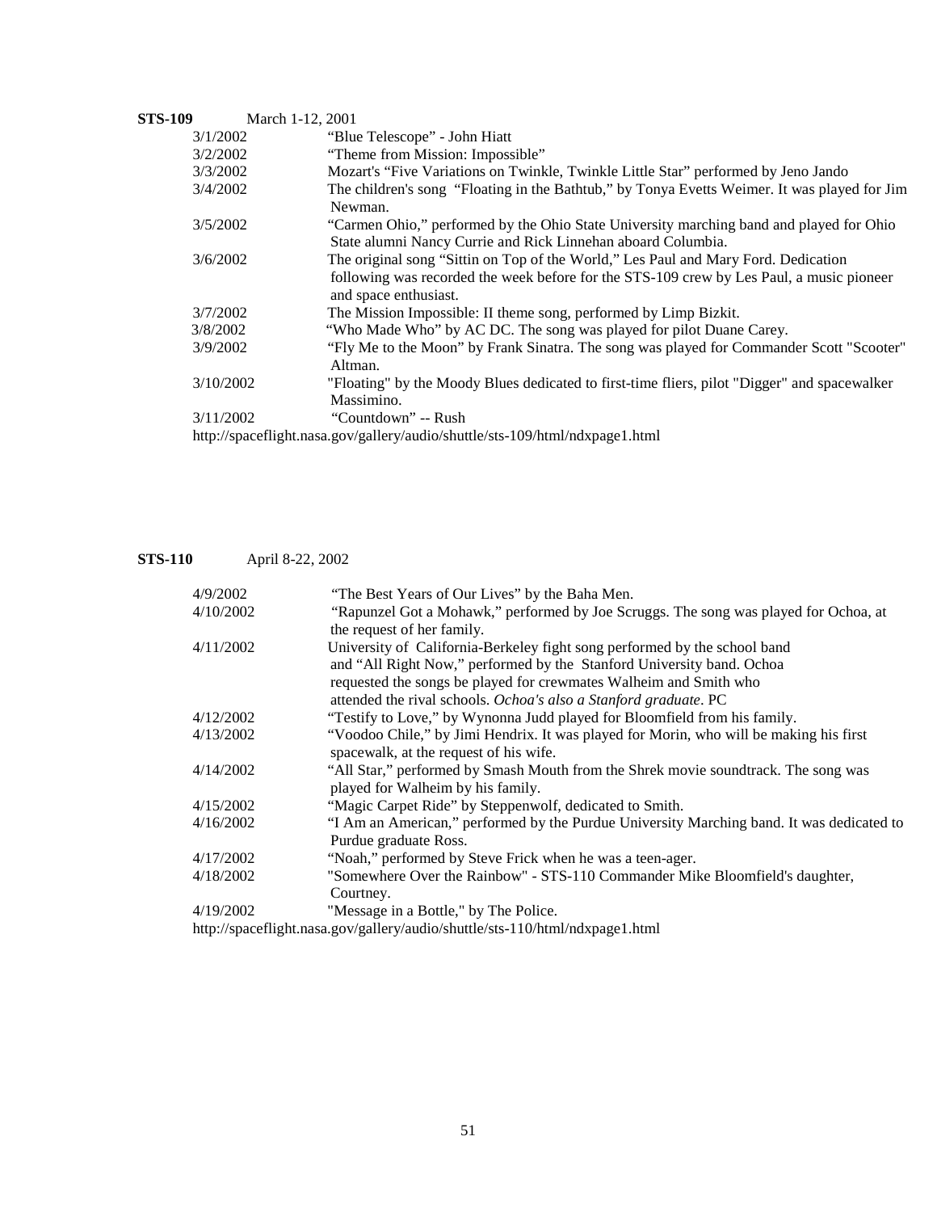**STS-109** March 1-12, 2001

| | |
|---|---|
| 3/1/2002 | "Blue Telescope" - John Hiatt |
| 3/2/2002 | "Theme from Mission: Impossible" |
| 3/3/2002 | Mozart's "Five Variations on Twinkle, Twinkle Little Star" performed by Jeno Jando |
| 3/4/2002 | The children's song "Floating in the Bathtub," by Tonya Evetts Weimer. It was played for Jim Newman. |
| 3/5/2002 | "Carmen Ohio," performed by the Ohio State University marching band and played for Ohio State alumni Nancy Currie and Rick Linnehan aboard Columbia. |
| 3/6/2002 | The original song "Sittin on Top of the World," Les Paul and Mary Ford. Dedication following was recorded the week before for the STS-109 crew by Les Paul, a music pioneer and space enthusiast. |
| 3/7/2002 | The Mission Impossible: II theme song, performed by Limp Bizkit. |
| 3/8/2002 | "Who Made Who" by AC DC. The song was played for pilot Duane Carey. |
| 3/9/2002 | "Fly Me to the Moon" by Frank Sinatra. The song was played for Commander Scott "Scooter" Altman. |
| 3/10/2002 | "Floating" by the Moody Blues dedicated to first-time fliers, pilot "Digger" and spacewalker Massimino. |
| 3/11/2002 | "Countdown" -- Rush |

http://spaceflight.nasa.gov/gallery/audio/shuttle/sts-109/html/ndxpage1.html

**STS-110** April 8-22, 2002

| | |
|---|---|
| 4/9/2002 | "The Best Years of Our Lives" by the Baha Men. |
| 4/10/2002 | "Rapunzel Got a Mohawk," performed by Joe Scruggs. The song was played for Ochoa, at the request of her family. |
| 4/11/2002 | University of California-Berkeley fight song performed by the school band and "All Right Now," performed by the Stanford University band. Ochoa requested the songs be played for crewmates Walheim and Smith who attended the rival schools. *Ochoa's also a Stanford graduate*. PC |
| 4/12/2002 | "Testify to Love," by Wynonna Judd played for Bloomfield from his family. |
| 4/13/2002 | "Voodoo Chile," by Jimi Hendrix. It was played for Morin, who will be making his first spacewalk, at the request of his wife. |
| 4/14/2002 | "All Star," performed by Smash Mouth from the Shrek movie soundtrack. The song was played for Walheim by his family. |
| 4/15/2002 | "Magic Carpet Ride" by Steppenwolf, dedicated to Smith. |
| 4/16/2002 | "I Am an American," performed by the Purdue University Marching band. It was dedicated to Purdue graduate Ross. |
| 4/17/2002 | "Noah," performed by Steve Frick when he was a teen-ager. |
| 4/18/2002 | "Somewhere Over the Rainbow" - STS-110 Commander Mike Bloomfield's daughter, Courtney. |
| 4/19/2002 | "Message in a Bottle," by The Police. |

http://spaceflight.nasa.gov/gallery/audio/shuttle/sts-110/html/ndxpage1.html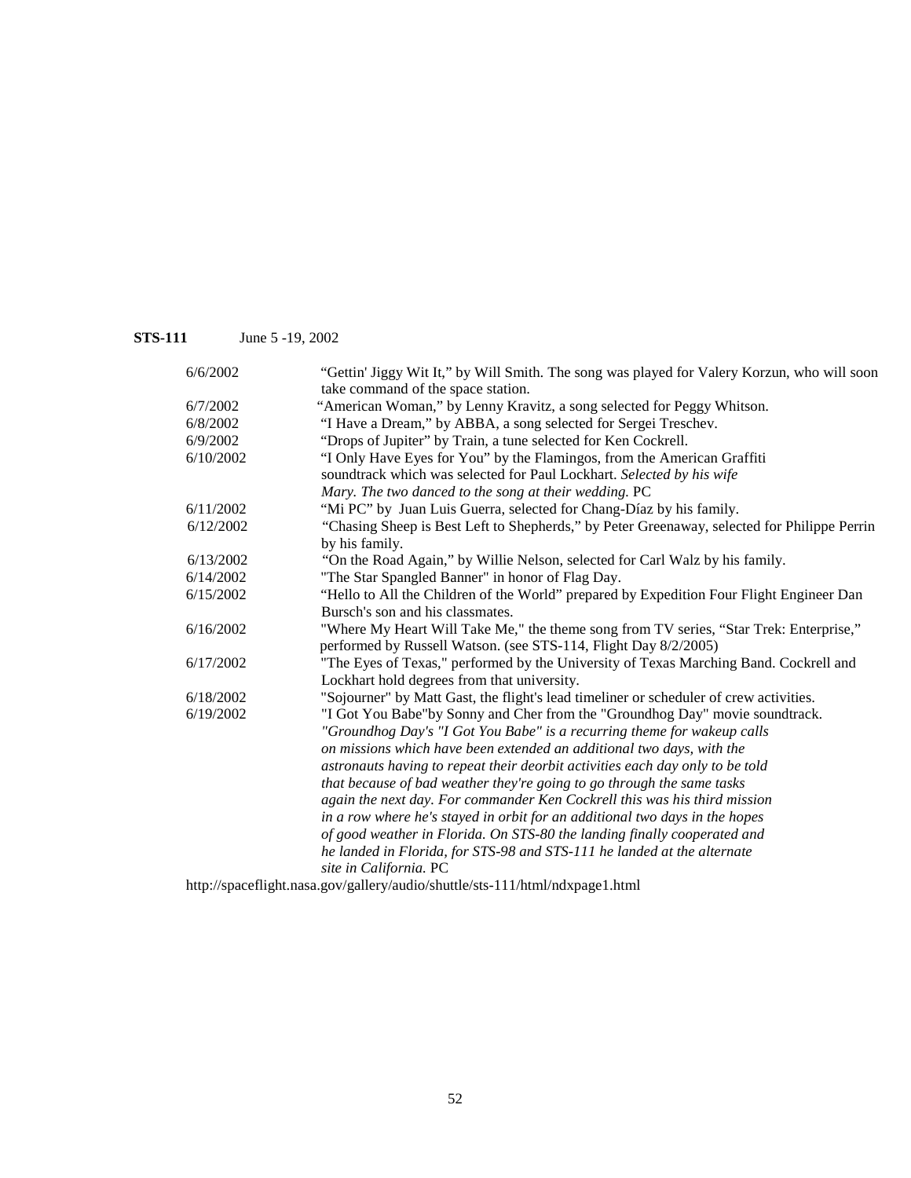**STS-111** June 5 -19, 2002

| | |
|---|---|
| 6/6/2002 | "Gettin' Jiggy Wit It," by Will Smith. The song was played for Valery Korzun, who will soon take command of the space station. |
| 6/7/2002 | "American Woman," by Lenny Kravitz, a song selected for Peggy Whitson. |
| 6/8/2002 | "I Have a Dream," by ABBA, a song selected for Sergei Treschev. |
| 6/9/2002 | "Drops of Jupiter" by Train, a tune selected for Ken Cockrell. |
| 6/10/2002 | "I Only Have Eyes for You" by the Flamingos, from the American Graffiti soundtrack which was selected for Paul Lockhart. *Selected by his wife Mary. The two danced to the song at their wedding.* PC |
| 6/11/2002 | "Mi PC" by Juan Luis Guerra, selected for Chang-Díaz by his family. |
| 6/12/2002 | "Chasing Sheep is Best Left to Shepherds," by Peter Greenaway, selected for Philippe Perrin by his family. |
| 6/13/2002 | "On the Road Again," by Willie Nelson, selected for Carl Walz by his family. |
| 6/14/2002 | "The Star Spangled Banner" in honor of Flag Day. |
| 6/15/2002 | "Hello to All the Children of the World" prepared by Expedition Four Flight Engineer Dan Bursch's son and his classmates. |
| 6/16/2002 | "Where My Heart Will Take Me," the theme song from TV series, "Star Trek: Enterprise," performed by Russell Watson. (see STS-114, Flight Day 8/2/2005) |
| 6/17/2002 | "The Eyes of Texas," performed by the University of Texas Marching Band. Cockrell and Lockhart hold degrees from that university. |
| 6/18/2002 | "Sojourner" by Matt Gast, the flight's lead timeliner or scheduler of crew activities. |
| 6/19/2002 | "I Got You Babe"by Sonny and Cher from the "Groundhog Day" movie soundtrack. *"Groundhog Day's "I Got You Babe" is a recurring theme for wakeup calls on missions which have been extended an additional two days, with the astronauts having to repeat their deorbit activities each day only to be told that because of bad weather they're going to go through the same tasks again the next day. For commander Ken Cockrell this was his third mission in a row where he's stayed in orbit for an additional two days in the hopes of good weather in Florida. On STS-80 the landing finally cooperated and he landed in Florida, for STS-98 and STS-111 he landed at the alternate site in California.* PC |

http://spaceflight.nasa.gov/gallery/audio/shuttle/sts-111/html/ndxpage1.html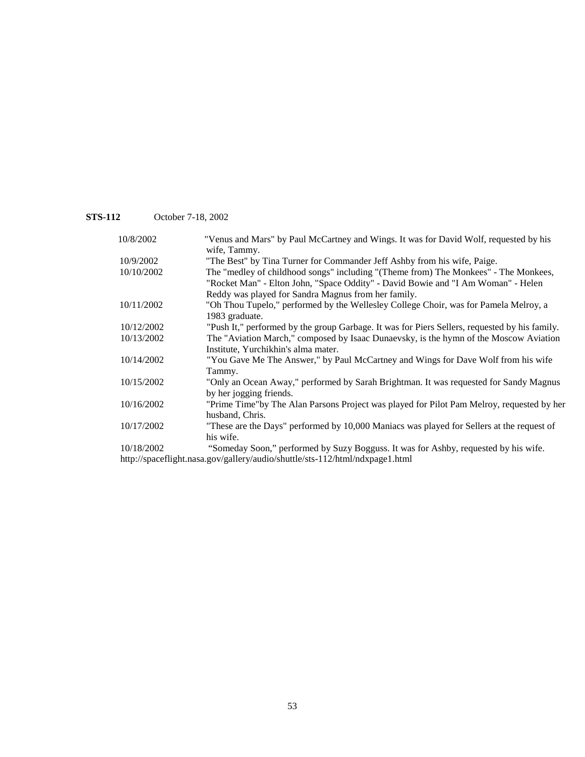**STS-112** October 7-18, 2002

| | |
|---|---|
| 10/8/2002 | "Venus and Mars" by Paul McCartney and Wings. It was for David Wolf, requested by his wife, Tammy. |
| 10/9/2002 | "The Best" by Tina Turner for Commander Jeff Ashby from his wife, Paige. |
| 10/10/2002 | The "medley of childhood songs" including "(Theme from) The Monkees" - The Monkees, "Rocket Man" - Elton John, "Space Oddity" - David Bowie and "I Am Woman" - Helen Reddy was played for Sandra Magnus from her family. |
| 10/11/2002 | "Oh Thou Tupelo," performed by the Wellesley College Choir, was for Pamela Melroy, a 1983 graduate. |
| 10/12/2002 | "Push It," performed by the group Garbage. It was for Piers Sellers, requested by his family. |
| 10/13/2002 | The "Aviation March," composed by Isaac Dunaevsky, is the hymn of the Moscow Aviation Institute, Yurchikhin's alma mater. |
| 10/14/2002 | "You Gave Me The Answer," by Paul McCartney and Wings for Dave Wolf from his wife Tammy. |
| 10/15/2002 | "Only an Ocean Away," performed by Sarah Brightman. It was requested for Sandy Magnus by her jogging friends. |
| 10/16/2002 | "Prime Time"by The Alan Parsons Project was played for Pilot Pam Melroy, requested by her husband, Chris. |
| 10/17/2002 | "These are the Days" performed by 10,000 Maniacs was played for Sellers at the request of his wife. |
| 10/18/2002 | "Someday Soon," performed by Suzy Bogguss. It was for Ashby, requested by his wife. |

http://spaceflight.nasa.gov/gallery/audio/shuttle/sts-112/html/ndxpage1.html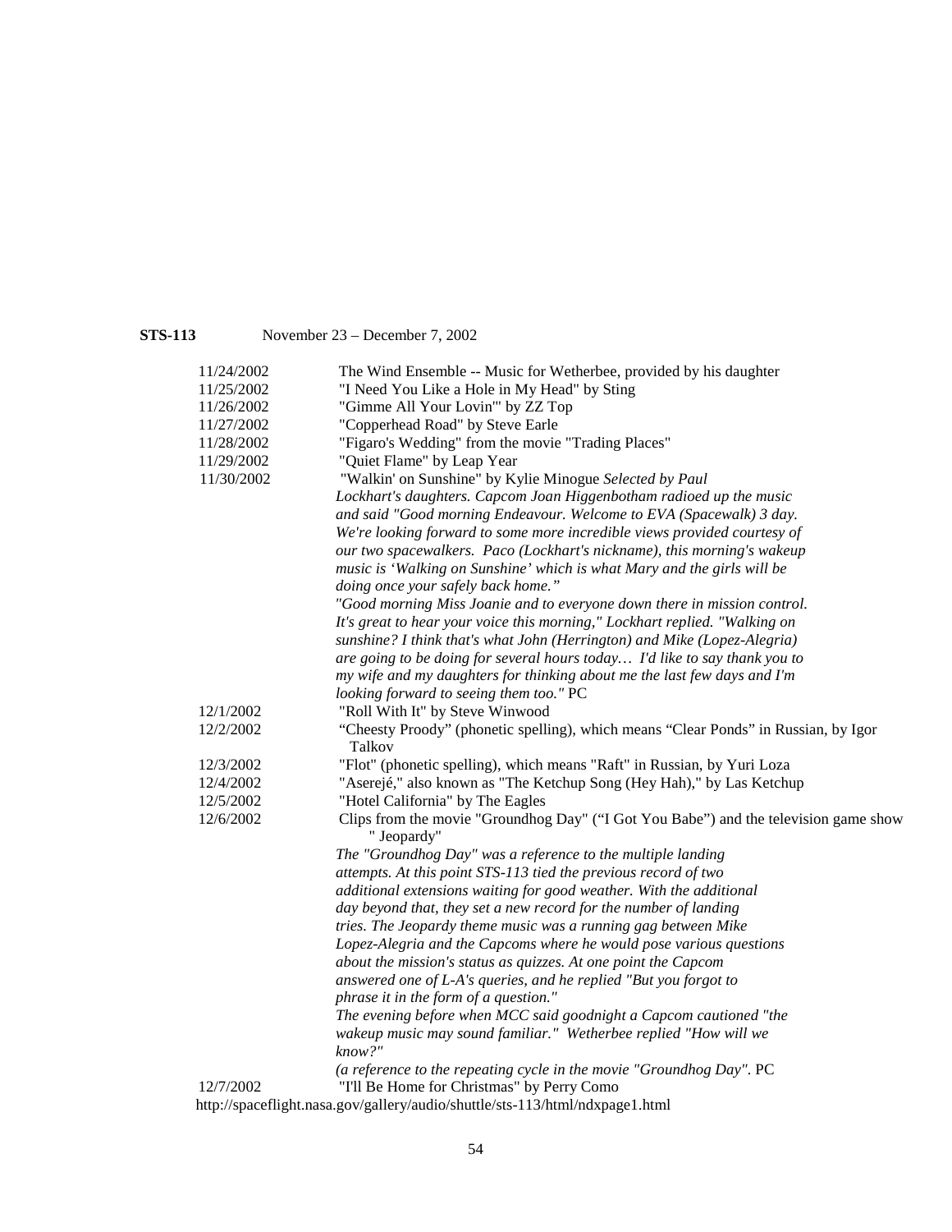**STS-113** November 23 – December 7, 2002

| | |
|---|---|
| 11/24/2002 | The Wind Ensemble -- Music for Wetherbee, provided by his daughter |
| 11/25/2002 | "I Need You Like a Hole in My Head" by Sting |
| 11/26/2002 | "Gimme All Your Lovin'" by ZZ Top |
| 11/27/2002 | "Copperhead Road" by Steve Earle |
| 11/28/2002 | "Figaro's Wedding" from the movie "Trading Places" |
| 11/29/2002 | "Quiet Flame" by Leap Year |
| 11/30/2002 | "Walkin' on Sunshine" by Kylie Minogue *Selected by Paul Lockhart's daughters. Capcom Joan Higgenbotham radioed up the music and said "Good morning Endeavour. Welcome to EVA (Spacewalk) 3 day. We're looking forward to some more incredible views provided courtesy of our two spacewalkers. Paco (Lockhart's nickname), this morning's wakeup music is 'Walking on Sunshine' which is what Mary and the girls will be doing once your safely back home." "Good morning Miss Joanie and to everyone down there in mission control. It's great to hear your voice this morning," Lockhart replied. "Walking on sunshine? I think that's what John (Herrington) and Mike (Lopez-Alegria) are going to be doing for several hours today… I'd like to say thank you to my wife and my daughters for thinking about me the last few days and I'm looking forward to seeing them too."* PC |
| 12/1/2002 | "Roll With It" by Steve Winwood |
| 12/2/2002 | "Cheesty Proody" (phonetic spelling), which means "Clear Ponds" in Russian, by Igor Talkov |
| 12/3/2002 | "Flot" (phonetic spelling), which means "Raft" in Russian, by Yuri Loza |
| 12/4/2002 | "Aserejé," also known as "The Ketchup Song (Hey Hah)," by Las Ketchup |
| 12/5/2002 | "Hotel California" by The Eagles |
| 12/6/2002 | Clips from the movie "Groundhog Day" ("I Got You Babe") and the television game show " Jeopardy" *The "Groundhog Day" was a reference to the multiple landing attempts. At this point STS-113 tied the previous record of two additional extensions waiting for good weather. With the additional day beyond that, they set a new record for the number of landing tries. The Jeopardy theme music was a running gag between Mike Lopez-Alegria and the Capcoms where he would pose various questions about the mission's status as quizzes. At one point the Capcom answered one of L-A's queries, and he replied "But you forgot to phrase it in the form of a question." The evening before when MCC said goodnight a Capcom cautioned "the wakeup music may sound familiar." Wetherbee replied "How will we know?" (a reference to the repeating cycle in the movie "Groundhog Day".* PC |
| 12/7/2002 | "I'll Be Home for Christmas" by Perry Como |

http://spaceflight.nasa.gov/gallery/audio/shuttle/sts-113/html/ndxpage1.html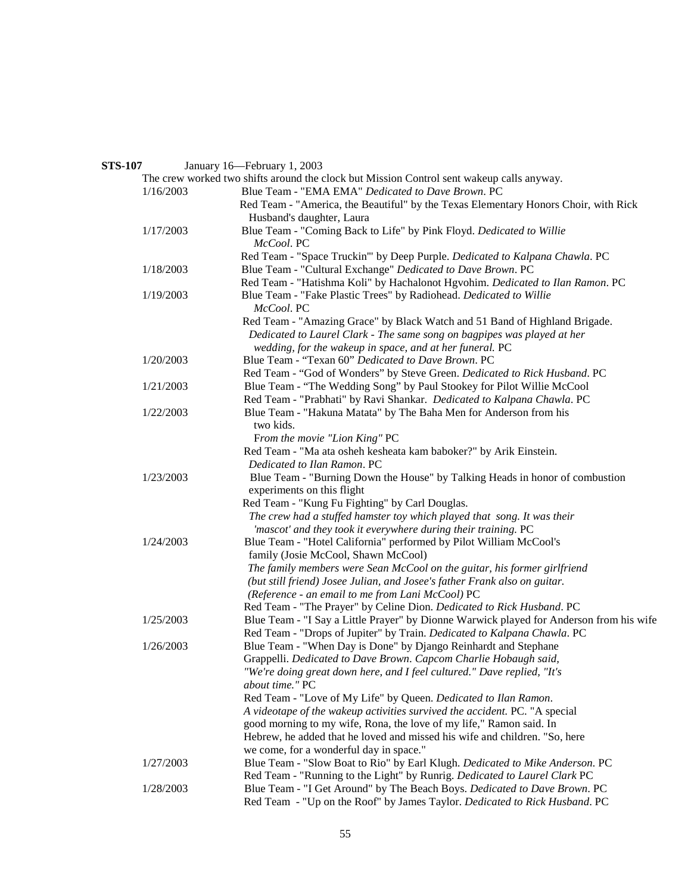**STS-107** January 16—February 1, 2003

The crew worked two shifts around the clock but Mission Control sent wakeup calls anyway.

| Date | Wakeup Calls |
|---|---|
| 1/16/2003 | Blue Team - "EMA EMA" *Dedicated to Dave Brown*. PC<br>Red Team - "America, the Beautiful" by the Texas Elementary Honors Choir, with Rick Husband's daughter, Laura |
| 1/17/2003 | Blue Team - "Coming Back to Life" by Pink Floyd. *Dedicated to Willie McCool*. PC<br>Red Team - "Space Truckin'" by Deep Purple. *Dedicated to Kalpana Chawla*. PC |
| 1/18/2003 | Blue Team - "Cultural Exchange" *Dedicated to Dave Brown*. PC<br>Red Team - "Hatishma Koli" by Hachalonot Hgvohim. *Dedicated to Ilan Ramon*. PC |
| 1/19/2003 | Blue Team - "Fake Plastic Trees" by Radiohead. *Dedicated to Willie McCool*. PC<br>Red Team - "Amazing Grace" by Black Watch and 51 Band of Highland Brigade. *Dedicated to Laurel Clark - The same song on bagpipes was played at her wedding, for the wakeup in space, and at her funeral.* PC |
| 1/20/2003 | Blue Team - "Texan 60" *Dedicated to Dave Brown*. PC<br>Red Team - "God of Wonders" by Steve Green. *Dedicated to Rick Husband*. PC |
| 1/21/2003 | Blue Team - "The Wedding Song" by Paul Stookey for Pilot Willie McCool<br>Red Team - "Prabhati" by Ravi Shankar. *Dedicated to Kalpana Chawla*. PC |
| 1/22/2003 | Blue Team - "Hakuna Matata" by The Baha Men for Anderson from his two kids. *From the movie "Lion King"* PC<br>Red Team - "Ma ata osheh kesheata kam baboker?" by Arik Einstein. *Dedicated to Ilan Ramon*. PC |
| 1/23/2003 | Blue Team - "Burning Down the House" by Talking Heads in honor of combustion experiments on this flight<br>Red Team - "Kung Fu Fighting" by Carl Douglas. *The crew had a stuffed hamster toy which played that song. It was their 'mascot' and they took it everywhere during their training.* PC |
| 1/24/2003 | Blue Team - "Hotel California" performed by Pilot William McCool's family (Josie McCool, Shawn McCool) *The family members were Sean McCool on the guitar, his former girlfriend (but still friend) Josee Julian, and Josee's father Frank also on guitar. (Reference - an email to me from Lani McCool)* PC<br>Red Team - "The Prayer" by Celine Dion. *Dedicated to Rick Husband*. PC |
| 1/25/2003 | Blue Team - "I Say a Little Prayer" by Dionne Warwick played for Anderson from his wife<br>Red Team - "Drops of Jupiter" by Train. *Dedicated to Kalpana Chawla*. PC |
| 1/26/2003 | Blue Team - "When Day is Done" by Django Reinhardt and Stephane Grappelli. *Dedicated to Dave Brown. Capcom Charlie Hobaugh said, "We're doing great down here, and I feel cultured." Dave replied, "It's about time."* PC<br>Red Team - "Love of My Life" by Queen. *Dedicated to Ilan Ramon. A videotape of the wakeup activities survived the accident.* PC. "A special good morning to my wife, Rona, the love of my life," Ramon said. In Hebrew, he added that he loved and missed his wife and children. "So, here we come, for a wonderful day in space." |
| 1/27/2003 | Blue Team - "Slow Boat to Rio" by Earl Klugh. *Dedicated to Mike Anderson*. PC<br>Red Team - "Running to the Light" by Runrig. *Dedicated to Laurel Clark* PC |
| 1/28/2003 | Blue Team - "I Get Around" by The Beach Boys. *Dedicated to Dave Brown*. PC<br>Red Team - "Up on the Roof" by James Taylor. *Dedicated to Rick Husband*. PC |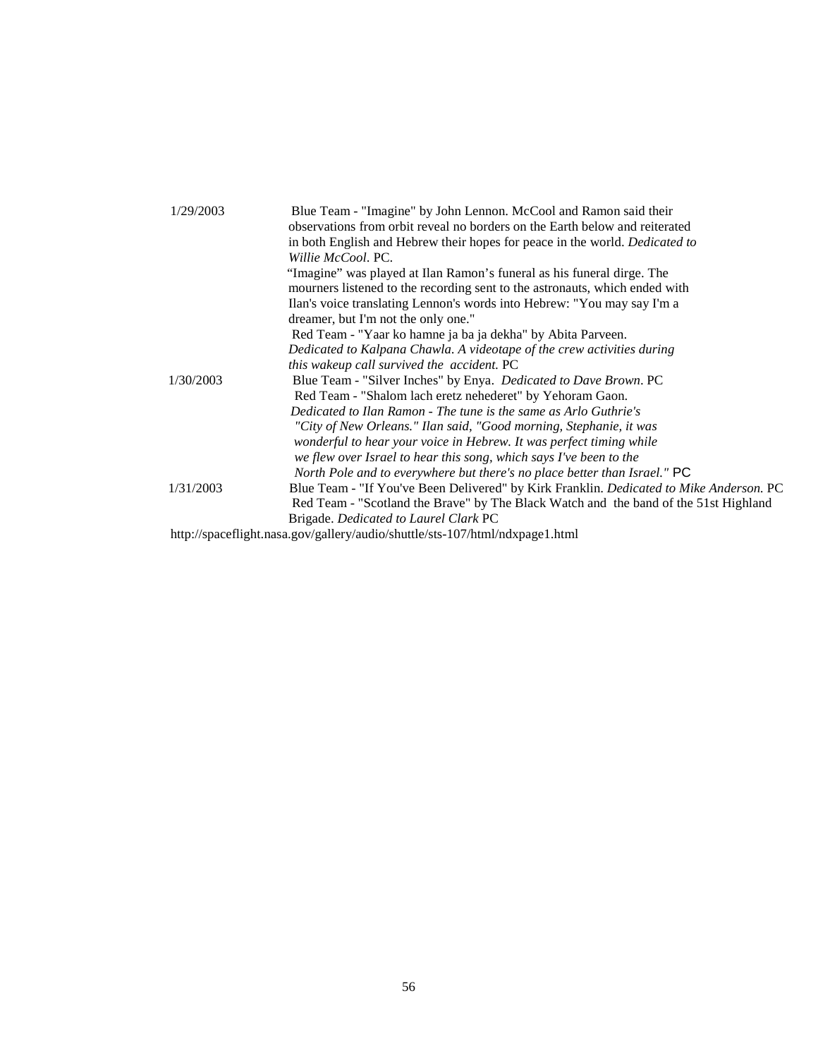| | |
|---|---|
| 1/29/2003 | Blue Team - "Imagine" by John Lennon. McCool and Ramon said their observations from orbit reveal no borders on the Earth below and reiterated in both English and Hebrew their hopes for peace in the world. *Dedicated to Willie McCool*. PC.<br>"Imagine" was played at Ilan Ramon's funeral as his funeral dirge. The mourners listened to the recording sent to the astronauts, which ended with Ilan's voice translating Lennon's words into Hebrew: "You may say I'm a dreamer, but I'm not the only one."<br>Red Team - "Yaar ko hamne ja ba ja dekha" by Abita Parveen. *Dedicated to Kalpana Chawla. A videotape of the crew activities during this wakeup call survived the accident.* PC |
| 1/30/2003 | Blue Team - "Silver Inches" by Enya. *Dedicated to Dave Brown*. PC<br>Red Team - "Shalom lach eretz nehederet" by Yehoram Gaon. *Dedicated to Ilan Ramon - The tune is the same as Arlo Guthrie's "City of New Orleans." Ilan said, "Good morning, Stephanie, it was wonderful to hear your voice in Hebrew. It was perfect timing while we flew over Israel to hear this song, which says I've been to the North Pole and to everywhere but there's no place better than Israel."* PC |
| 1/31/2003 | Blue Team - "If You've Been Delivered" by Kirk Franklin. *Dedicated to Mike Anderson.* PC<br>Red Team - "Scotland the Brave" by The Black Watch and the band of the 51st Highland Brigade. *Dedicated to Laurel Clark* PC |

http://spaceflight.nasa.gov/gallery/audio/shuttle/sts-107/html/ndxpage1.html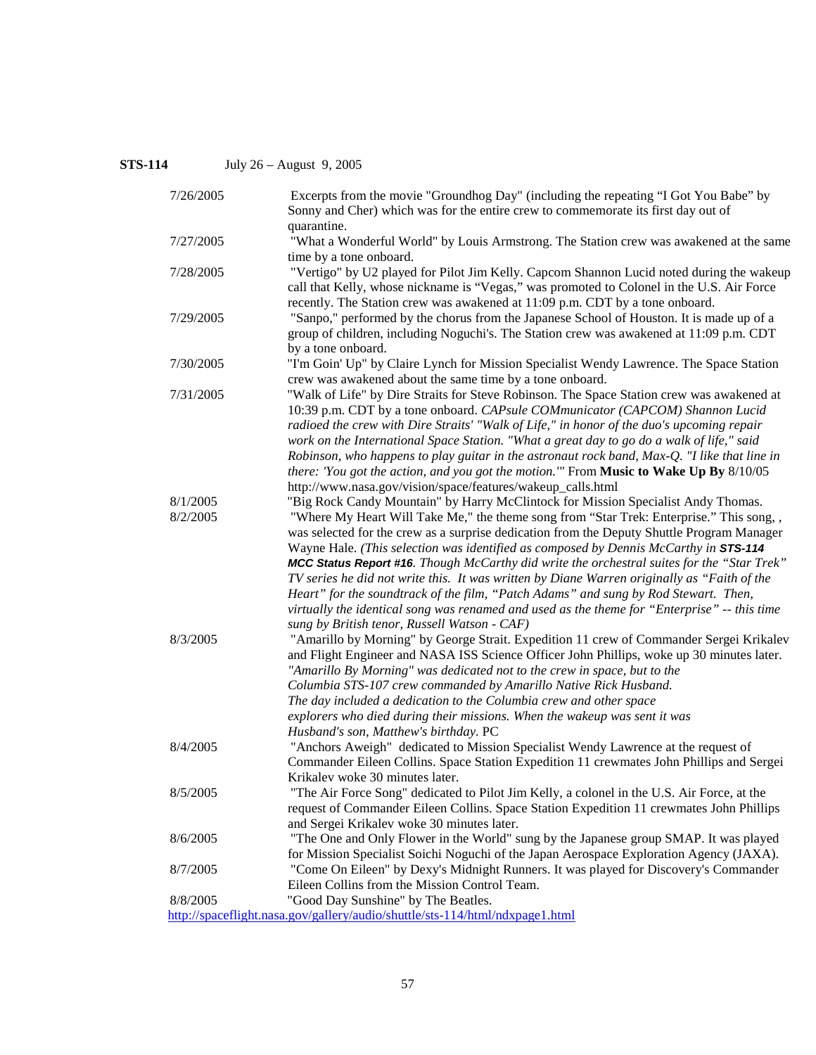**STS-114** July 26 – August 9, 2005

| | |
|---|---|
| 7/26/2005 | Excerpts from the movie "Groundhog Day" (including the repeating "I Got You Babe" by Sonny and Cher) which was for the entire crew to commemorate its first day out of quarantine. |
| 7/27/2005 | "What a Wonderful World" by Louis Armstrong. The Station crew was awakened at the same time by a tone onboard. |
| 7/28/2005 | "Vertigo" by U2 played for Pilot Jim Kelly. Capcom Shannon Lucid noted during the wakeup call that Kelly, whose nickname is "Vegas," was promoted to Colonel in the U.S. Air Force recently. The Station crew was awakened at 11:09 p.m. CDT by a tone onboard. |
| 7/29/2005 | "Sanpo," performed by the chorus from the Japanese School of Houston. It is made up of a group of children, including Noguchi's. The Station crew was awakened at 11:09 p.m. CDT by a tone onboard. |
| 7/30/2005 | "I'm Goin' Up" by Claire Lynch for Mission Specialist Wendy Lawrence. The Space Station crew was awakened about the same time by a tone onboard. |
| 7/31/2005 | "Walk of Life" by Dire Straits for Steve Robinson. The Space Station crew was awakened at 10:39 p.m. CDT by a tone onboard. *CAPsule COMmunicator (CAPCOM) Shannon Lucid radioed the crew with Dire Straits' "Walk of Life," in honor of the duo's upcoming repair work on the International Space Station. "What a great day to go do a walk of life," said Robinson, who happens to play guitar in the astronaut rock band, Max-Q. "I like that line in there: 'You got the action, and you got the motion.'"* From **Music to Wake Up By** 8/10/05 http://www.nasa.gov/vision/space/features/wakeup_calls.html |
| 8/1/2005 | "Big Rock Candy Mountain" by Harry McClintock for Mission Specialist Andy Thomas. |
| 8/2/2005 | "Where My Heart Will Take Me," the theme song from "Star Trek: Enterprise." This song, , was selected for the crew as a surprise dedication from the Deputy Shuttle Program Manager Wayne Hale. *(This selection was identified as composed by Dennis McCarthy in* ***STS-114 MCC Status Report #16****. Though McCarthy did write the orchestral suites for the "Star Trek" TV series he did not write this. It was written by Diane Warren originally as "Faith of the Heart" for the soundtrack of the film, "Patch Adams" and sung by Rod Stewart. Then, virtually the identical song was renamed and used as the theme for "Enterprise" -- this time sung by British tenor, Russell Watson - CAF)* |
| 8/3/2005 | "Amarillo by Morning" by George Strait. Expedition 11 crew of Commander Sergei Krikalev and Flight Engineer and NASA ISS Science Officer John Phillips, woke up 30 minutes later. *"Amarillo By Morning" was dedicated not to the crew in space, but to the Columbia STS-107 crew commanded by Amarillo Native Rick Husband. The day included a dedication to the Columbia crew and other space explorers who died during their missions. When the wakeup was sent it was Husband's son, Matthew's birthday.* PC |
| 8/4/2005 | "Anchors Aweigh" dedicated to Mission Specialist Wendy Lawrence at the request of Commander Eileen Collins. Space Station Expedition 11 crewmates John Phillips and Sergei Krikalev woke 30 minutes later. |
| 8/5/2005 | "The Air Force Song" dedicated to Pilot Jim Kelly, a colonel in the U.S. Air Force, at the request of Commander Eileen Collins. Space Station Expedition 11 crewmates John Phillips and Sergei Krikalev woke 30 minutes later. |
| 8/6/2005 | "The One and Only Flower in the World" sung by the Japanese group SMAP. It was played for Mission Specialist Soichi Noguchi of the Japan Aerospace Exploration Agency (JAXA). |
| 8/7/2005 | "Come On Eileen" by Dexy's Midnight Runners. It was played for Discovery's Commander Eileen Collins from the Mission Control Team. |
| 8/8/2005 | "Good Day Sunshine" by The Beatles. |

http://spaceflight.nasa.gov/gallery/audio/shuttle/sts-114/html/ndxpage1.html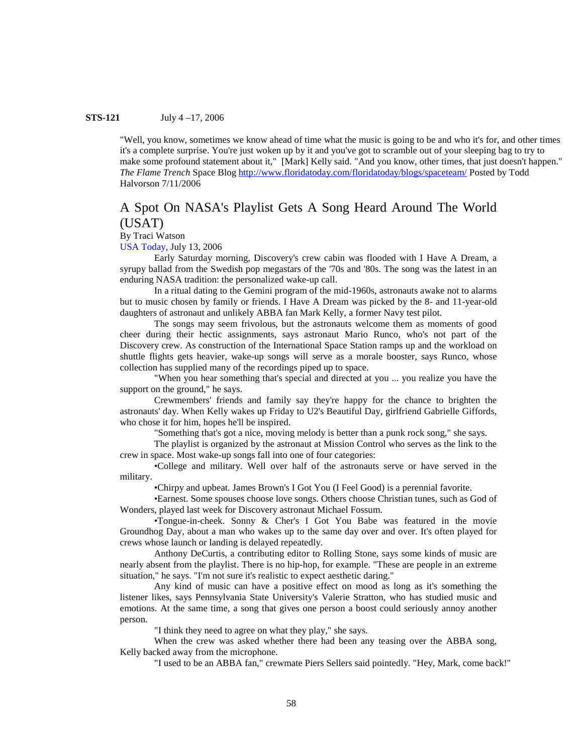**STS-121** July 4 –17, 2006

"Well, you know, sometimes we know ahead of time what the music is going to be and who it's for, and other times it's a complete surprise. You're just woken up by it and you've got to scramble out of your sleeping bag to try to make some profound statement about it," [Mark] Kelly said. "And you know, other times, that just doesn't happen." *The Flame Trench* Space Blog http://www.floridatoday.com/floridatoday/blogs/spaceteam/ Posted by Todd Halvorson 7/11/2006

## A Spot On NASA's Playlist Gets A Song Heard Around The World (USAT)

By Traci Watson

USA Today, July 13, 2006

Early Saturday morning, Discovery's crew cabin was flooded with I Have A Dream, a syrupy ballad from the Swedish pop megastars of the '70s and '80s. The song was the latest in an enduring NASA tradition: the personalized wake-up call.

In a ritual dating to the Gemini program of the mid-1960s, astronauts awake not to alarms but to music chosen by family or friends. I Have A Dream was picked by the 8- and 11-year-old daughters of astronaut and unlikely ABBA fan Mark Kelly, a former Navy test pilot.

The songs may seem frivolous, but the astronauts welcome them as moments of good cheer during their hectic assignments, says astronaut Mario Runco, who's not part of the Discovery crew. As construction of the International Space Station ramps up and the workload on shuttle flights gets heavier, wake-up songs will serve as a morale booster, says Runco, whose collection has supplied many of the recordings piped up to space.

"When you hear something that's special and directed at you ... you realize you have the support on the ground," he says.

Crewmembers' friends and family say they're happy for the chance to brighten the astronauts' day. When Kelly wakes up Friday to U2's Beautiful Day, girlfriend Gabrielle Giffords, who chose it for him, hopes he'll be inspired.

"Something that's got a nice, moving melody is better than a punk rock song," she says.

The playlist is organized by the astronaut at Mission Control who serves as the link to the crew in space. Most wake-up songs fall into one of four categories:

•College and military. Well over half of the astronauts serve or have served in the military.

•Chirpy and upbeat. James Brown's I Got You (I Feel Good) is a perennial favorite.

•Earnest. Some spouses choose love songs. Others choose Christian tunes, such as God of Wonders, played last week for Discovery astronaut Michael Fossum.

•Tongue-in-cheek. Sonny & Cher's I Got You Babe was featured in the movie Groundhog Day, about a man who wakes up to the same day over and over. It's often played for crews whose launch or landing is delayed repeatedly.

Anthony DeCurtis, a contributing editor to Rolling Stone, says some kinds of music are nearly absent from the playlist. There is no hip-hop, for example. "These are people in an extreme situation," he says. "I'm not sure it's realistic to expect aesthetic daring."

Any kind of music can have a positive effect on mood as long as it's something the listener likes, says Pennsylvania State University's Valerie Stratton, who has studied music and emotions. At the same time, a song that gives one person a boost could seriously annoy another person.

"I think they need to agree on what they play," she says.

When the crew was asked whether there had been any teasing over the ABBA song, Kelly backed away from the microphone.

"I used to be an ABBA fan," crewmate Piers Sellers said pointedly. "Hey, Mark, come back!"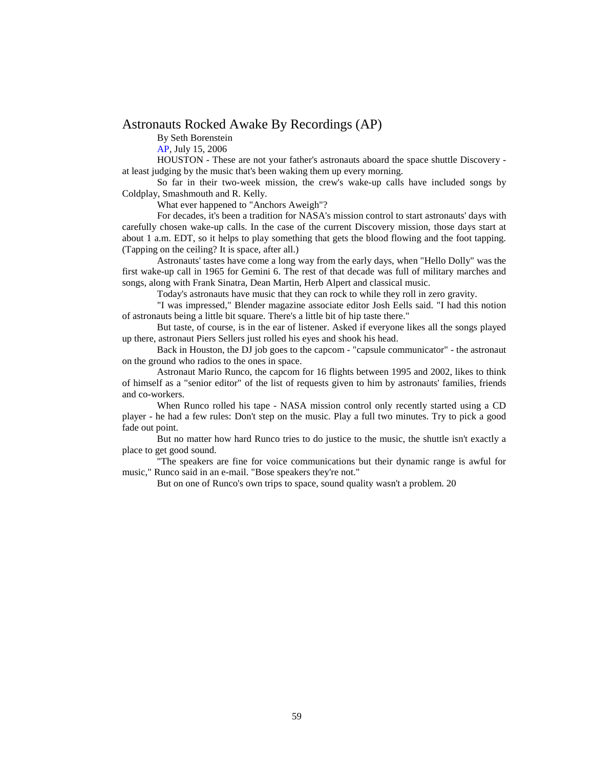## Astronauts Rocked Awake By Recordings (AP)

By Seth Borenstein

AP, July 15, 2006

HOUSTON - These are not your father's astronauts aboard the space shuttle Discovery - at least judging by the music that's been waking them up every morning.

So far in their two-week mission, the crew's wake-up calls have included songs by Coldplay, Smashmouth and R. Kelly.

What ever happened to "Anchors Aweigh"?

For decades, it's been a tradition for NASA's mission control to start astronauts' days with carefully chosen wake-up calls. In the case of the current Discovery mission, those days start at about 1 a.m. EDT, so it helps to play something that gets the blood flowing and the foot tapping. (Tapping on the ceiling? It is space, after all.)

Astronauts' tastes have come a long way from the early days, when "Hello Dolly" was the first wake-up call in 1965 for Gemini 6. The rest of that decade was full of military marches and songs, along with Frank Sinatra, Dean Martin, Herb Alpert and classical music.

Today's astronauts have music that they can rock to while they roll in zero gravity.

"I was impressed," Blender magazine associate editor Josh Eells said. "I had this notion of astronauts being a little bit square. There's a little bit of hip taste there."

But taste, of course, is in the ear of listener. Asked if everyone likes all the songs played up there, astronaut Piers Sellers just rolled his eyes and shook his head.

Back in Houston, the DJ job goes to the capcom - "capsule communicator" - the astronaut on the ground who radios to the ones in space.

Astronaut Mario Runco, the capcom for 16 flights between 1995 and 2002, likes to think of himself as a "senior editor" of the list of requests given to him by astronauts' families, friends and co-workers.

When Runco rolled his tape - NASA mission control only recently started using a CD player - he had a few rules: Don't step on the music. Play a full two minutes. Try to pick a good fade out point.

But no matter how hard Runco tries to do justice to the music, the shuttle isn't exactly a place to get good sound.

"The speakers are fine for voice communications but their dynamic range is awful for music," Runco said in an e-mail. "Bose speakers they're not."

But on one of Runco's own trips to space, sound quality wasn't a problem. 20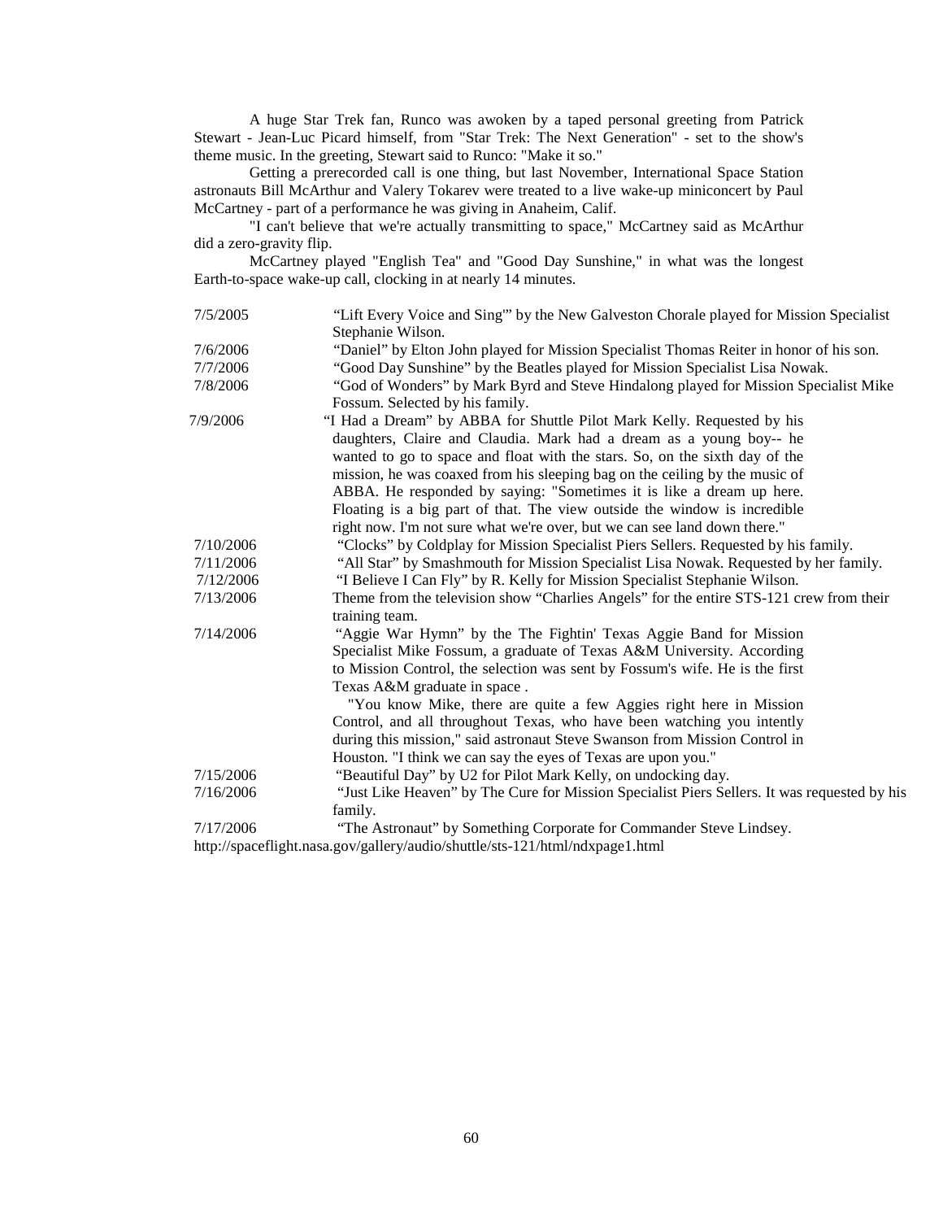A huge Star Trek fan, Runco was awoken by a taped personal greeting from Patrick Stewart - Jean-Luc Picard himself, from "Star Trek: The Next Generation" - set to the show's theme music. In the greeting, Stewart said to Runco: "Make it so."

Getting a prerecorded call is one thing, but last November, International Space Station astronauts Bill McArthur and Valery Tokarev were treated to a live wake-up miniconcert by Paul McCartney - part of a performance he was giving in Anaheim, Calif.

"I can't believe that we're actually transmitting to space," McCartney said as McArthur did a zero-gravity flip.

McCartney played "English Tea" and "Good Day Sunshine," in what was the longest Earth-to-space wake-up call, clocking in at nearly 14 minutes.

| | |
|---|---|
| 7/5/2005 | "Lift Every Voice and Sing'" by the New Galveston Chorale played for Mission Specialist Stephanie Wilson. |
| 7/6/2006 | "Daniel" by Elton John played for Mission Specialist Thomas Reiter in honor of his son. |
| 7/7/2006 | "Good Day Sunshine" by the Beatles played for Mission Specialist Lisa Nowak. |
| 7/8/2006 | "God of Wonders" by Mark Byrd and Steve Hindalong played for Mission Specialist Mike Fossum. Selected by his family. |
| 7/9/2006 | "I Had a Dream" by ABBA for Shuttle Pilot Mark Kelly. Requested by his daughters, Claire and Claudia. Mark had a dream as a young boy-- he wanted to go to space and float with the stars. So, on the sixth day of the mission, he was coaxed from his sleeping bag on the ceiling by the music of ABBA. He responded by saying: "Sometimes it is like a dream up here. Floating is a big part of that. The view outside the window is incredible right now. I'm not sure what we're over, but we can see land down there." |
| 7/10/2006 | "Clocks" by Coldplay for Mission Specialist Piers Sellers. Requested by his family. |
| 7/11/2006 | "All Star" by Smashmouth for Mission Specialist Lisa Nowak. Requested by her family. |
| 7/12/2006 | "I Believe I Can Fly" by R. Kelly for Mission Specialist Stephanie Wilson. |
| 7/13/2006 | Theme from the television show "Charlies Angels" for the entire STS-121 crew from their training team. |
| 7/14/2006 | "Aggie War Hymn" by the The Fightin' Texas Aggie Band for Mission Specialist Mike Fossum, a graduate of Texas A&M University. According to Mission Control, the selection was sent by Fossum's wife. He is the first Texas A&M graduate in space . "You know Mike, there are quite a few Aggies right here in Mission Control, and all throughout Texas, who have been watching you intently during this mission," said astronaut Steve Swanson from Mission Control in Houston. "I think we can say the eyes of Texas are upon you." |
| 7/15/2006 | "Beautiful Day" by U2 for Pilot Mark Kelly, on undocking day. |
| 7/16/2006 | "Just Like Heaven" by The Cure for Mission Specialist Piers Sellers. It was requested by his family. |
| 7/17/2006 | "The Astronaut" by Something Corporate for Commander Steve Lindsey. |

http://spaceflight.nasa.gov/gallery/audio/shuttle/sts-121/html/ndxpage1.html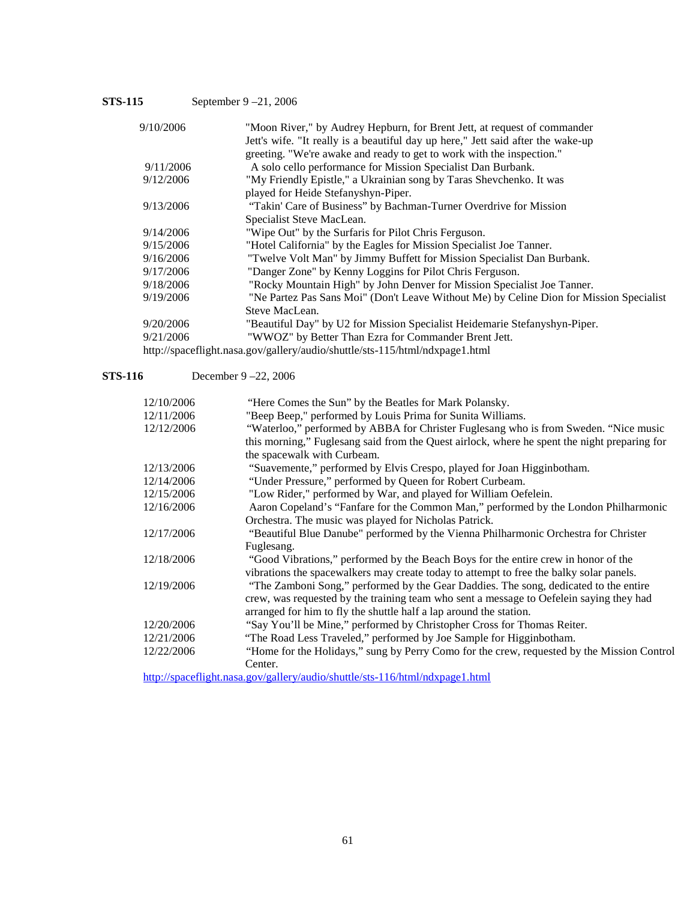**STS-115** September 9 –21, 2006

| | |
|---|---|
| 9/10/2006 | "Moon River," by Audrey Hepburn, for Brent Jett, at request of commander Jett's wife. "It really is a beautiful day up here," Jett said after the wake-up greeting. "We're awake and ready to get to work with the inspection." |
| 9/11/2006 | A solo cello performance for Mission Specialist Dan Burbank. |
| 9/12/2006 | "My Friendly Epistle," a Ukrainian song by Taras Shevchenko. It was played for Heide Stefanyshyn-Piper. |
| 9/13/2006 | "Takin' Care of Business" by Bachman-Turner Overdrive for Mission Specialist Steve MacLean. |
| 9/14/2006 | "Wipe Out" by the Surfaris for Pilot Chris Ferguson. |
| 9/15/2006 | "Hotel California" by the Eagles for Mission Specialist Joe Tanner. |
| 9/16/2006 | "Twelve Volt Man" by Jimmy Buffett for Mission Specialist Dan Burbank. |
| 9/17/2006 | "Danger Zone" by Kenny Loggins for Pilot Chris Ferguson. |
| 9/18/2006 | "Rocky Mountain High" by John Denver for Mission Specialist Joe Tanner. |
| 9/19/2006 | "Ne Partez Pas Sans Moi" (Don't Leave Without Me) by Celine Dion for Mission Specialist Steve MacLean. |
| 9/20/2006 | "Beautiful Day" by U2 for Mission Specialist Heidemarie Stefanyshyn-Piper. |
| 9/21/2006 | "WWOZ" by Better Than Ezra for Commander Brent Jett. |

http://spaceflight.nasa.gov/gallery/audio/shuttle/sts-115/html/ndxpage1.html

**STS-116** December 9 –22, 2006

| | |
|---|---|
| 12/10/2006 | "Here Comes the Sun" by the Beatles for Mark Polansky. |
| 12/11/2006 | "Beep Beep," performed by Louis Prima for Sunita Williams. |
| 12/12/2006 | "Waterloo," performed by ABBA for Christer Fuglesang who is from Sweden. "Nice music this morning," Fuglesang said from the Quest airlock, where he spent the night preparing for the spacewalk with Curbeam. |
| 12/13/2006 | "Suavemente," performed by Elvis Crespo, played for Joan Higginbotham. |
| 12/14/2006 | "Under Pressure," performed by Queen for Robert Curbeam. |
| 12/15/2006 | "Low Rider," performed by War, and played for William Oefelein. |
| 12/16/2006 | Aaron Copeland's "Fanfare for the Common Man," performed by the London Philharmonic Orchestra. The music was played for Nicholas Patrick. |
| 12/17/2006 | "Beautiful Blue Danube" performed by the Vienna Philharmonic Orchestra for Christer Fuglesang. |
| 12/18/2006 | "Good Vibrations," performed by the Beach Boys for the entire crew in honor of the vibrations the spacewalkers may create today to attempt to free the balky solar panels. |
| 12/19/2006 | "The Zamboni Song," performed by the Gear Daddies. The song, dedicated to the entire crew, was requested by the training team who sent a message to Oefelein saying they had arranged for him to fly the shuttle half a lap around the station. |
| 12/20/2006 | "Say You'll be Mine," performed by Christopher Cross for Thomas Reiter. |
| 12/21/2006 | "The Road Less Traveled," performed by Joe Sample for Higginbotham. |
| 12/22/2006 | "Home for the Holidays," sung by Perry Como for the crew, requested by the Mission Control Center. |

http://spaceflight.nasa.gov/gallery/audio/shuttle/sts-116/html/ndxpage1.html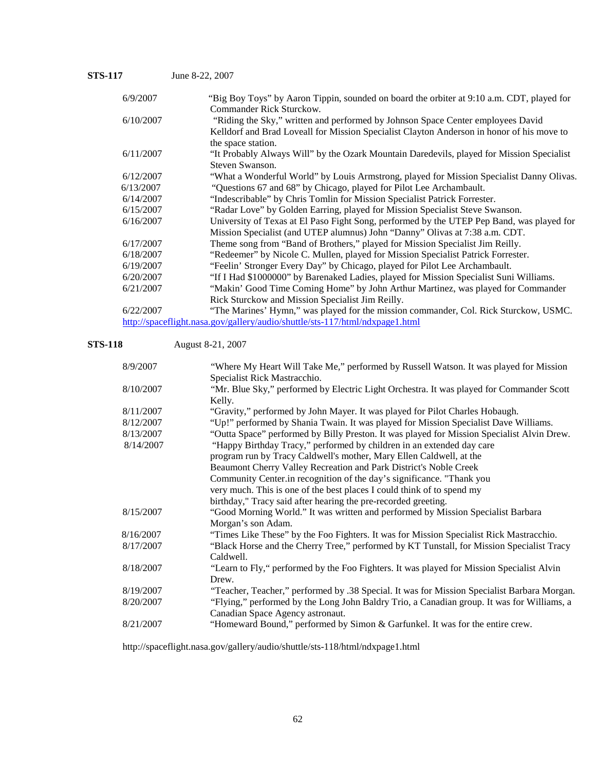**STS-117** June 8-22, 2007

| | |
|---|---|
| 6/9/2007 | "Big Boy Toys" by Aaron Tippin, sounded on board the orbiter at 9:10 a.m. CDT, played for Commander Rick Sturckow. |
| 6/10/2007 | "Riding the Sky," written and performed by Johnson Space Center employees David Kelldorf and Brad Loveall for Mission Specialist Clayton Anderson in honor of his move to the space station. |
| 6/11/2007 | "It Probably Always Will" by the Ozark Mountain Daredevils, played for Mission Specialist Steven Swanson. |
| 6/12/2007 | "What a Wonderful World" by Louis Armstrong, played for Mission Specialist Danny Olivas. |
| 6/13/2007 | "Questions 67 and 68" by Chicago, played for Pilot Lee Archambault. |
| 6/14/2007 | "Indescribable" by Chris Tomlin for Mission Specialist Patrick Forrester. |
| 6/15/2007 | "Radar Love" by Golden Earring, played for Mission Specialist Steve Swanson. |
| 6/16/2007 | University of Texas at El Paso Fight Song, performed by the UTEP Pep Band, was played for Mission Specialist (and UTEP alumnus) John "Danny" Olivas at 7:38 a.m. CDT. |
| 6/17/2007 | Theme song from "Band of Brothers," played for Mission Specialist Jim Reilly. |
| 6/18/2007 | "Redeemer" by Nicole C. Mullen, played for Mission Specialist Patrick Forrester. |
| 6/19/2007 | "Feelin' Stronger Every Day" by Chicago, played for Pilot Lee Archambault. |
| 6/20/2007 | "If I Had $1000000" by Barenaked Ladies, played for Mission Specialist Suni Williams. |
| 6/21/2007 | "Makin' Good Time Coming Home" by John Arthur Martinez, was played for Commander Rick Sturckow and Mission Specialist Jim Reilly. |
| 6/22/2007 | "The Marines' Hymn," was played for the mission commander, Col. Rick Sturckow, USMC. |

http://spaceflight.nasa.gov/gallery/audio/shuttle/sts-117/html/ndxpage1.html

**STS-118** August 8-21, 2007

| | |
|---|---|
| 8/9/2007 | "Where My Heart Will Take Me," performed by Russell Watson. It was played for Mission Specialist Rick Mastracchio. |
| 8/10/2007 | "Mr. Blue Sky," performed by Electric Light Orchestra. It was played for Commander Scott Kelly. |
| 8/11/2007 | "Gravity," performed by John Mayer. It was played for Pilot Charles Hobaugh. |
| 8/12/2007 | "Up!" performed by Shania Twain. It was played for Mission Specialist Dave Williams. |
| 8/13/2007 | "Outta Space" performed by Billy Preston. It was played for Mission Specialist Alvin Drew. |
| 8/14/2007 | "Happy Birthday Tracy," performed by children in an extended day care program run by Tracy Caldwell's mother, Mary Ellen Caldwell, at the Beaumont Cherry Valley Recreation and Park District's Noble Creek Community Center.in recognition of the day's significance. "Thank you very much. This is one of the best places I could think of to spend my birthday," Tracy said after hearing the pre-recorded greeting. |
| 8/15/2007 | "Good Morning World." It was written and performed by Mission Specialist Barbara Morgan's son Adam. |
| 8/16/2007 | "Times Like These" by the Foo Fighters. It was for Mission Specialist Rick Mastracchio. |
| 8/17/2007 | "Black Horse and the Cherry Tree," performed by KT Tunstall, for Mission Specialist Tracy Caldwell. |
| 8/18/2007 | "Learn to Fly," performed by the Foo Fighters. It was played for Mission Specialist Alvin Drew. |
| 8/19/2007 | "Teacher, Teacher," performed by .38 Special. It was for Mission Specialist Barbara Morgan. |
| 8/20/2007 | "Flying," performed by the Long John Baldry Trio, a Canadian group. It was for Williams, a Canadian Space Agency astronaut. |
| 8/21/2007 | "Homeward Bound," performed by Simon & Garfunkel. It was for the entire crew. |

http://spaceflight.nasa.gov/gallery/audio/shuttle/sts-118/html/ndxpage1.html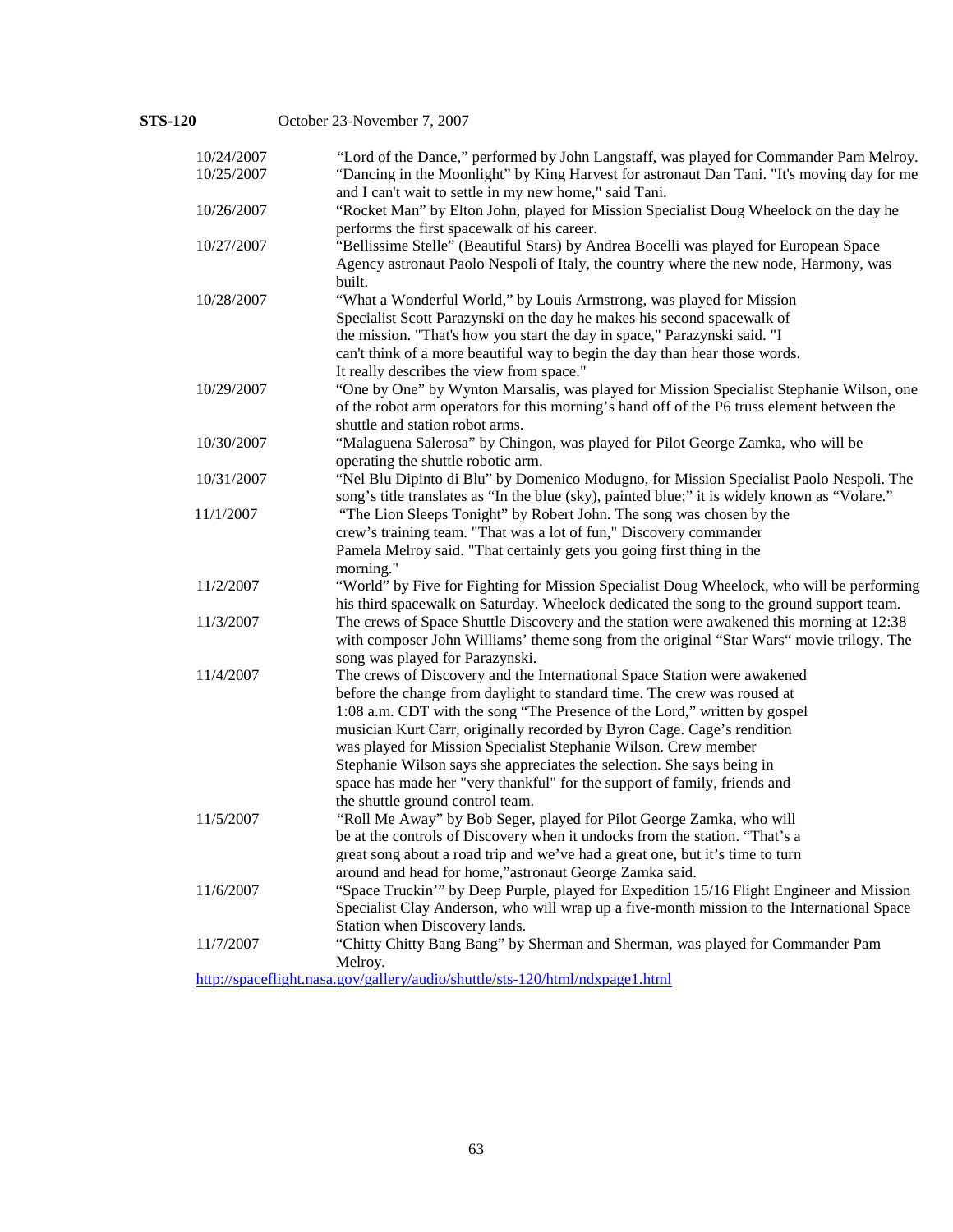**STS-120** October 23-November 7, 2007

| | |
|---|---|
| 10/24/2007 | "Lord of the Dance," performed by John Langstaff, was played for Commander Pam Melroy. |
| 10/25/2007 | "Dancing in the Moonlight" by King Harvest for astronaut Dan Tani. "It's moving day for me and I can't wait to settle in my new home," said Tani. |
| 10/26/2007 | "Rocket Man" by Elton John, played for Mission Specialist Doug Wheelock on the day he performs the first spacewalk of his career. |
| 10/27/2007 | "Bellissime Stelle" (Beautiful Stars) by Andrea Bocelli was played for European Space Agency astronaut Paolo Nespoli of Italy, the country where the new node, Harmony, was built. |
| 10/28/2007 | "What a Wonderful World," by Louis Armstrong, was played for Mission Specialist Scott Parazynski on the day he makes his second spacewalk of the mission. "That's how you start the day in space," Parazynski said. "I can't think of a more beautiful way to begin the day than hear those words. It really describes the view from space." |
| 10/29/2007 | "One by One" by Wynton Marsalis, was played for Mission Specialist Stephanie Wilson, one of the robot arm operators for this morning's hand off of the P6 truss element between the shuttle and station robot arms. |
| 10/30/2007 | "Malaguena Salerosa" by Chingon, was played for Pilot George Zamka, who will be operating the shuttle robotic arm. |
| 10/31/2007 | "Nel Blu Dipinto di Blu" by Domenico Modugno, for Mission Specialist Paolo Nespoli. The song's title translates as "In the blue (sky), painted blue;" it is widely known as "Volare." |
| 11/1/2007 | "The Lion Sleeps Tonight" by Robert John. The song was chosen by the crew's training team. "That was a lot of fun," Discovery commander Pamela Melroy said. "That certainly gets you going first thing in the morning." |
| 11/2/2007 | "World" by Five for Fighting for Mission Specialist Doug Wheelock, who will be performing his third spacewalk on Saturday. Wheelock dedicated the song to the ground support team. |
| 11/3/2007 | The crews of Space Shuttle Discovery and the station were awakened this morning at 12:38 with composer John Williams' theme song from the original "Star Wars" movie trilogy. The song was played for Parazynski. |
| 11/4/2007 | The crews of Discovery and the International Space Station were awakened before the change from daylight to standard time. The crew was roused at 1:08 a.m. CDT with the song "The Presence of the Lord," written by gospel musician Kurt Carr, originally recorded by Byron Cage. Cage's rendition was played for Mission Specialist Stephanie Wilson. Crew member Stephanie Wilson says she appreciates the selection. She says being in space has made her "very thankful" for the support of family, friends and the shuttle ground control team. |
| 11/5/2007 | "Roll Me Away" by Bob Seger, played for Pilot George Zamka, who will be at the controls of Discovery when it undocks from the station. "That's a great song about a road trip and we've had a great one, but it's time to turn around and head for home,"astronaut George Zamka said. |
| 11/6/2007 | "Space Truckin'" by Deep Purple, played for Expedition 15/16 Flight Engineer and Mission Specialist Clay Anderson, who will wrap up a five-month mission to the International Space Station when Discovery lands. |
| 11/7/2007 | "Chitty Chitty Bang Bang" by Sherman and Sherman, was played for Commander Pam Melroy. |

http://spaceflight.nasa.gov/gallery/audio/shuttle/sts-120/html/ndxpage1.html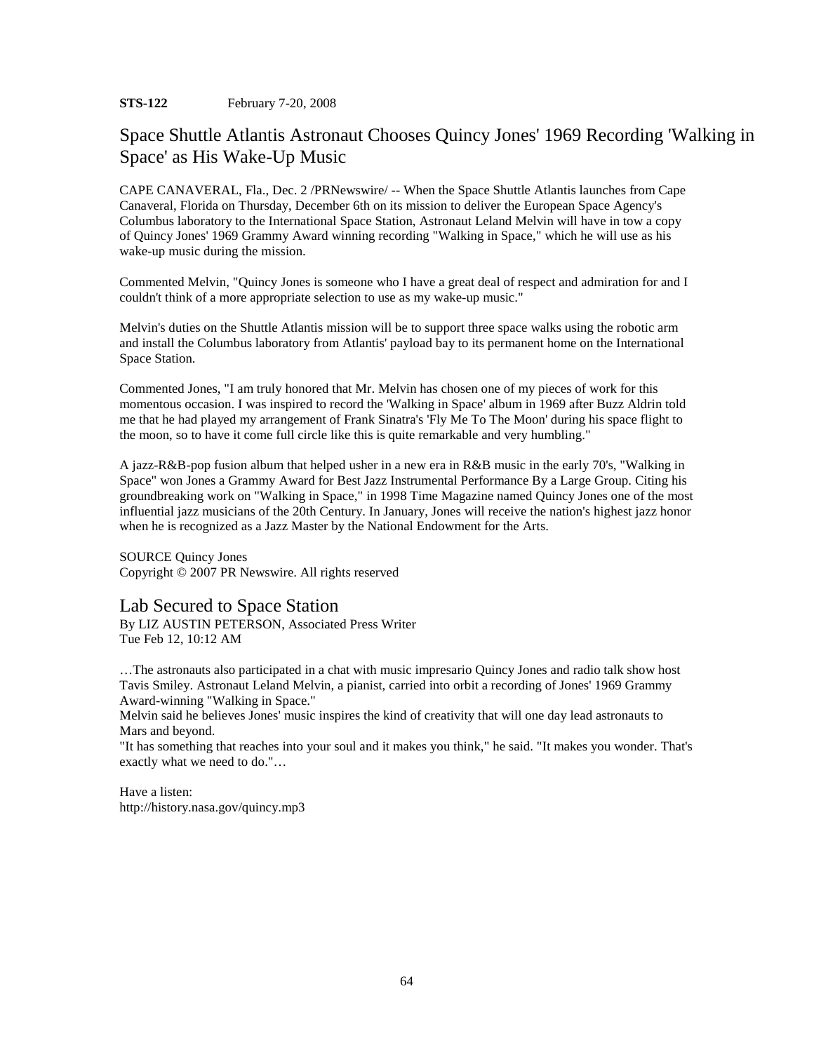**STS-122** February 7-20, 2008

## Space Shuttle Atlantis Astronaut Chooses Quincy Jones' 1969 Recording 'Walking in Space' as His Wake-Up Music

CAPE CANAVERAL, Fla., Dec. 2 /PRNewswire/ -- When the Space Shuttle Atlantis launches from Cape Canaveral, Florida on Thursday, December 6th on its mission to deliver the European Space Agency's Columbus laboratory to the International Space Station, Astronaut Leland Melvin will have in tow a copy of Quincy Jones' 1969 Grammy Award winning recording "Walking in Space," which he will use as his wake-up music during the mission.

Commented Melvin, "Quincy Jones is someone who I have a great deal of respect and admiration for and I couldn't think of a more appropriate selection to use as my wake-up music."

Melvin's duties on the Shuttle Atlantis mission will be to support three space walks using the robotic arm and install the Columbus laboratory from Atlantis' payload bay to its permanent home on the International Space Station.

Commented Jones, "I am truly honored that Mr. Melvin has chosen one of my pieces of work for this momentous occasion. I was inspired to record the 'Walking in Space' album in 1969 after Buzz Aldrin told me that he had played my arrangement of Frank Sinatra's 'Fly Me To The Moon' during his space flight to the moon, so to have it come full circle like this is quite remarkable and very humbling."

A jazz-R&B-pop fusion album that helped usher in a new era in R&B music in the early 70's, "Walking in Space" won Jones a Grammy Award for Best Jazz Instrumental Performance By a Large Group. Citing his groundbreaking work on "Walking in Space," in 1998 Time Magazine named Quincy Jones one of the most influential jazz musicians of the 20th Century. In January, Jones will receive the nation's highest jazz honor when he is recognized as a Jazz Master by the National Endowment for the Arts.

SOURCE Quincy Jones
Copyright © 2007 PR Newswire. All rights reserved

## Lab Secured to Space Station

By LIZ AUSTIN PETERSON, Associated Press Writer
Tue Feb 12, 10:12 AM

…The astronauts also participated in a chat with music impresario Quincy Jones and radio talk show host Tavis Smiley. Astronaut Leland Melvin, a pianist, carried into orbit a recording of Jones' 1969 Grammy Award-winning "Walking in Space."
Melvin said he believes Jones' music inspires the kind of creativity that will one day lead astronauts to Mars and beyond.
"It has something that reaches into your soul and it makes you think," he said. "It makes you wonder. That's exactly what we need to do."…

Have a listen:
http://history.nasa.gov/quincy.mp3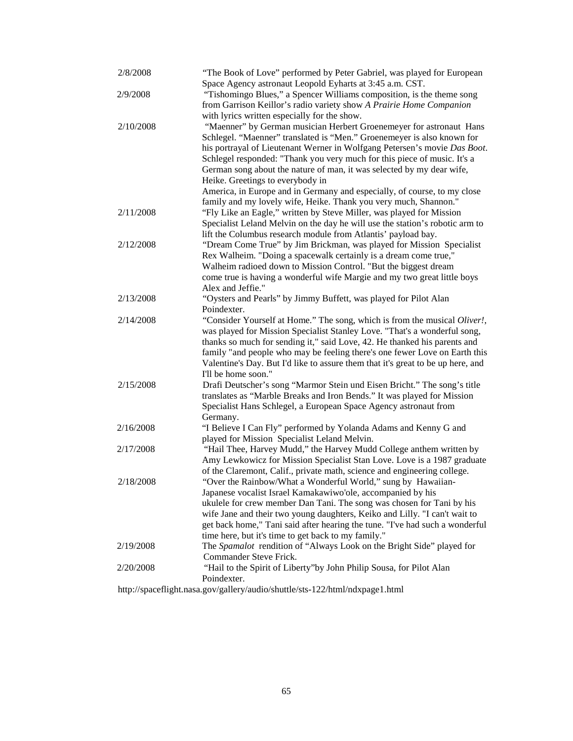| | |
|---|---|
| 2/8/2008 | "The Book of Love" performed by Peter Gabriel, was played for European Space Agency astronaut Leopold Eyharts at 3:45 a.m. CST. |
| 2/9/2008 | "Tishomingo Blues," a Spencer Williams composition, is the theme song from Garrison Keillor's radio variety show *A Prairie Home Companion* with lyrics written especially for the show. |
| 2/10/2008 | "Maenner" by German musician Herbert Groenemeyer for astronaut Hans Schlegel. "Maenner" translated is "Men." Groenemeyer is also known for his portrayal of Lieutenant Werner in Wolfgang Petersen's movie *Das Boot*. Schlegel responded: "Thank you very much for this piece of music. It's a German song about the nature of man, it was selected by my dear wife, Heike. Greetings to everybody in America, in Europe and in Germany and especially, of course, to my close family and my lovely wife, Heike. Thank you very much, Shannon." |
| 2/11/2008 | "Fly Like an Eagle," written by Steve Miller, was played for Mission Specialist Leland Melvin on the day he will use the station's robotic arm to lift the Columbus research module from Atlantis' payload bay. |
| 2/12/2008 | "Dream Come True" by Jim Brickman, was played for Mission Specialist Rex Walheim. "Doing a spacewalk certainly is a dream come true," Walheim radioed down to Mission Control. "But the biggest dream come true is having a wonderful wife Margie and my two great little boys Alex and Jeffie." |
| 2/13/2008 | "Oysters and Pearls" by Jimmy Buffett, was played for Pilot Alan Poindexter. |
| 2/14/2008 | "Consider Yourself at Home." The song, which is from the musical *Oliver!*, was played for Mission Specialist Stanley Love. "That's a wonderful song, thanks so much for sending it," said Love, 42. He thanked his parents and family "and people who may be feeling there's one fewer Love on Earth this Valentine's Day. But I'd like to assure them that it's great to be up here, and I'll be home soon." |
| 2/15/2008 | Drafi Deutscher's song "Marmor Stein und Eisen Bricht." The song's title translates as "Marble Breaks and Iron Bends." It was played for Mission Specialist Hans Schlegel, a European Space Agency astronaut from Germany. |
| 2/16/2008 | "I Believe I Can Fly" performed by Yolanda Adams and Kenny G and played for Mission Specialist Leland Melvin. |
| 2/17/2008 | "Hail Thee, Harvey Mudd," the Harvey Mudd College anthem written by Amy Lewkowicz for Mission Specialist Stan Love. Love is a 1987 graduate of the Claremont, Calif., private math, science and engineering college. |
| 2/18/2008 | "Over the Rainbow/What a Wonderful World," sung by Hawaiian-Japanese vocalist Israel Kamakawiwo'ole, accompanied by his ukulele for crew member Dan Tani. The song was chosen for Tani by his wife Jane and their two young daughters, Keiko and Lilly. "I can't wait to get back home," Tani said after hearing the tune. "I've had such a wonderful time here, but it's time to get back to my family." |
| 2/19/2008 | The *Spamalot* rendition of "Always Look on the Bright Side" played for Commander Steve Frick. |
| 2/20/2008 | "Hail to the Spirit of Liberty"by John Philip Sousa, for Pilot Alan Poindexter. |

http://spaceflight.nasa.gov/gallery/audio/shuttle/sts-122/html/ndxpage1.html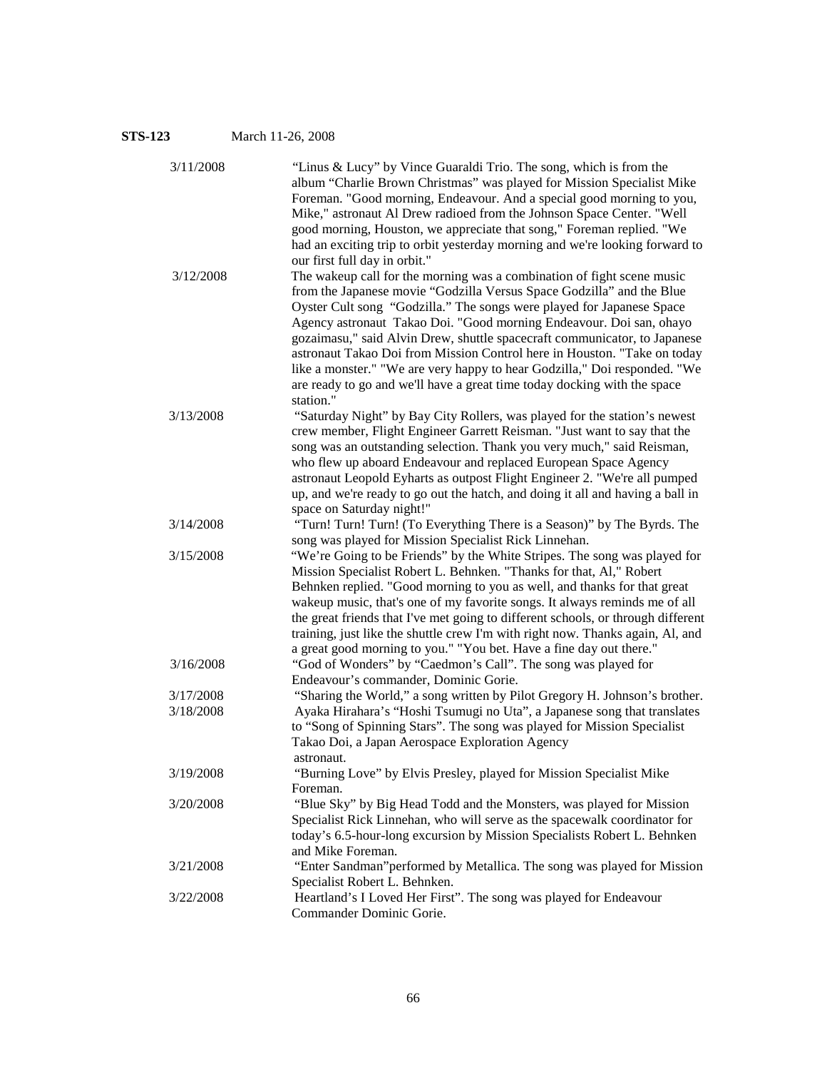**STS-123** March 11-26, 2008

| | |
|---|---|
| 3/11/2008 | "Linus & Lucy" by Vince Guaraldi Trio. The song, which is from the album "Charlie Brown Christmas" was played for Mission Specialist Mike Foreman. "Good morning, Endeavour. And a special good morning to you, Mike," astronaut Al Drew radioed from the Johnson Space Center. "Well good morning, Houston, we appreciate that song," Foreman replied. "We had an exciting trip to orbit yesterday morning and we're looking forward to our first full day in orbit." |
| 3/12/2008 | The wakeup call for the morning was a combination of fight scene music from the Japanese movie "Godzilla Versus Space Godzilla" and the Blue Oyster Cult song "Godzilla." The songs were played for Japanese Space Agency astronaut Takao Doi. "Good morning Endeavour. Doi san, ohayo gozaimasu," said Alvin Drew, shuttle spacecraft communicator, to Japanese astronaut Takao Doi from Mission Control here in Houston. "Take on today like a monster." "We are very happy to hear Godzilla," Doi responded. "We are ready to go and we'll have a great time today docking with the space station." |
| 3/13/2008 | "Saturday Night" by Bay City Rollers, was played for the station's newest crew member, Flight Engineer Garrett Reisman. "Just want to say that the song was an outstanding selection. Thank you very much," said Reisman, who flew up aboard Endeavour and replaced European Space Agency astronaut Leopold Eyharts as outpost Flight Engineer 2. "We're all pumped up, and we're ready to go out the hatch, and doing it all and having a ball in space on Saturday night!" |
| 3/14/2008 | "Turn! Turn! Turn! (To Everything There is a Season)" by The Byrds. The song was played for Mission Specialist Rick Linnehan. |
| 3/15/2008 | "We're Going to be Friends" by the White Stripes. The song was played for Mission Specialist Robert L. Behnken. "Thanks for that, Al," Robert Behnken replied. "Good morning to you as well, and thanks for that great wakeup music, that's one of my favorite songs. It always reminds me of all the great friends that I've met going to different schools, or through different training, just like the shuttle crew I'm with right now. Thanks again, Al, and a great good morning to you." "You bet. Have a fine day out there." |
| 3/16/2008 | "God of Wonders" by "Caedmon's Call". The song was played for Endeavour's commander, Dominic Gorie. |
| 3/17/2008 | "Sharing the World," a song written by Pilot Gregory H. Johnson's brother. |
| 3/18/2008 | Ayaka Hirahara's "Hoshi Tsumugi no Uta", a Japanese song that translates to "Song of Spinning Stars". The song was played for Mission Specialist Takao Doi, a Japan Aerospace Exploration Agency astronaut. |
| 3/19/2008 | "Burning Love" by Elvis Presley, played for Mission Specialist Mike Foreman. |
| 3/20/2008 | "Blue Sky" by Big Head Todd and the Monsters, was played for Mission Specialist Rick Linnehan, who will serve as the spacewalk coordinator for today's 6.5-hour-long excursion by Mission Specialists Robert L. Behnken and Mike Foreman. |
| 3/21/2008 | "Enter Sandman"performed by Metallica. The song was played for Mission Specialist Robert L. Behnken. |
| 3/22/2008 | Heartland's I Loved Her First". The song was played for Endeavour Commander Dominic Gorie. |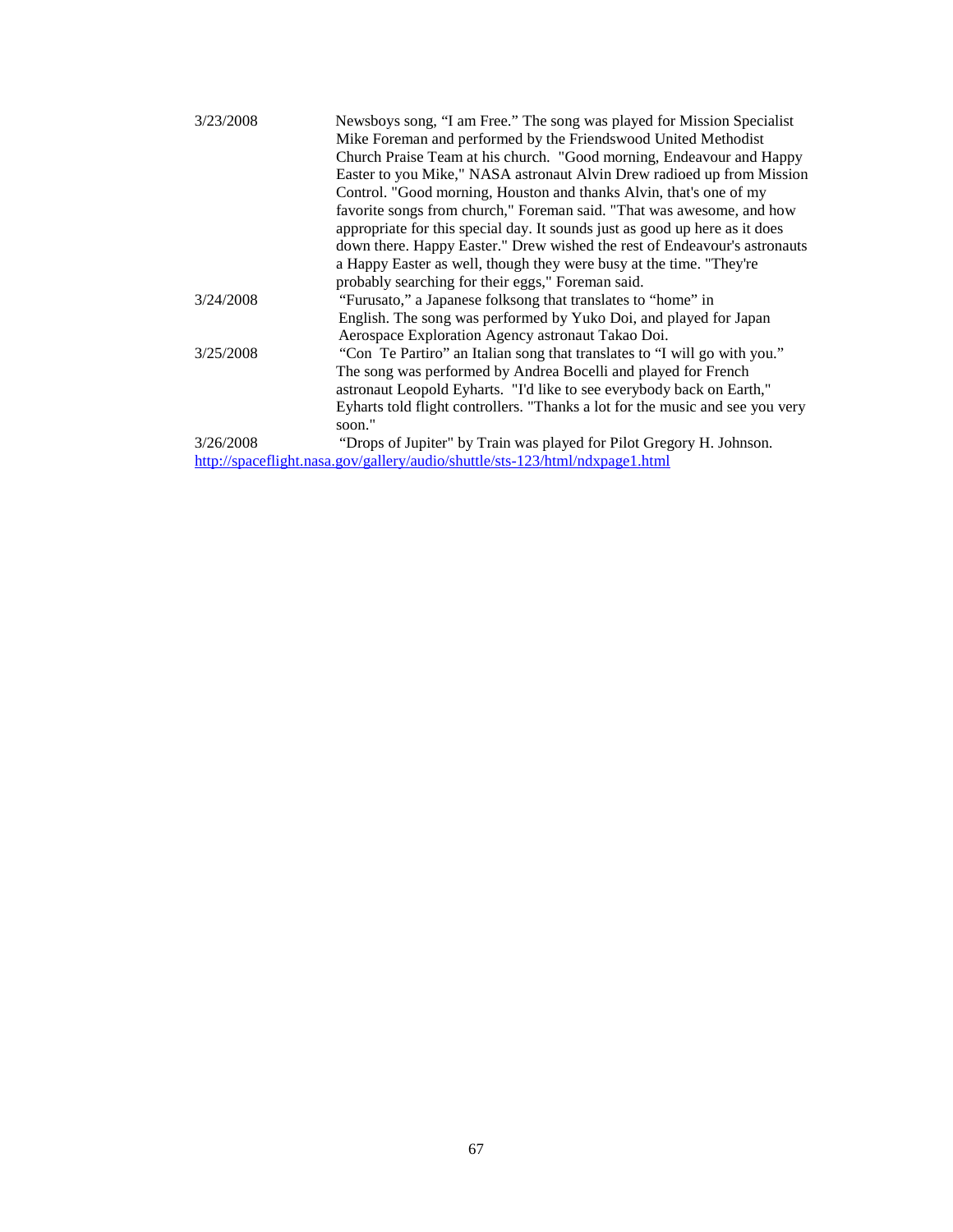| | |
|---|---|
| 3/23/2008 | Newsboys song, “I am Free.” The song was played for Mission Specialist Mike Foreman and performed by the Friendswood United Methodist Church Praise Team at his church. "Good morning, Endeavour and Happy Easter to you Mike," NASA astronaut Alvin Drew radioed up from Mission Control. "Good morning, Houston and thanks Alvin, that's one of my favorite songs from church," Foreman said. "That was awesome, and how appropriate for this special day. It sounds just as good up here as it does down there. Happy Easter." Drew wished the rest of Endeavour's astronauts a Happy Easter as well, though they were busy at the time. "They're probably searching for their eggs," Foreman said. |
| 3/24/2008 | “Furusato,” a Japanese folksong that translates to “home” in English. The song was performed by Yuko Doi, and played for Japan Aerospace Exploration Agency astronaut Takao Doi. |
| 3/25/2008 | “Con Te Partiro” an Italian song that translates to “I will go with you.” The song was performed by Andrea Bocelli and played for French astronaut Leopold Eyharts. "I'd like to see everybody back on Earth," Eyharts told flight controllers. "Thanks a lot for the music and see you very soon." |
| 3/26/2008 | “Drops of Jupiter" by Train was played for Pilot Gregory H. Johnson. |

http://spaceflight.nasa.gov/gallery/audio/shuttle/sts-123/html/ndxpage1.html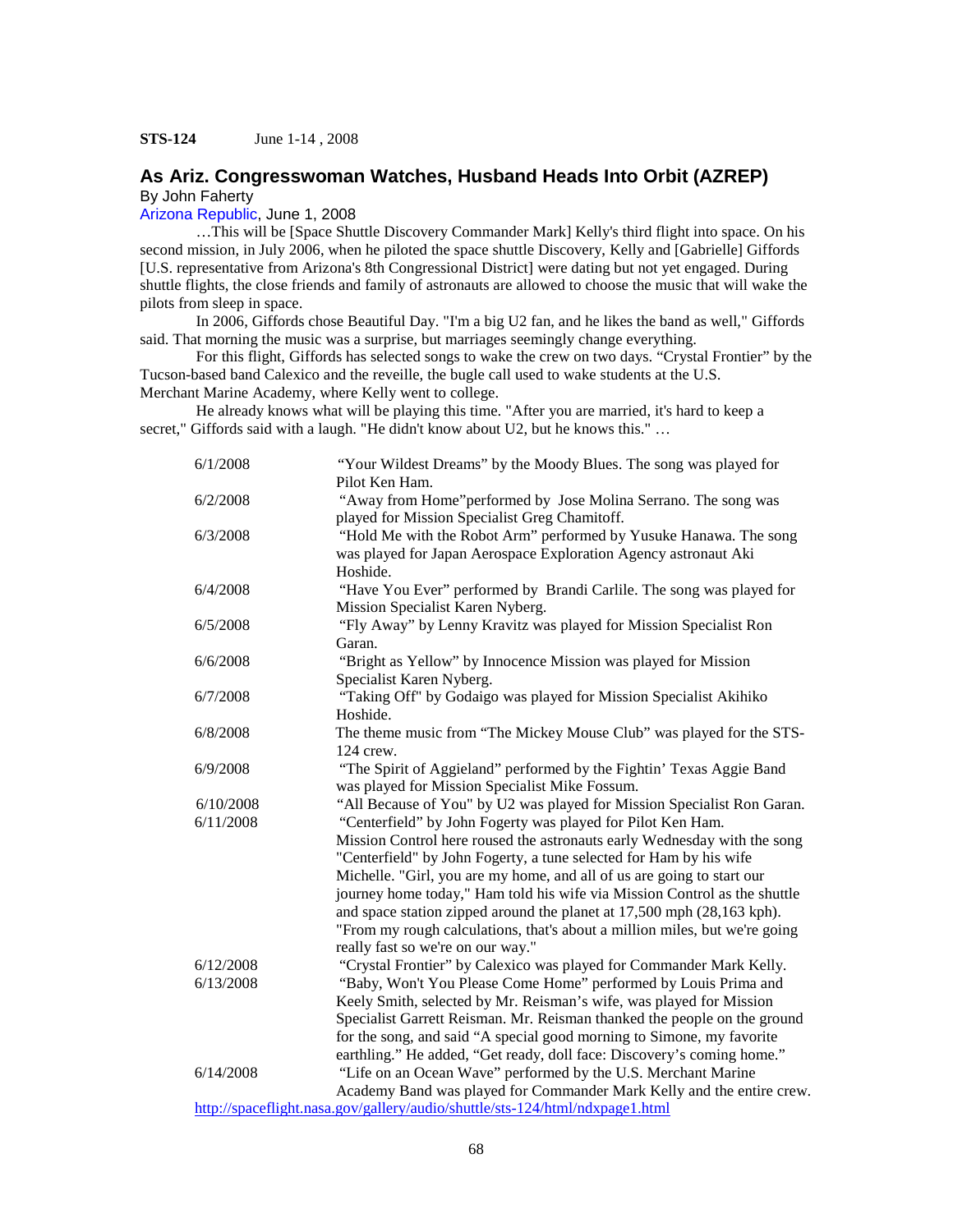**STS-124** June 1-14 , 2008

## As Ariz. Congresswoman Watches, Husband Heads Into Orbit (AZREP)

By John Faherty

Arizona Republic, June 1, 2008

…This will be [Space Shuttle Discovery Commander Mark] Kelly's third flight into space. On his second mission, in July 2006, when he piloted the space shuttle Discovery, Kelly and [Gabrielle] Giffords [U.S. representative from Arizona's 8th Congressional District] were dating but not yet engaged. During shuttle flights, the close friends and family of astronauts are allowed to choose the music that will wake the pilots from sleep in space.

In 2006, Giffords chose Beautiful Day. "I'm a big U2 fan, and he likes the band as well," Giffords said. That morning the music was a surprise, but marriages seemingly change everything.

For this flight, Giffords has selected songs to wake the crew on two days. “Crystal Frontier” by the Tucson-based band Calexico and the reveille, the bugle call used to wake students at the U.S. Merchant Marine Academy, where Kelly went to college.

He already knows what will be playing this time. "After you are married, it's hard to keep a secret," Giffords said with a laugh. "He didn't know about U2, but he knows this." …

| | |
|---|---|
| 6/1/2008 | “Your Wildest Dreams” by the Moody Blues. The song was played for Pilot Ken Ham. |
| 6/2/2008 | “Away from Home”performed by Jose Molina Serrano. The song was played for Mission Specialist Greg Chamitoff. |
| 6/3/2008 | “Hold Me with the Robot Arm” performed by Yusuke Hanawa. The song was played for Japan Aerospace Exploration Agency astronaut Aki Hoshide. |
| 6/4/2008 | “Have You Ever” performed by Brandi Carlile. The song was played for Mission Specialist Karen Nyberg. |
| 6/5/2008 | “Fly Away” by Lenny Kravitz was played for Mission Specialist Ron Garan. |
| 6/6/2008 | “Bright as Yellow” by Innocence Mission was played for Mission Specialist Karen Nyberg. |
| 6/7/2008 | “Taking Off" by Godaigo was played for Mission Specialist Akihiko Hoshide. |
| 6/8/2008 | The theme music from “The Mickey Mouse Club” was played for the STS-124 crew. |
| 6/9/2008 | “The Spirit of Aggieland” performed by the Fightin’ Texas Aggie Band was played for Mission Specialist Mike Fossum. |
| 6/10/2008 | “All Because of You" by U2 was played for Mission Specialist Ron Garan. |
| 6/11/2008 | “Centerfield” by John Fogerty was played for Pilot Ken Ham. Mission Control here roused the astronauts early Wednesday with the song "Centerfield" by John Fogerty, a tune selected for Ham by his wife Michelle. "Girl, you are my home, and all of us are going to start our journey home today," Ham told his wife via Mission Control as the shuttle and space station zipped around the planet at 17,500 mph (28,163 kph). "From my rough calculations, that's about a million miles, but we're going really fast so we're on our way." |
| 6/12/2008 | “Crystal Frontier” by Calexico was played for Commander Mark Kelly. |
| 6/13/2008 | “Baby, Won't You Please Come Home” performed by Louis Prima and Keely Smith, selected by Mr. Reisman’s wife, was played for Mission Specialist Garrett Reisman. Mr. Reisman thanked the people on the ground for the song, and said “A special good morning to Simone, my favorite earthling.” He added, “Get ready, doll face: Discovery’s coming home.” |
| 6/14/2008 | “Life on an Ocean Wave” performed by the U.S. Merchant Marine Academy Band was played for Commander Mark Kelly and the entire crew. |

http://spaceflight.nasa.gov/gallery/audio/shuttle/sts-124/html/ndxpage1.html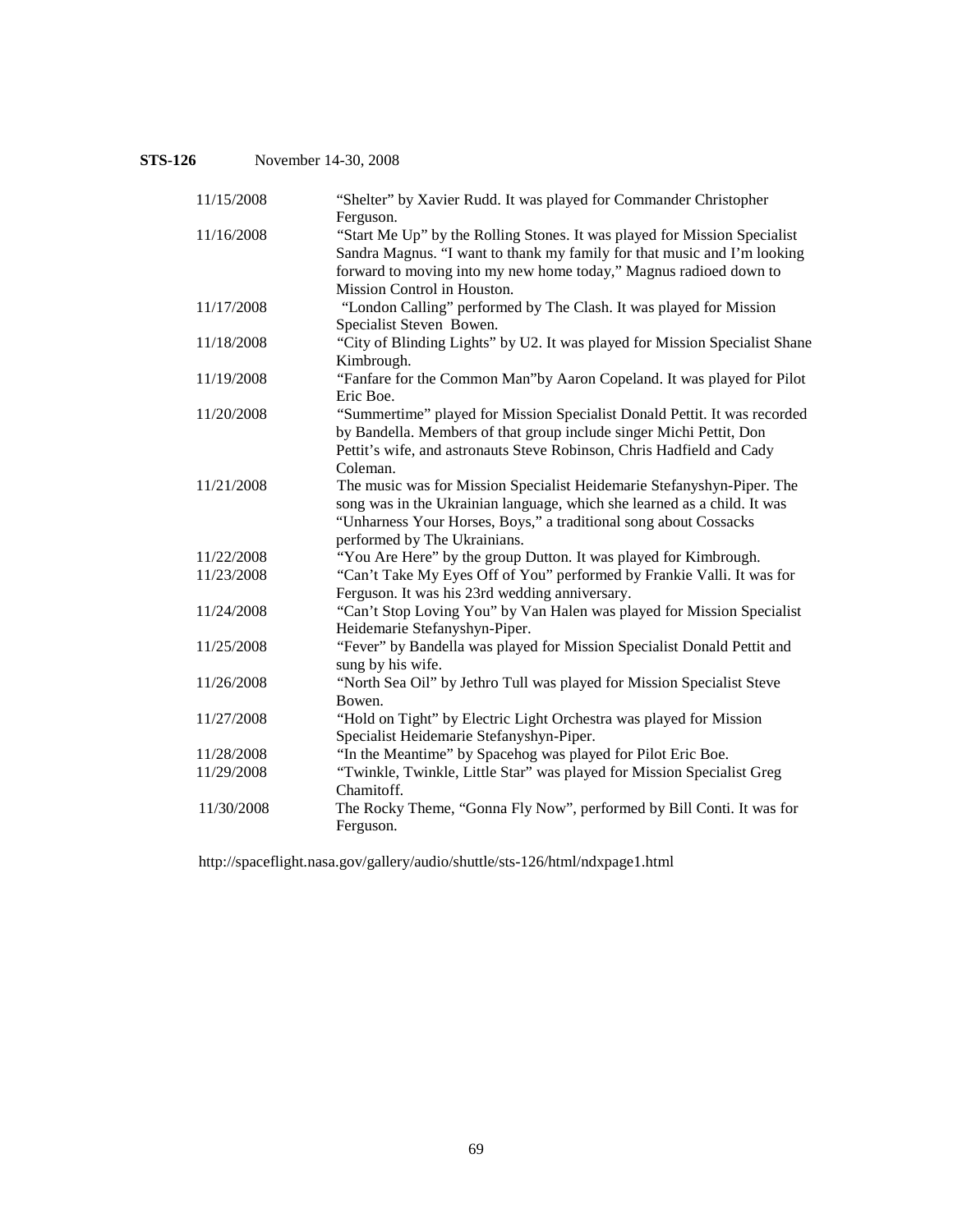**STS-126** November 14-30, 2008

| | |
|---|---|
| 11/15/2008 | "Shelter" by Xavier Rudd. It was played for Commander Christopher Ferguson. |
| 11/16/2008 | "Start Me Up" by the Rolling Stones. It was played for Mission Specialist Sandra Magnus. "I want to thank my family for that music and I'm looking forward to moving into my new home today," Magnus radioed down to Mission Control in Houston. |
| 11/17/2008 | "London Calling" performed by The Clash. It was played for Mission Specialist Steven Bowen. |
| 11/18/2008 | "City of Blinding Lights" by U2. It was played for Mission Specialist Shane Kimbrough. |
| 11/19/2008 | "Fanfare for the Common Man"by Aaron Copeland. It was played for Pilot Eric Boe. |
| 11/20/2008 | "Summertime" played for Mission Specialist Donald Pettit. It was recorded by Bandella. Members of that group include singer Michi Pettit, Don Pettit's wife, and astronauts Steve Robinson, Chris Hadfield and Cady Coleman. |
| 11/21/2008 | The music was for Mission Specialist Heidemarie Stefanyshyn-Piper. The song was in the Ukrainian language, which she learned as a child. It was "Unharness Your Horses, Boys," a traditional song about Cossacks performed by The Ukrainians. |
| 11/22/2008 | "You Are Here" by the group Dutton. It was played for Kimbrough. |
| 11/23/2008 | "Can't Take My Eyes Off of You" performed by Frankie Valli. It was for Ferguson. It was his 23rd wedding anniversary. |
| 11/24/2008 | "Can't Stop Loving You" by Van Halen was played for Mission Specialist Heidemarie Stefanyshyn-Piper. |
| 11/25/2008 | "Fever" by Bandella was played for Mission Specialist Donald Pettit and sung by his wife. |
| 11/26/2008 | "North Sea Oil" by Jethro Tull was played for Mission Specialist Steve Bowen. |
| 11/27/2008 | "Hold on Tight" by Electric Light Orchestra was played for Mission Specialist Heidemarie Stefanyshyn-Piper. |
| 11/28/2008 | "In the Meantime" by Spacehog was played for Pilot Eric Boe. |
| 11/29/2008 | "Twinkle, Twinkle, Little Star" was played for Mission Specialist Greg Chamitoff. |
| 11/30/2008 | The Rocky Theme, "Gonna Fly Now", performed by Bill Conti. It was for Ferguson. |

http://spaceflight.nasa.gov/gallery/audio/shuttle/sts-126/html/ndxpage1.html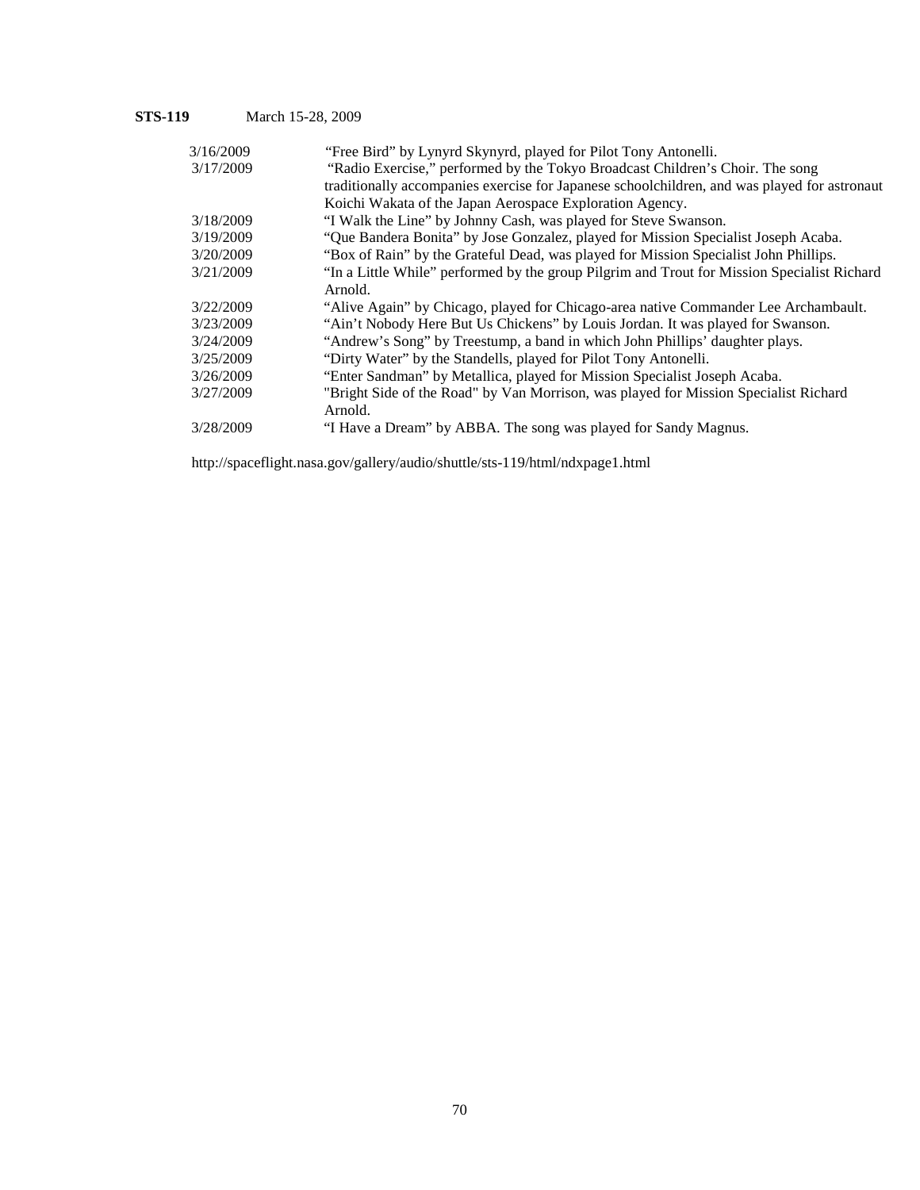**STS-119** March 15-28, 2009

| | |
|---|---|
| 3/16/2009 | "Free Bird" by Lynyrd Skynyrd, played for Pilot Tony Antonelli. |
| 3/17/2009 | "Radio Exercise," performed by the Tokyo Broadcast Children's Choir. The song traditionally accompanies exercise for Japanese schoolchildren, and was played for astronaut Koichi Wakata of the Japan Aerospace Exploration Agency. |
| 3/18/2009 | "I Walk the Line" by Johnny Cash, was played for Steve Swanson. |
| 3/19/2009 | "Que Bandera Bonita" by Jose Gonzalez, played for Mission Specialist Joseph Acaba. |
| 3/20/2009 | "Box of Rain" by the Grateful Dead, was played for Mission Specialist John Phillips. |
| 3/21/2009 | "In a Little While" performed by the group Pilgrim and Trout for Mission Specialist Richard Arnold. |
| 3/22/2009 | "Alive Again" by Chicago, played for Chicago-area native Commander Lee Archambault. |
| 3/23/2009 | "Ain't Nobody Here But Us Chickens" by Louis Jordan. It was played for Swanson. |
| 3/24/2009 | "Andrew's Song" by Treestump, a band in which John Phillips' daughter plays. |
| 3/25/2009 | "Dirty Water" by the Standells, played for Pilot Tony Antonelli. |
| 3/26/2009 | "Enter Sandman" by Metallica, played for Mission Specialist Joseph Acaba. |
| 3/27/2009 | "Bright Side of the Road" by Van Morrison, was played for Mission Specialist Richard Arnold. |
| 3/28/2009 | "I Have a Dream" by ABBA. The song was played for Sandy Magnus. |

http://spaceflight.nasa.gov/gallery/audio/shuttle/sts-119/html/ndxpage1.html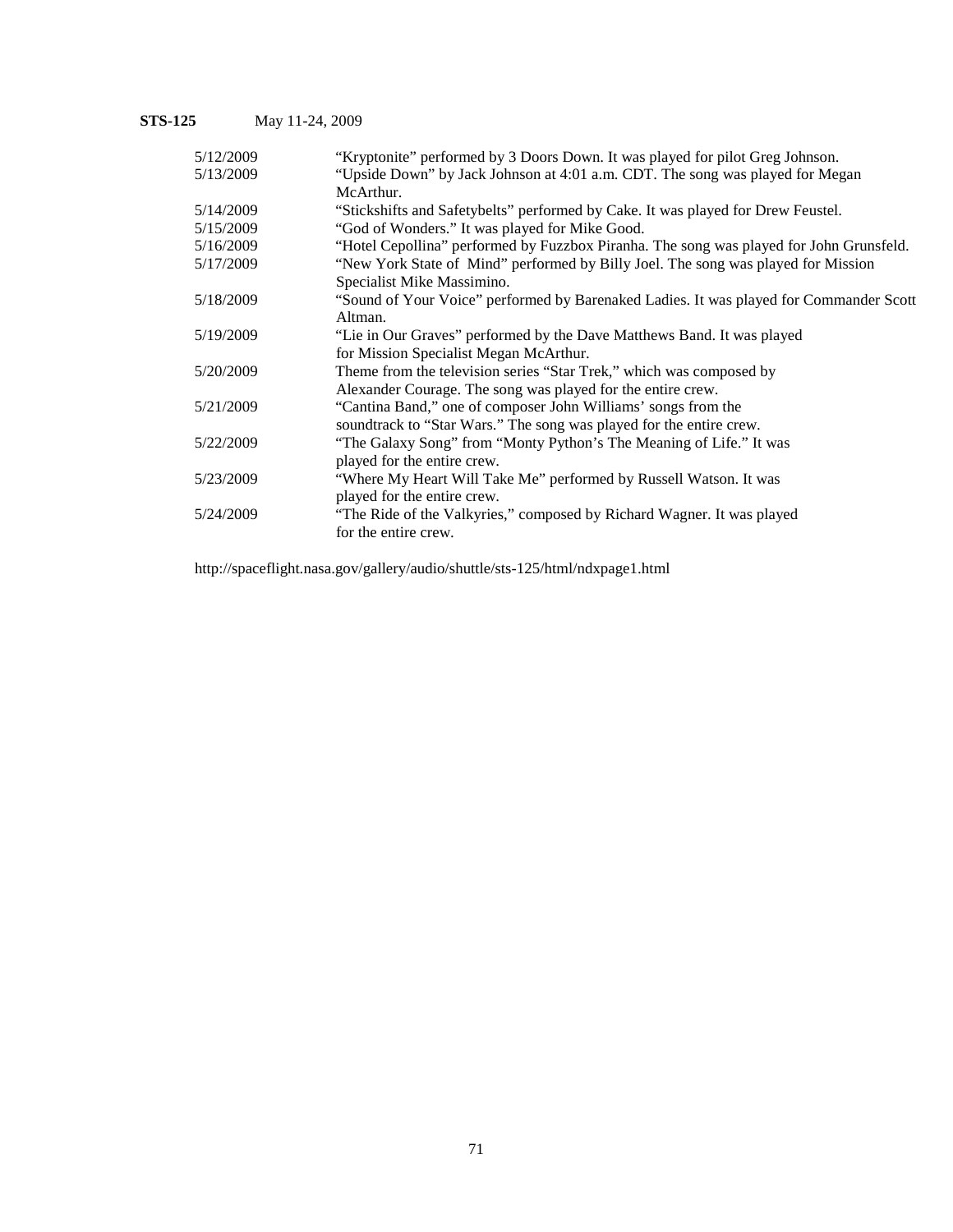**STS-125** May 11-24, 2009

| | |
|---|---|
| 5/12/2009 | "Kryptonite" performed by 3 Doors Down. It was played for pilot Greg Johnson. |
| 5/13/2009 | "Upside Down" by Jack Johnson at 4:01 a.m. CDT. The song was played for Megan McArthur. |
| 5/14/2009 | "Stickshifts and Safetybelts" performed by Cake. It was played for Drew Feustel. |
| 5/15/2009 | "God of Wonders." It was played for Mike Good. |
| 5/16/2009 | "Hotel Cepollina" performed by Fuzzbox Piranha. The song was played for John Grunsfeld. |
| 5/17/2009 | "New York State of Mind" performed by Billy Joel. The song was played for Mission Specialist Mike Massimino. |
| 5/18/2009 | "Sound of Your Voice" performed by Barenaked Ladies. It was played for Commander Scott Altman. |
| 5/19/2009 | "Lie in Our Graves" performed by the Dave Matthews Band. It was played for Mission Specialist Megan McArthur. |
| 5/20/2009 | Theme from the television series "Star Trek," which was composed by Alexander Courage. The song was played for the entire crew. |
| 5/21/2009 | "Cantina Band," one of composer John Williams' songs from the soundtrack to "Star Wars." The song was played for the entire crew. |
| 5/22/2009 | "The Galaxy Song" from "Monty Python's The Meaning of Life." It was played for the entire crew. |
| 5/23/2009 | "Where My Heart Will Take Me" performed by Russell Watson. It was played for the entire crew. |
| 5/24/2009 | "The Ride of the Valkyries," composed by Richard Wagner. It was played for the entire crew. |

http://spaceflight.nasa.gov/gallery/audio/shuttle/sts-125/html/ndxpage1.html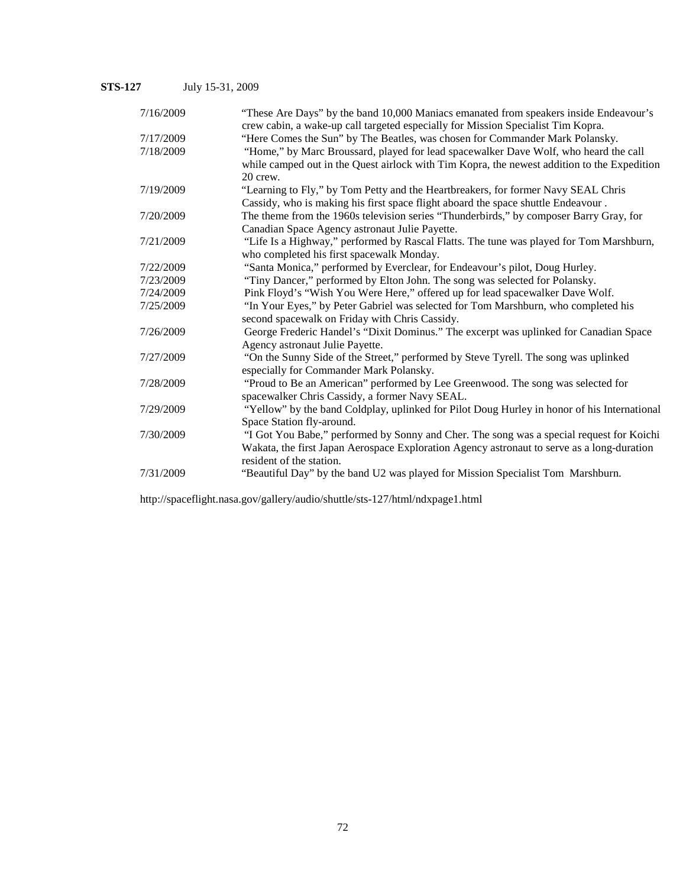**STS-127** July 15-31, 2009

| | |
|---|---|
| 7/16/2009 | "These Are Days" by the band 10,000 Maniacs emanated from speakers inside Endeavour's crew cabin, a wake-up call targeted especially for Mission Specialist Tim Kopra. |
| 7/17/2009 | "Here Comes the Sun" by The Beatles, was chosen for Commander Mark Polansky. |
| 7/18/2009 | "Home," by Marc Broussard, played for lead spacewalker Dave Wolf, who heard the call while camped out in the Quest airlock with Tim Kopra, the newest addition to the Expedition 20 crew. |
| 7/19/2009 | "Learning to Fly," by Tom Petty and the Heartbreakers, for former Navy SEAL Chris Cassidy, who is making his first space flight aboard the space shuttle Endeavour . |
| 7/20/2009 | The theme from the 1960s television series "Thunderbirds," by composer Barry Gray, for Canadian Space Agency astronaut Julie Payette. |
| 7/21/2009 | "Life Is a Highway," performed by Rascal Flatts. The tune was played for Tom Marshburn, who completed his first spacewalk Monday. |
| 7/22/2009 | "Santa Monica," performed by Everclear, for Endeavour's pilot, Doug Hurley. |
| 7/23/2009 | "Tiny Dancer," performed by Elton John. The song was selected for Polansky. |
| 7/24/2009 | Pink Floyd's "Wish You Were Here," offered up for lead spacewalker Dave Wolf. |
| 7/25/2009 | "In Your Eyes," by Peter Gabriel was selected for Tom Marshburn, who completed his second spacewalk on Friday with Chris Cassidy. |
| 7/26/2009 | George Frederic Handel's "Dixit Dominus." The excerpt was uplinked for Canadian Space Agency astronaut Julie Payette. |
| 7/27/2009 | "On the Sunny Side of the Street," performed by Steve Tyrell. The song was uplinked especially for Commander Mark Polansky. |
| 7/28/2009 | "Proud to Be an American" performed by Lee Greenwood. The song was selected for spacewalker Chris Cassidy, a former Navy SEAL. |
| 7/29/2009 | "Yellow" by the band Coldplay, uplinked for Pilot Doug Hurley in honor of his International Space Station fly-around. |
| 7/30/2009 | "I Got You Babe," performed by Sonny and Cher. The song was a special request for Koichi Wakata, the first Japan Aerospace Exploration Agency astronaut to serve as a long-duration resident of the station. |
| 7/31/2009 | "Beautiful Day" by the band U2 was played for Mission Specialist Tom Marshburn. |

http://spaceflight.nasa.gov/gallery/audio/shuttle/sts-127/html/ndxpage1.html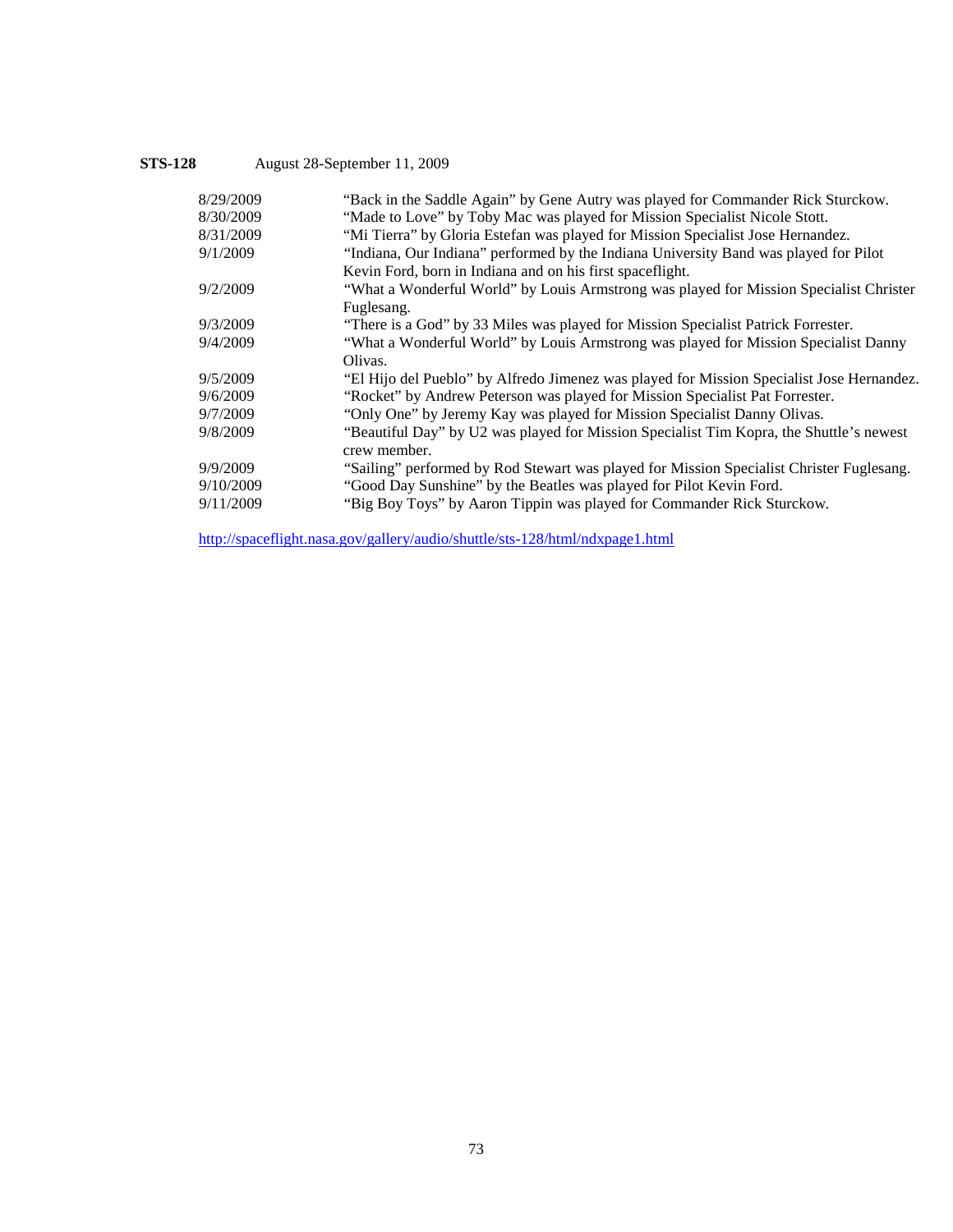**STS-128** August 28-September 11, 2009

| | |
|---|---|
| 8/29/2009 | "Back in the Saddle Again" by Gene Autry was played for Commander Rick Sturckow. |
| 8/30/2009 | "Made to Love" by Toby Mac was played for Mission Specialist Nicole Stott. |
| 8/31/2009 | "Mi Tierra" by Gloria Estefan was played for Mission Specialist Jose Hernandez. |
| 9/1/2009 | "Indiana, Our Indiana" performed by the Indiana University Band was played for Pilot Kevin Ford, born in Indiana and on his first spaceflight. |
| 9/2/2009 | "What a Wonderful World" by Louis Armstrong was played for Mission Specialist Christer Fuglesang. |
| 9/3/2009 | "There is a God" by 33 Miles was played for Mission Specialist Patrick Forrester. |
| 9/4/2009 | "What a Wonderful World" by Louis Armstrong was played for Mission Specialist Danny Olivas. |
| 9/5/2009 | "El Hijo del Pueblo" by Alfredo Jimenez was played for Mission Specialist Jose Hernandez. |
| 9/6/2009 | "Rocket" by Andrew Peterson was played for Mission Specialist Pat Forrester. |
| 9/7/2009 | "Only One" by Jeremy Kay was played for Mission Specialist Danny Olivas. |
| 9/8/2009 | "Beautiful Day" by U2 was played for Mission Specialist Tim Kopra, the Shuttle's newest crew member. |
| 9/9/2009 | "Sailing" performed by Rod Stewart was played for Mission Specialist Christer Fuglesang. |
| 9/10/2009 | "Good Day Sunshine" by the Beatles was played for Pilot Kevin Ford. |
| 9/11/2009 | "Big Boy Toys" by Aaron Tippin was played for Commander Rick Sturckow. |

http://spaceflight.nasa.gov/gallery/audio/shuttle/sts-128/html/ndxpage1.html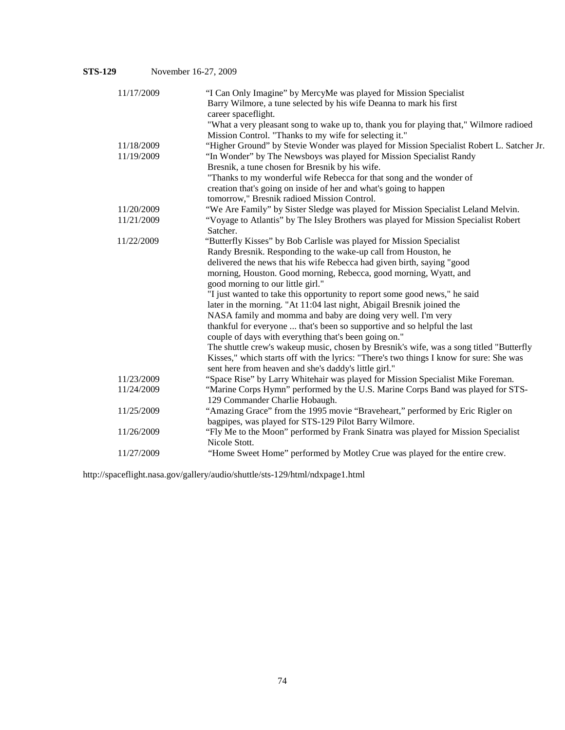**STS-129** November 16-27, 2009

| | |
|---|---|
| 11/17/2009 | "I Can Only Imagine" by MercyMe was played for Mission Specialist Barry Wilmore, a tune selected by his wife Deanna to mark his first career spaceflight. "What a very pleasant song to wake up to, thank you for playing that," Wilmore radioed Mission Control. "Thanks to my wife for selecting it." |
| 11/18/2009 | "Higher Ground" by Stevie Wonder was played for Mission Specialist Robert L. Satcher Jr. |
| 11/19/2009 | "In Wonder" by The Newsboys was played for Mission Specialist Randy Bresnik, a tune chosen for Bresnik by his wife. "Thanks to my wonderful wife Rebecca for that song and the wonder of creation that's going on inside of her and what's going to happen tomorrow," Bresnik radioed Mission Control. |
| 11/20/2009 | "We Are Family" by Sister Sledge was played for Mission Specialist Leland Melvin. |
| 11/21/2009 | "Voyage to Atlantis" by The Isley Brothers was played for Mission Specialist Robert Satcher. |
| 11/22/2009 | "Butterfly Kisses" by Bob Carlisle was played for Mission Specialist Randy Bresnik. Responding to the wake-up call from Houston, he delivered the news that his wife Rebecca had given birth, saying "good morning, Houston. Good morning, Rebecca, good morning, Wyatt, and good morning to our little girl." "I just wanted to take this opportunity to report some good news," he said later in the morning. "At 11:04 last night, Abigail Bresnik joined the NASA family and momma and baby are doing very well. I'm very thankful for everyone ... that's been so supportive and so helpful the last couple of days with everything that's been going on." The shuttle crew's wakeup music, chosen by Bresnik's wife, was a song titled "Butterfly Kisses," which starts off with the lyrics: "There's two things I know for sure: She was sent here from heaven and she's daddy's little girl." |
| 11/23/2009 | "Space Rise" by Larry Whitehair was played for Mission Specialist Mike Foreman. |
| 11/24/2009 | "Marine Corps Hymn" performed by the U.S. Marine Corps Band was played for STS-129 Commander Charlie Hobaugh. |
| 11/25/2009 | "Amazing Grace" from the 1995 movie "Braveheart," performed by Eric Rigler on bagpipes, was played for STS-129 Pilot Barry Wilmore. |
| 11/26/2009 | "Fly Me to the Moon" performed by Frank Sinatra was played for Mission Specialist Nicole Stott. |
| 11/27/2009 | "Home Sweet Home" performed by Motley Crue was played for the entire crew. |

http://spaceflight.nasa.gov/gallery/audio/shuttle/sts-129/html/ndxpage1.html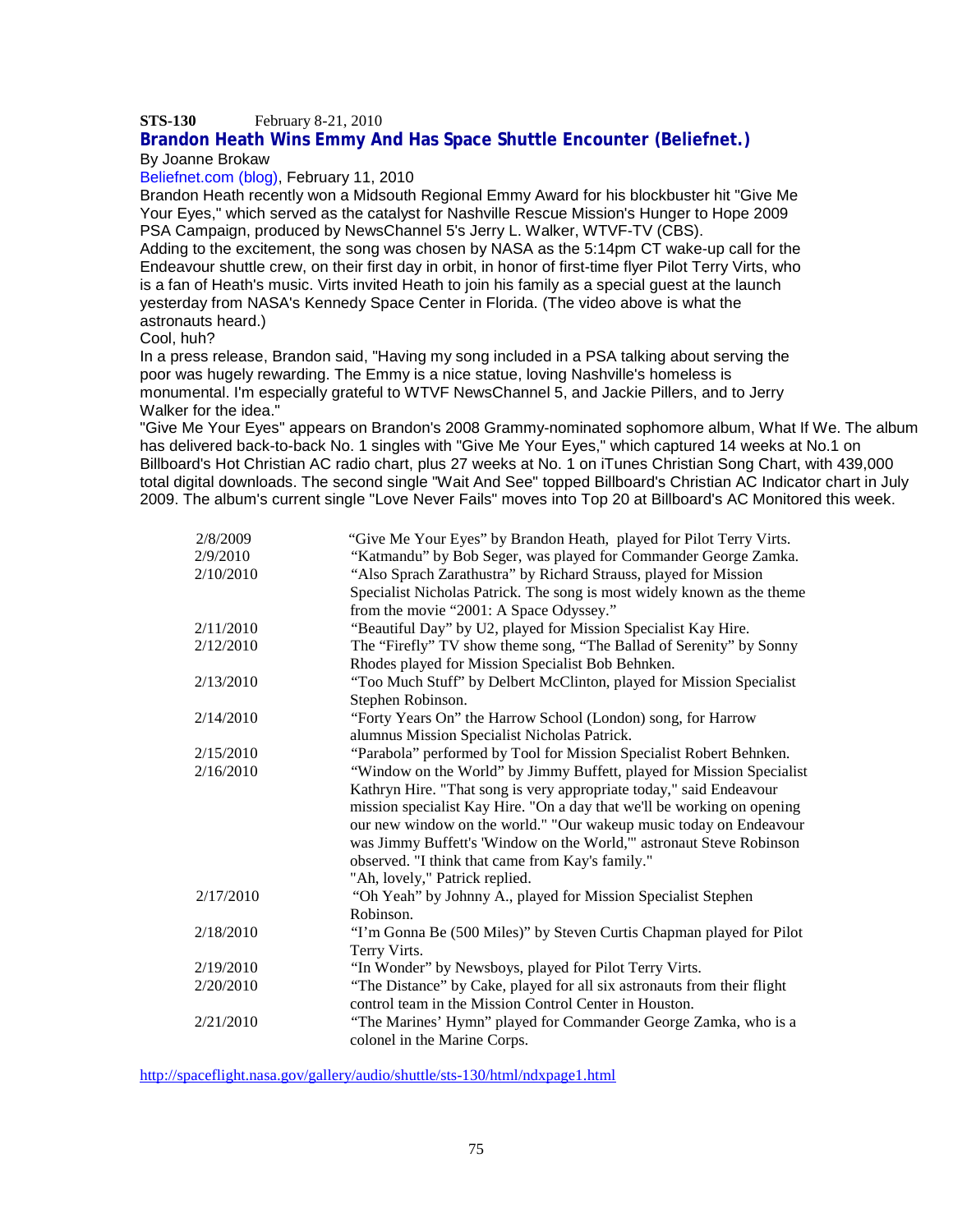**STS-130** February 8-21, 2010

## Brandon Heath Wins Emmy And Has Space Shuttle Encounter (Beliefnet.)

By Joanne Brokaw

Beliefnet.com (blog), February 11, 2010

Brandon Heath recently won a Midsouth Regional Emmy Award for his blockbuster hit "Give Me Your Eyes," which served as the catalyst for Nashville Rescue Mission's Hunger to Hope 2009 PSA Campaign, produced by NewsChannel 5's Jerry L. Walker, WTVF-TV (CBS).

Adding to the excitement, the song was chosen by NASA as the 5:14pm CT wake-up call for the Endeavour shuttle crew, on their first day in orbit, in honor of first-time flyer Pilot Terry Virts, who is a fan of Heath's music. Virts invited Heath to join his family as a special guest at the launch yesterday from NASA's Kennedy Space Center in Florida. (The video above is what the astronauts heard.)

Cool, huh?

In a press release, Brandon said, "Having my song included in a PSA talking about serving the poor was hugely rewarding. The Emmy is a nice statue, loving Nashville's homeless is monumental. I'm especially grateful to WTVF NewsChannel 5, and Jackie Pillers, and to Jerry Walker for the idea."

"Give Me Your Eyes" appears on Brandon's 2008 Grammy-nominated sophomore album, What If We. The album has delivered back-to-back No. 1 singles with "Give Me Your Eyes," which captured 14 weeks at No.1 on Billboard's Hot Christian AC radio chart, plus 27 weeks at No. 1 on iTunes Christian Song Chart, with 439,000 total digital downloads. The second single "Wait And See" topped Billboard's Christian AC Indicator chart in July 2009. The album's current single "Love Never Fails" moves into Top 20 at Billboard's AC Monitored this week.

| | |
|---|---|
| 2/8/2009 | "Give Me Your Eyes" by Brandon Heath, played for Pilot Terry Virts. |
| 2/9/2010 | "Katmandu" by Bob Seger, was played for Commander George Zamka. |
| 2/10/2010 | "Also Sprach Zarathustra" by Richard Strauss, played for Mission Specialist Nicholas Patrick. The song is most widely known as the theme from the movie "2001: A Space Odyssey." |
| 2/11/2010 | "Beautiful Day" by U2, played for Mission Specialist Kay Hire. |
| 2/12/2010 | The "Firefly" TV show theme song, "The Ballad of Serenity" by Sonny Rhodes played for Mission Specialist Bob Behnken. |
| 2/13/2010 | "Too Much Stuff" by Delbert McClinton, played for Mission Specialist Stephen Robinson. |
| 2/14/2010 | "Forty Years On" the Harrow School (London) song, for Harrow alumnus Mission Specialist Nicholas Patrick. |
| 2/15/2010 | "Parabola" performed by Tool for Mission Specialist Robert Behnken. |
| 2/16/2010 | "Window on the World" by Jimmy Buffett, played for Mission Specialist Kathryn Hire. "That song is very appropriate today," said Endeavour mission specialist Kay Hire. "On a day that we'll be working on opening our new window on the world." "Our wakeup music today on Endeavour was Jimmy Buffett's 'Window on the World,'" astronaut Steve Robinson observed. "I think that came from Kay's family." "Ah, lovely," Patrick replied. |
| 2/17/2010 | "Oh Yeah" by Johnny A., played for Mission Specialist Stephen Robinson. |
| 2/18/2010 | "I'm Gonna Be (500 Miles)" by Steven Curtis Chapman played for Pilot Terry Virts. |
| 2/19/2010 | "In Wonder" by Newsboys, played for Pilot Terry Virts. |
| 2/20/2010 | "The Distance" by Cake, played for all six astronauts from their flight control team in the Mission Control Center in Houston. |
| 2/21/2010 | "The Marines' Hymn" played for Commander George Zamka, who is a colonel in the Marine Corps. |

http://spaceflight.nasa.gov/gallery/audio/shuttle/sts-130/html/ndxpage1.html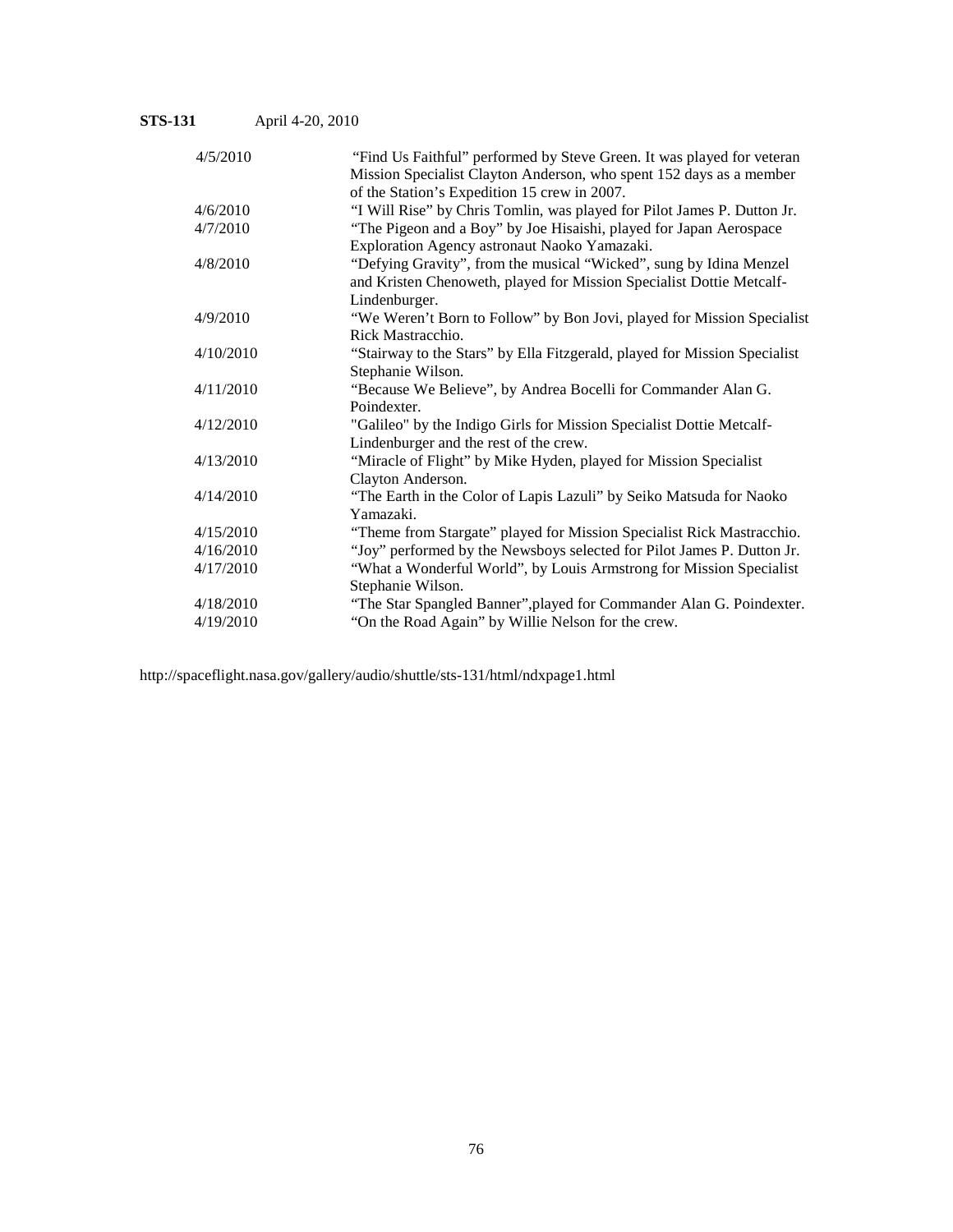**STS-131** April 4-20, 2010

| | |
|---|---|
| 4/5/2010 | "Find Us Faithful" performed by Steve Green. It was played for veteran Mission Specialist Clayton Anderson, who spent 152 days as a member of the Station's Expedition 15 crew in 2007. |
| 4/6/2010 | "I Will Rise" by Chris Tomlin, was played for Pilot James P. Dutton Jr. |
| 4/7/2010 | "The Pigeon and a Boy" by Joe Hisaishi, played for Japan Aerospace Exploration Agency astronaut Naoko Yamazaki. |
| 4/8/2010 | "Defying Gravity", from the musical "Wicked", sung by Idina Menzel and Kristen Chenoweth, played for Mission Specialist Dottie Metcalf-Lindenburger. |
| 4/9/2010 | "We Weren't Born to Follow" by Bon Jovi, played for Mission Specialist Rick Mastracchio. |
| 4/10/2010 | "Stairway to the Stars" by Ella Fitzgerald, played for Mission Specialist Stephanie Wilson. |
| 4/11/2010 | "Because We Believe", by Andrea Bocelli for Commander Alan G. Poindexter. |
| 4/12/2010 | "Galileo" by the Indigo Girls for Mission Specialist Dottie Metcalf-Lindenburger and the rest of the crew. |
| 4/13/2010 | "Miracle of Flight" by Mike Hyden, played for Mission Specialist Clayton Anderson. |
| 4/14/2010 | "The Earth in the Color of Lapis Lazuli" by Seiko Matsuda for Naoko Yamazaki. |
| 4/15/2010 | "Theme from Stargate" played for Mission Specialist Rick Mastracchio. |
| 4/16/2010 | "Joy" performed by the Newsboys selected for Pilot James P. Dutton Jr. |
| 4/17/2010 | "What a Wonderful World", by Louis Armstrong for Mission Specialist Stephanie Wilson. |
| 4/18/2010 | "The Star Spangled Banner",played for Commander Alan G. Poindexter. |
| 4/19/2010 | "On the Road Again" by Willie Nelson for the crew. |

http://spaceflight.nasa.gov/gallery/audio/shuttle/sts-131/html/ndxpage1.html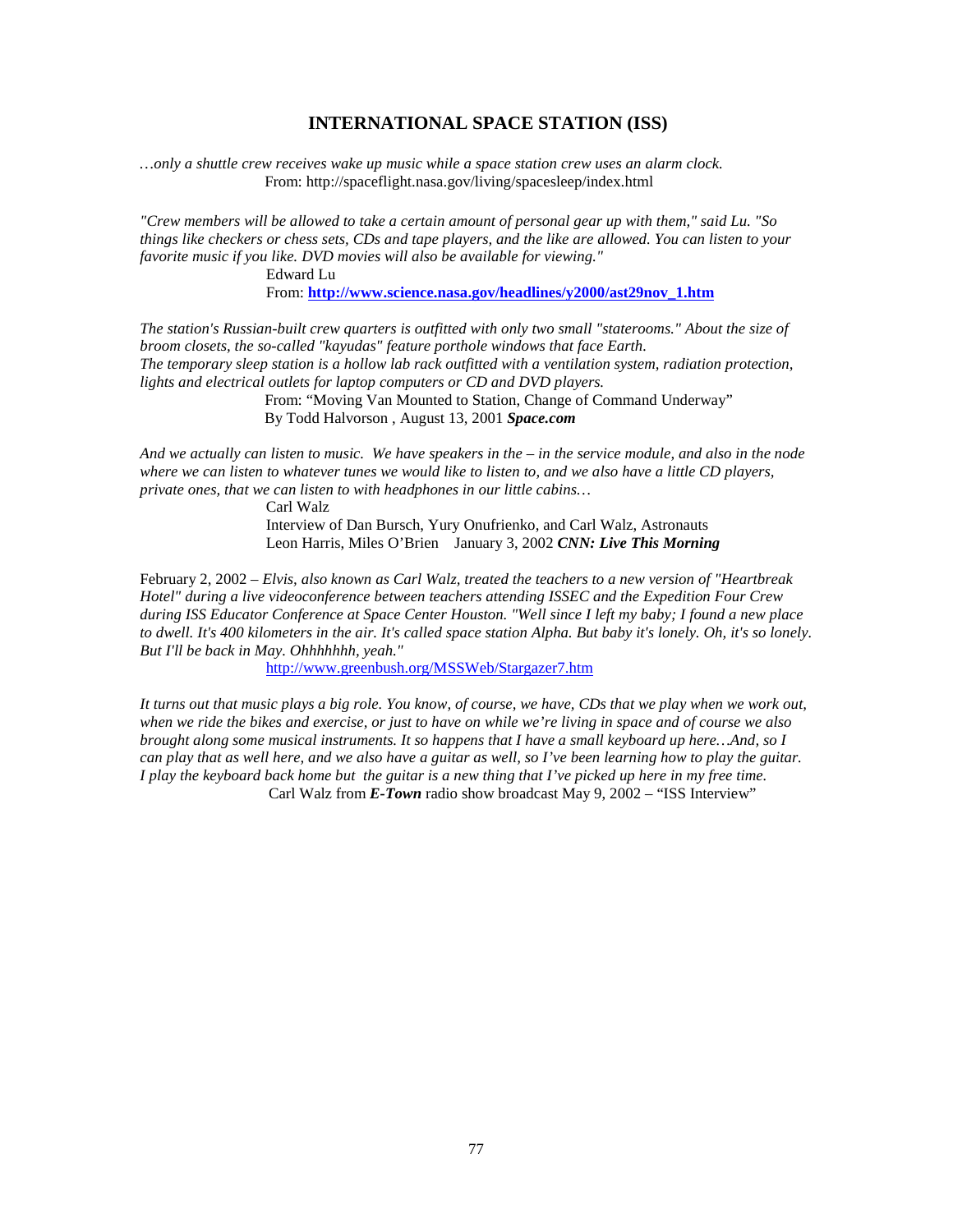## INTERNATIONAL SPACE STATION (ISS)

*…only a shuttle crew receives wake up music while a space station crew uses an alarm clock.*
From: http://spaceflight.nasa.gov/living/spacesleep/index.html

*"Crew members will be allowed to take a certain amount of personal gear up with them," said Lu. "So things like checkers or chess sets, CDs and tape players, and the like are allowed. You can listen to your favorite music if you like. DVD movies will also be available for viewing."*
Edward Lu
From: **http://www.science.nasa.gov/headlines/y2000/ast29nov_1.htm**

*The station's Russian-built crew quarters is outfitted with only two small "staterooms." About the size of broom closets, the so-called "kayudas" feature porthole windows that face Earth.*
*The temporary sleep station is a hollow lab rack outfitted with a ventilation system, radiation protection, lights and electrical outlets for laptop computers or CD and DVD players.*
From: "Moving Van Mounted to Station, Change of Command Underway"
By Todd Halvorson , August 13, 2001 ***Space.com***

*And we actually can listen to music. We have speakers in the – in the service module, and also in the node where we can listen to whatever tunes we would like to listen to, and we also have a little CD players, private ones, that we can listen to with headphones in our little cabins…*
Carl Walz
Interview of Dan Bursch, Yury Onufrienko, and Carl Walz, Astronauts
Leon Harris, Miles O'Brien January 3, 2002 ***CNN: Live This Morning***

February 2, 2002 – *Elvis, also known as Carl Walz, treated the teachers to a new version of "Heartbreak Hotel" during a live videoconference between teachers attending ISSEC and the Expedition Four Crew during ISS Educator Conference at Space Center Houston. "Well since I left my baby; I found a new place to dwell. It's 400 kilometers in the air. It's called space station Alpha. But baby it's lonely. Oh, it's so lonely. But I'll be back in May. Ohhhhhhh, yeah."*
http://www.greenbush.org/MSSWeb/Stargazer7.htm

*It turns out that music plays a big role. You know, of course, we have, CDs that we play when we work out, when we ride the bikes and exercise, or just to have on while we're living in space and of course we also brought along some musical instruments. It so happens that I have a small keyboard up here…And, so I can play that as well here, and we also have a guitar as well, so I've been learning how to play the guitar. I play the keyboard back home but the guitar is a new thing that I've picked up here in my free time.*
Carl Walz from ***E-Town*** radio show broadcast May 9, 2002 – "ISS Interview"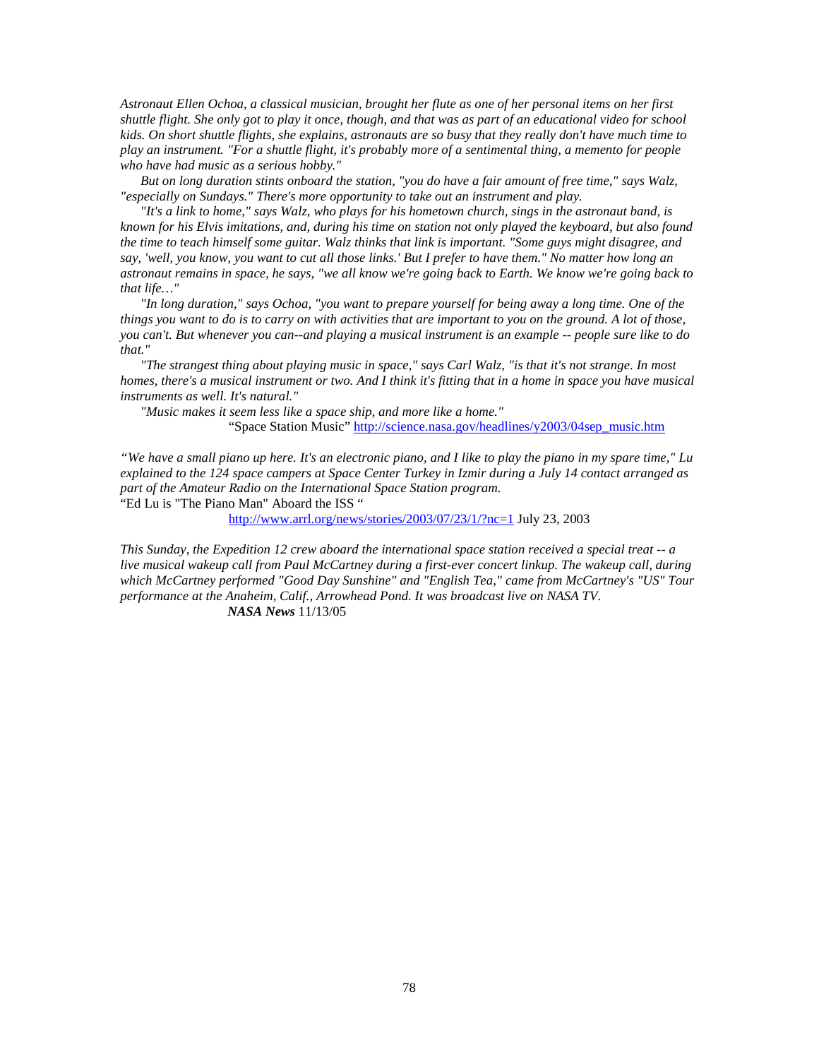*Astronaut Ellen Ochoa, a classical musician, brought her flute as one of her personal items on her first shuttle flight. She only got to play it once, though, and that was as part of an educational video for school kids. On short shuttle flights, she explains, astronauts are so busy that they really don't have much time to play an instrument. "For a shuttle flight, it's probably more of a sentimental thing, a memento for people who have had music as a serious hobby."*

*But on long duration stints onboard the station, "you do have a fair amount of free time," says Walz, "especially on Sundays." There's more opportunity to take out an instrument and play.*

*"It's a link to home," says Walz, who plays for his hometown church, sings in the astronaut band, is known for his Elvis imitations, and, during his time on station not only played the keyboard, but also found the time to teach himself some guitar. Walz thinks that link is important. "Some guys might disagree, and say, 'well, you know, you want to cut all those links.' But I prefer to have them." No matter how long an astronaut remains in space, he says, "we all know we're going back to Earth. We know we're going back to that life…"*

*"In long duration," says Ochoa, "you want to prepare yourself for being away a long time. One of the things you want to do is to carry on with activities that are important to you on the ground. A lot of those, you can't. But whenever you can--and playing a musical instrument is an example -- people sure like to do that."*

*"The strangest thing about playing music in space," says Carl Walz, "is that it's not strange. In most homes, there's a musical instrument or two. And I think it's fitting that in a home in space you have musical instruments as well. It's natural."*

*"Music makes it seem less like a space ship, and more like a home."*

"Space Station Music" http://science.nasa.gov/headlines/y2003/04sep_music.htm

*"We have a small piano up here. It's an electronic piano, and I like to play the piano in my spare time," Lu explained to the 124 space campers at Space Center Turkey in Izmir during a July 14 contact arranged as part of the Amateur Radio on the International Space Station program.*

"Ed Lu is "The Piano Man" Aboard the ISS "

http://www.arrl.org/news/stories/2003/07/23/1/?nc=1 July 23, 2003

*This Sunday, the Expedition 12 crew aboard the international space station received a special treat -- a live musical wakeup call from Paul McCartney during a first-ever concert linkup. The wakeup call, during which McCartney performed "Good Day Sunshine" and "English Tea," came from McCartney's "US" Tour performance at the Anaheim, Calif., Arrowhead Pond. It was broadcast live on NASA TV.*

***NASA News*** 11/13/05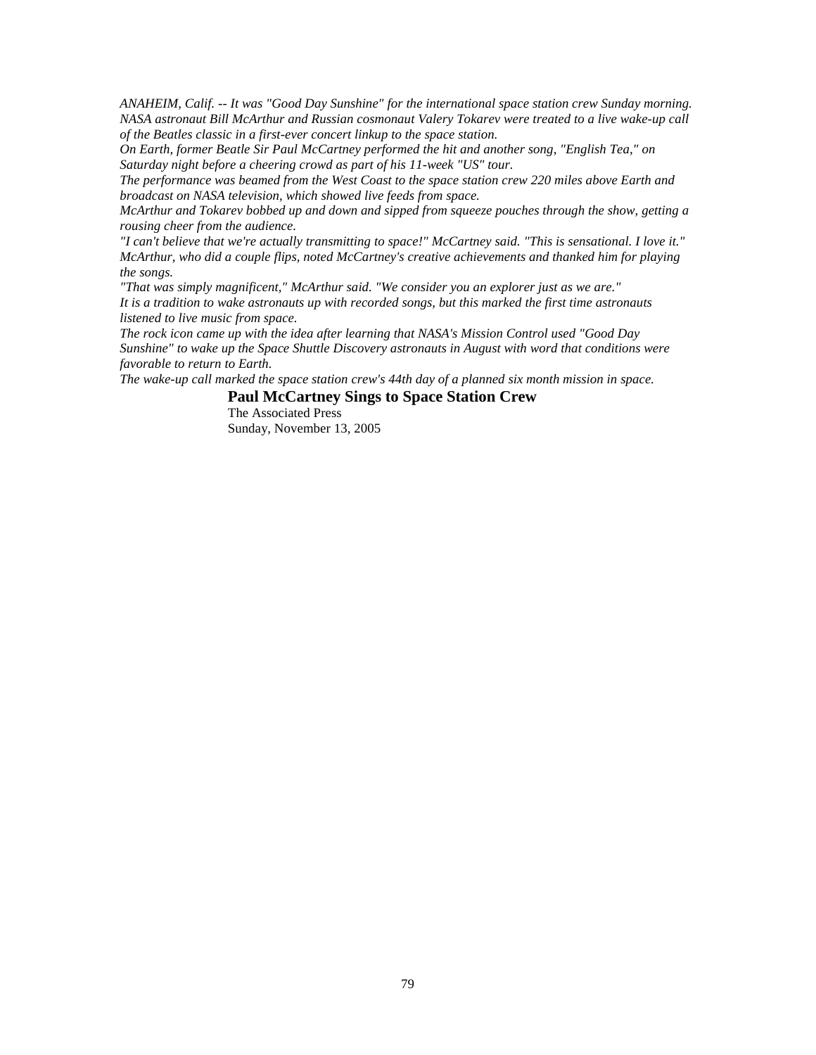*ANAHEIM, Calif. -- It was "Good Day Sunshine" for the international space station crew Sunday morning. NASA astronaut Bill McArthur and Russian cosmonaut Valery Tokarev were treated to a live wake-up call of the Beatles classic in a first-ever concert linkup to the space station.*

*On Earth, former Beatle Sir Paul McCartney performed the hit and another song, "English Tea," on Saturday night before a cheering crowd as part of his 11-week "US" tour.*

*The performance was beamed from the West Coast to the space station crew 220 miles above Earth and broadcast on NASA television, which showed live feeds from space.*

*McArthur and Tokarev bobbed up and down and sipped from squeeze pouches through the show, getting a rousing cheer from the audience.*

*"I can't believe that we're actually transmitting to space!" McCartney said. "This is sensational. I love it."*

*McArthur, who did a couple flips, noted McCartney's creative achievements and thanked him for playing the songs.*

*"That was simply magnificent," McArthur said. "We consider you an explorer just as we are."*

*It is a tradition to wake astronauts up with recorded songs, but this marked the first time astronauts listened to live music from space.*

*The rock icon came up with the idea after learning that NASA's Mission Control used "Good Day Sunshine" to wake up the Space Shuttle Discovery astronauts in August with word that conditions were favorable to return to Earth.*

*The wake-up call marked the space station crew's 44th day of a planned six month mission in space.*

**Paul McCartney Sings to Space Station Crew**

The Associated Press

Sunday, November 13, 2005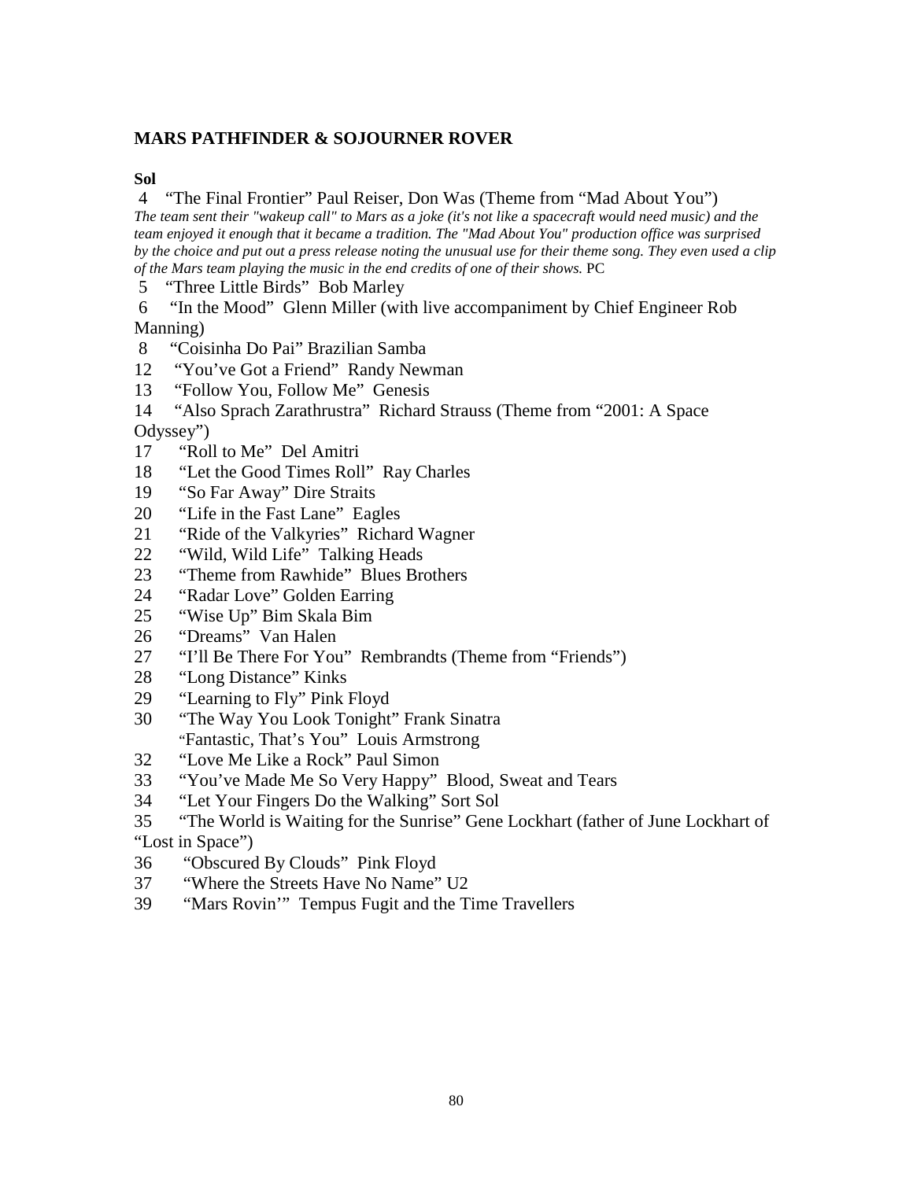## MARS PATHFINDER & SOJOURNER ROVER

**Sol**

4 "The Final Frontier" Paul Reiser, Don Was (Theme from "Mad About You")
*The team sent their "wakeup call" to Mars as a joke (it's not like a spacecraft would need music) and the team enjoyed it enough that it became a tradition. The "Mad About You" production office was surprised by the choice and put out a press release noting the unusual use for their theme song. They even used a clip of the Mars team playing the music in the end credits of one of their shows.* PC

5 "Three Little Birds" Bob Marley

6 "In the Mood" Glenn Miller (with live accompaniment by Chief Engineer Rob Manning)

8 "Coisinha Do Pai" Brazilian Samba

12 "You've Got a Friend" Randy Newman

13 "Follow You, Follow Me" Genesis

14 "Also Sprach Zarathrustra" Richard Strauss (Theme from "2001: A Space Odyssey")

17 "Roll to Me" Del Amitri

18 "Let the Good Times Roll" Ray Charles

19 "So Far Away" Dire Straits

20 "Life in the Fast Lane" Eagles

21 "Ride of the Valkyries" Richard Wagner

22 "Wild, Wild Life" Talking Heads

23 "Theme from Rawhide" Blues Brothers

24 "Radar Love" Golden Earring

25 "Wise Up" Bim Skala Bim

26 "Dreams" Van Halen

27 "I'll Be There For You" Rembrandts (Theme from "Friends")

28 "Long Distance" Kinks

29 "Learning to Fly" Pink Floyd

30 "The Way You Look Tonight" Frank Sinatra
"Fantastic, That's You" Louis Armstrong

32 "Love Me Like a Rock" Paul Simon

33 "You've Made Me So Very Happy" Blood, Sweat and Tears

34 "Let Your Fingers Do the Walking" Sort Sol

35 "The World is Waiting for the Sunrise" Gene Lockhart (father of June Lockhart of "Lost in Space")

36 "Obscured By Clouds" Pink Floyd

37 "Where the Streets Have No Name" U2

39 "Mars Rovin'" Tempus Fugit and the Time Travellers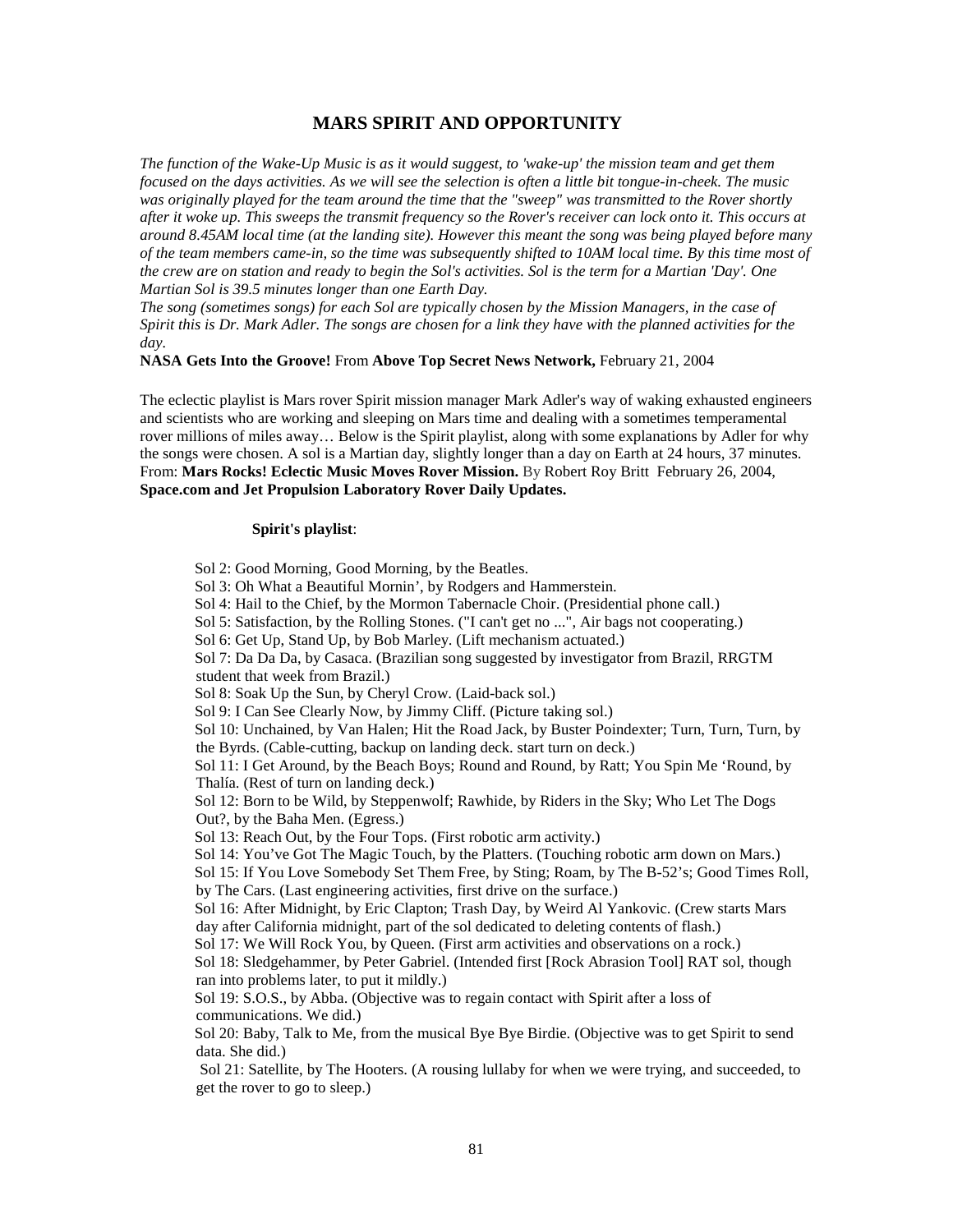## MARS SPIRIT AND OPPORTUNITY

*The function of the Wake-Up Music is as it would suggest, to 'wake-up' the mission team and get them focused on the days activities. As we will see the selection is often a little bit tongue-in-cheek. The music was originally played for the team around the time that the "sweep" was transmitted to the Rover shortly after it woke up. This sweeps the transmit frequency so the Rover's receiver can lock onto it. This occurs at around 8.45AM local time (at the landing site). However this meant the song was being played before many of the team members came-in, so the time was subsequently shifted to 10AM local time. By this time most of the crew are on station and ready to begin the Sol's activities. Sol is the term for a Martian 'Day'. One Martian Sol is 39.5 minutes longer than one Earth Day.*
*The song (sometimes songs) for each Sol are typically chosen by the Mission Managers, in the case of Spirit this is Dr. Mark Adler. The songs are chosen for a link they have with the planned activities for the day.*
**NASA Gets Into the Groove!** From **Above Top Secret News Network,** February 21, 2004

The eclectic playlist is Mars rover Spirit mission manager Mark Adler's way of waking exhausted engineers and scientists who are working and sleeping on Mars time and dealing with a sometimes temperamental rover millions of miles away… Below is the Spirit playlist, along with some explanations by Adler for why the songs were chosen. A sol is a Martian day, slightly longer than a day on Earth at 24 hours, 37 minutes. From: **Mars Rocks! Eclectic Music Moves Rover Mission.** By Robert Roy Britt February 26, 2004, **Space.com and Jet Propulsion Laboratory Rover Daily Updates.**

**Spirit's playlist**:

Sol 2: Good Morning, Good Morning, by the Beatles.
Sol 3: Oh What a Beautiful Mornin', by Rodgers and Hammerstein.
Sol 4: Hail to the Chief, by the Mormon Tabernacle Choir. (Presidential phone call.)
Sol 5: Satisfaction, by the Rolling Stones. ("I can't get no ...", Air bags not cooperating.)
Sol 6: Get Up, Stand Up, by Bob Marley. (Lift mechanism actuated.)
Sol 7: Da Da Da, by Casaca. (Brazilian song suggested by investigator from Brazil, RRGTM student that week from Brazil.)
Sol 8: Soak Up the Sun, by Cheryl Crow. (Laid-back sol.)
Sol 9: I Can See Clearly Now, by Jimmy Cliff. (Picture taking sol.)
Sol 10: Unchained, by Van Halen; Hit the Road Jack, by Buster Poindexter; Turn, Turn, Turn, by the Byrds. (Cable-cutting, backup on landing deck. start turn on deck.)
Sol 11: I Get Around, by the Beach Boys; Round and Round, by Ratt; You Spin Me 'Round, by Thalía. (Rest of turn on landing deck.)
Sol 12: Born to be Wild, by Steppenwolf; Rawhide, by Riders in the Sky; Who Let The Dogs Out?, by the Baha Men. (Egress.)
Sol 13: Reach Out, by the Four Tops. (First robotic arm activity.)
Sol 14: You've Got The Magic Touch, by the Platters. (Touching robotic arm down on Mars.)
Sol 15: If You Love Somebody Set Them Free, by Sting; Roam, by The B-52's; Good Times Roll, by The Cars. (Last engineering activities, first drive on the surface.)
Sol 16: After Midnight, by Eric Clapton; Trash Day, by Weird Al Yankovic. (Crew starts Mars day after California midnight, part of the sol dedicated to deleting contents of flash.)
Sol 17: We Will Rock You, by Queen. (First arm activities and observations on a rock.)
Sol 18: Sledgehammer, by Peter Gabriel. (Intended first [Rock Abrasion Tool] RAT sol, though ran into problems later, to put it mildly.)
Sol 19: S.O.S., by Abba. (Objective was to regain contact with Spirit after a loss of communications. We did.)
Sol 20: Baby, Talk to Me, from the musical Bye Bye Birdie. (Objective was to get Spirit to send data. She did.)
Sol 21: Satellite, by The Hooters. (A rousing lullaby for when we were trying, and succeeded, to get the rover to go to sleep.)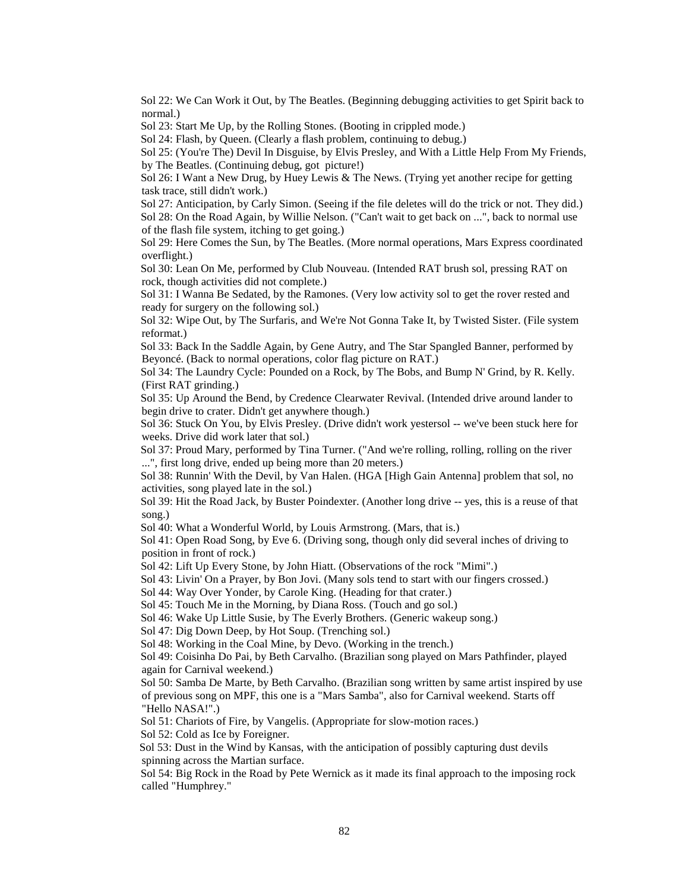Sol 22: We Can Work it Out, by The Beatles. (Beginning debugging activities to get Spirit back to normal.)

Sol 23: Start Me Up, by the Rolling Stones. (Booting in crippled mode.)

Sol 24: Flash, by Queen. (Clearly a flash problem, continuing to debug.)

Sol 25: (You're The) Devil In Disguise, by Elvis Presley, and With a Little Help From My Friends, by The Beatles. (Continuing debug, got picture!)

Sol 26: I Want a New Drug, by Huey Lewis & The News. (Trying yet another recipe for getting task trace, still didn't work.)

Sol 27: Anticipation, by Carly Simon. (Seeing if the file deletes will do the trick or not. They did.)

Sol 28: On the Road Again, by Willie Nelson. ("Can't wait to get back on ...", back to normal use of the flash file system, itching to get going.)

Sol 29: Here Comes the Sun, by The Beatles. (More normal operations, Mars Express coordinated overflight.)

Sol 30: Lean On Me, performed by Club Nouveau. (Intended RAT brush sol, pressing RAT on rock, though activities did not complete.)

Sol 31: I Wanna Be Sedated, by the Ramones. (Very low activity sol to get the rover rested and ready for surgery on the following sol.)

Sol 32: Wipe Out, by The Surfaris, and We're Not Gonna Take It, by Twisted Sister. (File system reformat.)

Sol 33: Back In the Saddle Again, by Gene Autry, and The Star Spangled Banner, performed by Beyoncé. (Back to normal operations, color flag picture on RAT.)

Sol 34: The Laundry Cycle: Pounded on a Rock, by The Bobs, and Bump N' Grind, by R. Kelly. (First RAT grinding.)

Sol 35: Up Around the Bend, by Credence Clearwater Revival. (Intended drive around lander to begin drive to crater. Didn't get anywhere though.)

Sol 36: Stuck On You, by Elvis Presley. (Drive didn't work yestersol -- we've been stuck here for weeks. Drive did work later that sol.)

Sol 37: Proud Mary, performed by Tina Turner. ("And we're rolling, rolling, rolling on the river ...", first long drive, ended up being more than 20 meters.)

Sol 38: Runnin' With the Devil, by Van Halen. (HGA [High Gain Antenna] problem that sol, no activities, song played late in the sol.)

Sol 39: Hit the Road Jack, by Buster Poindexter. (Another long drive -- yes, this is a reuse of that song.)

Sol 40: What a Wonderful World, by Louis Armstrong. (Mars, that is.)

Sol 41: Open Road Song, by Eve 6. (Driving song, though only did several inches of driving to position in front of rock.)

Sol 42: Lift Up Every Stone, by John Hiatt. (Observations of the rock "Mimi".)

Sol 43: Livin' On a Prayer, by Bon Jovi. (Many sols tend to start with our fingers crossed.)

Sol 44: Way Over Yonder, by Carole King. (Heading for that crater.)

Sol 45: Touch Me in the Morning, by Diana Ross. (Touch and go sol.)

Sol 46: Wake Up Little Susie, by The Everly Brothers. (Generic wakeup song.)

Sol 47: Dig Down Deep, by Hot Soup. (Trenching sol.)

Sol 48: Working in the Coal Mine, by Devo. (Working in the trench.)

Sol 49: Coisinha Do Pai, by Beth Carvalho. (Brazilian song played on Mars Pathfinder, played again for Carnival weekend.)

Sol 50: Samba De Marte, by Beth Carvalho. (Brazilian song written by same artist inspired by use of previous song on MPF, this one is a "Mars Samba", also for Carnival weekend. Starts off "Hello NASA!".)

Sol 51: Chariots of Fire, by Vangelis. (Appropriate for slow-motion races.)

Sol 52: Cold as Ice by Foreigner.

Sol 53: Dust in the Wind by Kansas, with the anticipation of possibly capturing dust devils spinning across the Martian surface.

Sol 54: Big Rock in the Road by Pete Wernick as it made its final approach to the imposing rock called "Humphrey."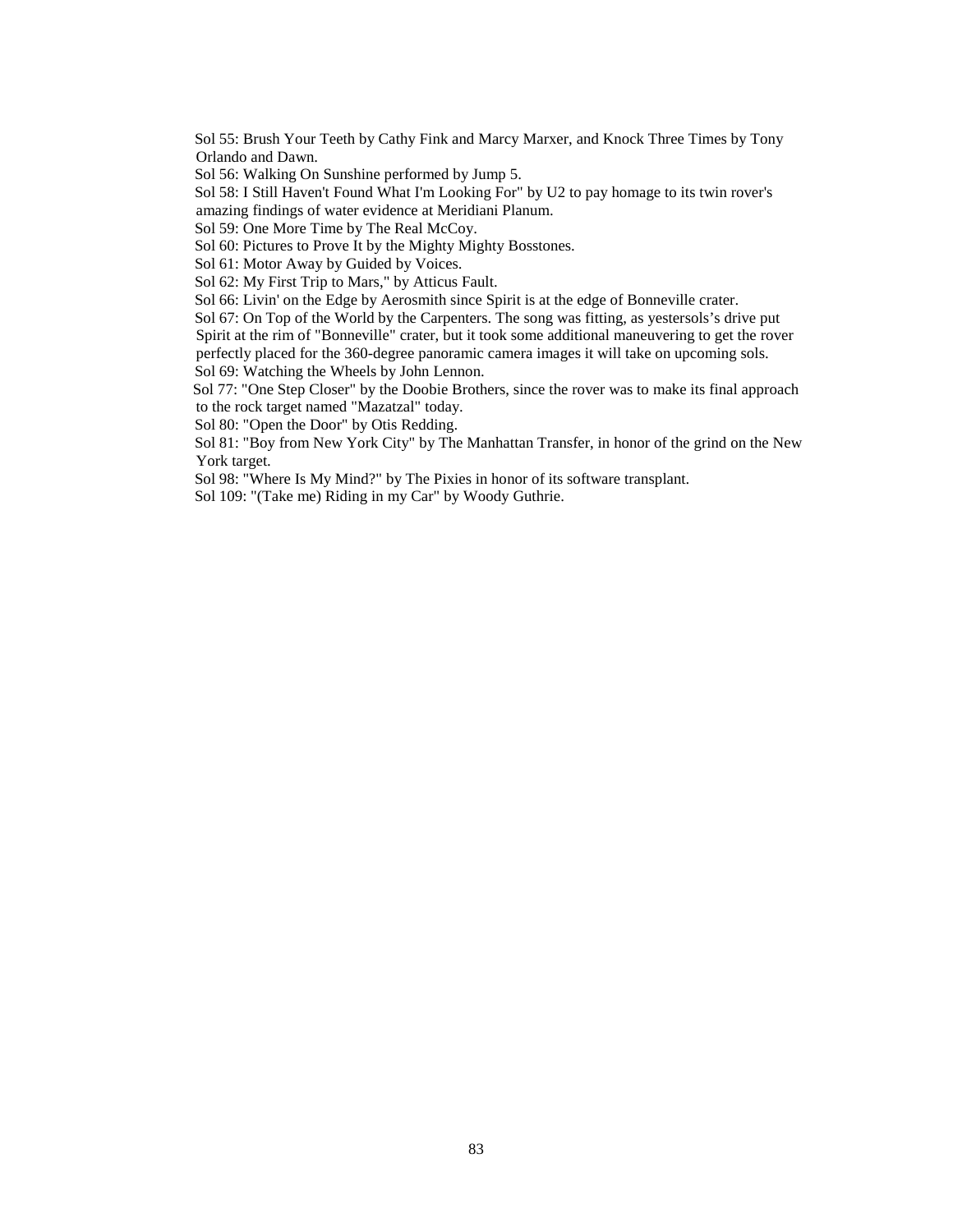Sol 55: Brush Your Teeth by Cathy Fink and Marcy Marxer, and Knock Three Times by Tony Orlando and Dawn.

Sol 56: Walking On Sunshine performed by Jump 5.

Sol 58: I Still Haven't Found What I'm Looking For" by U2 to pay homage to its twin rover's amazing findings of water evidence at Meridiani Planum.

Sol 59: One More Time by The Real McCoy.

Sol 60: Pictures to Prove It by the Mighty Mighty Bosstones.

Sol 61: Motor Away by Guided by Voices.

Sol 62: My First Trip to Mars," by Atticus Fault.

Sol 66: Livin' on the Edge by Aerosmith since Spirit is at the edge of Bonneville crater.

Sol 67: On Top of the World by the Carpenters. The song was fitting, as yestersols's drive put Spirit at the rim of "Bonneville" crater, but it took some additional maneuvering to get the rover perfectly placed for the 360-degree panoramic camera images it will take on upcoming sols.

Sol 69: Watching the Wheels by John Lennon.

Sol 77: "One Step Closer" by the Doobie Brothers, since the rover was to make its final approach to the rock target named "Mazatzal" today.

Sol 80: "Open the Door" by Otis Redding.

Sol 81: "Boy from New York City" by The Manhattan Transfer, in honor of the grind on the New York target.

Sol 98: "Where Is My Mind?" by The Pixies in honor of its software transplant.

Sol 109: "(Take me) Riding in my Car" by Woody Guthrie.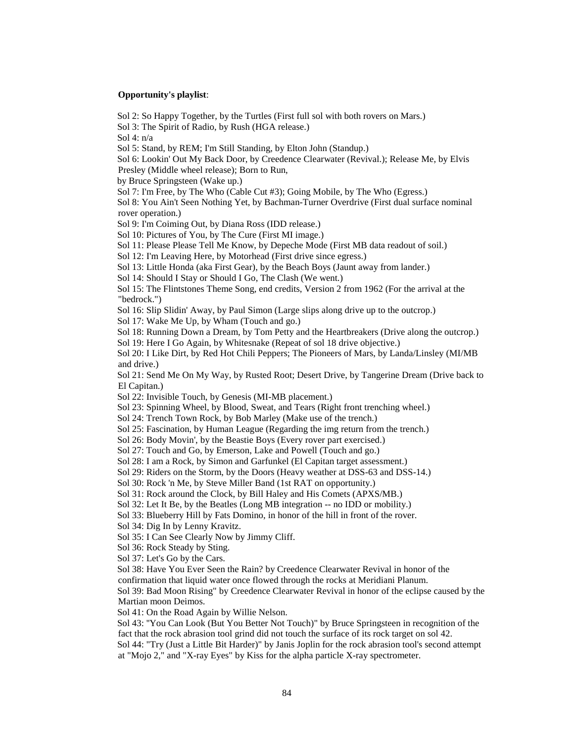**Opportunity's playlist**:

Sol 2: So Happy Together, by the Turtles (First full sol with both rovers on Mars.)

Sol 3: The Spirit of Radio, by Rush (HGA release.)

Sol 4: n/a

Sol 5: Stand, by REM; I'm Still Standing, by Elton John (Standup.)

Sol 6: Lookin' Out My Back Door, by Creedence Clearwater (Revival.); Release Me, by Elvis Presley (Middle wheel release); Born to Run,
by Bruce Springsteen (Wake up.)

Sol 7: I'm Free, by The Who (Cable Cut #3); Going Mobile, by The Who (Egress.)

Sol 8: You Ain't Seen Nothing Yet, by Bachman-Turner Overdrive (First dual surface nominal rover operation.)

Sol 9: I'm Coiming Out, by Diana Ross (IDD release.)

Sol 10: Pictures of You, by The Cure (First MI image.)

Sol 11: Please Please Tell Me Know, by Depeche Mode (First MB data readout of soil.)

Sol 12: I'm Leaving Here, by Motorhead (First drive since egress.)

Sol 13: Little Honda (aka First Gear), by the Beach Boys (Jaunt away from lander.)

Sol 14: Should I Stay or Should I Go, The Clash (We went.)

Sol 15: The Flintstones Theme Song, end credits, Version 2 from 1962 (For the arrival at the "bedrock.")

Sol 16: Slip Slidin' Away, by Paul Simon (Large slips along drive up to the outcrop.)

Sol 17: Wake Me Up, by Wham (Touch and go.)

Sol 18: Running Down a Dream, by Tom Petty and the Heartbreakers (Drive along the outcrop.)

Sol 19: Here I Go Again, by Whitesnake (Repeat of sol 18 drive objective.)

Sol 20: I Like Dirt, by Red Hot Chili Peppers; The Pioneers of Mars, by Landa/Linsley (MI/MB and drive.)

Sol 21: Send Me On My Way, by Rusted Root; Desert Drive, by Tangerine Dream (Drive back to El Capitan.)

Sol 22: Invisible Touch, by Genesis (MI-MB placement.)

Sol 23: Spinning Wheel, by Blood, Sweat, and Tears (Right front trenching wheel.)

Sol 24: Trench Town Rock, by Bob Marley (Make use of the trench.)

Sol 25: Fascination, by Human League (Regarding the img return from the trench.)

Sol 26: Body Movin', by the Beastie Boys (Every rover part exercised.)

Sol 27: Touch and Go, by Emerson, Lake and Powell (Touch and go.)

Sol 28: I am a Rock, by Simon and Garfunkel (El Capitan target assessment.)

Sol 29: Riders on the Storm, by the Doors (Heavy weather at DSS-63 and DSS-14.)

Sol 30: Rock 'n Me, by Steve Miller Band (1st RAT on opportunity.)

Sol 31: Rock around the Clock, by Bill Haley and His Comets (APXS/MB.)

Sol 32: Let It Be, by the Beatles (Long MB integration -- no IDD or mobility.)

Sol 33: Blueberry Hill by Fats Domino, in honor of the hill in front of the rover.

Sol 34: Dig In by Lenny Kravitz.

Sol 35: I Can See Clearly Now by Jimmy Cliff.

Sol 36: Rock Steady by Sting.

Sol 37: Let's Go by the Cars.

Sol 38: Have You Ever Seen the Rain? by Creedence Clearwater Revival in honor of the confirmation that liquid water once flowed through the rocks at Meridiani Planum.

Sol 39: Bad Moon Rising" by Creedence Clearwater Revival in honor of the eclipse caused by the Martian moon Deimos.

Sol 41: On the Road Again by Willie Nelson.

Sol 43: "You Can Look (But You Better Not Touch)" by Bruce Springsteen in recognition of the fact that the rock abrasion tool grind did not touch the surface of its rock target on sol 42.

Sol 44: "Try (Just a Little Bit Harder)" by Janis Joplin for the rock abrasion tool's second attempt at "Mojo 2," and "X-ray Eyes" by Kiss for the alpha particle X-ray spectrometer.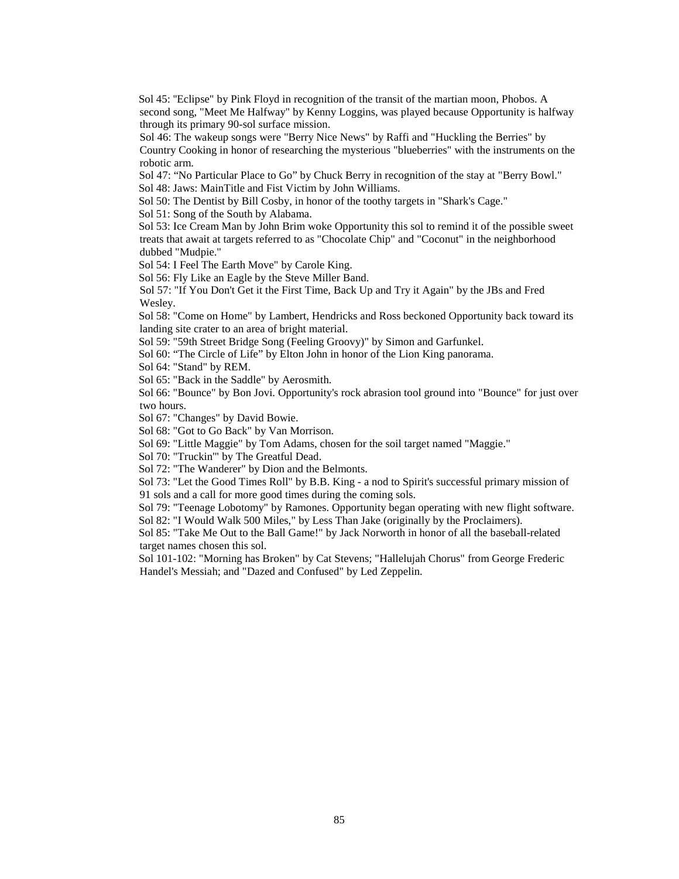Sol 45: "Eclipse" by Pink Floyd in recognition of the transit of the martian moon, Phobos. A second song, "Meet Me Halfway" by Kenny Loggins, was played because Opportunity is halfway through its primary 90-sol surface mission.

Sol 46: The wakeup songs were "Berry Nice News" by Raffi and "Huckling the Berries" by Country Cooking in honor of researching the mysterious "blueberries" with the instruments on the robotic arm.

Sol 47: "No Particular Place to Go" by Chuck Berry in recognition of the stay at "Berry Bowl."

Sol 48: Jaws: MainTitle and Fist Victim by John Williams.

Sol 50: The Dentist by Bill Cosby, in honor of the toothy targets in "Shark's Cage."

Sol 51: Song of the South by Alabama.

Sol 53: Ice Cream Man by John Brim woke Opportunity this sol to remind it of the possible sweet treats that await at targets referred to as "Chocolate Chip" and "Coconut" in the neighborhood dubbed "Mudpie."

Sol 54: I Feel The Earth Move" by Carole King.

Sol 56: Fly Like an Eagle by the Steve Miller Band.

Sol 57: "If You Don't Get it the First Time, Back Up and Try it Again" by the JBs and Fred Wesley.

Sol 58: "Come on Home" by Lambert, Hendricks and Ross beckoned Opportunity back toward its landing site crater to an area of bright material.

Sol 59: "59th Street Bridge Song (Feeling Groovy)" by Simon and Garfunkel.

Sol 60: "The Circle of Life" by Elton John in honor of the Lion King panorama.

Sol 64: "Stand" by REM.

Sol 65: "Back in the Saddle" by Aerosmith.

Sol 66: "Bounce" by Bon Jovi. Opportunity's rock abrasion tool ground into "Bounce" for just over two hours.

Sol 67: "Changes" by David Bowie.

Sol 68: "Got to Go Back" by Van Morrison.

Sol 69: "Little Maggie" by Tom Adams, chosen for the soil target named "Maggie."

Sol 70: "Truckin'" by The Greatful Dead.

Sol 72: "The Wanderer" by Dion and the Belmonts.

Sol 73: "Let the Good Times Roll" by B.B. King - a nod to Spirit's successful primary mission of 91 sols and a call for more good times during the coming sols.

Sol 79: "Teenage Lobotomy" by Ramones. Opportunity began operating with new flight software.

Sol 82: "I Would Walk 500 Miles," by Less Than Jake (originally by the Proclaimers).

Sol 85: "Take Me Out to the Ball Game!" by Jack Norworth in honor of all the baseball-related target names chosen this sol.

Sol 101-102: "Morning has Broken" by Cat Stevens; "Hallelujah Chorus" from George Frederic Handel's Messiah; and "Dazed and Confused" by Led Zeppelin.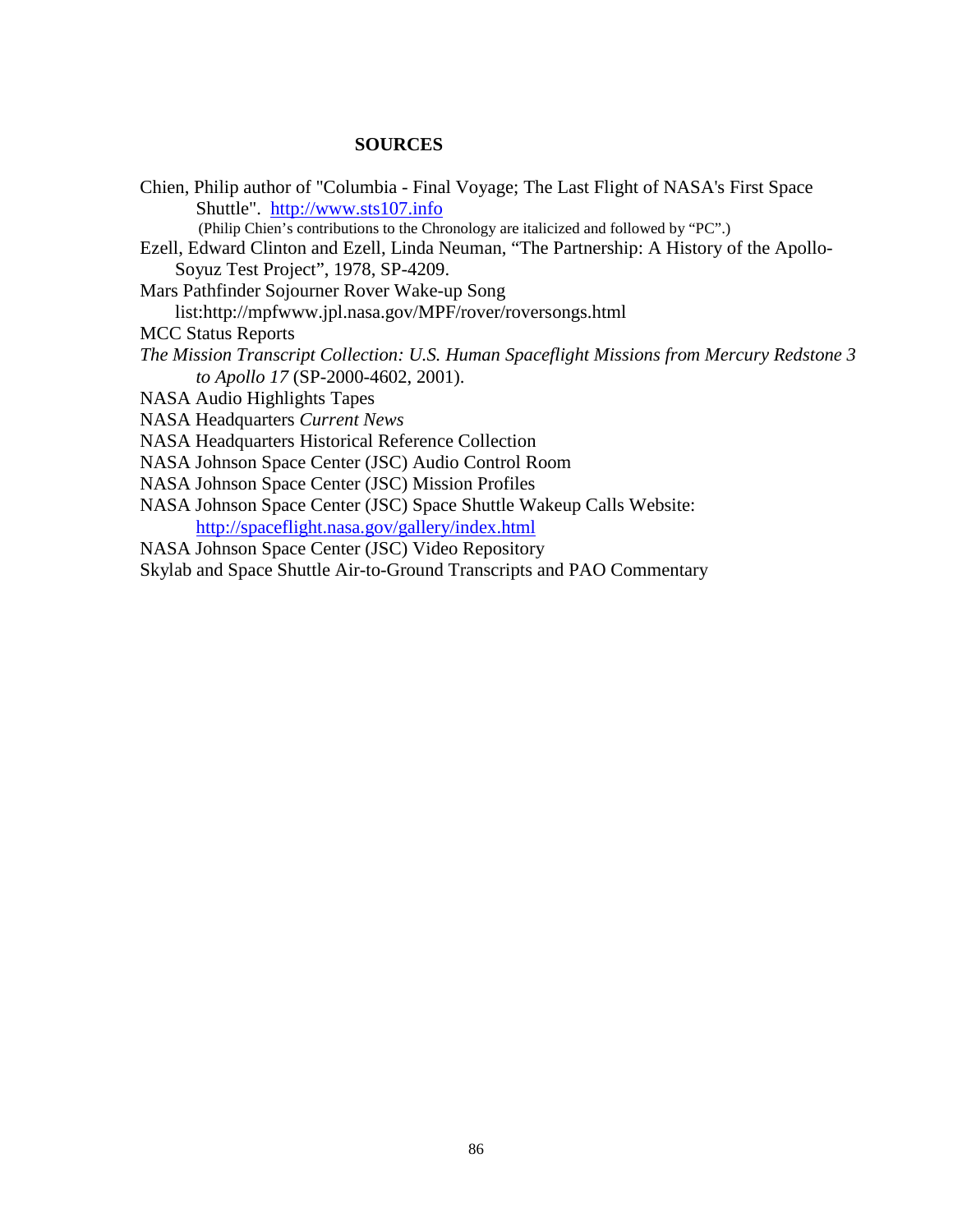## SOURCES

Chien, Philip author of "Columbia - Final Voyage; The Last Flight of NASA's First Space Shuttle". http://www.sts107.info
(Philip Chien's contributions to the Chronology are italicized and followed by "PC".)

Ezell, Edward Clinton and Ezell, Linda Neuman, "The Partnership: A History of the Apollo-Soyuz Test Project", 1978, SP-4209.

Mars Pathfinder Sojourner Rover Wake-up Song list:http://mpfwww.jpl.nasa.gov/MPF/rover/roversongs.html

MCC Status Reports

*The Mission Transcript Collection: U.S. Human Spaceflight Missions from Mercury Redstone 3 to Apollo 17* (SP-2000-4602, 2001).

NASA Audio Highlights Tapes

NASA Headquarters *Current News*

NASA Headquarters Historical Reference Collection

NASA Johnson Space Center (JSC) Audio Control Room

NASA Johnson Space Center (JSC) Mission Profiles

NASA Johnson Space Center (JSC) Space Shuttle Wakeup Calls Website: http://spaceflight.nasa.gov/gallery/index.html

NASA Johnson Space Center (JSC) Video Repository

Skylab and Space Shuttle Air-to-Ground Transcripts and PAO Commentary